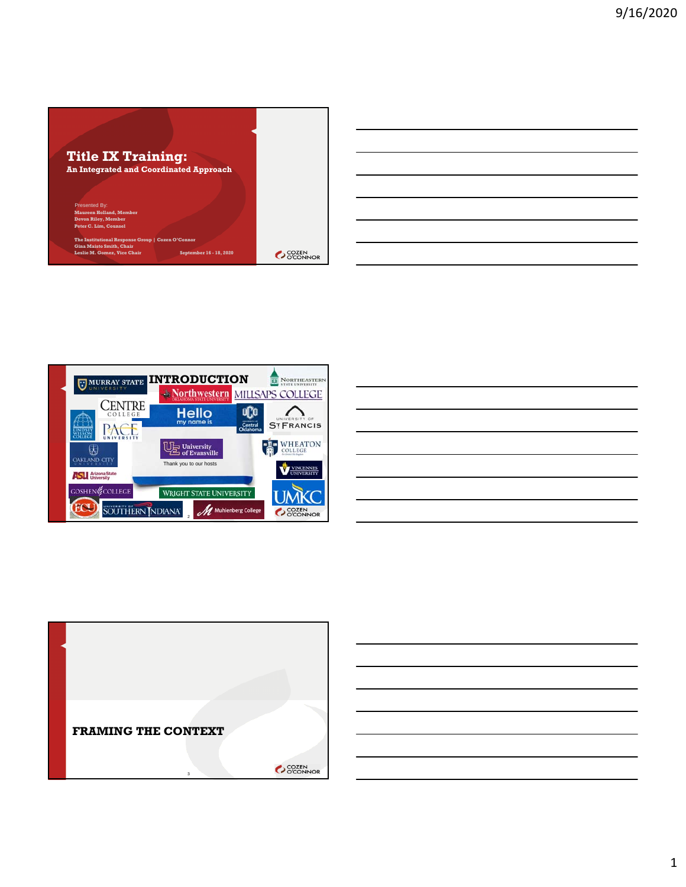# Title IX Training:

## An Integrated and Coordinated Approach

Presented By:
Maureen Holland, Member
Devon Riley, Member
Peter C. Lim, Counsel

The Institutional Response Group | Cozen O'Connor
Gina Maisto Smith, Chair
Leslie M. Gomez, Vice Chair

September 16 - 18, 2020

COZEN O'CONNOR

---

# INTRODUCTION

Murray State University
Northeastern State University
Northwestern Oklahoma State University
Millsaps College
Centre College
Hello my name is
UCO University of Central Oklahoma
University of St. Francis
Lindsey Wilson College
Pace University
University of Evansville
Thank you to our hosts
Wheaton College
Oakland City University
Vincennes University
Arizona State University
Goshen College
Wright State University
UMKC
ECU
University of Southern Indiana
Muhlenberg College

COZEN O'CONNOR

---

# FRAMING THE CONTEXT

COZEN O'CONNOR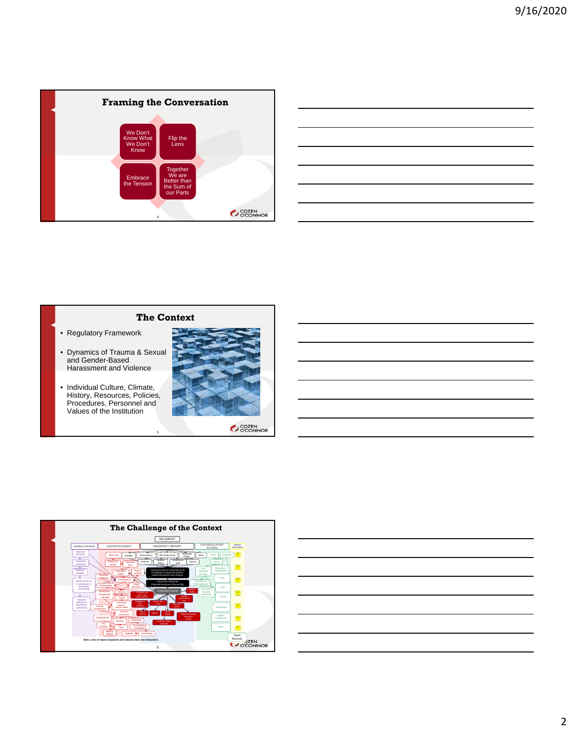## Framing the Conversation

- We Don't Know What We Don't Know
- Flip the Lens
- Embrace the Tension
- Together We are Better than the Sum of our Parts

## The Context

- Regulatory Framework
- Dynamics of Trauma & Sexual and Gender-Based Harassment and Violence
- Individual Culture, Climate, History, Resources, Policies, Procedures, Personnel and Values of the Institution

## The Challenge of the Context

INCIDENT

CRIMINAL DEFENSE | LAW ENFORCEMENT | UNIVERSITY REPORT | CIVIL/REGULATORY ACTIONS | MEDIA INQUIRIES

*Note: Lists of report recipients and relevant laws not exhaustive.*

Open Records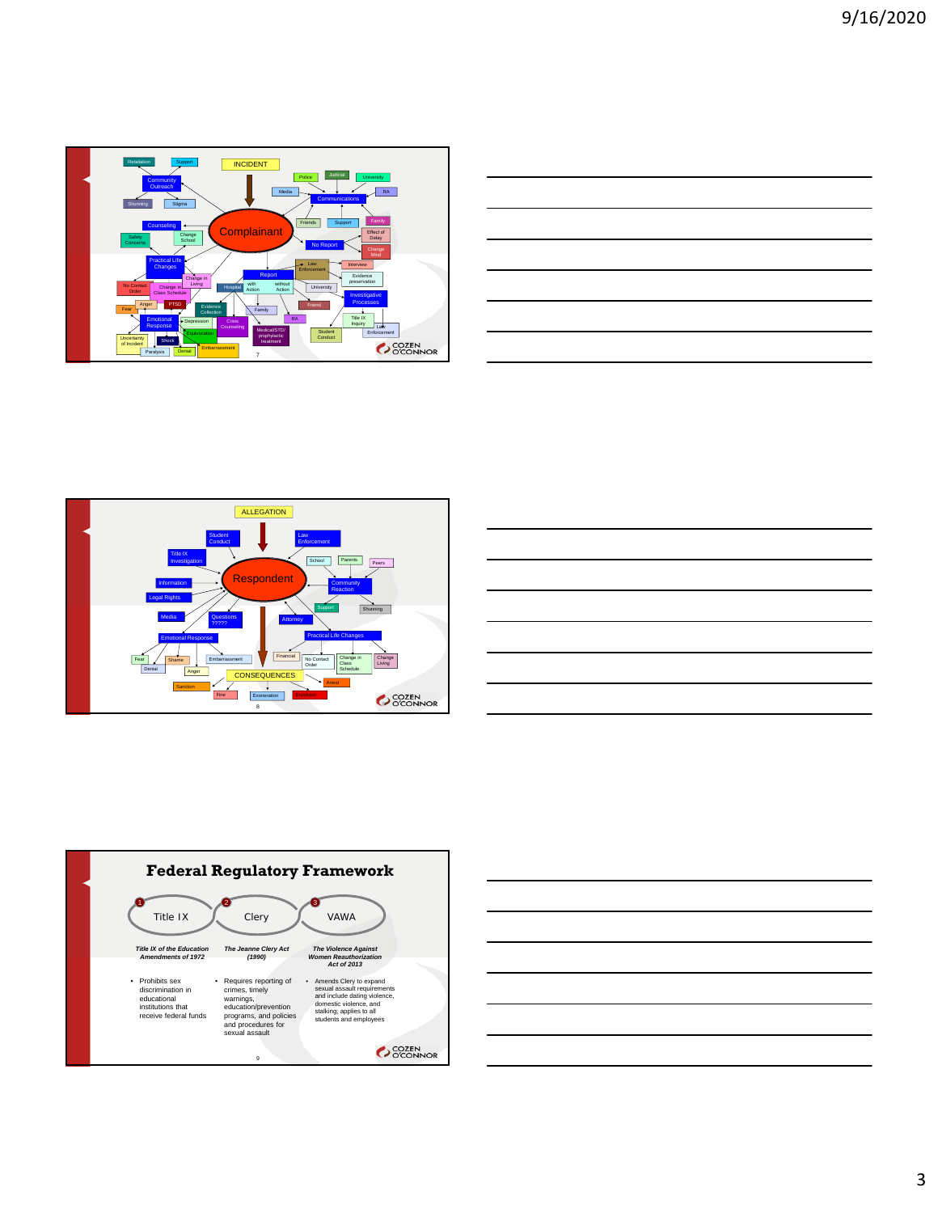INCIDENT

Complainant

Retaliation, Support, Community Outreach, Shunning, Stigma, Counseling, Safety Concerns, Change School, Practical Life Changes, No Contact Order, Change in Class Schedule, Change in Living, Fear, Anger, PTSD, Emotional Response, Uncertainty of Incident, Shock, Paralysis, Denial, Depression, Equivocation, Embarrassment, Crisis Counseling, Evidence Collection, Hospital, Medical/STD/prophylactic treatment, Family, RA, Report, with Action, without Action, Police, Judicial, University, Media, Communications, RA, Friends, Support, Family, Effect of Delay, Change Mind, No Report, Law Enforcement, Interview, Evidence preservation, University, Friend, Investigative Processes, Title IX Inquiry, Law Enforcement, Student Conduct

ALLEGATION

Respondent

Student Conduct, Law Enforcement, Title IX Investigation, School, Parents, Peers, Information, Community Reaction, Legal Rights, Support, Shunning, Media, Questions ?????, Attorney, Emotional Response, Practical Life Changes, Fear, Shame, Embarrassment, Financial, No Contact Order, Change in Class Schedule, Change Living, Denial, Anger, CONSEQUENCES, Arrest, Sanction, Fine, Exoneration, Expulsion

# Federal Regulatory Framework

| Title IX | Clery | VAWA |
|---|---|---|
| *Title IX of the Education Amendments of 1972* | *The Jeanne Clery Act (1990)* | *The Violence Against Women Reauthorization Act of 2013* |
| • Prohibits sex discrimination in educational institutions that receive federal funds | • Requires reporting of crimes, timely warnings, education/prevention programs, and policies and procedures for sexual assault | • Amends Clery to expand sexual assault requirements and include dating violence, domestic violence, and stalking; applies to all students and employees |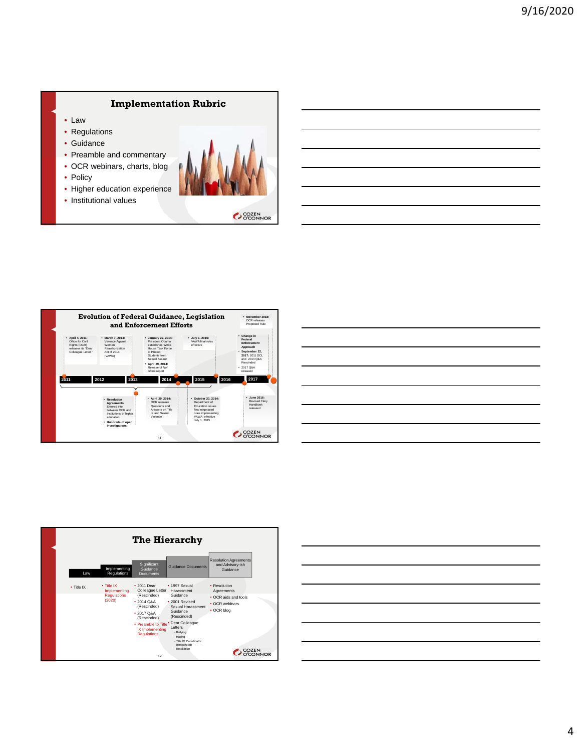## Implementation Rubric

- Law
- Regulations
- Guidance
- Preamble and commentary
- OCR webinars, charts, blog
- Policy
- Higher education experience
- Institutional values

## Evolution of Federal Guidance, Legislation and Enforcement Efforts

- **April 4, 2011:** Office for Civil Rights (OCR) releases its "Dear Colleague Letter."
- **March 7, 2013:** Violence Against Women Reauthorization Act of 2013 (VAWA)
- **January 22, 2014:** President Obama establishes White House Task Force to Protect Students from Sexual Assault
- **April 29, 2014:** Release of *Not Alone* report
- **July 1, 2015:** VAWA final rules effective
- **Change in Federal Enforcement Approach**
- **September 22, 2017:** 2011 DCL and 2014 Q&A Rescinded
- 2017 Q&A released
- **November 2018:** OCR releases Proposed Rule

2011 | 2012 | 2013 | 2014 | 2015 | 2016 | 2017

- **Resolution Agreements** Entered into between OCR and institutions of higher education
- **Hundreds of open investigations**
- **April 29, 2014:** OCR releases Questions and Answers on Title IX and Sexual Violence
- **October 20, 2014:** Department of Education issues final negotiated rules implementing VAWA, effective July 1, 2015
- **June 2016:** Revised Clery Handbook released

## The Hierarchy

| Law | Implementing Regulations | Significant Guidance Documents | Guidance Documents | Resolution Agreements and Advisory-ish Guidance |
|---|---|---|---|---|
| • Title IX | • Title IX Implementing Regulations (2020) | • 2011 Dear Colleague Letter (Rescinded)<br>• 2014 Q&A (Rescinded)<br>• 2017 Q&A (Rescinded)<br>• Preamble to Title IX Implementing Regulations | • 1997 Sexual Harassment Guidance<br>• 2001 Revised Sexual Harassment Guidance (Rescinded)<br>• Dear Colleague Letters<br>- Bullying<br>- Hazing<br>- Title IX Coordinator (Rescinded)<br>- Retaliation | • Resolution Agreements<br>• OCR aids and tools<br>• OCR webinars<br>• OCR blog |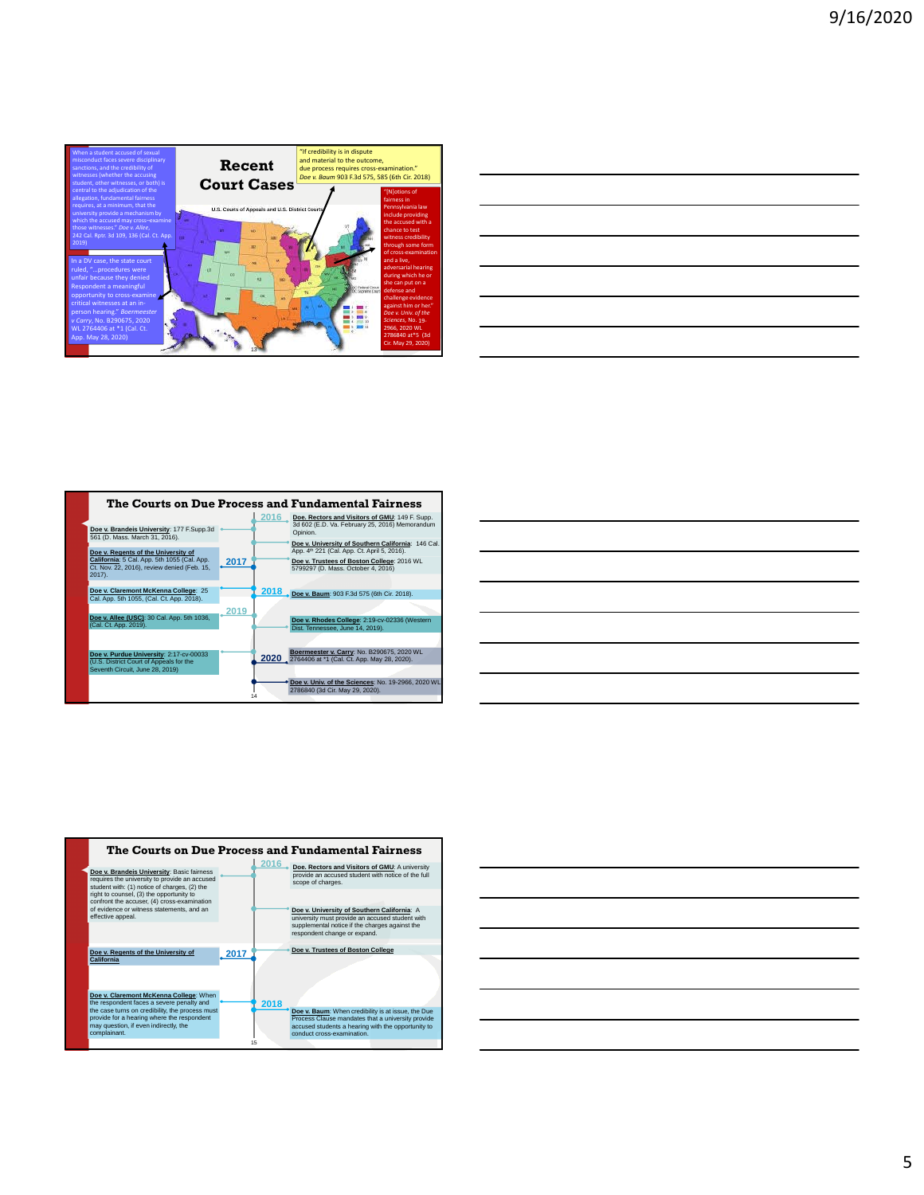## Recent Court Cases

U.S. Courts of Appeals and U.S. District Courts

When a student accused of sexual misconduct faces severe disciplinary sanctions, and the credibility of witnesses (whether the accusing student, other witnesses, or both) is central to the adjudication of the allegation, fundamental fairness requires, at a minimum, that the university provide a mechanism by which the accused may cross-examine those witnesses." *Doe v. Allee*, 242 Cal. Rptr. 3d 109, 136 (Cal. Ct. App. 2019)

In a DV case, the state court ruled, "...procedures were unfair because they denied Respondent a meaningful opportunity to cross-examine critical witnesses at an in-person hearing." *Boermeester v Carry*, No. B290675, 2020 WL 2764406 at *1 (Cal. Ct. App. May 28, 2020)

"If credibility is in dispute and material to the outcome, due process requires cross-examination." *Doe v. Baum* 903 F.3d 575, 585 (6th Cir. 2018)

"[N]otions of fairness in Pennsylvania law include providing the accused with a chance to test witness credibility through some form of cross-examination and a live, adversarial hearing during which he or she can put on a defense and challenge evidence against him or her." *Doe v. Univ. of the Sciences*, No. 19-2966, 2020 WL 2786840 at*5 (3d Cir. May 29, 2020)

## The Courts on Due Process and Fundamental Fairness

**2016**

- Doe. Rectors and Visitors of GMU: 149 F. Supp. 3d 602 (E.D. Va. February 25, 2016) Memorandum Opinion.
- Doe v. Brandeis University: 177 F.Supp.3d 561 (D. Mass. March 31, 2016).
- Doe v. University of Southern California: 146 Cal. App. 4th 221 (Cal. App. Ct. April 5, 2016).
- Doe v. Trustees of Boston College: 2016 WL 5799297 (D. Mass. October 4, 2016)

**2017**

- Doe v. Regents of the University of California: 5 Cal. App. 5th 1055 (Cal. App. Ct. Nov. 22, 2016), review denied (Feb. 15, 2017).

**2018**

- Doe v. Claremont McKenna College: 25 Cal. App. 5th 1055, (Cal. Ct. App. 2018).
- Doe v. Baum: 903 F.3d 575 (6th Cir. 2018).

**2019**

- Doe v. Allee (USC): 30 Cal. App. 5th 1036, (Cal. Ct. App. 2019).
- Doe v. Rhodes College: 2:19-cv-02336 (Western Dist. Tennessee, June 14, 2019).
- Doe v. Purdue University: 2:17-cv-00033 (U.S. District Court of Appeals for the Seventh Circuit, June 28, 2019)

**2020**

- Boermeester v. Carry: No. B290675, 2020 WL 2764406 at *1 (Cal. Ct. App. May 28, 2020).
- Doe v. Univ. of the Sciences: No. 19-2966, 2020 WL 2786840 (3d Cir. May 29, 2020).

## The Courts on Due Process and Fundamental Fairness

**2016**

- Doe. Rectors and Visitors of GMU: A university provide an accused student with notice of the full scope of charges.
- Doe v. Brandeis University: Basic fairness requires the university to provide an accused student with: (1) notice of charges, (2) the right to counsel, (3) the opportunity to confront the accuser, (4) cross-examination of evidence or witness statements, and an effective appeal.
- Doe v. University of Southern California: A university must provide an accused student with supplemental notice if the charges against the respondent change or expand.
- Doe v. Trustees of Boston College

**2017**

- Doe v. Regents of the University of California

**2018**

- Doe v. Claremont McKenna College: When the respondent faces a severe penalty and the case turns on credibility, the process must provide for a hearing where the respondent may question, if even indirectly, the complainant.
- Doe v. Baum: When credibility is at issue, the Due Process Clause mandates that a university provide accused students a hearing with the opportunity to conduct cross-examination.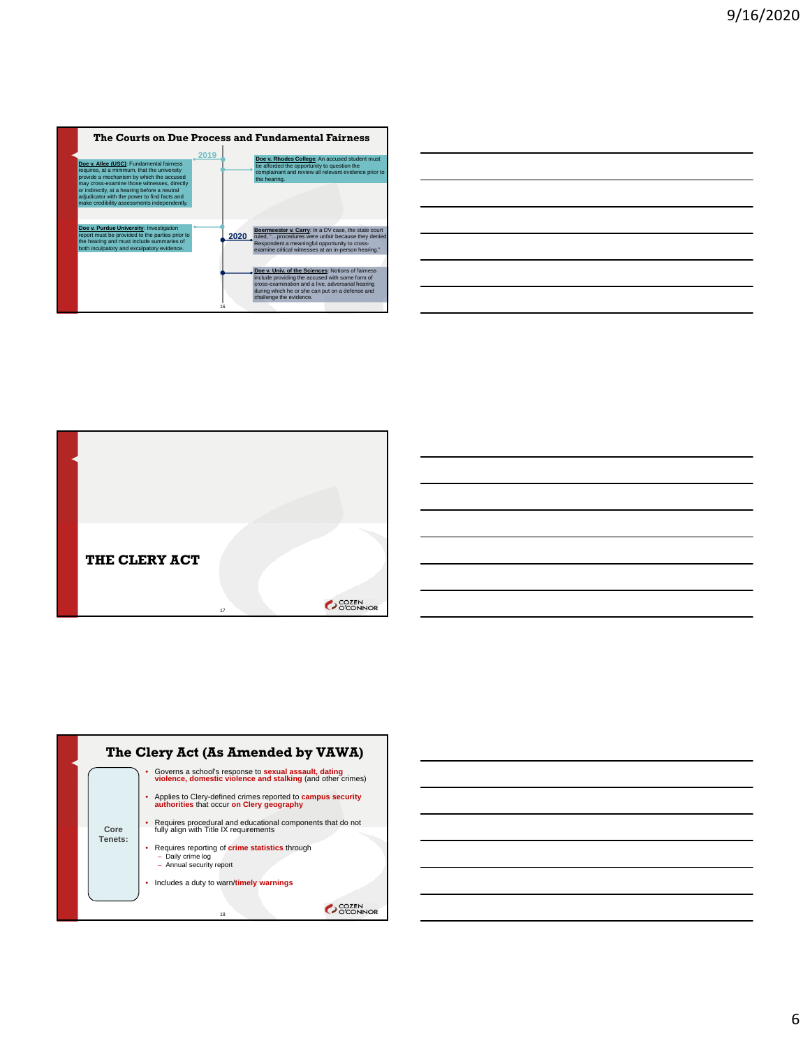## The Courts on Due Process and Fundamental Fairness

**2019**

**Doe v. Allee (USC)**: Fundamental fairness requires, at a minimum, that the university provide a mechanism by which the accused may cross-examine those witnesses, directly or indirectly, at a hearing before a neutral adjudicator with the power to find facts and make credibility assessments independently.

**Doe v. Rhodes College**: An accused student must be afforded the opportunity to question the complainant and review all relevant evidence prior to the hearing.

**Doe v. Purdue University**: Investigation report must be provided to the parties prior to the hearing and must include summaries of both inculpatory and exculpatory evidence.

**2020**

**Boermeester v. Carry**: In a DV case, the state court ruled, "...procedures were unfair because they denied Respondent a meaningful opportunity to cross-examine critical witnesses at an in-person hearing."

**Doe v. Univ. of the Sciences**: Notions of fairness include providing the accused with some form of cross-examination and a live, adversarial hearing during which he or she can put on a defense and challenge the evidence.

## THE CLERY ACT

## The Clery Act (As Amended by VAWA)

**Core Tenets:**

- Governs a school's response to **sexual assault, dating violence, domestic violence and stalking** (and other crimes)
- Applies to Clery-defined crimes reported to **campus security authorities** that occur **on Clery geography**
- Requires procedural and educational components that do not fully align with Title IX requirements
- Requires reporting of **crime statistics** through
  - Daily crime log
  - Annual security report
- Includes a duty to warn/**timely warnings**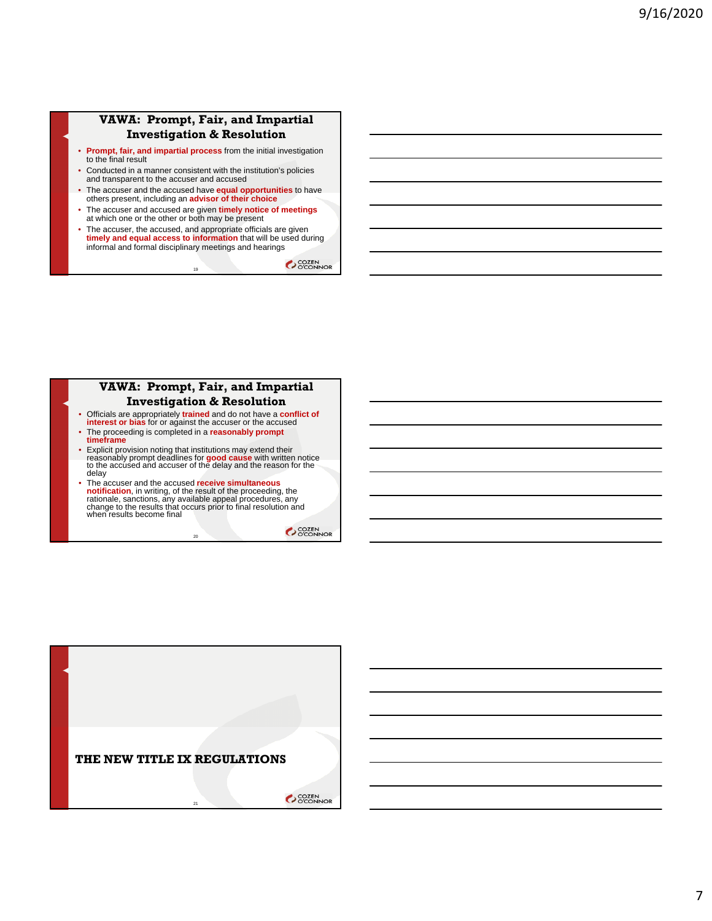## VAWA: Prompt, Fair, and Impartial Investigation & Resolution

- **Prompt, fair, and impartial process** from the initial investigation to the final result
- Conducted in a manner consistent with the institution's policies and transparent to the accuser and accused
- The accuser and the accused have **equal opportunities** to have others present, including an **advisor of their choice**
- The accuser and accused are given **timely notice of meetings** at which one or the other or both may be present
- The accuser, the accused, and appropriate officials are given **timely and equal access to information** that will be used during informal and formal disciplinary meetings and hearings

## VAWA: Prompt, Fair, and Impartial Investigation & Resolution

- Officials are appropriately **trained** and do not have a **conflict of interest or bias** for or against the accuser or the accused
- The proceeding is completed in a **reasonably prompt timeframe**
- Explicit provision noting that institutions may extend their reasonably prompt deadlines for **good cause** with written notice to the accused and accuser of the delay and the reason for the delay
- The accuser and the accused **receive simultaneous notification**, in writing, of the result of the proceeding, the rationale, sanctions, any available appeal procedures, any change to the results that occurs prior to final resolution and when results become final

## THE NEW TITLE IX REGULATIONS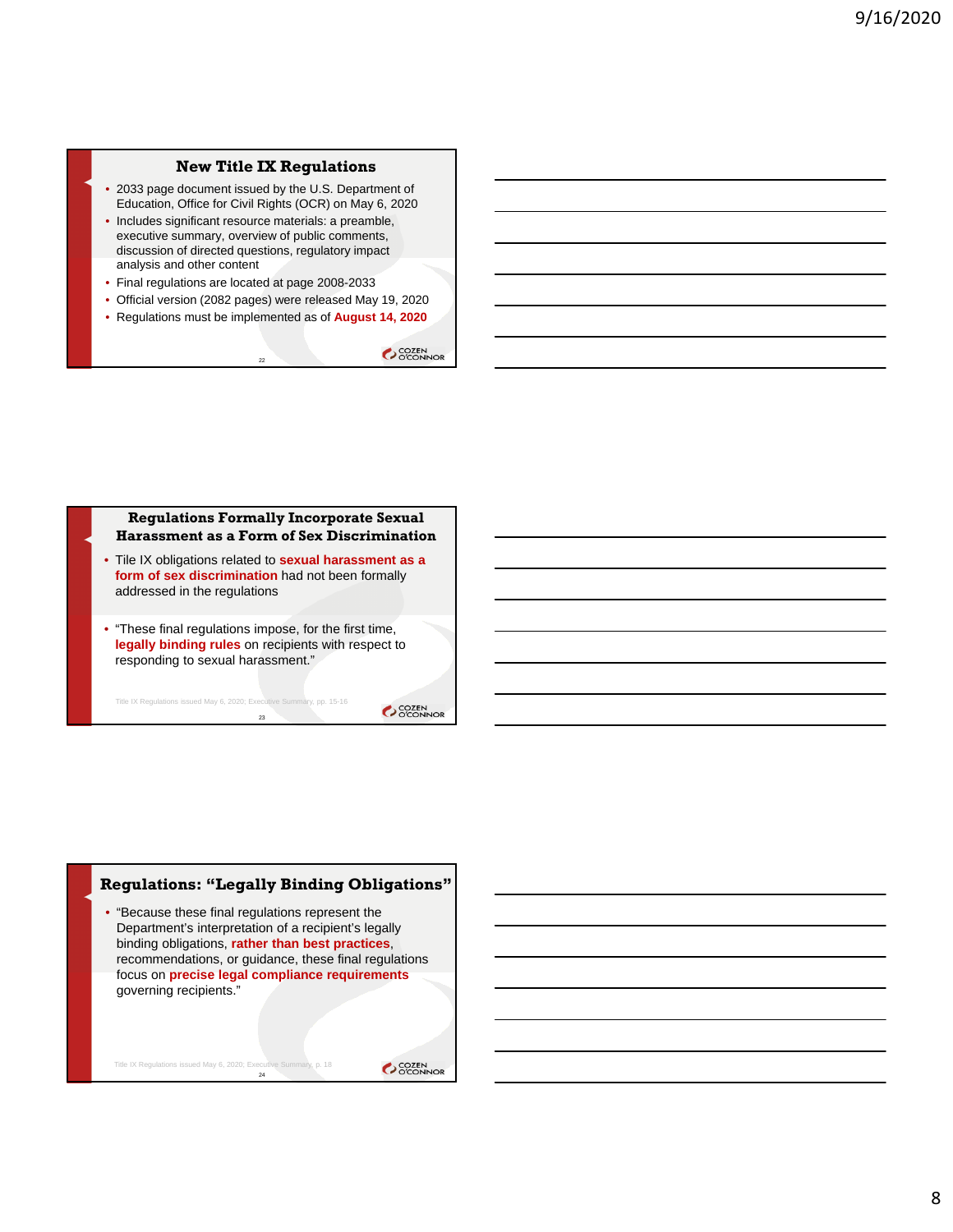## New Title IX Regulations

- 2033 page document issued by the U.S. Department of Education, Office for Civil Rights (OCR) on May 6, 2020
- Includes significant resource materials: a preamble, executive summary, overview of public comments, discussion of directed questions, regulatory impact analysis and other content
- Final regulations are located at page 2008-2033
- Official version (2082 pages) were released May 19, 2020
- Regulations must be implemented as of **August 14, 2020**

## Regulations Formally Incorporate Sexual Harassment as a Form of Sex Discrimination

- Tile IX obligations related to **sexual harassment as a form of sex discrimination** had not been formally addressed in the regulations
- "These final regulations impose, for the first time, **legally binding rules** on recipients with respect to responding to sexual harassment."

Title IX Regulations issued May 6, 2020; Executive Summary, pp. 15-16

## Regulations: "Legally Binding Obligations"

- "Because these final regulations represent the Department's interpretation of a recipient's legally binding obligations, **rather than best practices**, recommendations, or guidance, these final regulations focus on **precise legal compliance requirements** governing recipients."

Title IX Regulations issued May 6, 2020; Executive Summary, p. 18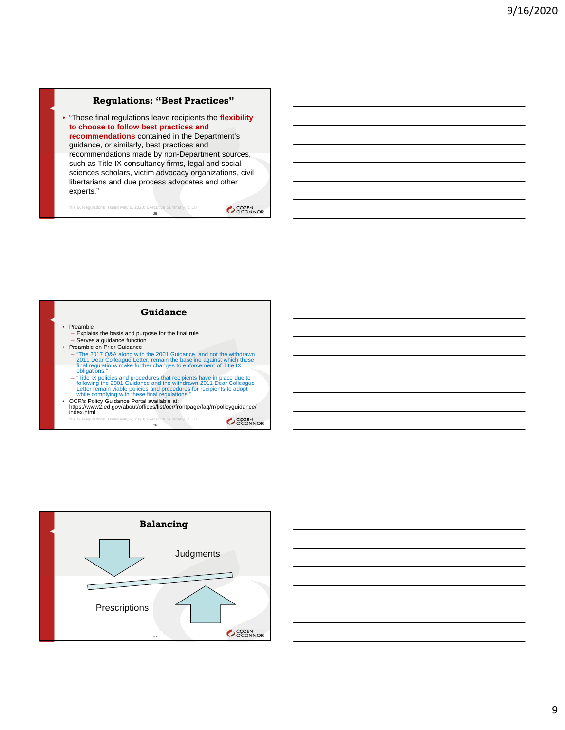## Regulations: "Best Practices"

- "These final regulations leave recipients the **flexibility to choose to follow best practices and recommendations** contained in the Department's guidance, or similarly, best practices and recommendations made by non-Department sources, such as Title IX consultancy firms, legal and social sciences scholars, victim advocacy organizations, civil libertarians and due process advocates and other experts."

Title IX Regulations issued May 6, 2020; Executive Summary, p. 18

## Guidance

- Preamble
  - Explains the basis and purpose for the final rule
  - Serves a guidance function
- Preamble on Prior Guidance
  - "The 2017 Q&A along with the 2001 Guidance, and not the withdrawn 2011 Dear Colleague Letter, remain the baseline against which these final regulations make further changes to enforcement of Title IX obligations."
  - "Title IX policies and procedures that recipients have in place due to following the 2001 Guidance and the withdrawn 2011 Dear Colleague Letter remain viable policies and procedures for recipients to adopt while complying with these final regulations."
- OCR's Policy Guidance Portal available at: https://www2.ed.gov/about/offices/list/ocr/frontpage/faq/rr/policyguidance/index.html

Title IX Regulations issued May 6, 2020; Executive Summary, p. 18

## Balancing

Judgments

Prescriptions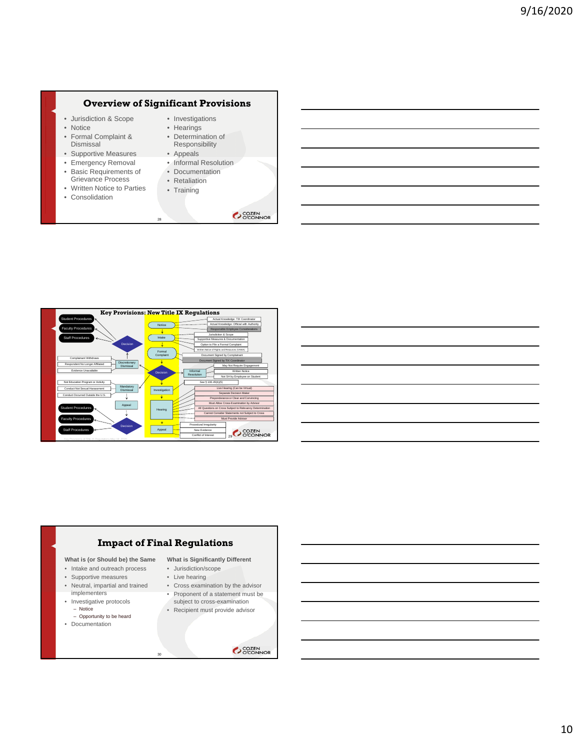## Overview of Significant Provisions

- Jurisdiction & Scope
- Notice
- Formal Complaint & Dismissal
- Supportive Measures
- Emergency Removal
- Basic Requirements of Grievance Process
- Written Notice to Parties
- Consolidation
- Investigations
- Hearings
- Determination of Responsibility
- Appeals
- Informal Resolution
- Documentation
- Retaliation
- Training

## Key Provisions: New Title IX Regulations

Student Procedures
Faculty Procedures
Staff Procedures
Decision

Notice
- Actual Knowledge: TIX Coordinator
- Actual Knowledge: Official with Authority
- Responsible Employee Considerations

Intake
- Jurisdiction & Scope
- Supportive Measures & Documentation
- Option to File a Formal Complaint
- Written Notice of Rights and Resources (WNRR)

Formal Complaint
- Document Signed by Complainant
- Document Signed by TIX Coordinator

Discretionary Dismissal
- Complainant Withdraws
- Respondent No Longer Affiliated
- Evidence Unavailable

Decision

Informal Resolution
- May Not Require Engagement
- Written Notice
- Not SH by Employee on Student

Mandatory Dismissal
- Not Education Program or Activity
- Conduct Not Sexual Harassment
- Conduct Occurred Outside the U.S.

Appeal

Investigation
- See § 106.45(b)(5)

Hearing
- Live Hearing (Can be Virtual)
- Separate Decision Maker
- Preponderance or Clear and Convincing
- Must Allow Cross-Examination by Advisor
- All Questions on Cross Subject to Relevancy Determination
- Cannot Consider Statements not Subject to Cross
- Must Provide Advisor

Student Procedures
Faculty Procedures
Staff Procedures
Decision

Appeal
- Procedural Irregularity
- New Evidence
- Conflict of Interest

## Impact of Final Regulations

**What is (or Should be) the Same**

- Intake and outreach process
- Supportive measures
- Neutral, impartial and trained implementers
- Investigative protocols
  - Notice
  - Opportunity to be heard
- Documentation

**What is Significantly Different**

- Jurisdiction/scope
- Live hearing
- Cross examination by the advisor
- Proponent of a statement must be subject to cross-examination
- Recipient must provide advisor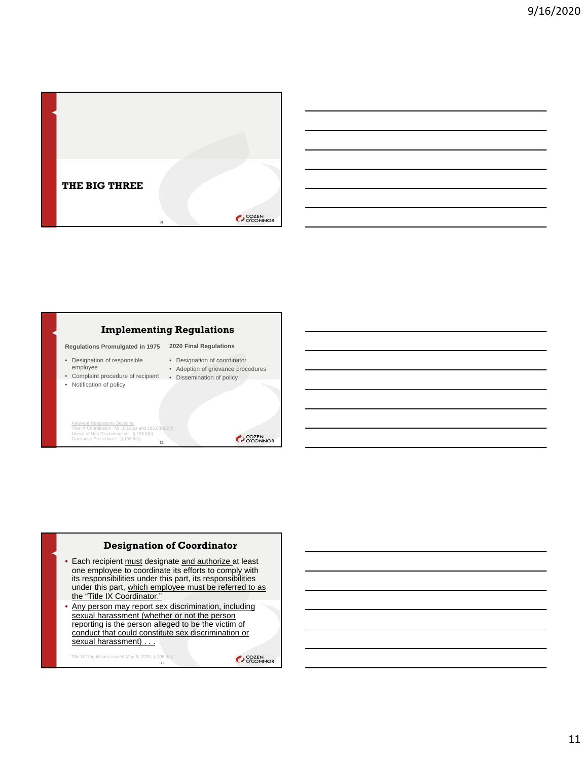## THE BIG THREE

## Implementing Regulations

**Regulations Promulgated in 1975**

- Designation of responsible employee
- Complaint procedure of recipient
- Notification of policy

**2020 Final Regulations**

- Designation of coordinator
- Adoption of grievance procedures
- Dissemination of policy

Relevant Regulations Sections:
Title IX Coordinator: §§ 106.8(a) and 106.8(b)(2)(i)
Notice of Non-Discrimination: § 106.8(b)
Grievance Procedures: § 106.8(c)

## Designation of Coordinator

- Each recipient must designate and authorize at least one employee to coordinate its efforts to comply with its responsibilities under this part, its responsibilities under this part, which employee must be referred to as the "Title IX Coordinator."
- Any person may report sex discrimination, including sexual harassment (whether or not the person reporting is the person alleged to be the victim of conduct that could constitute sex discrimination or sexual harassment) . . .

Title IX Regulations issued May 6, 2020; § 106.8(a)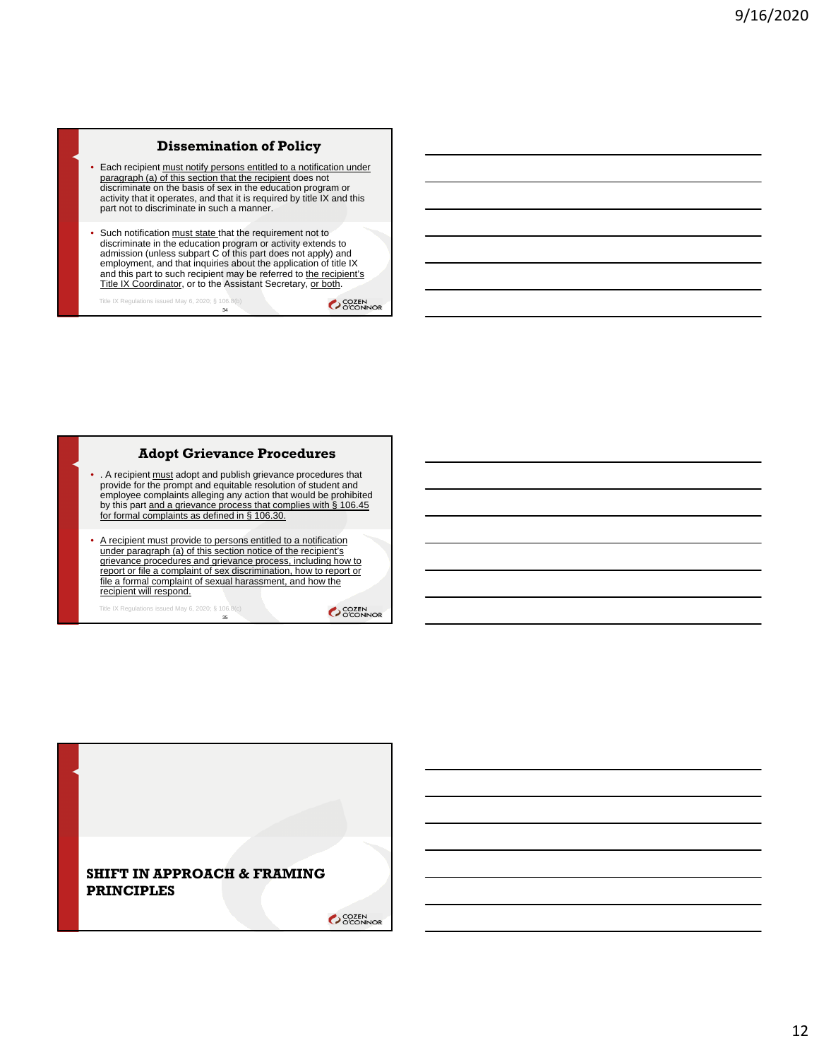## Dissemination of Policy

- Each recipient must notify persons entitled to a notification under paragraph (a) of this section that the recipient does not discriminate on the basis of sex in the education program or activity that it operates, and that it is required by title IX and this part not to discriminate in such a manner.
- Such notification must state that the requirement not to discriminate in the education program or activity extends to admission (unless subpart C of this part does not apply) and employment, and that inquiries about the application of title IX and this part to such recipient may be referred to the recipient's Title IX Coordinator, or to the Assistant Secretary, or both.

Title IX Regulations issued May 6, 2020; § 106.8(b)

## Adopt Grievance Procedures

- . A recipient must adopt and publish grievance procedures that provide for the prompt and equitable resolution of student and employee complaints alleging any action that would be prohibited by this part and a grievance process that complies with § 106.45 for formal complaints as defined in § 106.30.
- A recipient must provide to persons entitled to a notification under paragraph (a) of this section notice of the recipient's grievance procedures and grievance process, including how to report or file a complaint of sex discrimination, how to report or file a formal complaint of sexual harassment, and how the recipient will respond.

Title IX Regulations issued May 6, 2020; § 106.8(c)

## SHIFT IN APPROACH & FRAMING PRINCIPLES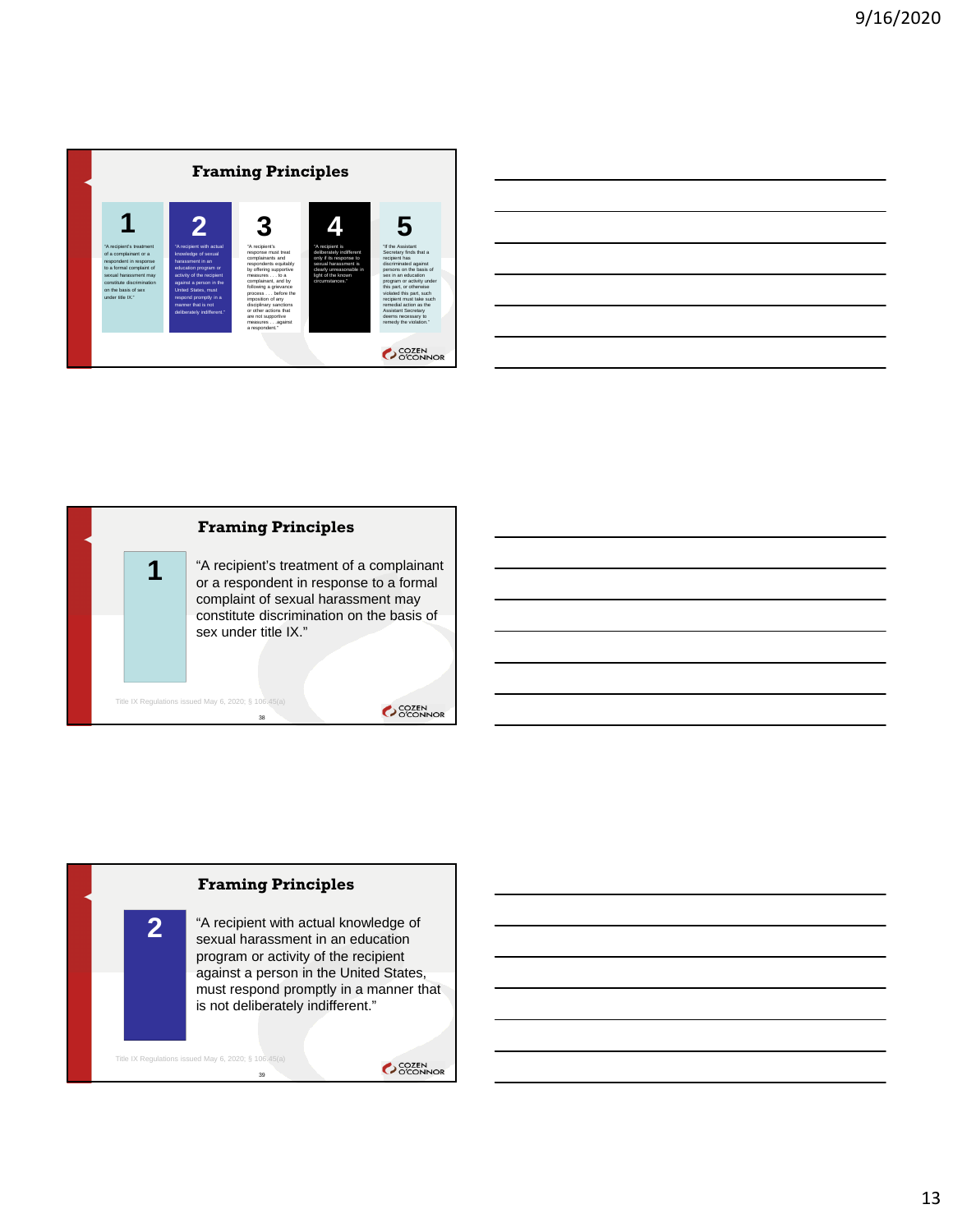## Framing Principles

**1**

"A recipient's treatment of a complainant or a respondent in response to a formal complaint of sexual harassment may constitute discrimination on the basis of sex under title IX."

**2**

"A recipient with actual knowledge of sexual harassment in an education program or activity of the recipient against a person in the United States, must respond promptly in a manner that is not deliberately indifferent."

**3**

"A recipient's response must treat complainants and respondents equitably by offering supportive measures . . . to a complainant, and by following a grievance process . . . before the imposition of any disciplinary sanctions or other actions that are not supportive measures . . . against a respondent."

**4**

"A recipient is deliberately indifferent only if its response to sexual harassment is clearly unreasonable in light of the known circumstances."

**5**

"If the Assistant Secretary finds that a recipient has discriminated against persons on the basis of sex in an education program or activity under this part, or otherwise violated this part, such recipient must take such remedial action as the Assistant Secretary deems necessary to remedy the violation."

---

## Framing Principles

**1**

"A recipient's treatment of a complainant or a respondent in response to a formal complaint of sexual harassment may constitute discrimination on the basis of sex under title IX."

Title IX Regulations issued May 6, 2020; § 106.45(a)

---

## Framing Principles

**2**

"A recipient with actual knowledge of sexual harassment in an education program or activity of the recipient against a person in the United States, must respond promptly in a manner that is not deliberately indifferent."

Title IX Regulations issued May 6, 2020; § 106.45(a)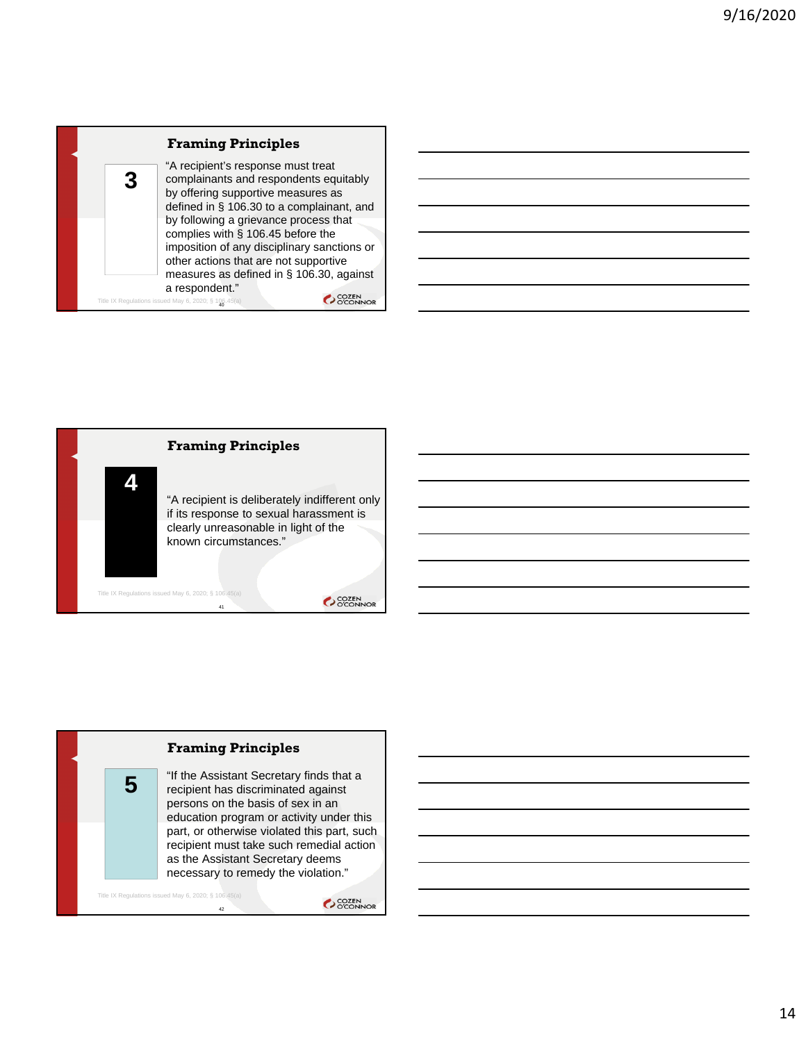## Framing Principles

**3**

"A recipient's response must treat complainants and respondents equitably by offering supportive measures as defined in § 106.30 to a complainant, and by following a grievance process that complies with § 106.45 before the imposition of any disciplinary sanctions or other actions that are not supportive measures as defined in § 106.30, against a respondent."

Title IX Regulations issued May 6, 2020; § 106.45(a)

## Framing Principles

**4**

"A recipient is deliberately indifferent only if its response to sexual harassment is clearly unreasonable in light of the known circumstances."

Title IX Regulations issued May 6, 2020; § 106.45(a)

## Framing Principles

**5**

"If the Assistant Secretary finds that a recipient has discriminated against persons on the basis of sex in an education program or activity under this part, or otherwise violated this part, such recipient must take such remedial action as the Assistant Secretary deems necessary to remedy the violation."

Title IX Regulations issued May 6, 2020; § 106.45(a)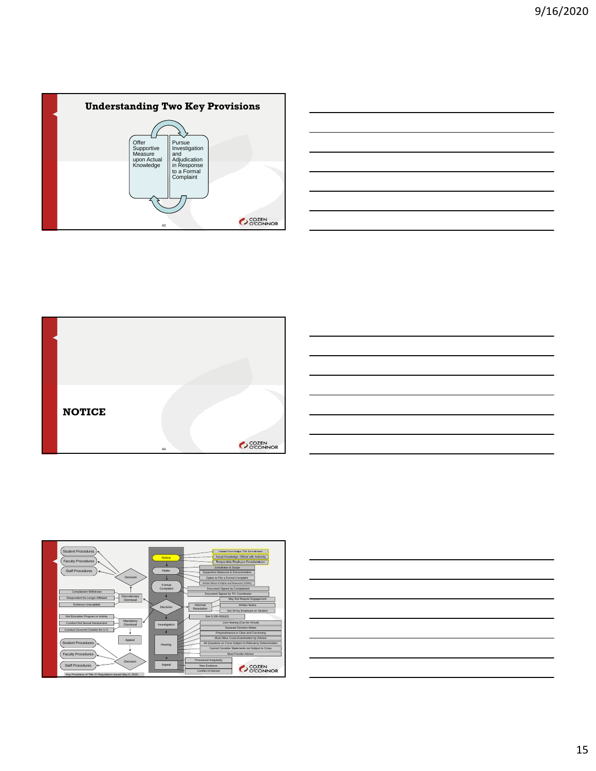## Understanding Two Key Provisions

Offer Supportive Measure upon Actual Knowledge

Pursue Investigation and Adjudication in Response to a Formal Complaint

## NOTICE

Student Procedures

Faculty Procedures

Staff Procedures

Decision

Complainant Withdraws

Respondent No Longer Affiliated

Evidence Unavailable

Discretionary Dismissal

Not Education Program or Activity

Conduct Not Sexual Harassment

Conduct Occurred Outside the U.S.

Mandatory Dismissal

Appeal

Student Procedures

Faculty Procedures

Staff Procedures

Decision

Notice

Intake

Formal Complaint

Decision

Investigation

Hearing

Appeal

Actual Knowledge: TIX Coordinator

Actual Knowledge: Official with Authority

Responsible Employee Considerations

Jurisdiction & Scope

Supportive Measures & Documentation

Option to File a Formal Complaint

Written Notice of Rights and Resources (VAWA)

Document Signed by Complainant

Document Signed by TIX Coordinator

Informal Resolution

May Not Require Engagement

Written Notice

Not SH by Employee on Student

See § 106.45(b)(5)

Live Hearing (Can be Virtual)

Separate Decision Maker

Preponderance or Clear and Convincing

Must Allow Cross-Examination by Advisor

All Questions on Cross Subject to Relevancy Determination

Cannot Consider Statements not Subject to Cross

Must Provide Advisor

Procedural Irregularity

New Evidence

Conflict of Interest

Key Provisions of Title IX Regulations issued May 6, 2020.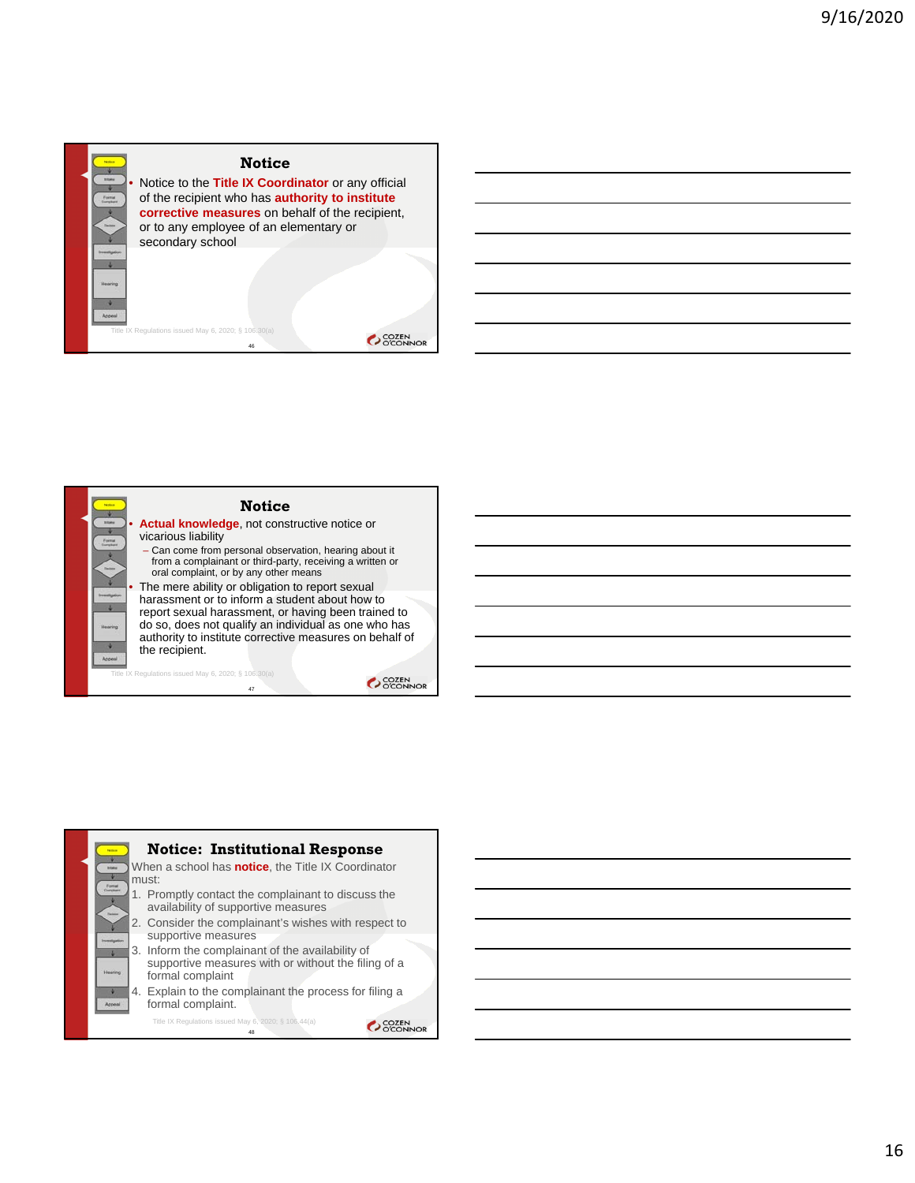## Notice

- Notice to the **Title IX Coordinator** or any official of the recipient who has **authority to institute corrective measures** on behalf of the recipient, or to any employee of an elementary or secondary school

Title IX Regulations issued May 6, 2020; § 106.30(a)

## Notice

- **Actual knowledge**, not constructive notice or vicarious liability
  - Can come from personal observation, hearing about it from a complainant or third-party, receiving a written or oral complaint, or by any other means
- The mere ability or obligation to report sexual harassment or to inform a student about how to report sexual harassment, or having been trained to do so, does not qualify an individual as one who has authority to institute corrective measures on behalf of the recipient.

Title IX Regulations issued May 6, 2020; § 106.30(a)

## Notice: Institutional Response

When a school has **notice**, the Title IX Coordinator must:

1. Promptly contact the complainant to discuss the availability of supportive measures
2. Consider the complainant's wishes with respect to supportive measures
3. Inform the complainant of the availability of supportive measures with or without the filing of a formal complaint
4. Explain to the complainant the process for filing a formal complaint.

Title IX Regulations issued May 6, 2020; § 106.44(a)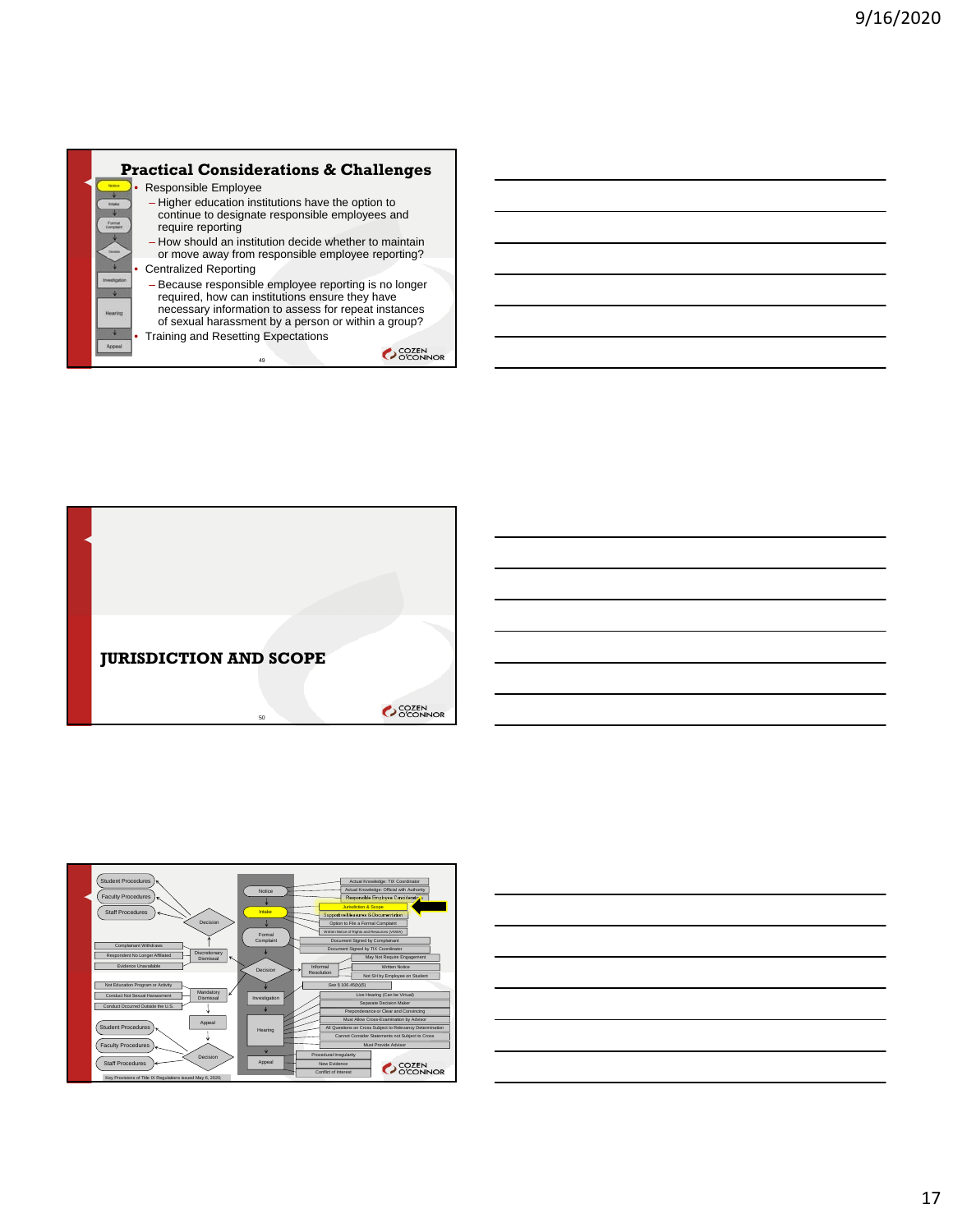## Practical Considerations & Challenges

- Responsible Employee
  - Higher education institutions have the option to continue to designate responsible employees and require reporting
  - How should an institution decide whether to maintain or move away from responsible employee reporting?
- Centralized Reporting
  - Because responsible employee reporting is no longer required, how can institutions ensure they have necessary information to assess for repeat instances of sexual harassment by a person or within a group?
- Training and Resetting Expectations

## JURISDICTION AND SCOPE

Key Provisions of Title IX Regulations issued May 6, 2020:

- Notice
  - Actual Knowledge: TIX Coordinator
  - Actual Knowledge: Official with Authority
  - Responsible Employee Considerations
- Intake
  - Jurisdiction & Scope
  - Supportive Measures & Documentation
  - Option to File a Formal Complaint
  - Written Notice of Rights and Resources (VAWA)
- Formal Complaint
  - Document Signed by Complainant
  - Document Signed by TIX Coordinator
- Decision
  - Student Procedures
  - Faculty Procedures
  - Staff Procedures
  - Discretionary Dismissal
    - Complainant Withdraws
    - Respondent No Longer Affiliated
    - Evidence Unavailable
  - Mandatory Dismissal
    - Not Education Program or Activity
    - Conduct Not Sexual Harassment
    - Conduct Occurred Outside the U.S.
  - Appeal
  - Informal Resolution
    - May Not Require Engagement
    - Written Notice
    - Not SH by Employee on Student
  - See § 106.45(b)(5)
- Investigation
- Hearing
  - Live Hearing (Can be Virtual)
  - Separate Decision Maker
  - Preponderance or Clear and Convincing
  - Must Allow Cross-Examination by Advisor
  - All Questions on Cross Subject to Relevancy Determination
  - Cannot Consider Statements not Subject to Cross
  - Must Provide Advisor
- Decision
  - Student Procedures
  - Faculty Procedures
  - Staff Procedures
- Appeal
  - Procedural Irregularity
  - New Evidence
  - Conflict of Interest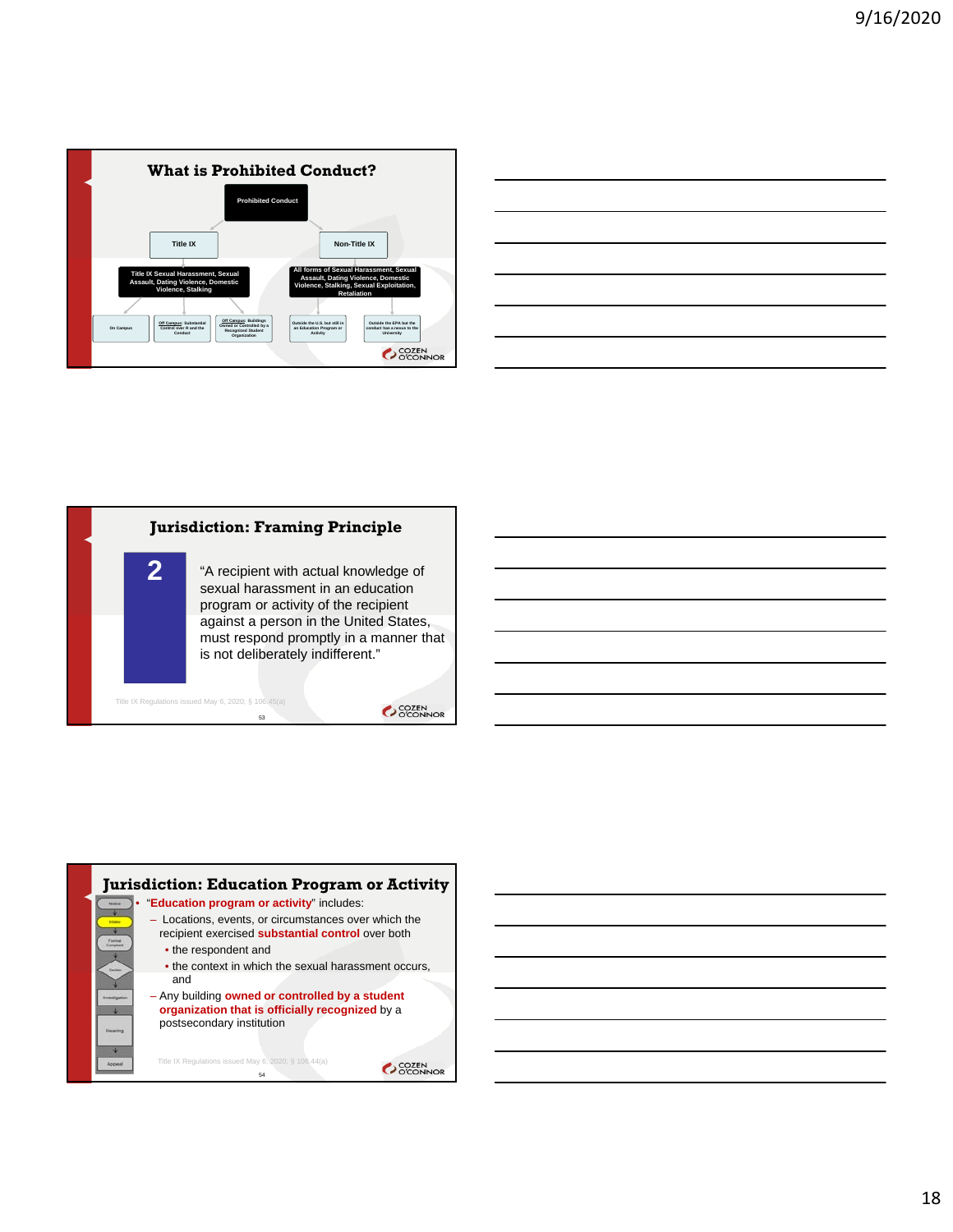## What is Prohibited Conduct?

Prohibited Conduct

- Title IX
  - Title IX Sexual Harassment, Sexual Assault, Dating Violence, Domestic Violence, Stalking
    - On Campus
    - Off Campus: Substantial Control over R and the Conduct
    - Off Campus: Buildings Owned or Controlled by a Recognized Student Organization
- Non-Title IX
  - All forms of Sexual Harassment, Sexual Assault, Dating Violence, Domestic Violence, Stalking, Sexual Exploitation, Retaliation
    - Outside the U.S. but still in an Education Program or Activity
    - Outside the EPA but the conduct has a nexus to the University

## Jurisdiction: Framing Principle

**2**

"A recipient with actual knowledge of sexual harassment in an education program or activity of the recipient against a person in the United States, must respond promptly in a manner that is not deliberately indifferent."

Title IX Regulations issued May 6, 2020; § 106.45(a)

## Jurisdiction: Education Program or Activity

- "**Education program or activity**" includes:
  - Locations, events, or circumstances over which the recipient exercised **substantial control** over both
    - the respondent and
    - the context in which the sexual harassment occurs, and
  - Any building **owned or controlled by a student organization that is officially recognized** by a postsecondary institution

Title IX Regulations issued May 6, 2020; § 106.44(a)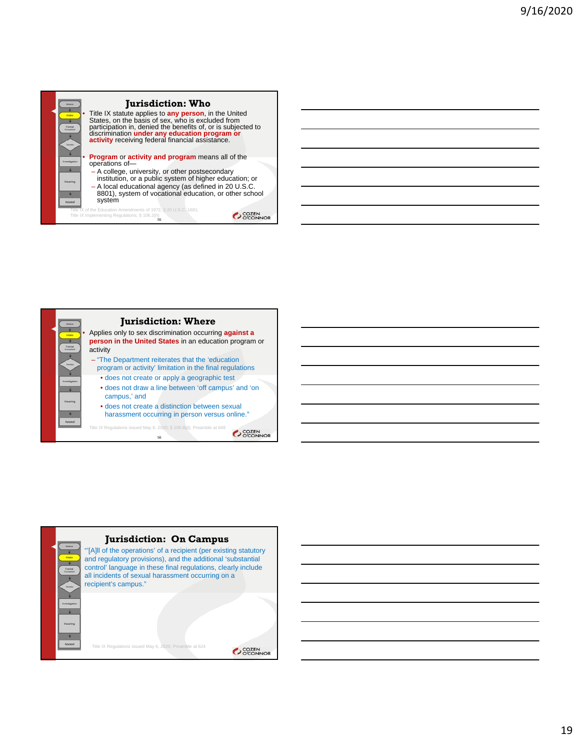## Jurisdiction: Who

- Title IX statute applies to **any person**, in the United States, on the basis of sex, who is excluded from participation in, denied the benefits of, or is subjected to discrimination **under any education program or activity** receiving federal financial assistance.
- **Program** or **activity and program** means all of the operations of—
  - A college, university, or other postsecondary institution, or a public system of higher education; or
  - A local educational agency (as defined in 20 U.S.C. 8801), system of vocational education, or other school system

Title IX of the Education Amendments of 1972; § 20 U.S.C. 1681;
Title IX Implementing Regulations; § 106.2(h)

## Jurisdiction: Where

- Applies only to sex discrimination occurring **against a person in the United States** in an education program or activity
  - "The Department reiterates that the 'education program or activity' limitation in the final regulations
    - does not create or apply a geographic test
    - does not draw a line between 'off campus' and 'on campus,' and
    - does not create a distinction between sexual harassment occurring in person versus online."

Title IX Regulations issued May 6, 2020; § 106.8(d); Preamble at 649

## Jurisdiction: On Campus

"'[A]ll of the operations' of a recipient (per existing statutory and regulatory provisions), and the additional 'substantial control' language in these final regulations, clearly include all incidents of sexual harassment occurring on a recipient's campus."

Title IX Regulations issued May 6, 2020; Preamble at 624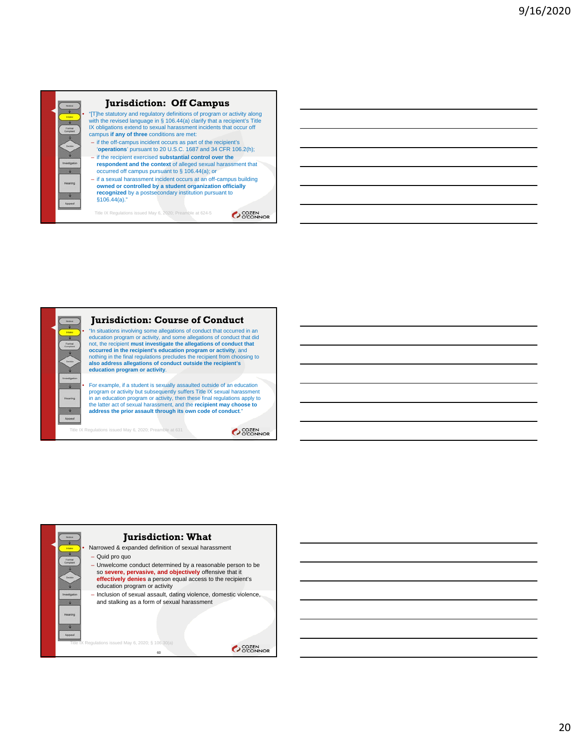## Jurisdiction: Off Campus

- "[T]he statutory and regulatory definitions of program or activity along with the revised language in § 106.44(a) clarify that a recipient's Title IX obligations extend to sexual harassment incidents that occur off campus **if any of three** conditions are met:
  - if the off-campus incident occurs as part of the recipient's '**operations**' pursuant to 20 U.S.C. 1687 and 34 CFR 106.2(h);
  - if the recipient exercised **substantial control over the respondent and the context** of alleged sexual harassment that occurred off campus pursuant to § 106.44(a); or
  - if a sexual harassment incident occurs at an off-campus building **owned or controlled by a student organization officially recognized** by a postsecondary institution pursuant to §106.44(a)."

Title IX Regulations issued May 6, 2020; Preamble at 624-5

## Jurisdiction: Course of Conduct

- "In situations involving some allegations of conduct that occurred in an education program or activity, and some allegations of conduct that did not, the recipient **must investigate the allegations of conduct that occurred in the recipient's education program or activity**, and nothing in the final regulations precludes the recipient from choosing to **also address allegations of conduct outside the recipient's education program or activity**.
- For example, if a student is sexually assaulted outside of an education program or activity but subsequently suffers Title IX sexual harassment in an education program or activity, then these final regulations apply to the latter act of sexual harassment, and the **recipient may choose to address the prior assault through its own code of conduct**."

Title IX Regulations issued May 6, 2020; Preamble at 631

## Jurisdiction: What

- Narrowed & expanded definition of sexual harassment
  - Quid pro quo
  - Unwelcome conduct determined by a reasonable person to be so **severe, pervasive, and objectively** offensive that it **effectively denies** a person equal access to the recipient's education program or activity
  - Inclusion of sexual assault, dating violence, domestic violence, and stalking as a form of sexual harassment

Title IX Regulations issued May 6, 2020; § 106.30(a)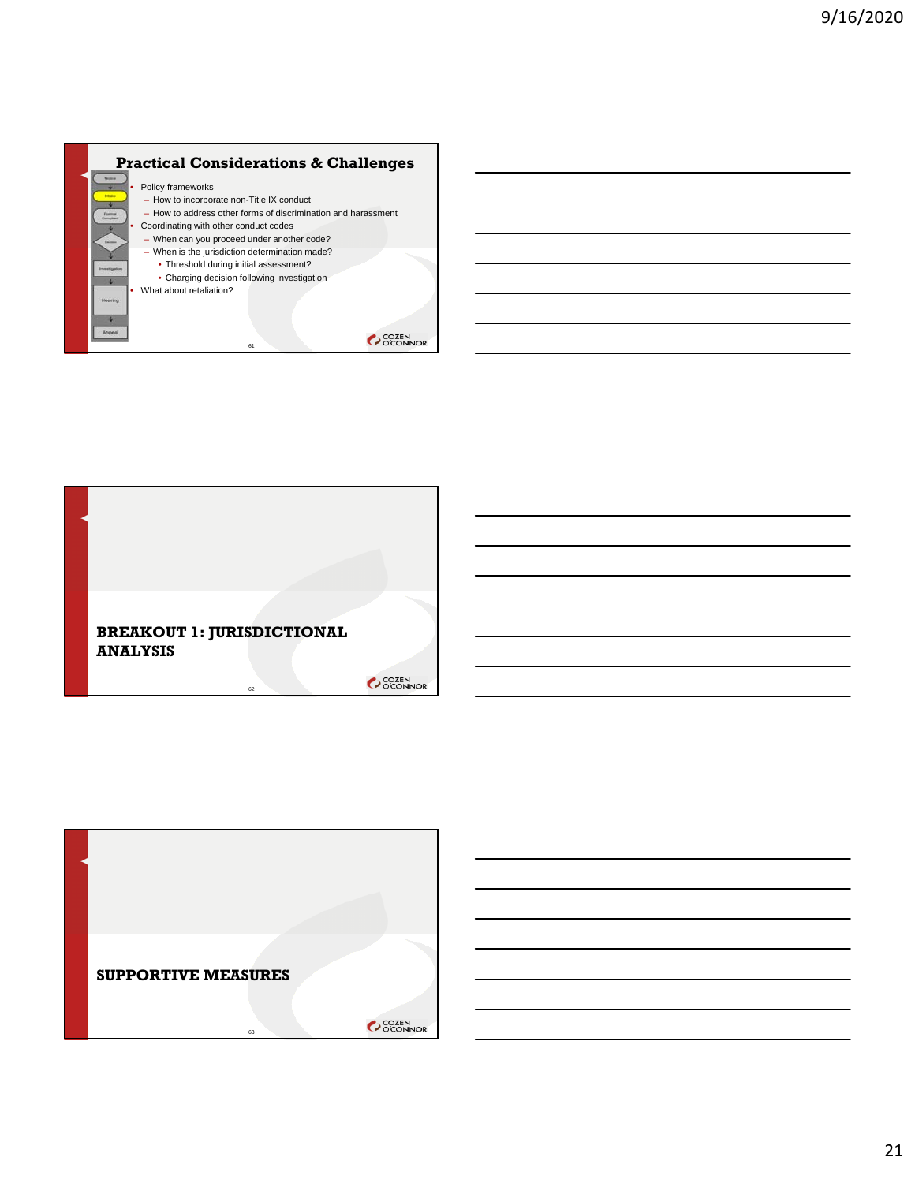## Practical Considerations & Challenges

- Policy frameworks
  - How to incorporate non-Title IX conduct
  - How to address other forms of discrimination and harassment
- Coordinating with other conduct codes
  - When can you proceed under another code?
  - When is the jurisdiction determination made?
    - Threshold during initial assessment?
    - Charging decision following investigation
- What about retaliation?

## BREAKOUT 1: JURISDICTIONAL ANALYSIS

## SUPPORTIVE MEASURES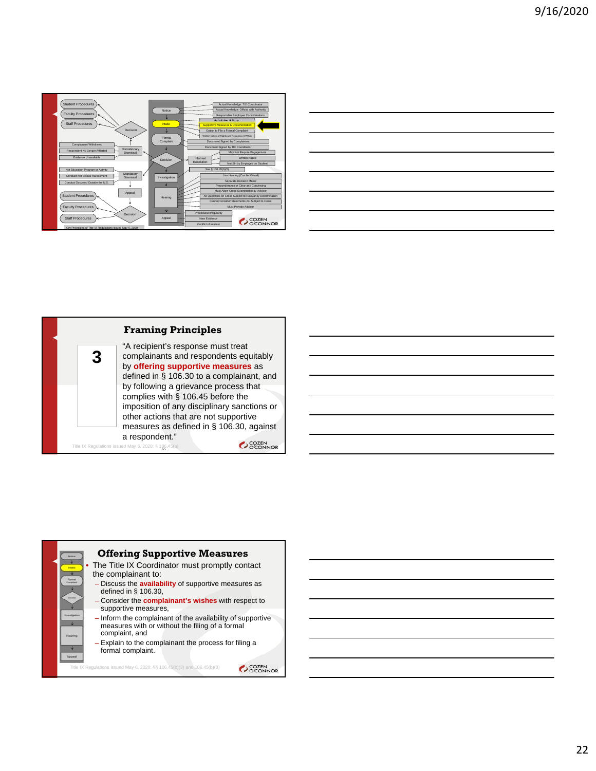Student Procedures
Faculty Procedures
Staff Procedures
Decision
Complainant Withdraws
Respondent No Longer Affiliated
Evidence Unavailable
Discretionary Dismissal
Not Education Program or Activity
Conduct Not Sexual Harassment
Conduct Occurred Outside the U.S.
Mandatory Dismissal
Appeal
Student Procedures
Faculty Procedures
Staff Procedures
Decision
Notice
Intake
Formal Complaint
Decision
Investigation
Hearing
Appeal
Actual Knowledge: TIX Coordinator
Actual Knowledge: Official with Authority
Responsible Employee Considerations
Jurisdiction & Scope
Supportive Measures & Documentation
Option to File a Formal Complaint
Written Notice of Rights and Resources (VAWA)
Document Signed by Complainant
Document Signed by TIX Coordinator
May Not Require Engagement
Informal Resolution
Written Notice
Not SH by Employee on Student
See § 106.45(b)(5)
Live Hearing (Can be Virtual)
Separate Decision Maker
Preponderance or Clear and Convincing
Must Allow Cross-Examination by Advisor
All Questions on Cross Subject to Relevancy Determination
Cannot Consider Statements not Subject to Cross
Must Provide Advisor
Procedural Irregularity
New Evidence
Conflict of Interest
Key Provisions of Title IX Regulations issued May 6, 2020.

## Framing Principles

**3**

"A recipient's response must treat complainants and respondents equitably by **offering supportive measures** as defined in § 106.30 to a complainant, and by following a grievance process that complies with § 106.45 before the imposition of any disciplinary sanctions or other actions that are not supportive measures as defined in § 106.30, against a respondent."

Title IX Regulations issued May 6, 2020; § 106.45(a)

## Offering Supportive Measures

- The Title IX Coordinator must promptly contact the complainant to:
  - Discuss the **availability** of supportive measures as defined in § 106.30,
  - Consider the **complainant's wishes** with respect to supportive measures,
  - Inform the complainant of the availability of supportive measures with or without the filing of a formal complaint, and
  - Explain to the complainant the process for filing a formal complaint.

Title IX Regulations issued May 6, 2020; §§ 106.45(b)(3) and 106.45(b)(8)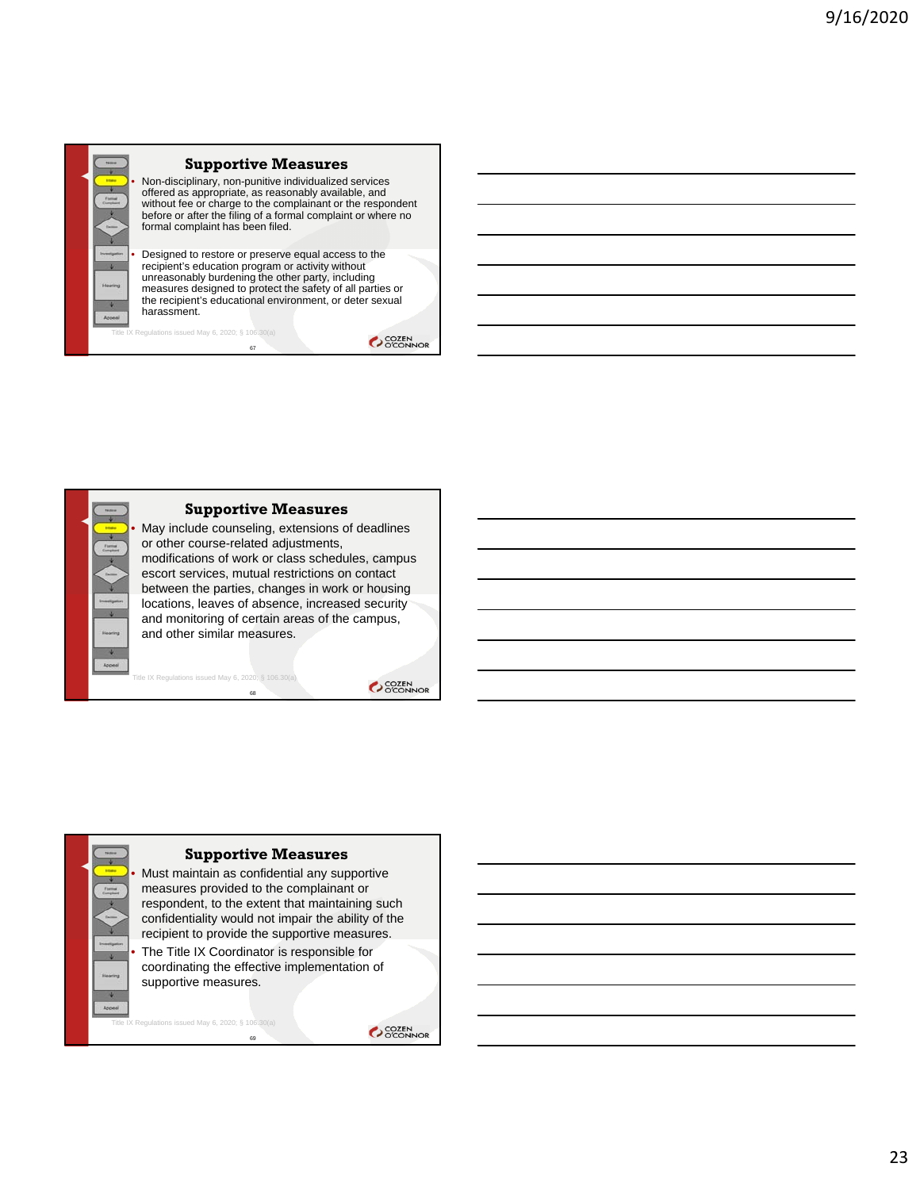## Supportive Measures

- Non-disciplinary, non-punitive individualized services offered as appropriate, as reasonably available, and without fee or charge to the complainant or the respondent before or after the filing of a formal complaint or where no formal complaint has been filed.
- Designed to restore or preserve equal access to the recipient's education program or activity without unreasonably burdening the other party, including measures designed to protect the safety of all parties or the recipient's educational environment, or deter sexual harassment.

Title IX Regulations issued May 6, 2020; § 106.30(a)

## Supportive Measures

- May include counseling, extensions of deadlines or other course-related adjustments, modifications of work or class schedules, campus escort services, mutual restrictions on contact between the parties, changes in work or housing locations, leaves of absence, increased security and monitoring of certain areas of the campus, and other similar measures.

Title IX Regulations issued May 6, 2020; § 106.30(a)

## Supportive Measures

- Must maintain as confidential any supportive measures provided to the complainant or respondent, to the extent that maintaining such confidentiality would not impair the ability of the recipient to provide the supportive measures.
- The Title IX Coordinator is responsible for coordinating the effective implementation of supportive measures.

Title IX Regulations issued May 6, 2020; § 106.30(a)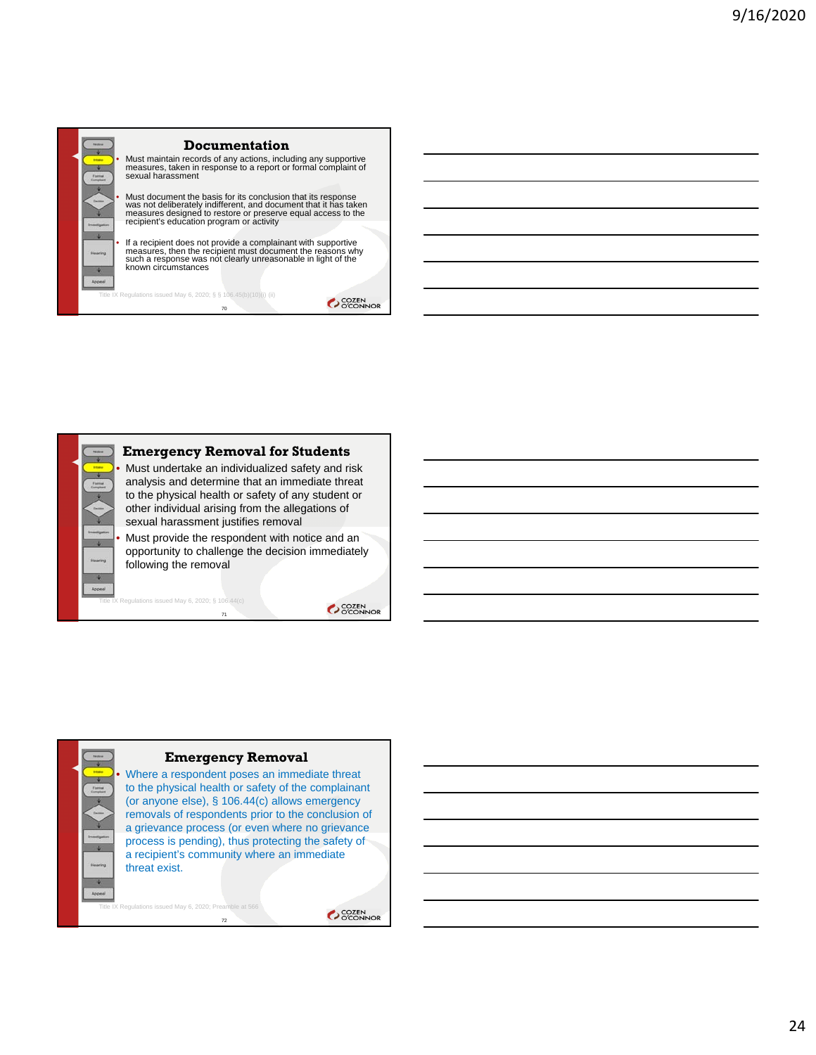## Documentation

- Must maintain records of any actions, including any supportive measures, taken in response to a report or formal complaint of sexual harassment
- Must document the basis for its conclusion that its response was not deliberately indifferent, and document that it has taken measures designed to restore or preserve equal access to the recipient's education program or activity
- If a recipient does not provide a complainant with supportive measures, then the recipient must document the reasons why such a response was not clearly unreasonable in light of the known circumstances

Title IX Regulations issued May 6, 2020; § § 106.45(b)(10)(i) (ii)

## Emergency Removal for Students

- Must undertake an individualized safety and risk analysis and determine that an immediate threat to the physical health or safety of any student or other individual arising from the allegations of sexual harassment justifies removal
- Must provide the respondent with notice and an opportunity to challenge the decision immediately following the removal

Title IX Regulations issued May 6, 2020; § 106.44(c)

## Emergency Removal

- Where a respondent poses an immediate threat to the physical health or safety of the complainant (or anyone else), § 106.44(c) allows emergency removals of respondents prior to the conclusion of a grievance process (or even where no grievance process is pending), thus protecting the safety of a recipient's community where an immediate threat exist.

Title IX Regulations issued May 6, 2020; Preamble at 566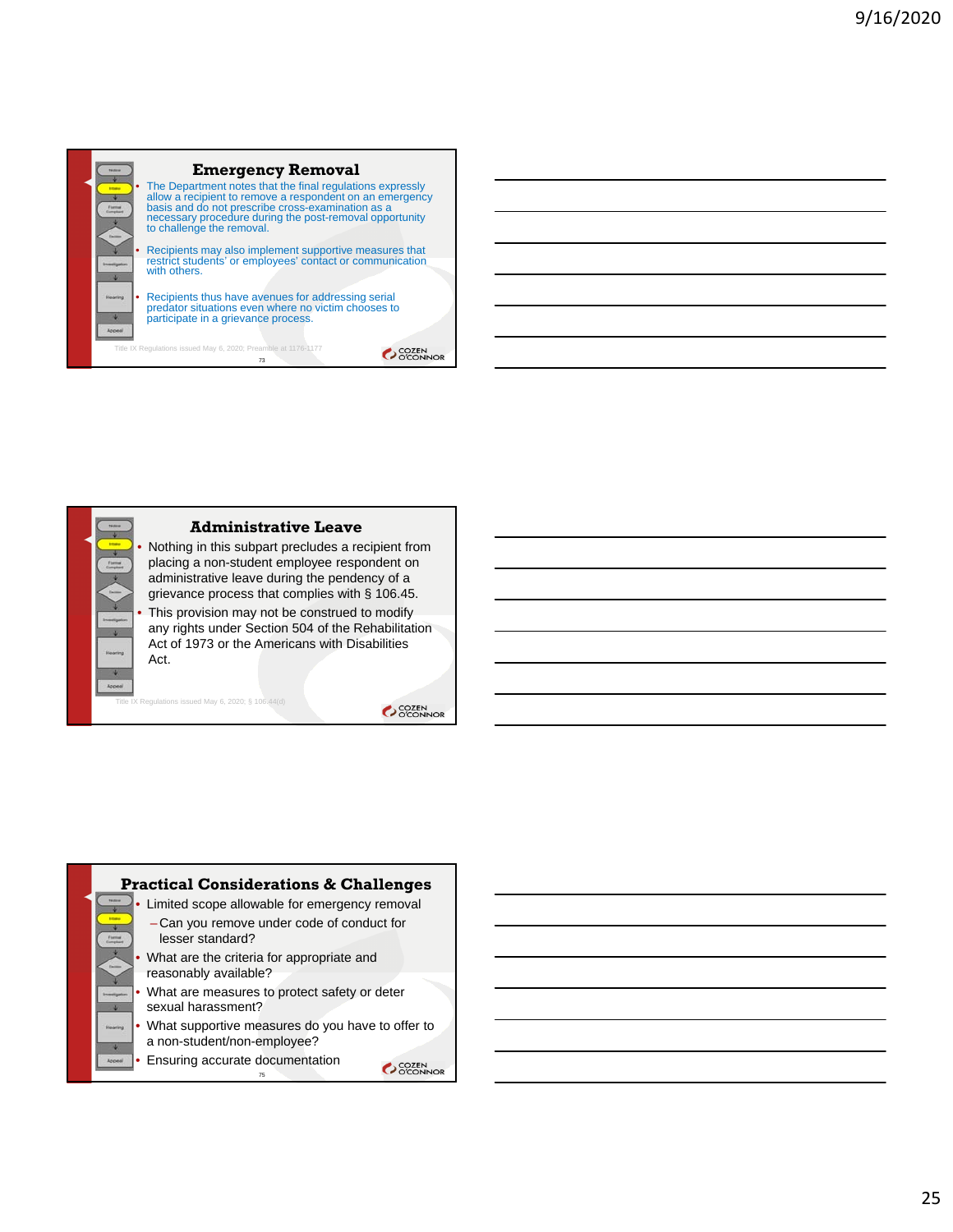## Emergency Removal

- The Department notes that the final regulations expressly allow a recipient to remove a respondent on an emergency basis and do not prescribe cross-examination as a necessary procedure during the post-removal opportunity to challenge the removal.
- Recipients may also implement supportive measures that restrict students' or employees' contact or communication with others.
- Recipients thus have avenues for addressing serial predator situations even where no victim chooses to participate in a grievance process.

Title IX Regulations issued May 6, 2020; Preamble at 1176-1177

## Administrative Leave

- Nothing in this subpart precludes a recipient from placing a non-student employee respondent on administrative leave during the pendency of a grievance process that complies with § 106.45.
- This provision may not be construed to modify any rights under Section 504 of the Rehabilitation Act of 1973 or the Americans with Disabilities Act.

Title IX Regulations issued May 6, 2020; § 106.44(d)

## Practical Considerations & Challenges

- Limited scope allowable for emergency removal
  - Can you remove under code of conduct for lesser standard?
- What are the criteria for appropriate and reasonably available?
- What are measures to protect safety or deter sexual harassment?
- What supportive measures do you have to offer to a non-student/non-employee?
- Ensuring accurate documentation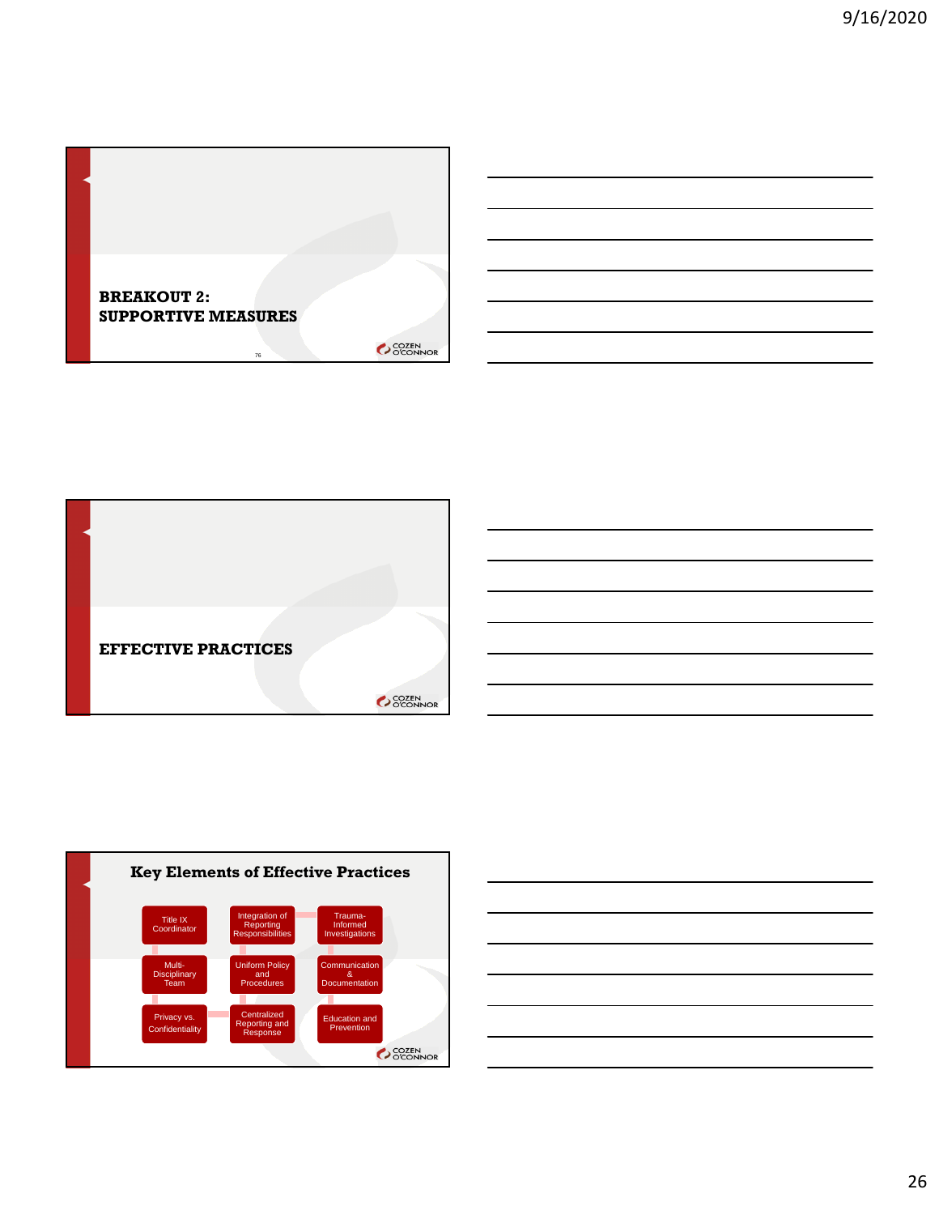## BREAKOUT 2: SUPPORTIVE MEASURES

## EFFECTIVE PRACTICES

## Key Elements of Effective Practices

- Title IX Coordinator
- Integration of Reporting Responsibilities
- Trauma-Informed Investigations
- Multi-Disciplinary Team
- Uniform Policy and Procedures
- Communication & Documentation
- Privacy vs. Confidentiality
- Centralized Reporting and Response
- Education and Prevention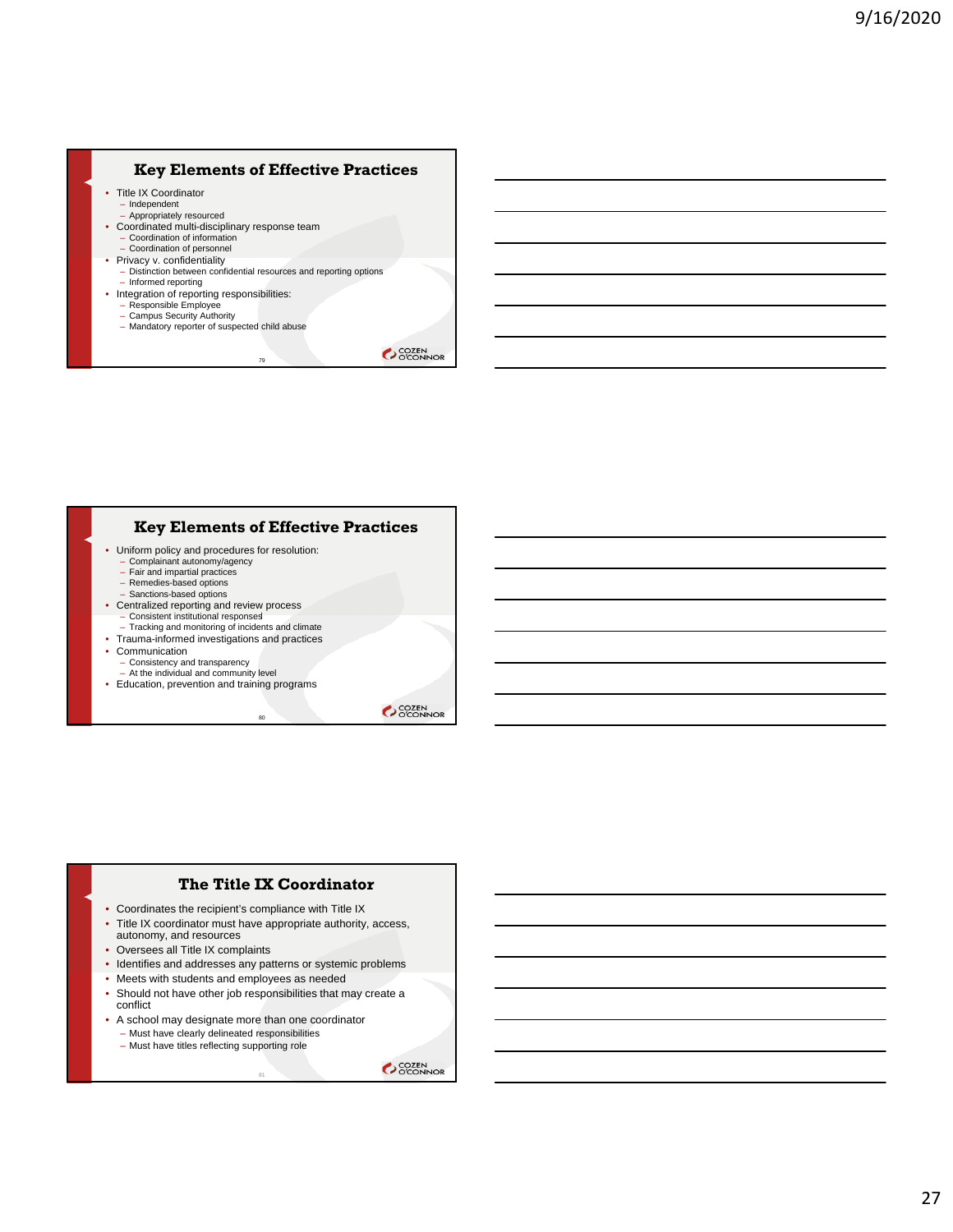## Key Elements of Effective Practices

- Title IX Coordinator
  - Independent
  - Appropriately resourced
- Coordinated multi-disciplinary response team
  - Coordination of information
  - Coordination of personnel
- Privacy v. confidentiality
  - Distinction between confidential resources and reporting options
  - Informed reporting
- Integration of reporting responsibilities:
  - Responsible Employee
  - Campus Security Authority
  - Mandatory reporter of suspected child abuse

## Key Elements of Effective Practices

- Uniform policy and procedures for resolution:
  - Complainant autonomy/agency
  - Fair and impartial practices
  - Remedies-based options
  - Sanctions-based options
- Centralized reporting and review process
  - Consistent institutional responsed
  - Tracking and monitoring of incidents and climate
- Trauma-informed investigations and practices
- Communication
  - Consistency and transparency
  - At the individual and community level
- Education, prevention and training programs

## The Title IX Coordinator

- Coordinates the recipient's compliance with Title IX
- Title IX coordinator must have appropriate authority, access, autonomy, and resources
- Oversees all Title IX complaints
- Identifies and addresses any patterns or systemic problems
- Meets with students and employees as needed
- Should not have other job responsibilities that may create a conflict
- A school may designate more than one coordinator
  - Must have clearly delineated responsibilities
  - Must have titles reflecting supporting role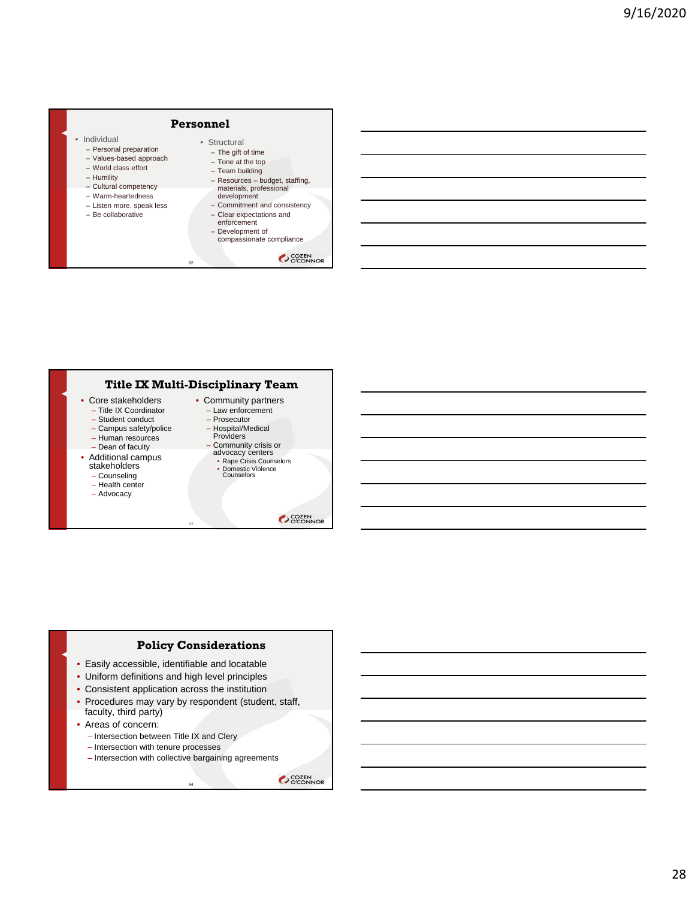## Personnel

- Individual
  - Personal preparation
  - Values-based approach
  - World class effort
  - Humility
  - Cultural competency
  - Warm-heartedness
  - Listen more, speak less
  - Be collaborative
- Structural
  - The gift of time
  - Tone at the top
  - Team building
  - Resources – budget, staffing, materials, professional development
  - Commitment and consistency
  - Clear expectations and enforcement
  - Development of compassionate compliance

## Title IX Multi-Disciplinary Team

- Core stakeholders
  - Title IX Coordinator
  - Student conduct
  - Campus safety/police
  - Human resources
  - Dean of faculty
- Additional campus stakeholders
  - Counseling
  - Health center
  - Advocacy
- Community partners
  - Law enforcement
  - Prosecutor
  - Hospital/Medical Providers
  - Community crisis or advocacy centers
    - Rape Crisis Counselors
    - Domestic Violence Counselors

## Policy Considerations

- Easily accessible, identifiable and locatable
- Uniform definitions and high level principles
- Consistent application across the institution
- Procedures may vary by respondent (student, staff, faculty, third party)
- Areas of concern:
  - Intersection between Title IX and Clery
  - Intersection with tenure processes
  - Intersection with collective bargaining agreements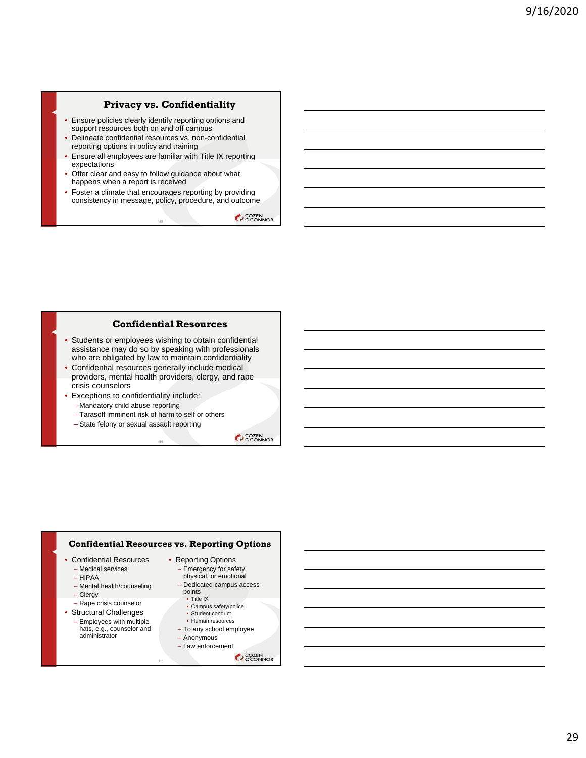## Privacy vs. Confidentiality

- Ensure policies clearly identify reporting options and support resources both on and off campus
- Delineate confidential resources vs. non-confidential reporting options in policy and training
- Ensure all employees are familiar with Title IX reporting expectations
- Offer clear and easy to follow guidance about what happens when a report is received
- Foster a climate that encourages reporting by providing consistency in message, policy, procedure, and outcome

## Confidential Resources

- Students or employees wishing to obtain confidential assistance may do so by speaking with professionals who are obligated by law to maintain confidentiality
- Confidential resources generally include medical providers, mental health providers, clergy, and rape crisis counselors
- Exceptions to confidentiality include:
  - Mandatory child abuse reporting
  - Tarasoff imminent risk of harm to self or others
  - State felony or sexual assault reporting

## Confidential Resources vs. Reporting Options

- Confidential Resources
  - Medical services
  - HIPAA
  - Mental health/counseling
  - Clergy
  - Rape crisis counselor
- Structural Challenges
  - Employees with multiple hats, e.g., counselor and administrator
- Reporting Options
  - Emergency for safety, physical, or emotional
  - Dedicated campus access points
    - Title IX
    - Campus safety/police
    - Student conduct
    - Human resources
  - To any school employee
  - Anonymous
  - Law enforcement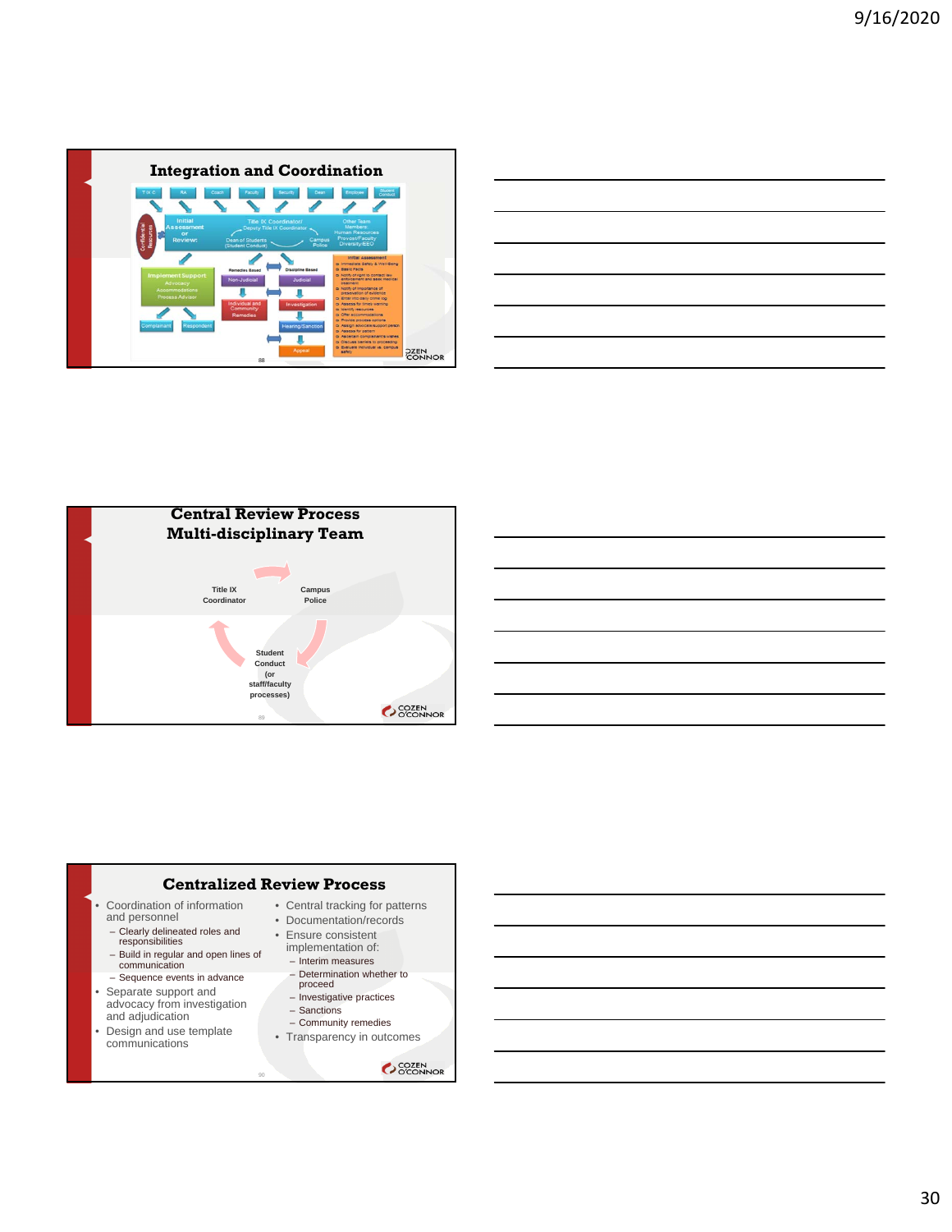## Integration and Coordination

TIX C | RA | Coach | Faculty | Security | Dean | Employee | Student Conduct

Confidential Resources

Initial Assessment or Review: Title IX Coordinator/ Deputy Title IX Coordinator; Dean of Students (Student Conduct); Campus Police; Other Team Members: Human Resources, Provost/Faculty, Diversity/EEO

Implement Support: Advocacy, Accommodations, Process Advisor

Complainant | Respondent

Remedies Based: Non-Judicial → Individual and Community Remedies

Discipline Based: Judicial → Investigation → Hearing/Sanction → Appeal

Initial Assessment:
- Immediate Safety & Well-Being
- Basic Facts
- Notify of right to contact law enforcement and seek medical treatment
- Notify of importance of preservation of evidence
- Enter into daily crime log
- Assess for timely warning
- Identify resources
- Offer accommodations
- Provide process options
- Assign advocate/support person
- Assess for pattern
- Ascertain complainant's wishes
- Discuss barriers to proceeding
- Evaluate individual vs. campus safety

## Central Review Process Multi-disciplinary Team

Title IX Coordinator → Campus Police → Student Conduct (or staff/faculty processes) → Title IX Coordinator

## Centralized Review Process

- Coordination of information and personnel
  - Clearly delineated roles and responsibilities
  - Build in regular and open lines of communication
  - Sequence events in advance
- Separate support and advocacy from investigation and adjudication
- Design and use template communications
- Central tracking for patterns
- Documentation/records
- Ensure consistent implementation of:
  - Interim measures
  - Determination whether to proceed
  - Investigative practices
  - Sanctions
  - Community remedies
- Transparency in outcomes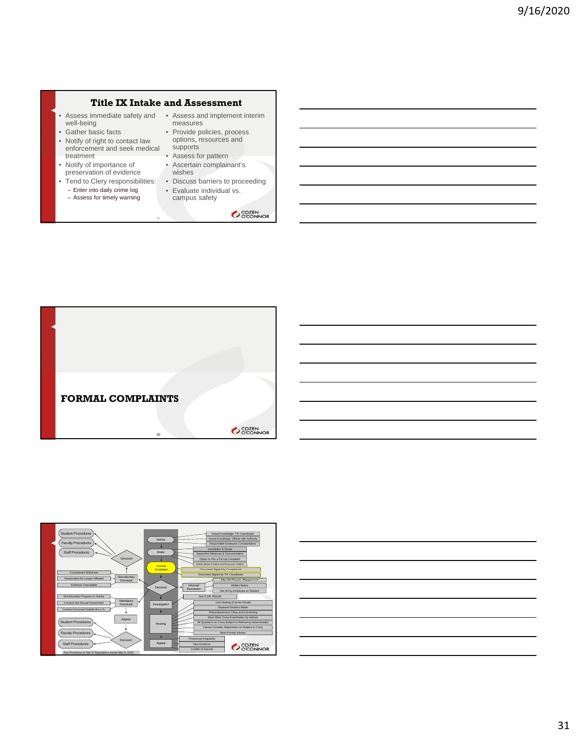## Title IX Intake and Assessment

- Assess immediate safety and well-being
- Gather basic facts
- Notify of right to contact law enforcement and seek medical treatment
- Notify of importance of preservation of evidence
- Tend to Clery responsibilities:
  - Enter into daily crime log
  - Assess for timely warning
- Assess and implement interim measures
- Provide policies, process options, resources and supports
- Assess for pattern
- Ascertain complainant's wishes
- Discuss barriers to proceeding
- Evaluate individual vs. campus safety

## FORMAL COMPLAINTS

Student Procedures

Faculty Procedures

Staff Procedures

Decision

Complainant Withdraws

Respondent No Longer Affiliated

Evidence Unavailable

Discretionary Dismissal

Not Education Program or Activity

Conduct Not Sexual Harassment

Conduct Occurred Outside the U.S.

Mandatory Dismissal

Appeal

Student Procedures

Faculty Procedures

Staff Procedures

Decision

Notice

Intake

Formal Complaint

Decision

Investigation

Hearing

Appeal

Actual Knowledge: TIX Coordinator

Actual Knowledge: Official with Authority

Responsible Employee Considerations

Jurisdiction & Scope

Supportive Measures & Documentation

Option to File a Formal Complaint

Written Notice of Rights and Resources (VAWA)

Document Signed by Complainant

Document Signed by TIX Coordinator

Informal Resolution

May Not Require Engagement

Written Notice

Not SH by Employee on Student

See § 106.45(b)(5)

Live Hearing (Can be Virtual)

Separate Decision Maker

Preponderance or Clear and Convincing

Must Allow Cross-Examination by Advisor

All Questions on Cross Subject to Relevancy Determination

Cannot Consider Statements not Subject to Cross

Must Provide Advisor

Procedural Irregularity

New Evidence

Conflict of Interest

Key Provisions of Title IX Regulations issued May 6, 2020.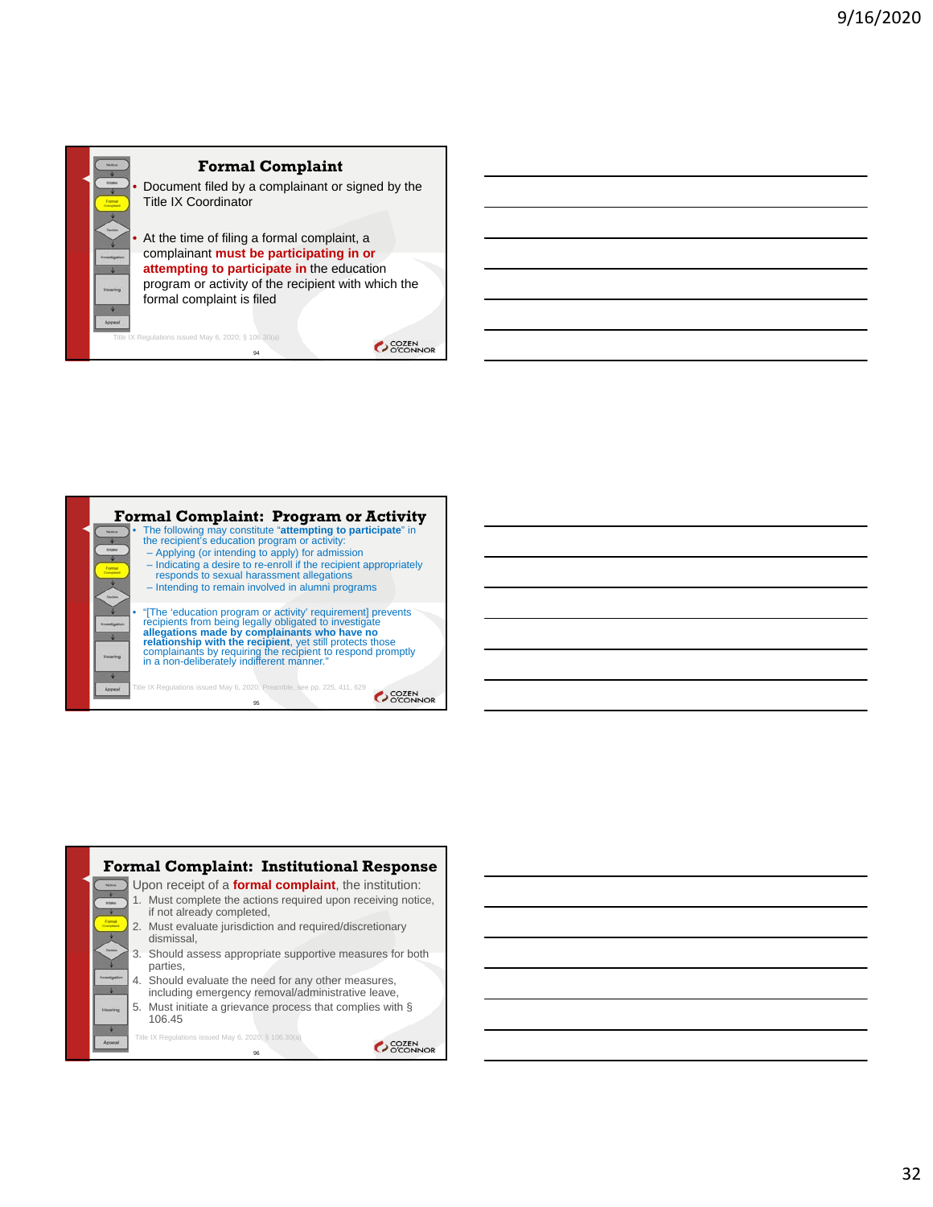## Formal Complaint

- Document filed by a complainant or signed by the Title IX Coordinator
- At the time of filing a formal complaint, a complainant **must be participating in or attempting to participate in** the education program or activity of the recipient with which the formal complaint is filed

Title IX Regulations issued May 6, 2020, § 106.30(a)

## Formal Complaint: Program or Activity

- The following may constitute "**attempting to participate**" in the recipient's education program or activity:
  - Applying (or intending to apply) for admission
  - Indicating a desire to re-enroll if the recipient appropriately responds to sexual harassment allegations
  - Intending to remain involved in alumni programs
- "[The 'education program or activity' requirement] prevents recipients from being legally obligated to investigate **allegations made by complainants who have no relationship with the recipient**, yet still protects those complainants by requiring the recipient to respond promptly in a non-deliberately indifferent manner."

Title IX Regulations issued May 6, 2020, Preamble, see pp. 225, 411, 629

## Formal Complaint: Institutional Response

Upon receipt of a **formal complaint**, the institution:

1. Must complete the actions required upon receiving notice, if not already completed,
2. Must evaluate jurisdiction and required/discretionary dismissal,
3. Should assess appropriate supportive measures for both parties,
4. Should evaluate the need for any other measures, including emergency removal/administrative leave,
5. Must initiate a grievance process that complies with § 106.45

Title IX Regulations issued May 6, 2020, § 106.30(a)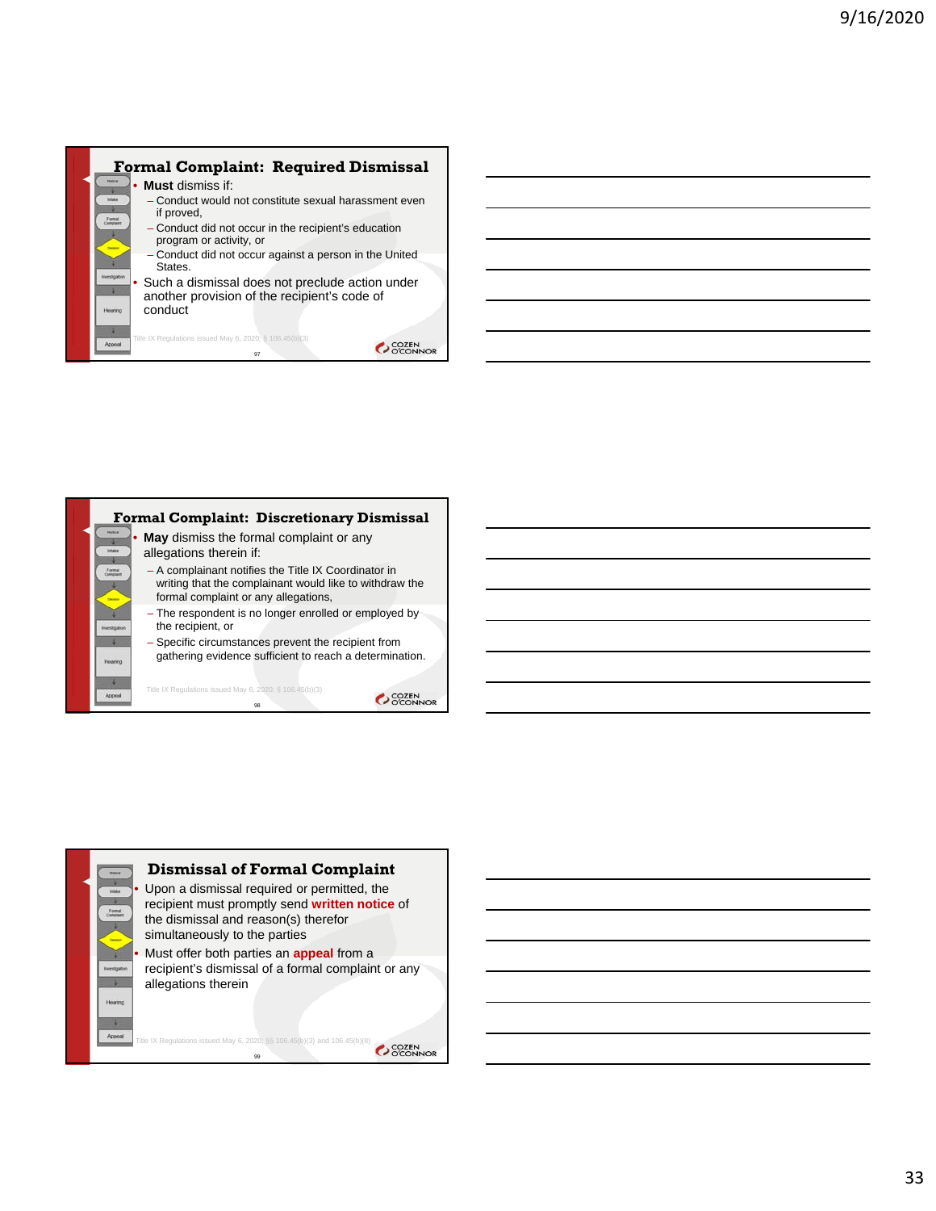## Formal Complaint: Required Dismissal

- **Must** dismiss if:
  - Conduct would not constitute sexual harassment even if proved,
  - Conduct did not occur in the recipient's education program or activity, or
  - Conduct did not occur against a person in the United States.
- Such a dismissal does not preclude action under another provision of the recipient's code of conduct

Title IX Regulations issued May 6, 2020, § 106.45(b)(3)

## Formal Complaint: Discretionary Dismissal

- **May** dismiss the formal complaint or any allegations therein if:
  - A complainant notifies the Title IX Coordinator in writing that the complainant would like to withdraw the formal complaint or any allegations,
  - The respondent is no longer enrolled or employed by the recipient, or
  - Specific circumstances prevent the recipient from gathering evidence sufficient to reach a determination.

Title IX Regulations issued May 6, 2020, § 106.45(b)(3)

## Dismissal of Formal Complaint

- Upon a dismissal required or permitted, the recipient must promptly send **written notice** of the dismissal and reason(s) therefor simultaneously to the parties
- Must offer both parties an **appeal** from a recipient's dismissal of a formal complaint or any allegations therein

Title IX Regulations issued May 6, 2020, §§ 106.45(b)(3) and 106.45(b)(8)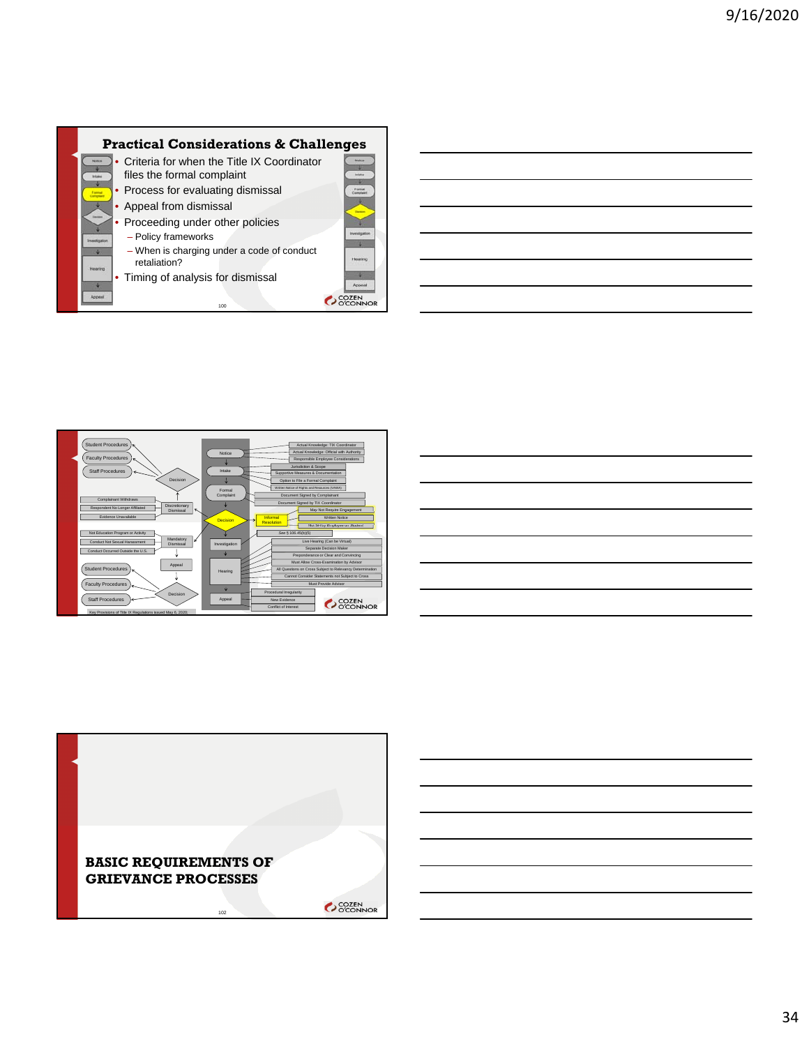## Practical Considerations & Challenges

- Criteria for when the Title IX Coordinator files the formal complaint
- Process for evaluating dismissal
- Appeal from dismissal
- Proceeding under other policies
  - Policy frameworks
  - When is charging under a code of conduct retaliation?
- Timing of analysis for dismissal

---

Student Procedures
Faculty Procedures
Staff Procedures
Decision
Complainant Withdraws
Respondent No Longer Affiliated
Evidence Unavailable
Discretionary Dismissal
Not Education Program or Activity
Conduct Not Sexual Harassment
Conduct Occurred Outside the U.S.
Mandatory Dismissal
Appeal
Student Procedures
Faculty Procedures
Staff Procedures
Decision

Notice
Intake
Formal Complaint
Decision
Informal Resolution
Investigation
Hearing
Appeal

Actual Knowledge: TIX Coordinator
Actual Knowledge: Official with Authority
Responsible Employee Considerations
Jurisdiction & Scope
Supportive Measures & Documentation
Option to File a Formal Complaint
Written Notice of Rights and Resources (VAWA)
Document Signed by Complainant
Document Signed by TIX Coordinator
May Not Require Engagement
Written Notice
Not Sitting Employee on Student
See § 106.45(b)(5)
Live Hearing (Can be Virtual)
Separate Decision Maker
Preponderance or Clear and Convincing
Must Allow Cross-Examination by Advisor
All Questions on Cross Subject to Relevancy Determination
Cannot Consider Statements not Subject to Cross
Must Provide Advisor
Procedural Irregularity
New Evidence
Conflict of Interest

Key Provisions of Title IX Regulations issued May 6, 2020.

---

## BASIC REQUIREMENTS OF GRIEVANCE PROCESSES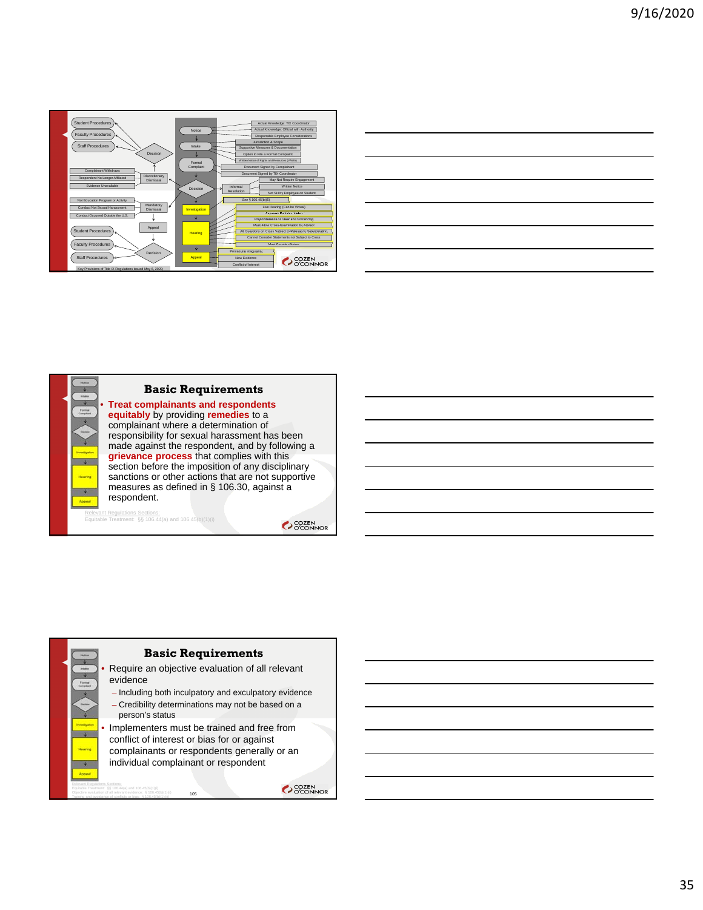Student Procedures

Faculty Procedures

Staff Procedures

Decision

Complainant Withdraws

Respondent No Longer Affiliated

Evidence Unavailable

Discretionary Dismissal

Not Education Program or Activity

Conduct Not Sexual Harassment

Conduct Occurred Outside the U.S.

Mandatory Dismissal

Appeal

Student Procedures

Faculty Procedures

Staff Procedures

Decision

Key Provisions of Title IX Regulations issued May 6, 2020

Notice

Intake

Formal Complaint

Decision

Investigation

Hearing

Appeal

Actual Knowledge: TIX Coordinator

Actual Knowledge: Official with Authority

Responsible Employee Considerations

Jurisdiction & Scope

Supportive Measures & Documentation

Option to File a Formal Complaint

Written Notice of Rights and Resources (VAWA)

Document Signed by Complainant

Document Signed by TIX Coordinator

Informal Resolution

May Not Require Engagement

Written Notice

Not SH by Employee on Student

See § 106.45(b)(5)

Live Hearing (Can be Virtual)

Separate Decision Maker

Preponderance or Clear and Convincing

Must Allow Cross Examination by Advisor

All Questions on Cross Subject to Relevancy Determination

Cannot Consider Statements not Subject to Cross

Must Provide Advisor

Procedural Irregularity

New Evidence

Conflict of Interest

COZEN O'CONNOR

## Basic Requirements

- **Treat complainants and respondents equitably** by providing **remedies** to a complainant where a determination of responsibility for sexual harassment has been made against the respondent, and by following a **grievance process** that complies with this section before the imposition of any disciplinary sanctions or other actions that are not supportive measures as defined in § 106.30, against a respondent.

Relevant Regulations Sections:
Equitable Treatment: §§ 106.44(a) and 106.45(b)(1)(i)

COZEN O'CONNOR

## Basic Requirements

- Require an objective evaluation of all relevant evidence
  - Including both inculpatory and exculpatory evidence
  - Credibility determinations may not be based on a person's status
- Implementers must be trained and free from conflict of interest or bias for or against complainants or respondents generally or an individual complainant or respondent

Relevant Regulations Sections:
Equitable Treatment: §§ 106.44(a) and 106.45(b)(1)(i)
Objective evaluation of all relevant evidence: § 106.45(b)(1)(ii)
Training and avoidance of conflicts or bias: § 106.45(b)(1)(iii)

COZEN O'CONNOR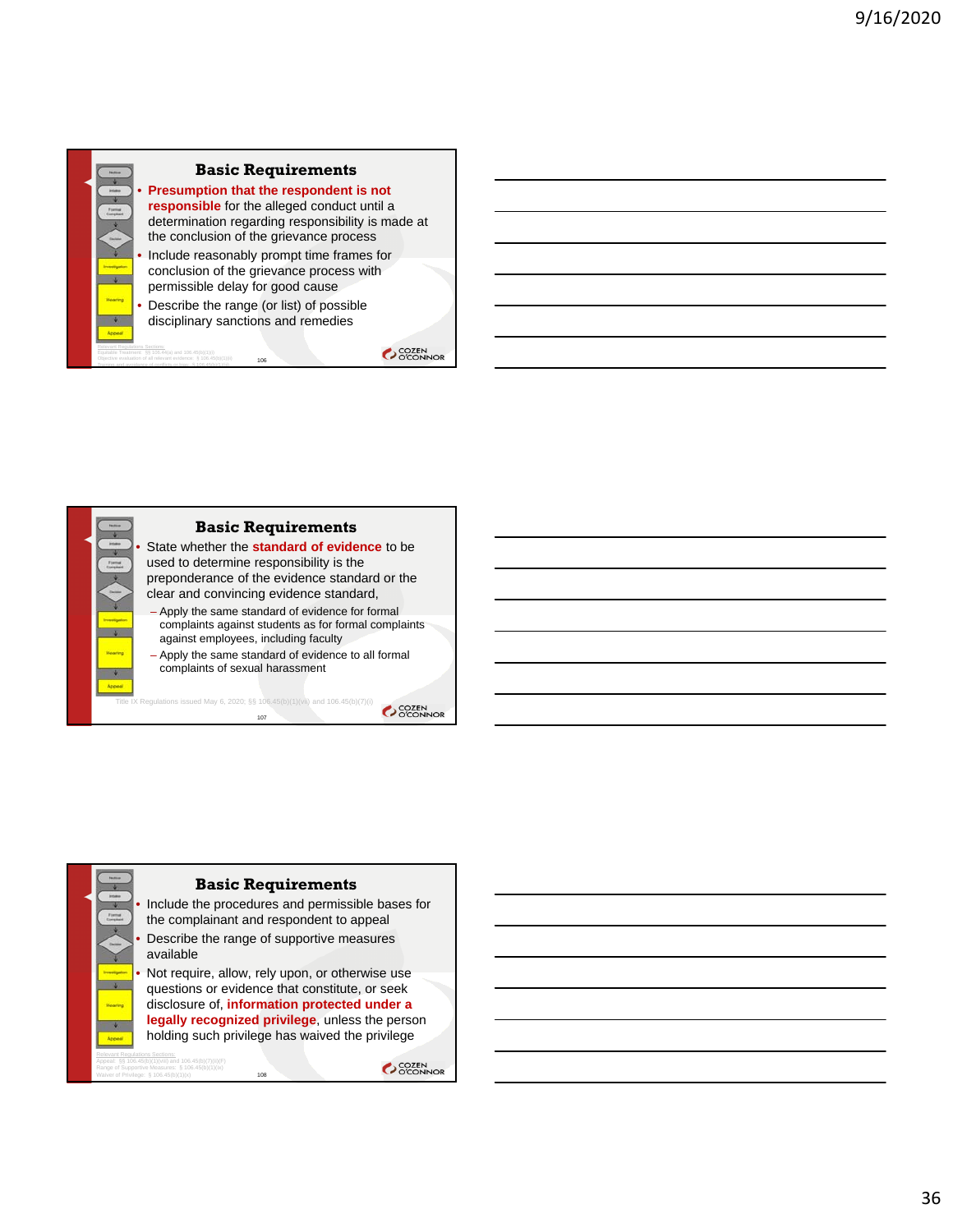## Basic Requirements

- **Presumption that the respondent is not responsible** for the alleged conduct until a determination regarding responsibility is made at the conclusion of the grievance process
- Include reasonably prompt time frames for conclusion of the grievance process with permissible delay for good cause
- Describe the range (or list) of possible disciplinary sanctions and remedies

Relevant Regulations Sections:
Equitable Treatment: §§ 106.44(a) and 106.45(b)(1)(i)
Objective evaluation of all relevant evidence: § 106.45(b)(1)(ii)
Training and avoidance of conflicts or bias: § 106.45(b)(1)(iii)

## Basic Requirements

- State whether the **standard of evidence** to be used to determine responsibility is the preponderance of the evidence standard or the clear and convincing evidence standard,
  - Apply the same standard of evidence for formal complaints against students as for formal complaints against employees, including faculty
  - Apply the same standard of evidence to all formal complaints of sexual harassment

Title IX Regulations issued May 6, 2020; §§ 106.45(b)(1)(vii) and 106.45(b)(7)(i)

## Basic Requirements

- Include the procedures and permissible bases for the complainant and respondent to appeal
- Describe the range of supportive measures available
- Not require, allow, rely upon, or otherwise use questions or evidence that constitute, or seek disclosure of, **information protected under a legally recognized privilege**, unless the person holding such privilege has waived the privilege

Relevant Regulations Sections:
Appeal: §§ 106.45(b)(1)(viii) and 106.45(b)(7)(ii)(F)
Range of Supportive Measures: § 106.45(b)(1)(ix)
Waiver of Privilege: § 106.45(b)(1)(x)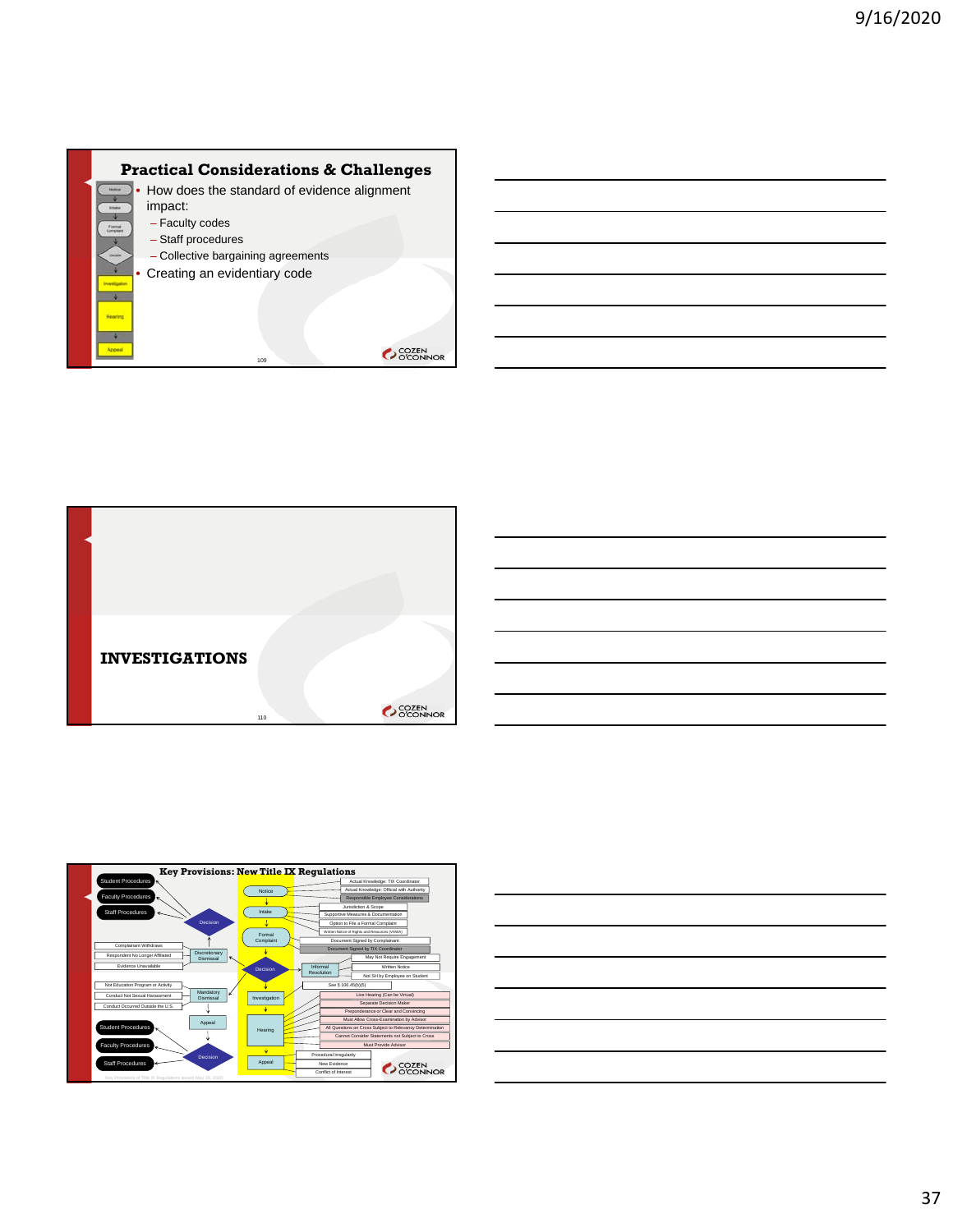## Practical Considerations & Challenges

- How does the standard of evidence alignment impact:
  - Faculty codes
  - Staff procedures
  - Collective bargaining agreements
- Creating an evidentiary code

## INVESTIGATIONS

## Key Provisions: New Title IX Regulations

- Student Procedures
- Faculty Procedures
- Staff Procedures
- Decision
- Notice
  - Actual Knowledge: TIX Coordinator
  - Actual Knowledge: Official with Authority
  - Responsible Employee Considerations
- Intake
  - Jurisdiction & Scope
  - Supportive Measures & Documentation
  - Option to File a Formal Complaint
  - Written Notice of Rights and Resources (VAWA)
- Formal Complaint
  - Document Signed by Complainant
  - Document Signed by TIX Coordinator
- Discretionary Dismissal
  - Complainant Withdraws
  - Respondent No Longer Affiliated
  - Evidence Unavailable
- Decision
- Informal Resolution
  - May Not Require Engagement
  - Written Notice
  - Not SH by Employee on Student
- Mandatory Dismissal
  - Not Education Program or Activity
  - Conduct Not Sexual Harassment
  - Conduct Occurred Outside the U.S.
- Investigation
  - See § 106.45(b)(5)
- Hearing
  - Live Hearing (Can be Virtual)
  - Separate Decision Maker
  - Preponderance or Clear and Convincing
  - Must Allow Cross-Examination by Advisor
  - All Questions on Cross Subject to Relevancy Determination
  - Cannot Consider Statements not Subject to Cross
  - Must Provide Advisor
- Appeal
  - Procedural Irregularity
  - New Evidence
  - Conflict of Interest
- Appeal
- Decision
- Student Procedures
- Faculty Procedures
- Staff Procedures

Key Provisions of Title IX Regulations issued May 19, 2020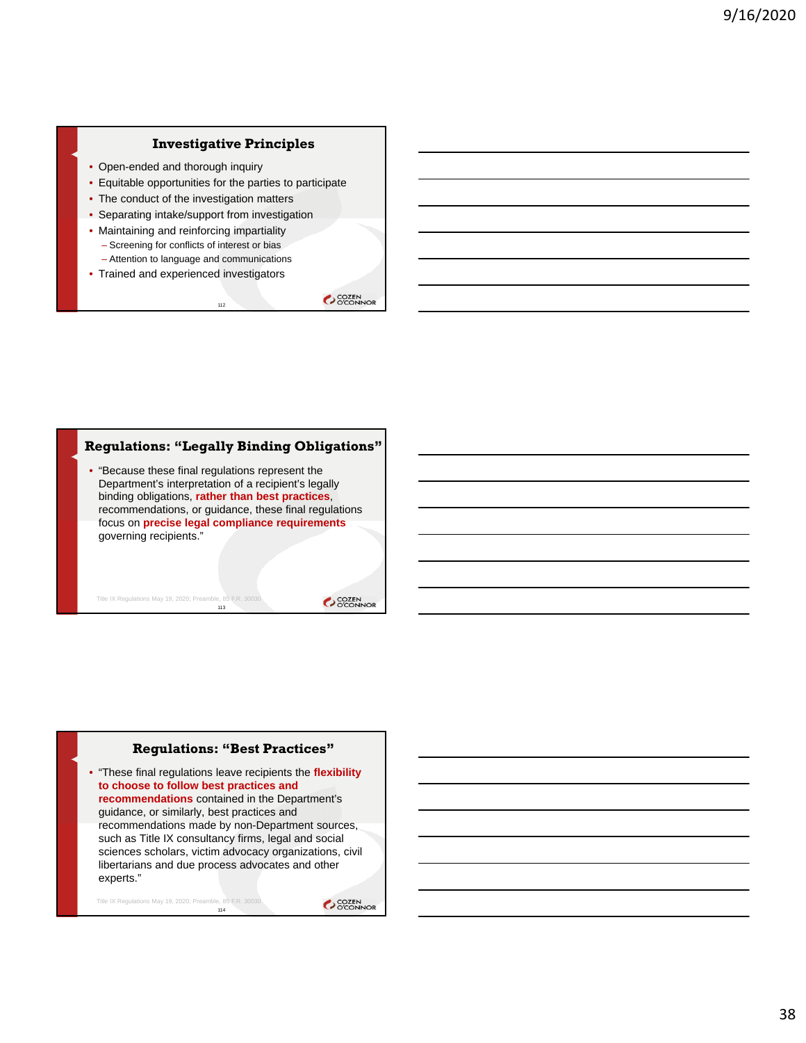## Investigative Principles

- Open-ended and thorough inquiry
- Equitable opportunities for the parties to participate
- The conduct of the investigation matters
- Separating intake/support from investigation
- Maintaining and reinforcing impartiality
  - Screening for conflicts of interest or bias
  - Attention to language and communications
- Trained and experienced investigators

## Regulations: "Legally Binding Obligations"

- "Because these final regulations represent the Department's interpretation of a recipient's legally binding obligations, **rather than best practices**, recommendations, or guidance, these final regulations focus on **precise legal compliance requirements** governing recipients."

Title IX Regulations May 19, 2020; Preamble, 85 F.R. 30030

## Regulations: "Best Practices"

- "These final regulations leave recipients the **flexibility to choose to follow best practices and recommendations** contained in the Department's guidance, or similarly, best practices and recommendations made by non-Department sources, such as Title IX consultancy firms, legal and social sciences scholars, victim advocacy organizations, civil libertarians and due process advocates and other experts."

Title IX Regulations May 19, 2020; Preamble, 85 F.R. 30030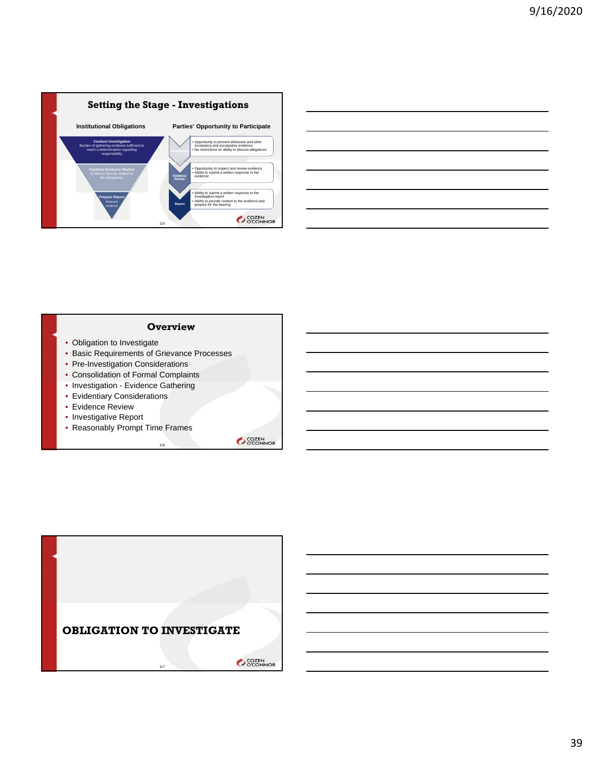## Setting the Stage - Investigations

**Institutional Obligations**

- **Conduct Investigation** – Burden of gathering evidence sufficient to reach a determination regarding responsibility
- **Facilitate Evidence Review** – Evidence directly related to the allegations
- **Prepare Report** – Relevant evidence

**Parties' Opportunity to Participate**

- **Investigation**
  - Opportunity to present witnesses and other inculpatory and exculpatory evidence
  - No restrictions on ability to discuss allegations
- **Evidence Review**
  - Opportunity to inspect and review evidence
  - Ability to submit a written response to the evidence
- **Report**
  - Ability to submit a written response to the investigative report
  - Ability to provide context to the evidence and prepare for the hearing

## Overview

- Obligation to Investigate
- Basic Requirements of Grievance Processes
- Pre-Investigation Considerations
- Consolidation of Formal Complaints
- Investigation - Evidence Gathering
- Evidentiary Considerations
- Evidence Review
- Investigative Report
- Reasonably Prompt Time Frames

## OBLIGATION TO INVESTIGATE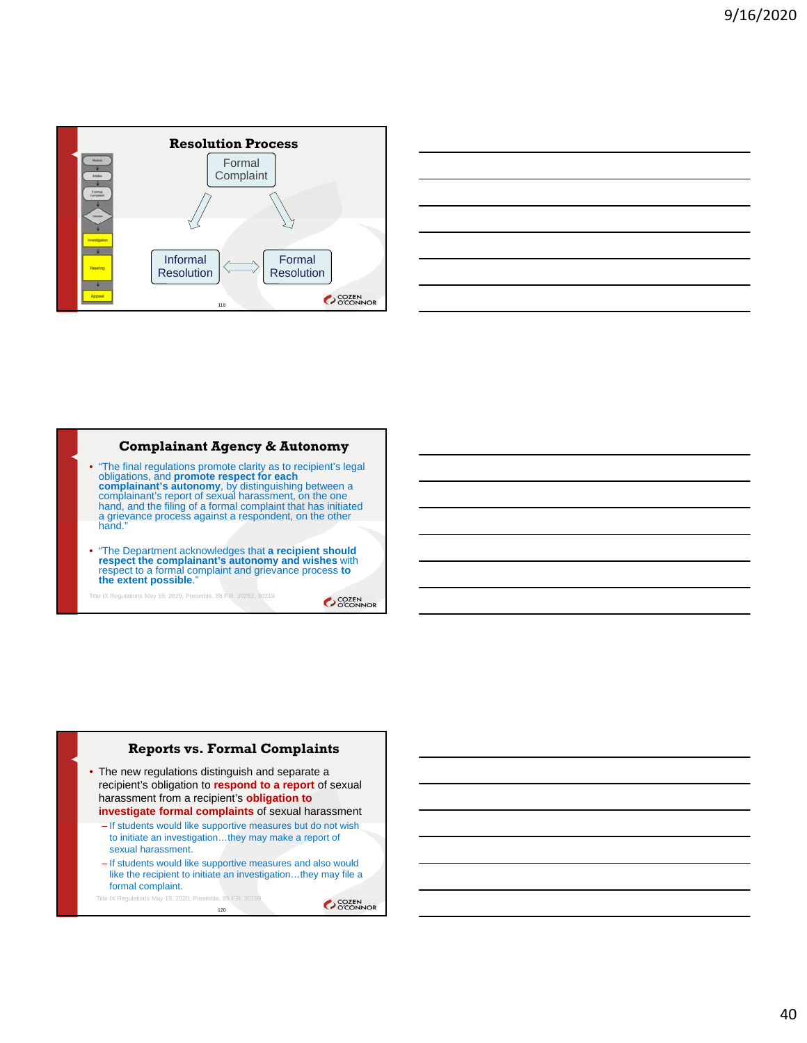## Resolution Process

Formal Complaint

Informal Resolution ⟷ Formal Resolution

## Complainant Agency & Autonomy

- "The final regulations promote clarity as to recipient's legal obligations, and **promote respect for each complainant's autonomy**, by distinguishing between a complainant's report of sexual harassment, on the one hand, and the filing of a formal complaint that has initiated a grievance process against a respondent, on the other hand."
- "The Department acknowledges that **a recipient should respect the complainant's autonomy and wishes** with respect to a formal complaint and grievance process **to the extent possible**."

Title IX Regulations May 19, 2020, Preamble, 85 F.R. 30282, 30219.

## Reports vs. Formal Complaints

- The new regulations distinguish and separate a recipient's obligation to **respond to a report** of sexual harassment from a recipient's **obligation to investigate formal complaints** of sexual harassment
  - If students would like supportive measures but do not wish to initiate an investigation…they may make a report of sexual harassment.
  - If students would like supportive measures and also would like the recipient to initiate an investigation…they may file a formal complaint.

Title IX Regulations May 19, 2020; Preamble, 85 F.R. 30189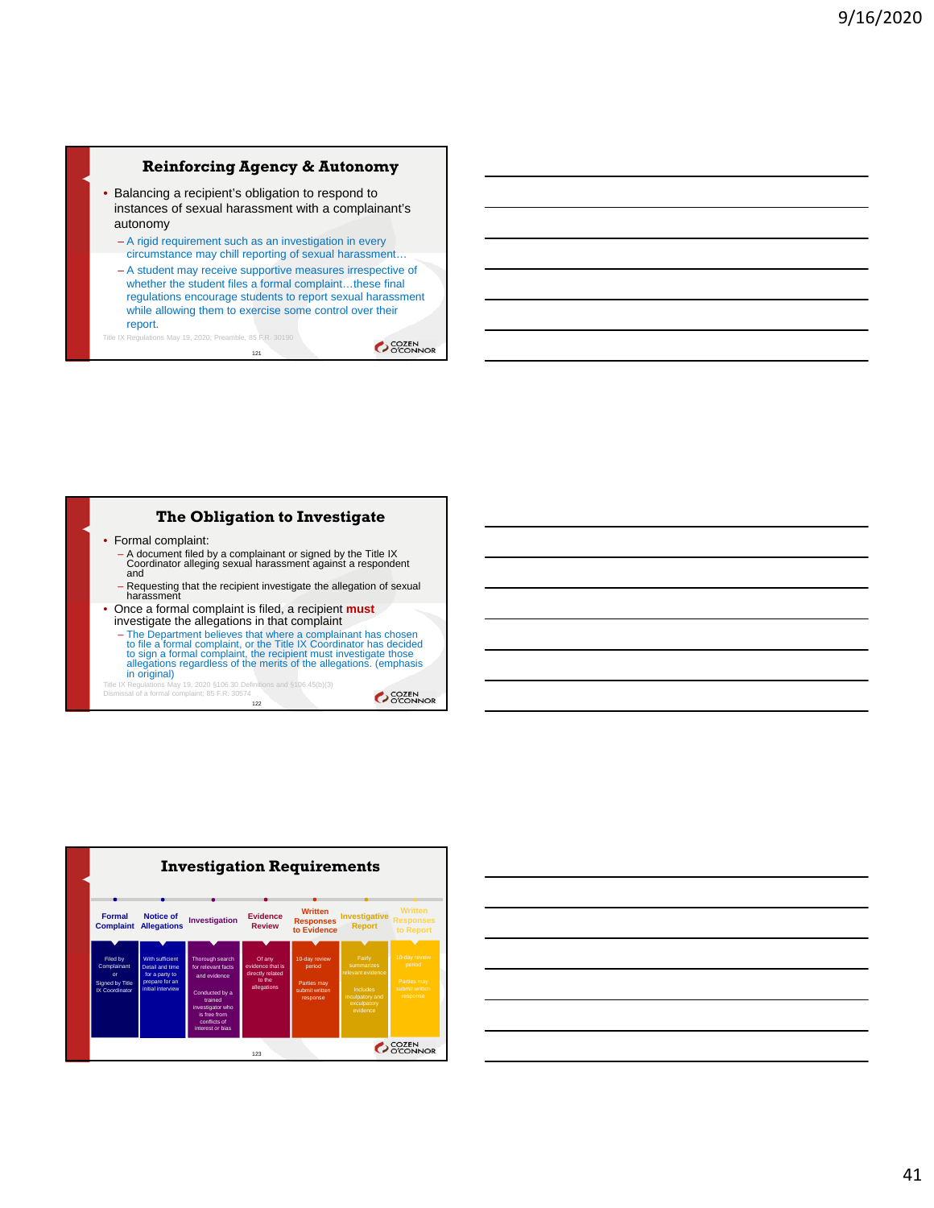## Reinforcing Agency & Autonomy

- Balancing a recipient's obligation to respond to instances of sexual harassment with a complainant's autonomy
  - A rigid requirement such as an investigation in every circumstance may chill reporting of sexual harassment…
  - A student may receive supportive measures irrespective of whether the student files a formal complaint…these final regulations encourage students to report sexual harassment while allowing them to exercise some control over their report.

Title IX Regulations May 19, 2020; Preamble, 85 F.R. 30190

## The Obligation to Investigate

- Formal complaint:
  - A document filed by a complainant or signed by the Title IX Coordinator alleging sexual harassment against a respondent and
  - Requesting that the recipient investigate the allegation of sexual harassment
- Once a formal complaint is filed, a recipient **must** investigate the allegations in that complaint
  - The Department believes that where a complainant has chosen to file a formal complaint, or the Title IX Coordinator has decided to sign a formal complaint, the recipient must investigate those allegations regardless of the merits of the allegations. (emphasis in original)

Title IX Regulations May 19, 2020 §106.30 Definitions and §106.45(b)(3)
Dismissal of a formal complaint; 85 F.R. 30574

## Investigation Requirements

| Formal Complaint | Notice of Allegations | Investigation | Evidence Review | Written Responses to Evidence | Investigative Report | Written Responses to Report |
|---|---|---|---|---|---|---|
| Filed by Complainant or Signed by Title IX Coordinator | With sufficient Detail and time for a party to prepare for an initial interview | Thorough search for relevant facts and evidence. Conducted by a trained investigator who is free from conflicts of interest or bias | Of any evidence that is directly related to the allegations | 10-day review period. Parties may submit written response | Fairly summarizes relevant evidence. Includes inculpatory and exculpatory evidence | 10-day review period. Parties may submit written response |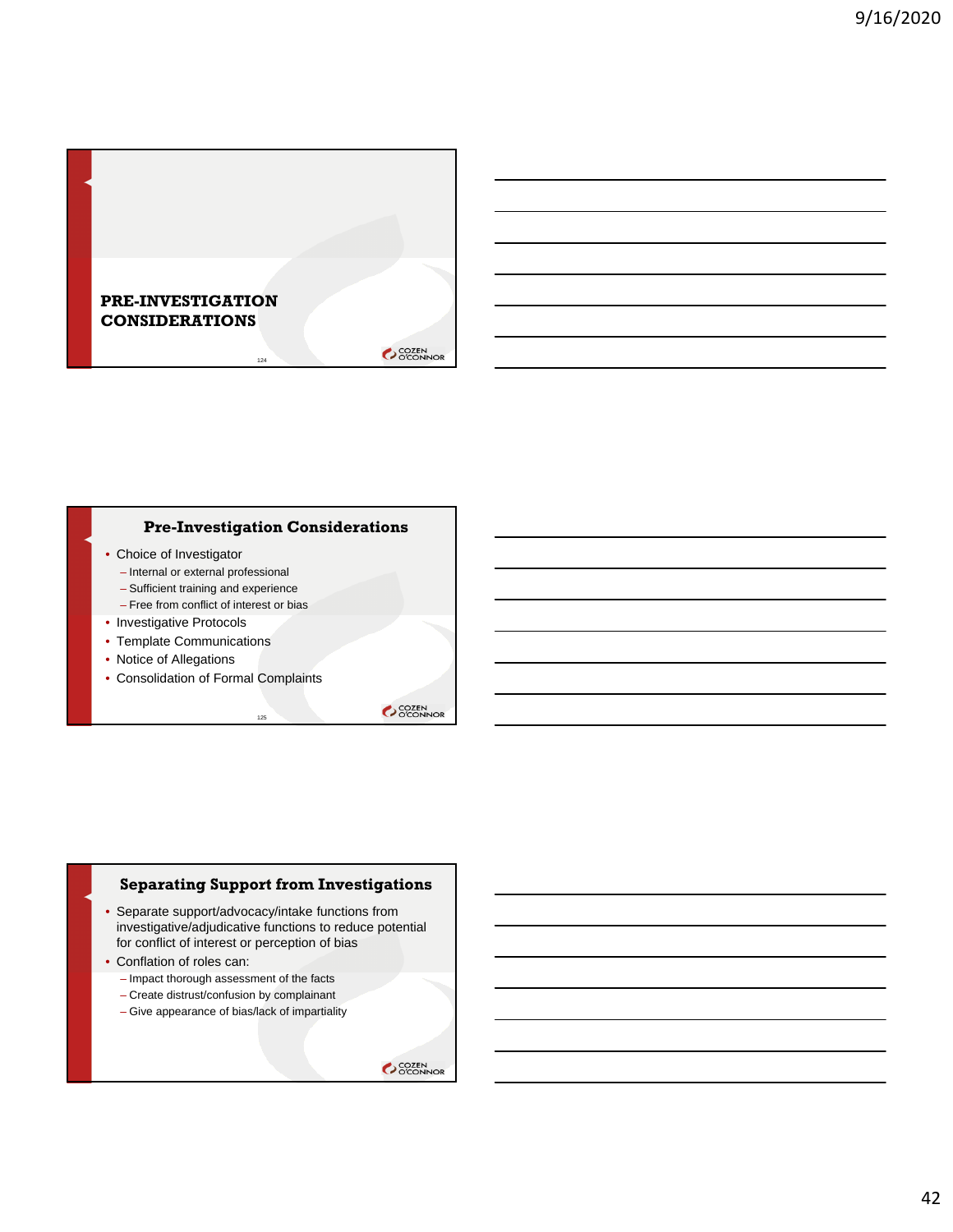## PRE-INVESTIGATION CONSIDERATIONS

## Pre-Investigation Considerations

- Choice of Investigator
  - Internal or external professional
  - Sufficient training and experience
  - Free from conflict of interest or bias
- Investigative Protocols
- Template Communications
- Notice of Allegations
- Consolidation of Formal Complaints

## Separating Support from Investigations

- Separate support/advocacy/intake functions from investigative/adjudicative functions to reduce potential for conflict of interest or perception of bias
- Conflation of roles can:
  - Impact thorough assessment of the facts
  - Create distrust/confusion by complainant
  - Give appearance of bias/lack of impartiality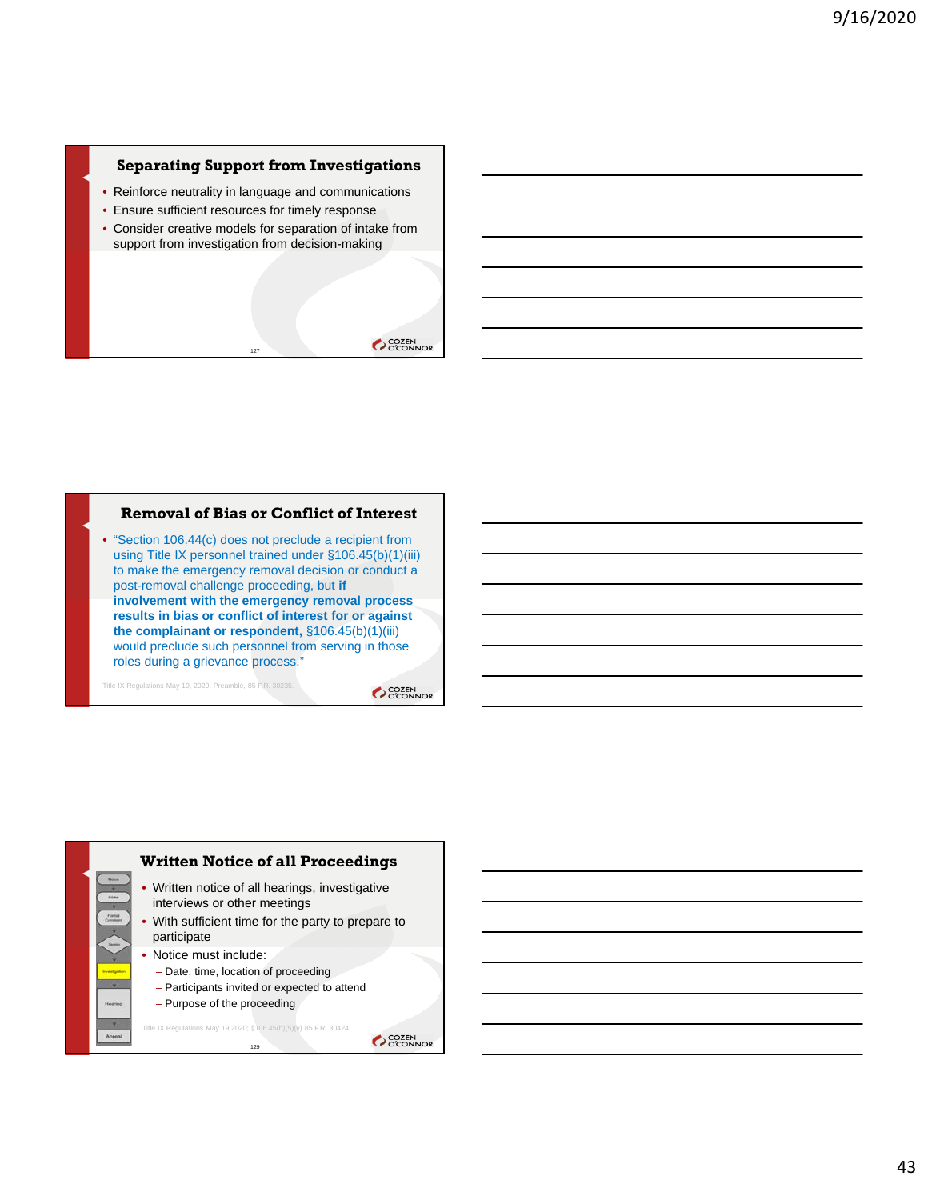## Separating Support from Investigations

- Reinforce neutrality in language and communications
- Ensure sufficient resources for timely response
- Consider creative models for separation of intake from support from investigation from decision-making

## Removal of Bias or Conflict of Interest

- "Section 106.44(c) does not preclude a recipient from using Title IX personnel trained under §106.45(b)(1)(iii) to make the emergency removal decision or conduct a post-removal challenge proceeding, but **if involvement with the emergency removal process results in bias or conflict of interest for or against the complainant or respondent,** §106.45(b)(1)(iii) would preclude such personnel from serving in those roles during a grievance process."

Title IX Regulations May 19, 2020, Preamble, 85 F.R. 30235.

## Written Notice of all Proceedings

- Written notice of all hearings, investigative interviews or other meetings
- With sufficient time for the party to prepare to participate
- Notice must include:
  - Date, time, location of proceeding
  - Participants invited or expected to attend
  - Purpose of the proceeding

Title IX Regulations May 19 2020; §106.45(b)(5)(v) 85 F.R. 30424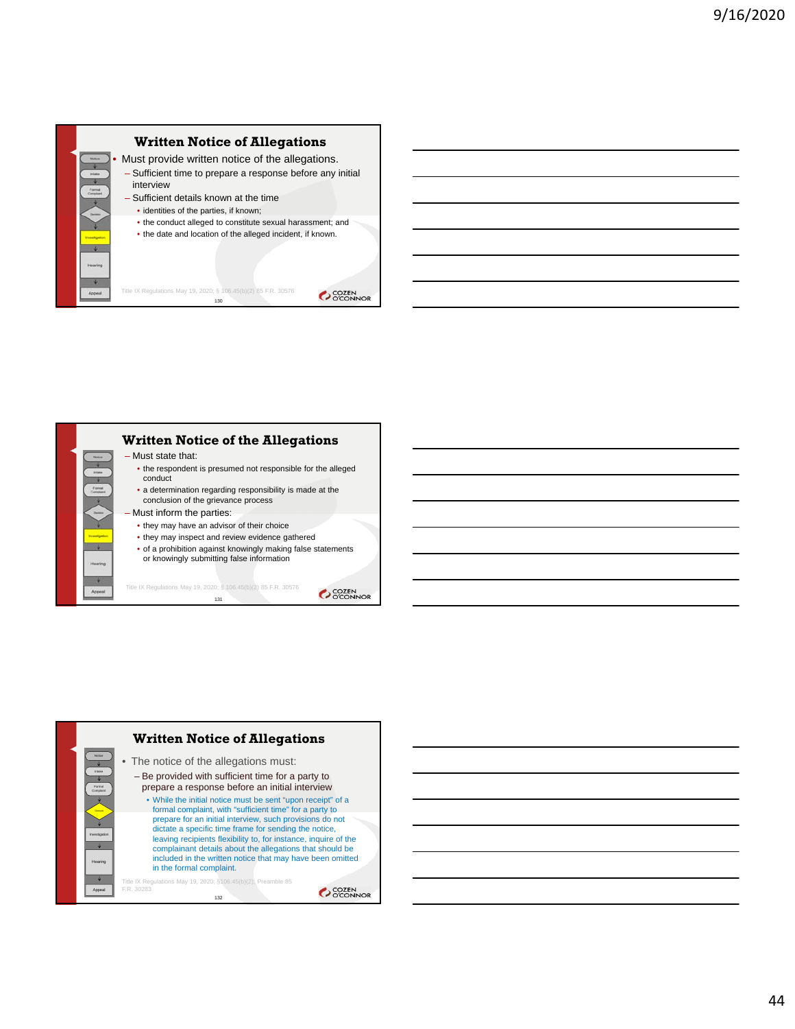## Written Notice of Allegations

- Must provide written notice of the allegations.
  - Sufficient time to prepare a response before any initial interview
  - Sufficient details known at the time
    - identities of the parties, if known;
    - the conduct alleged to constitute sexual harassment; and
    - the date and location of the alleged incident, if known.

Title IX Regulations May 19, 2020; § 106.45(b)(2) 85 F.R. 30576

## Written Notice of the Allegations

- Must state that:
  - the respondent is presumed not responsible for the alleged conduct
  - a determination regarding responsibility is made at the conclusion of the grievance process
- Must inform the parties:
  - they may have an advisor of their choice
  - they may inspect and review evidence gathered
  - of a prohibition against knowingly making false statements or knowingly submitting false information

Title IX Regulations May 19, 2020; § 106.45(b)(2) 85 F.R. 30576

## Written Notice of Allegations

- The notice of the allegations must:
  - Be provided with sufficient time for a party to prepare a response before initial interview
    - While the initial notice must be sent "upon receipt" of a formal complaint, with "sufficient time" for a party to prepare for an initial interview, such provisions do not dictate a specific time frame for sending the notice, leaving recipients flexibility to, for instance, inquire of the complainant details about the allegations that should be included in the written notice that may have been omitted in the formal complaint.

Title IX Regulations May 19, 2020; §106.45(b)(2); Preamble 85 F.R. 30283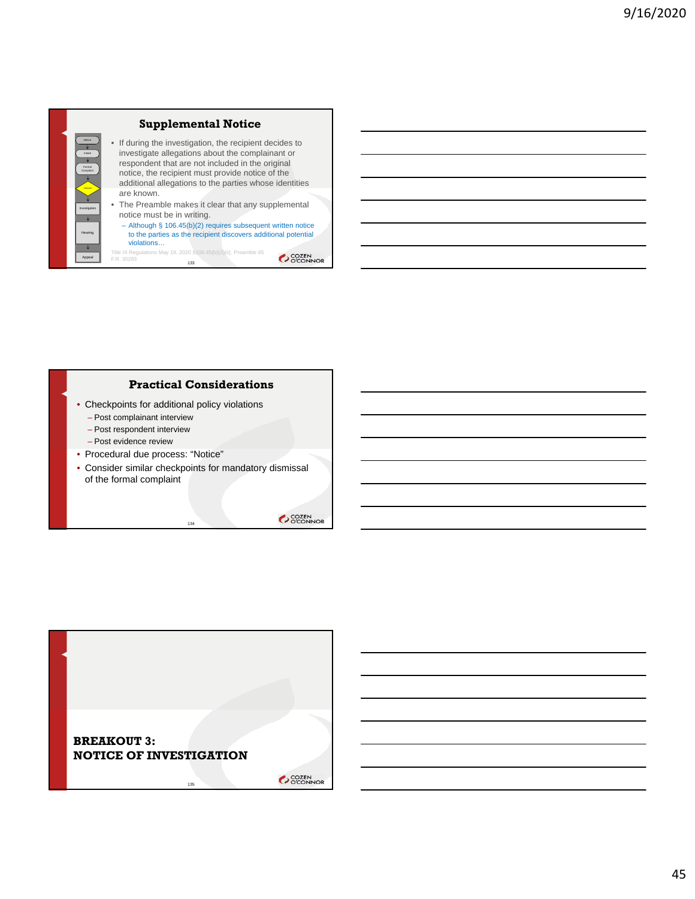## Supplemental Notice

- If during the investigation, the recipient decides to investigate allegations about the complainant or respondent that are not included in the original notice, the recipient must provide notice of the additional allegations to the parties whose identities are known.
- The Preamble makes it clear that any supplemental notice must be in writing.
  - Although § 106.45(b)(2) requires subsequent written notice to the parties as the recipient discovers additional potential violations…

Title IX Regulations May 19, 2020 §106.45(b)(2)(ii); Preamble 85 F.R. 30283

## Practical Considerations

- Checkpoints for additional policy violations
  - Post complainant interview
  - Post respondent interview
  - Post evidence review
- Procedural due process: "Notice"
- Consider similar checkpoints for mandatory dismissal of the formal complaint

## BREAKOUT 3: NOTICE OF INVESTIGATION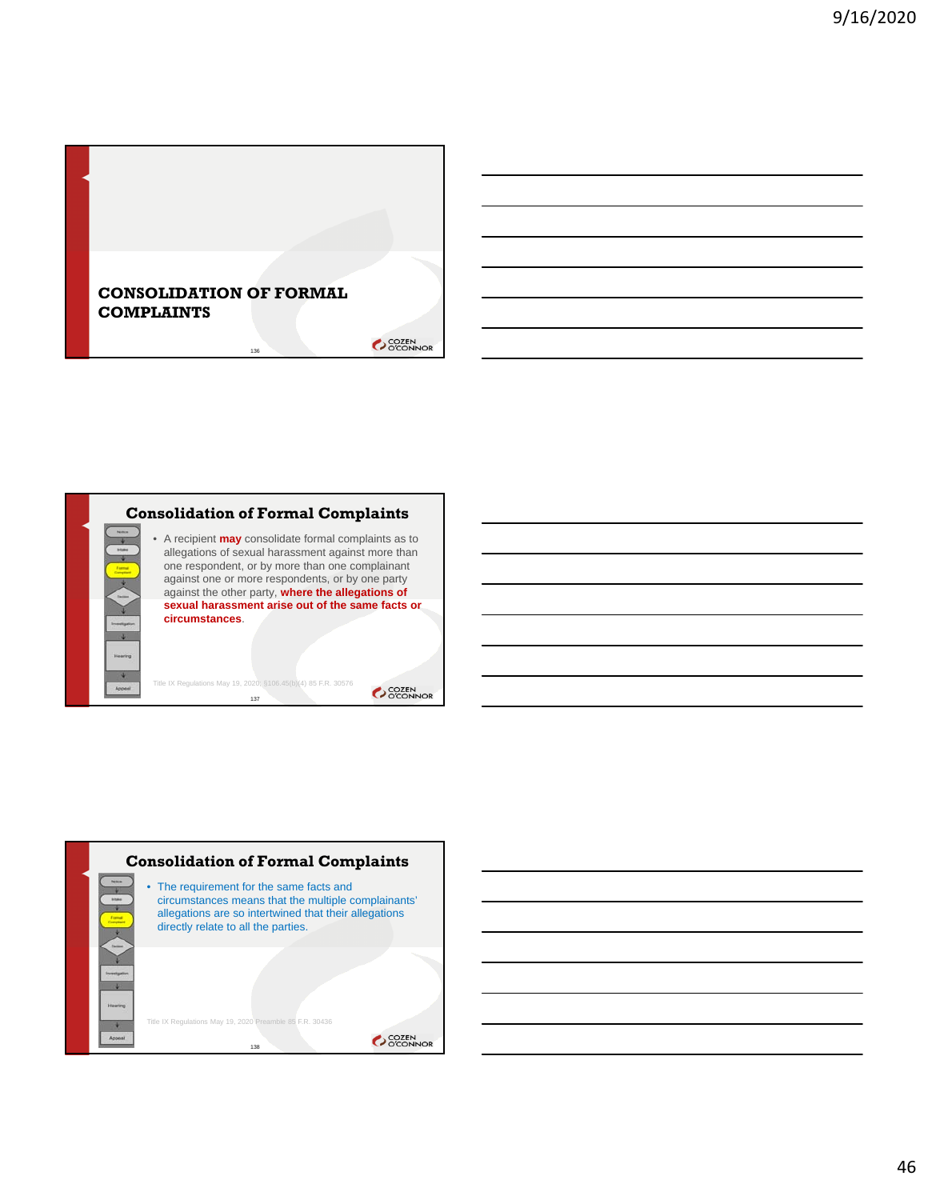## CONSOLIDATION OF FORMAL COMPLAINTS

## Consolidation of Formal Complaints

- A recipient **may** consolidate formal complaints as to allegations of sexual harassment against more than one respondent, or by more than one complainant against one or more respondents, or by one party against the other party, **where the allegations of sexual harassment arise out of the same facts or circumstances**.

Title IX Regulations May 19, 2020; §106.45(b)(4) 85 F.R. 30576

## Consolidation of Formal Complaints

- The requirement for the same facts and circumstances means that the multiple complainants' allegations are so intertwined that their allegations directly relate to all the parties.

Title IX Regulations May 19, 2020 Preamble 85 F.R. 30436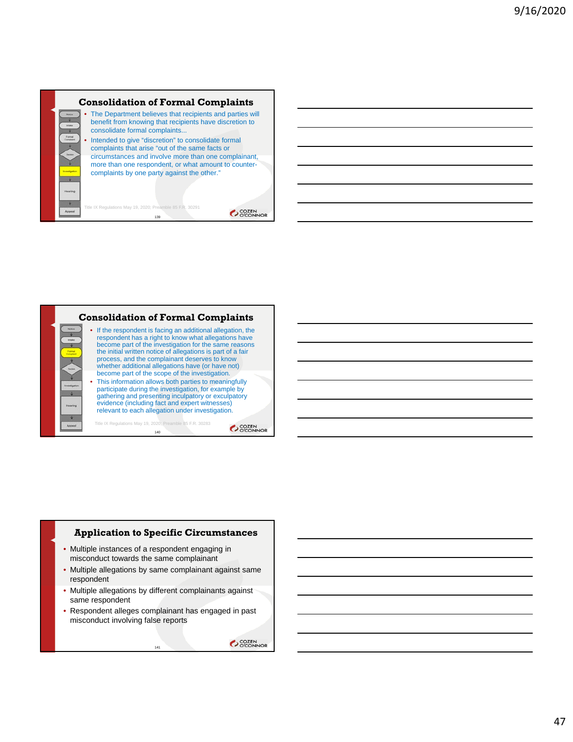## Consolidation of Formal Complaints

- The Department believes that recipients and parties will benefit from knowing that recipients have discretion to consolidate formal complaints...
- Intended to give "discretion" to consolidate formal complaints that arise "out of the same facts or circumstances and involve more than one complainant, more than one respondent, or what amount to counter-complaints by one party against the other."

Title IX Regulations May 19, 2020; Preamble 85 F.R. 30291

## Consolidation of Formal Complaints

- If the respondent is facing an additional allegation, the respondent has a right to know what allegations have become part of the investigation for the same reasons the initial written notice of allegations is part of a fair process, and the complainant deserves to know whether additional allegations have (or have not) become part of the scope of the investigation.
- This information allows both parties to meaningfully participate during the investigation, for example by gathering and presenting inculpatory or exculpatory evidence (including fact and expert witnesses) relevant to each allegation under investigation.

Title IX Regulations May 19, 2020; Preamble 85 F.R. 30283

## Application to Specific Circumstances

- Multiple instances of a respondent engaging in misconduct towards the same complainant
- Multiple allegations by same complainant against same respondent
- Multiple allegations by different complainants against same respondent
- Respondent alleges complainant has engaged in past misconduct involving false reports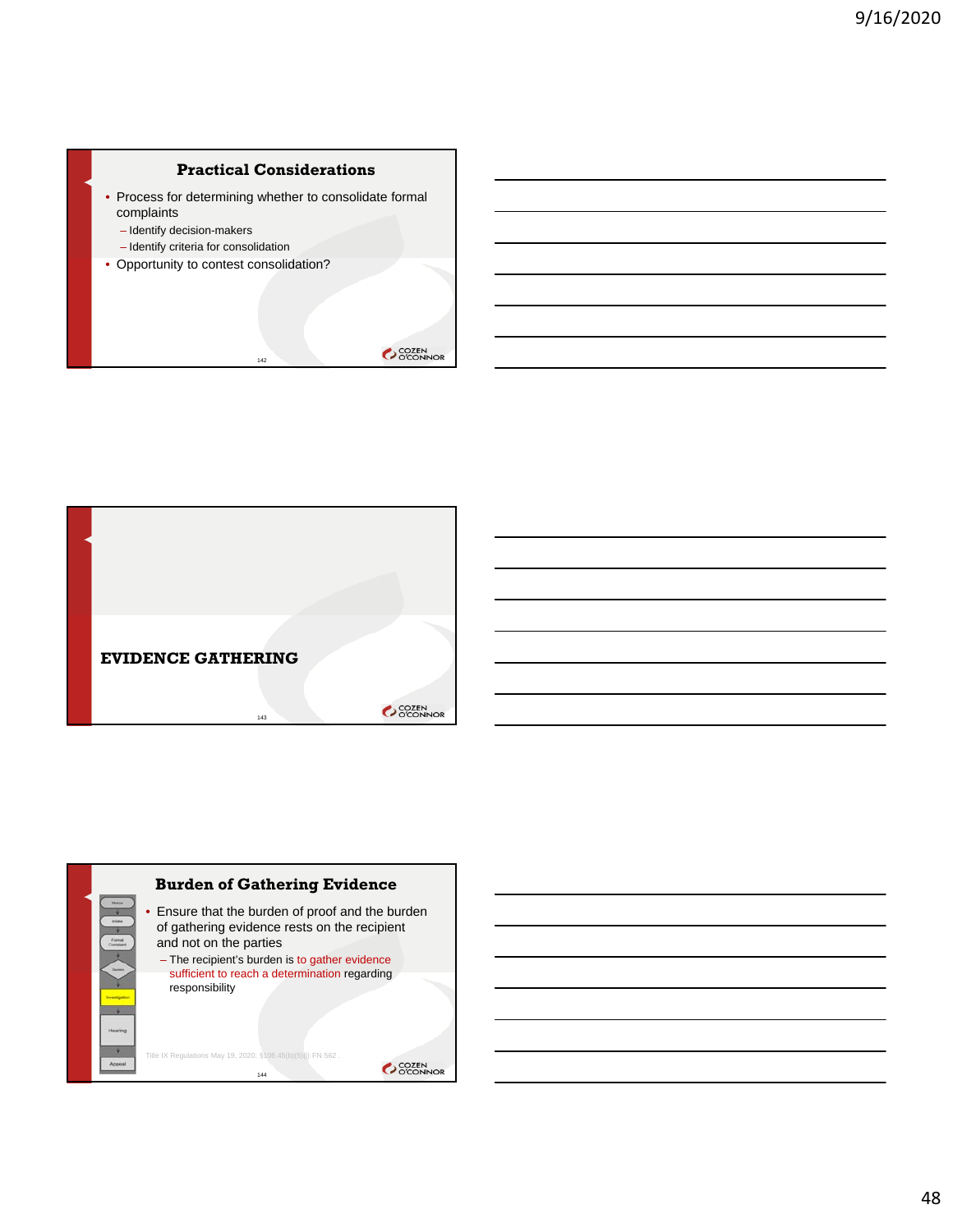## Practical Considerations

- Process for determining whether to consolidate formal complaints
  - Identify decision-makers
  - Identify criteria for consolidation
- Opportunity to contest consolidation?

## EVIDENCE GATHERING

## Burden of Gathering Evidence

- Ensure that the burden of proof and the burden of gathering evidence rests on the recipient and not on the parties
  - The recipient's burden is to gather evidence sufficient to reach a determination regarding responsibility

Title IX Regulations May 19, 2020; §106.45(b)(5)(i) FN 562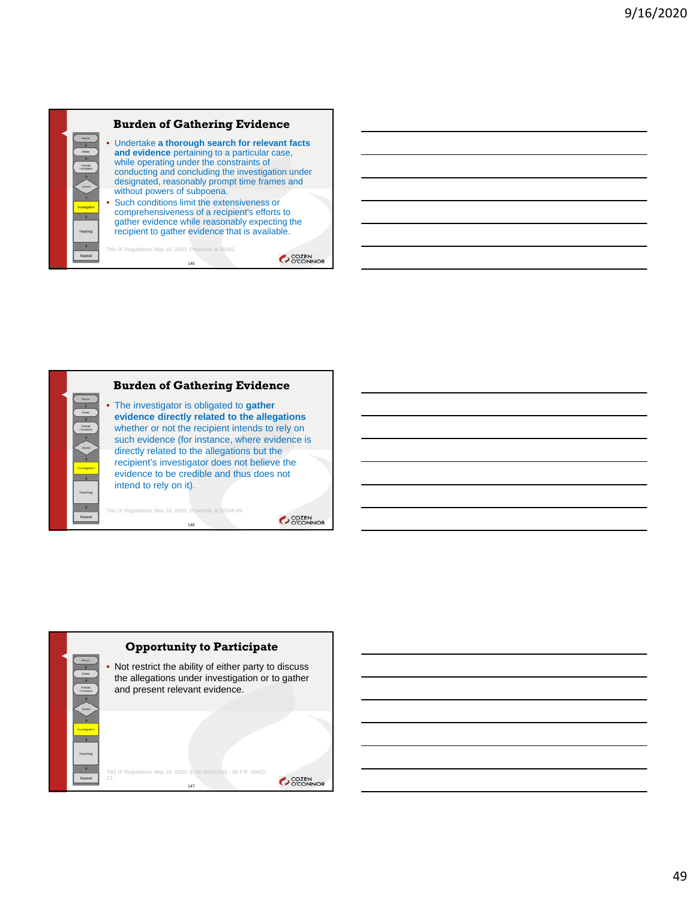## Burden of Gathering Evidence

- Undertake **a thorough search for relevant facts and evidence** pertaining to a particular case, while operating under the constraints of conducting and concluding the investigation under designated, reasonably prompt time frames and without powers of subpoena.
- Such conditions limit the extensiveness or comprehensiveness of a recipient's efforts to gather evidence while reasonably expecting the recipient to gather evidence that is available.

Title IX Regulations May 19, 2020; Preamble at 30292.

## Burden of Gathering Evidence

- The investigator is obligated to **gather evidence directly related to the allegations** whether or not the recipient intends to rely on such evidence (for instance, where evidence is directly related to the allegations but the recipient's investigator does not believe the evidence to be credible and thus does not intend to rely on it).

Title IX Regulations May 19, 2020; Preamble at 30248-49.

## Opportunity to Participate

- Not restrict the ability of either party to discuss the allegations under investigation or to gather and present relevant evidence.

Title IX Regulations May 19, 2020; §106.45(b)(5)(iii) ; 85 F.R. 30422-23.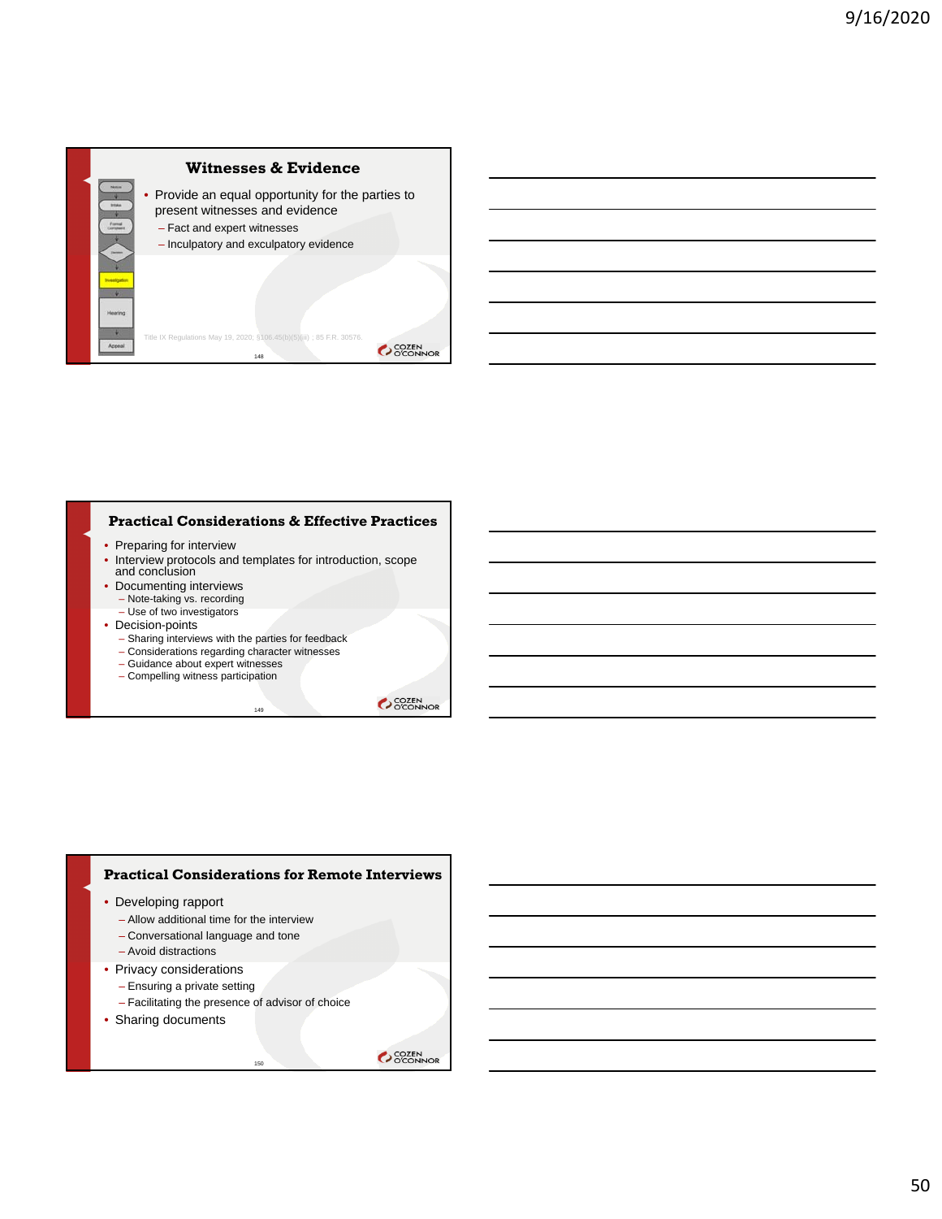## Witnesses & Evidence

- Provide an equal opportunity for the parties to present witnesses and evidence
  - Fact and expert witnesses
  - Inculpatory and exculpatory evidence

Title IX Regulations May 19, 2020; §106.45(b)(5)(ii) ; 85 F.R. 30576.

## Practical Considerations & Effective Practices

- Preparing for interview
- Interview protocols and templates for introduction, scope and conclusion
- Documenting interviews
  - Note-taking vs. recording
  - Use of two investigators
- Decision-points
  - Sharing interviews with the parties for feedback
  - Considerations regarding character witnesses
  - Guidance about expert witnesses
  - Compelling witness participation

## Practical Considerations for Remote Interviews

- Developing rapport
  - Allow additional time for the interview
  - Conversational language and tone
  - Avoid distractions
- Privacy considerations
  - Ensuring a private setting
  - Facilitating the presence of advisor of choice
- Sharing documents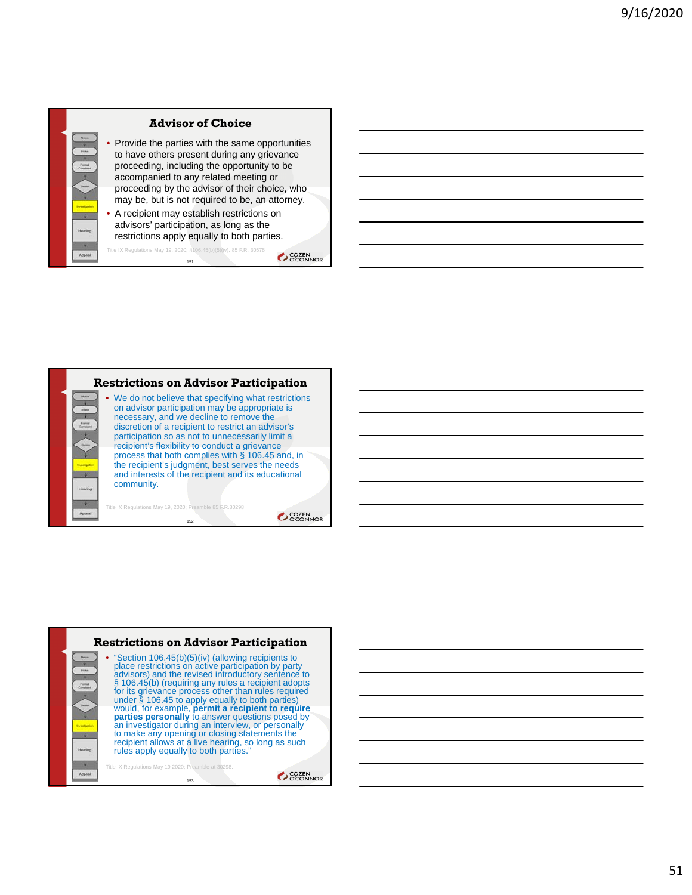## Advisor of Choice

- Provide the parties with the same opportunities to have others present during any grievance proceeding, including the opportunity to be accompanied to any related meeting or proceeding by the advisor of their choice, who may be, but is not required to be, an attorney.
- A recipient may establish restrictions on advisors' participation, as long as the restrictions apply equally to both parties.

Title IX Regulations May 19, 2020; §106.45(b)(5)(iv). 85 F.R. 30576

## Restrictions on Advisor Participation

- We do not believe that specifying what restrictions on advisor participation may be appropriate is necessary, and we decline to remove the discretion of a recipient to restrict an advisor's participation so as not to unnecessarily limit a recipient's flexibility to conduct a grievance process that both complies with § 106.45 and, in the recipient's judgment, best serves the needs and interests of the recipient and its educational community.

Title IX Regulations May 19, 2020; Preamble 85 F.R.30298

## Restrictions on Advisor Participation

- "Section 106.45(b)(5)(iv) (allowing recipients to place restrictions on active participation by party advisors) and the revised introductory sentence to § 106.45(b) (requiring any rules a recipient adopts for its grievance process other than rules required under § 106.45 to apply equally to both parties) would, for example, **permit a recipient to require parties personally** to answer questions posed by an investigator during an interview, or personally to make any opening or closing statements the recipient allows at a live hearing, so long as such rules apply equally to both parties."

Title IX Regulations May 19 2020; Preamble at 30298.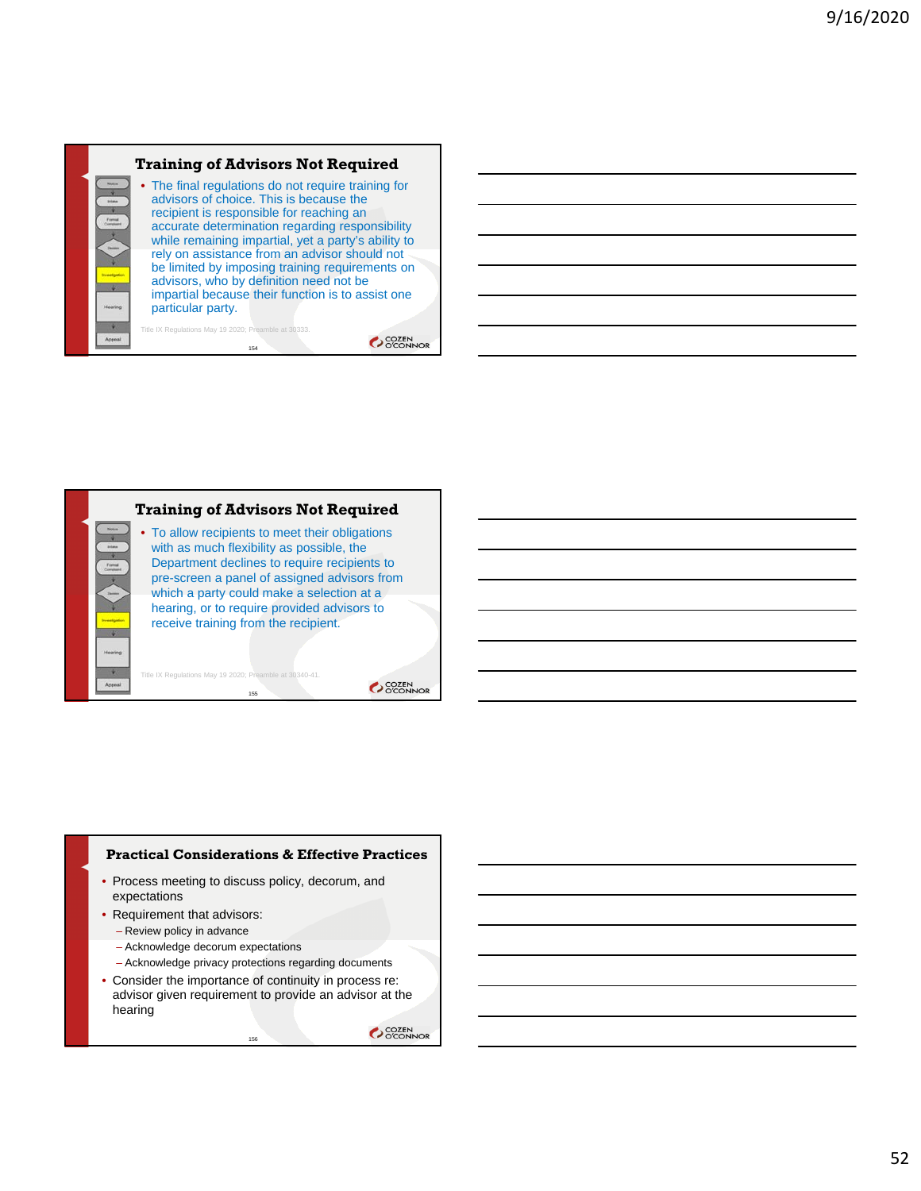## Training of Advisors Not Required

- The final regulations do not require training for advisors of choice. This is because the recipient is responsible for reaching an accurate determination regarding responsibility while remaining impartial, yet a party's ability to rely on assistance from an advisor should not be limited by imposing training requirements on advisors, who by definition need not be impartial because their function is to assist one particular party.

Title IX Regulations May 19 2020; Preamble at 30333.

## Training of Advisors Not Required

- To allow recipients to meet their obligations with as much flexibility as possible, the Department declines to require recipients to pre-screen a panel of assigned advisors from which a party could make a selection at a hearing, or to require provided advisors to receive training from the recipient.

Title IX Regulations May 19 2020; Preamble at 30340-41.

## Practical Considerations & Effective Practices

- Process meeting to discuss policy, decorum, and expectations
- Requirement that advisors:
  - Review policy in advance
  - Acknowledge decorum expectations
  - Acknowledge privacy protections regarding documents
- Consider the importance of continuity in process re: advisor given requirement to provide an advisor at the hearing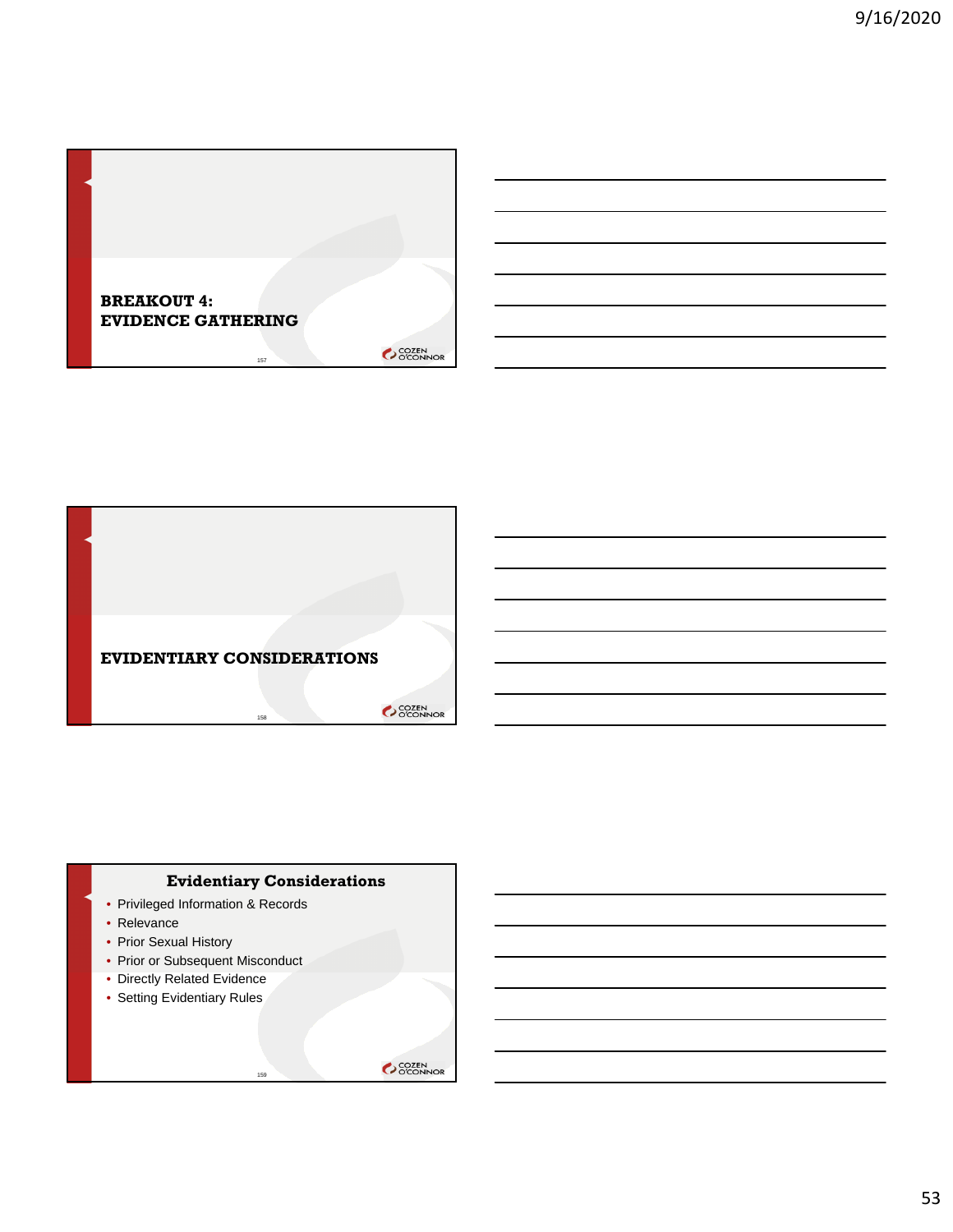## BREAKOUT 4:
## EVIDENCE GATHERING

## EVIDENTIARY CONSIDERATIONS

### Evidentiary Considerations

- Privileged Information & Records
- Relevance
- Prior Sexual History
- Prior or Subsequent Misconduct
- Directly Related Evidence
- Setting Evidentiary Rules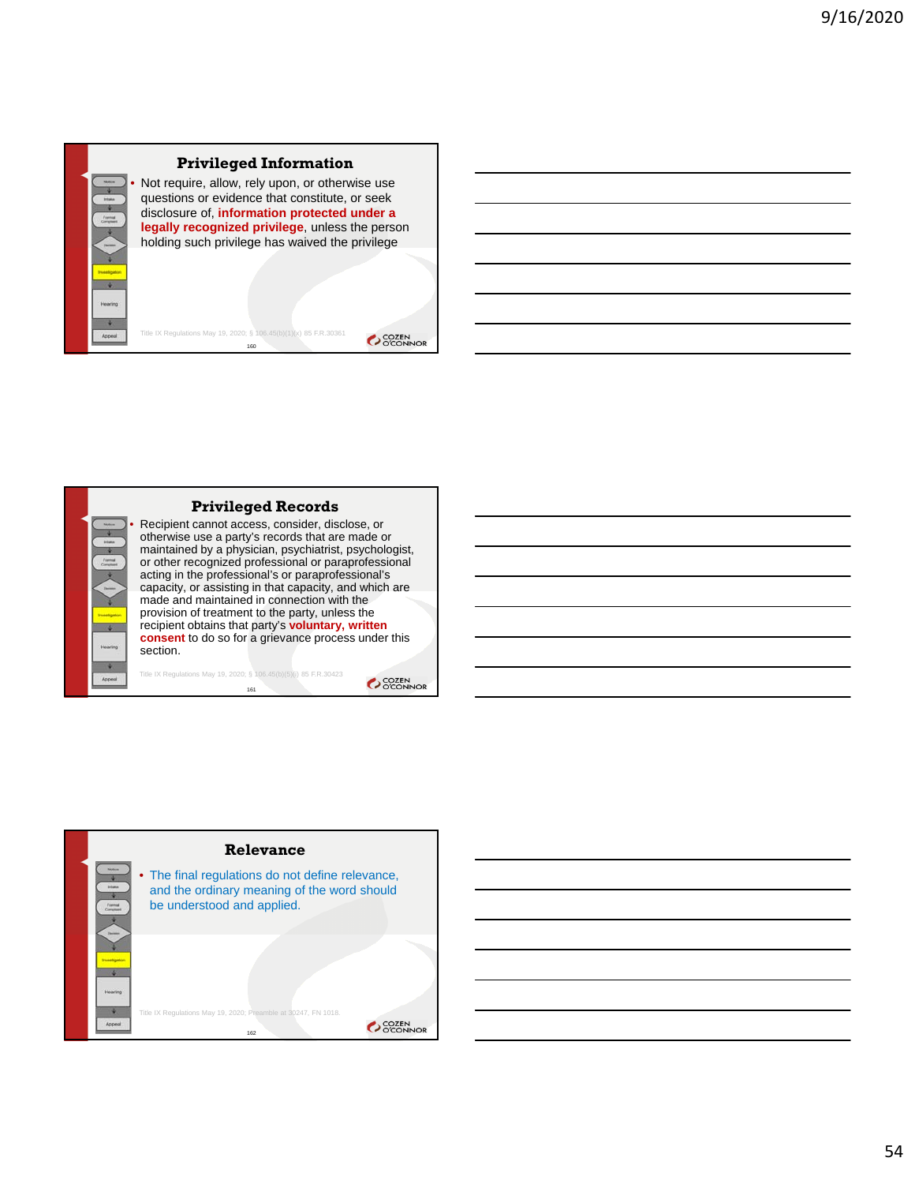## Privileged Information

- Not require, allow, rely upon, or otherwise use questions or evidence that constitute, or seek disclosure of, **information protected under a legally recognized privilege**, unless the person holding such privilege has waived the privilege

Title IX Regulations May 19, 2020; § 106.45(b)(1)(x) 85 F.R.30361

## Privileged Records

- Recipient cannot access, consider, disclose, or otherwise use a party's records that are made or maintained by a physician, psychiatrist, psychologist, or other recognized professional or paraprofessional acting in the professional's or paraprofessional's capacity, or assisting in that capacity, and which are made and maintained in connection with the provision of treatment to the party, unless the recipient obtains that party's **voluntary, written consent** to do so for a grievance process under this section.

Title IX Regulations May 19, 2020; § 106.45(b)(5)(i) 85 F.R.30423

## Relevance

- The final regulations do not define relevance, and the ordinary meaning of the word should be understood and applied.

Title IX Regulations May 19, 2020; Preamble at 30247, FN 1018.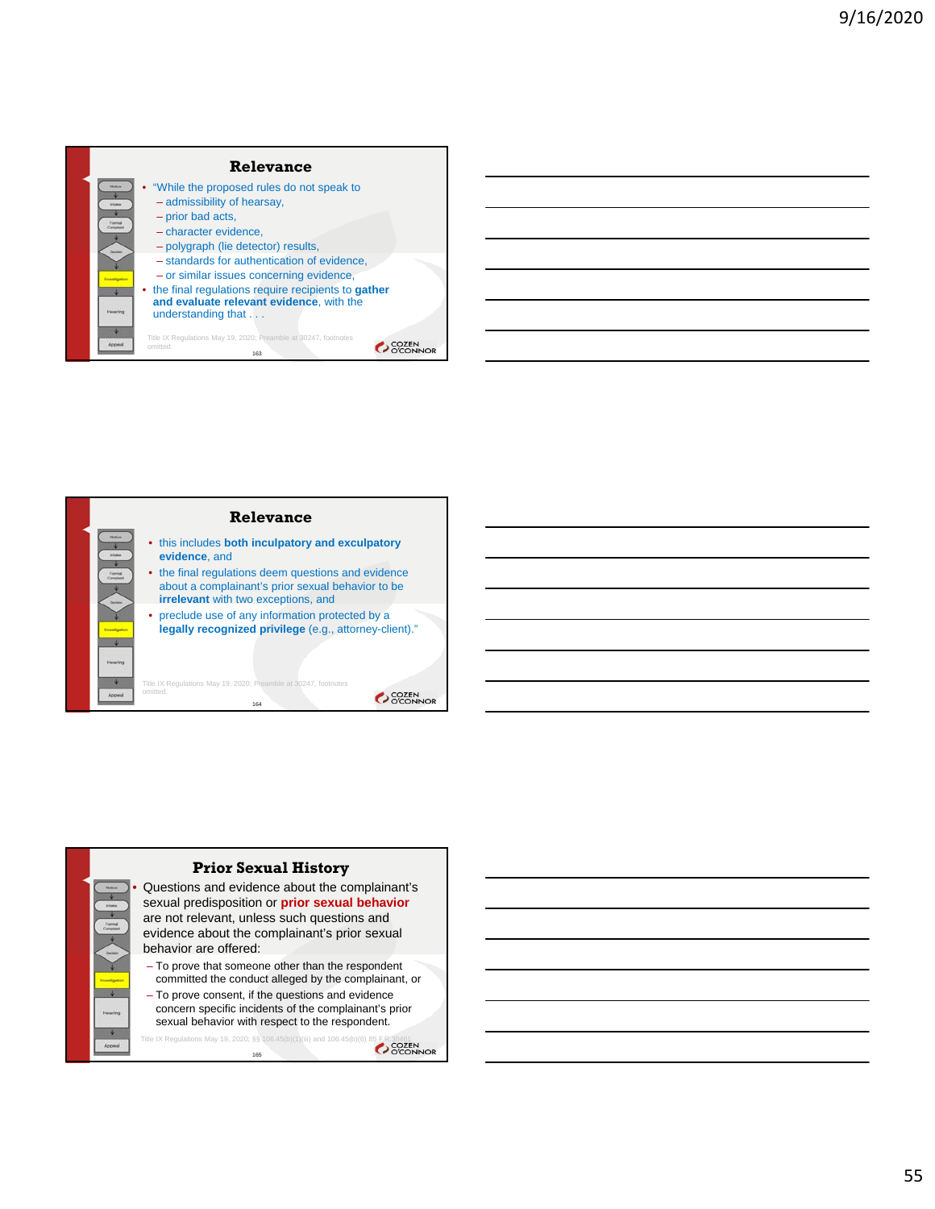## Relevance

- "While the proposed rules do not speak to
  - admissibility of hearsay,
  - prior bad acts,
  - character evidence,
  - polygraph (lie detector) results,
  - standards for authentication of evidence,
  - or similar issues concerning evidence,
- the final regulations require recipients to **gather and evaluate relevant evidence**, with the understanding that . . .

Title IX Regulations May 19, 2020; Preamble at 30247, footnotes omitted.

## Relevance

- this includes **both inculpatory and exculpatory evidence**, and
- the final regulations deem questions and evidence about a complainant's prior sexual behavior to be **irrelevant** with two exceptions, and
- preclude use of any information protected by a **legally recognized privilege** (e.g., attorney-client)."

Title IX Regulations May 19, 2020; Preamble at 30247, footnotes omitted.

## Prior Sexual History

- Questions and evidence about the complainant's sexual predisposition or **prior sexual behavior** are not relevant, unless such questions and evidence about the complainant's prior sexual behavior are offered:
  - To prove that someone other than the respondent committed the conduct alleged by the complainant, or
  - To prove consent, if the questions and evidence concern specific incidents of the complainant's prior sexual behavior with respect to the respondent.

Title IX Regulations May 19, 2020; §§ 106.45(b)(1)(iii) and 106.45(b)(6) 85 FR 30451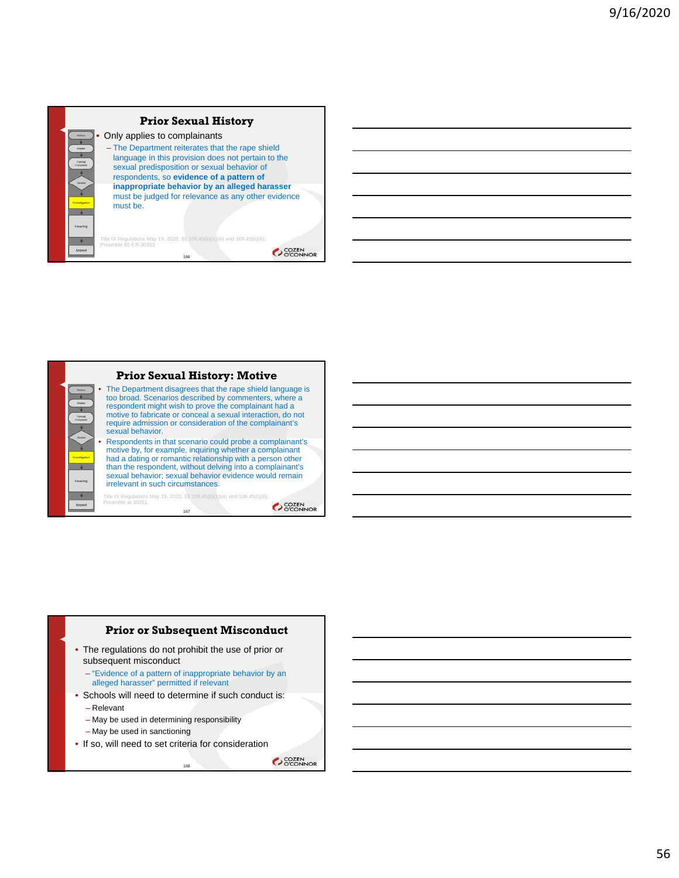## Prior Sexual History

- Only applies to complainants
  - The Department reiterates that the rape shield language in this provision does not pertain to the sexual predisposition or sexual behavior of respondents, so **evidence of a pattern of inappropriate behavior by an alleged harasser** must be judged for relevance as any other evidence must be.

Title IX Regulations May 19, 2020; §§ 106.45(b)(1)(iii) and 106.45(b)(6); Preamble 85 F.R.30353

## Prior Sexual History: Motive

- The Department disagrees that the rape shield language is too broad. Scenarios described by commenters, where a respondent might wish to prove the complainant had a motive to fabricate or conceal a sexual interaction, do not require admission or consideration of the complainant's sexual behavior.
- Respondents in that scenario could probe a complainant's motive by, for example, inquiring whether a complainant had a dating or romantic relationship with a person other than the respondent, without delving into a complainant's sexual behavior; sexual behavior evidence would remain irrelevant in such circumstances.

Title IX Regulations May 19, 2020; §§ 106.45(b)(1)(iii) and 106.45(b)(6); Preamble at 30351.

## Prior or Subsequent Misconduct

- The regulations do not prohibit the use of prior or subsequent misconduct
  - "Evidence of a pattern of inappropriate behavior by an alleged harasser" permitted if relevant
- Schools will need to determine if such conduct is:
  - Relevant
  - May be used in determining responsibility
  - May be used in sanctioning
- If so, will need to set criteria for consideration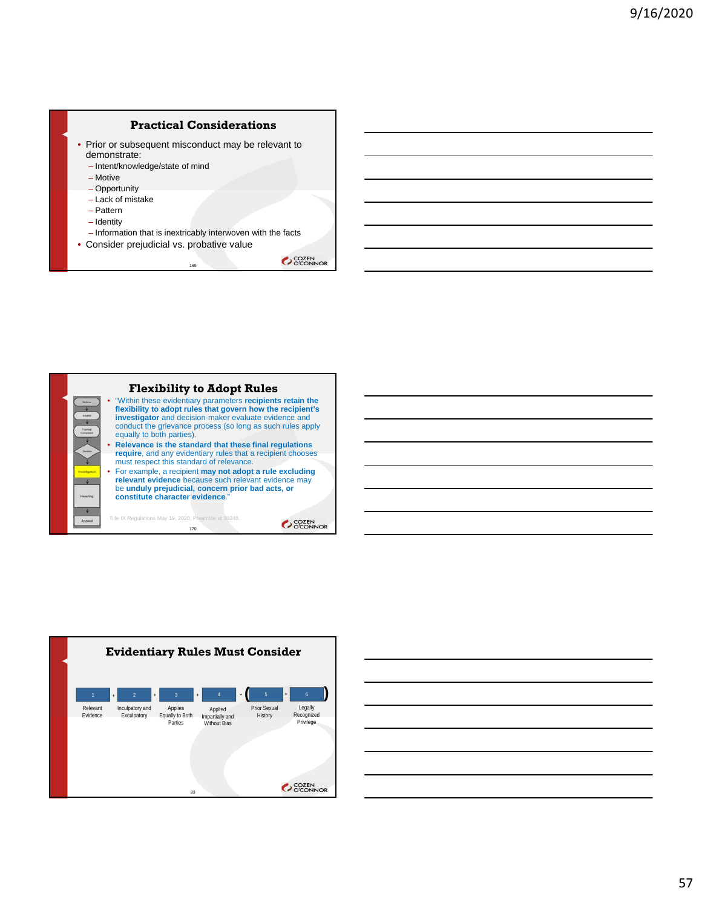## Practical Considerations

- Prior or subsequent misconduct may be relevant to demonstrate:
  - Intent/knowledge/state of mind
  - Motive
  - Opportunity
  - Lack of mistake
  - Pattern
  - Identity
  - Information that is inextricably interwoven with the facts
- Consider prejudicial vs. probative value

## Flexibility to Adopt Rules

- "Within these evidentiary parameters **recipients retain the flexibility to adopt rules that govern how the recipient's investigator** and decision-maker evaluate evidence and conduct the grievance process (so long as such rules apply equally to both parties).
- **Relevance is the standard that these final regulations require**, and any evidentiary rules that a recipient chooses must respect this standard of relevance.
- For example, a recipient **may not adopt a rule excluding relevant evidence** because such relevant evidence may be **unduly prejudicial, concern prior bad acts, or constitute character evidence**."

Title IX Regulations May 19, 2020; Preamble at 30248.

## Evidentiary Rules Must Consider

1 Relevant Evidence + 2 Inculpatory and Exculpatory + 3 Applies Equally to Both Parties + 4 Applied Impartially and Without Bias - ( 5 Prior Sexual History + 6 Legally Recognized Privilege )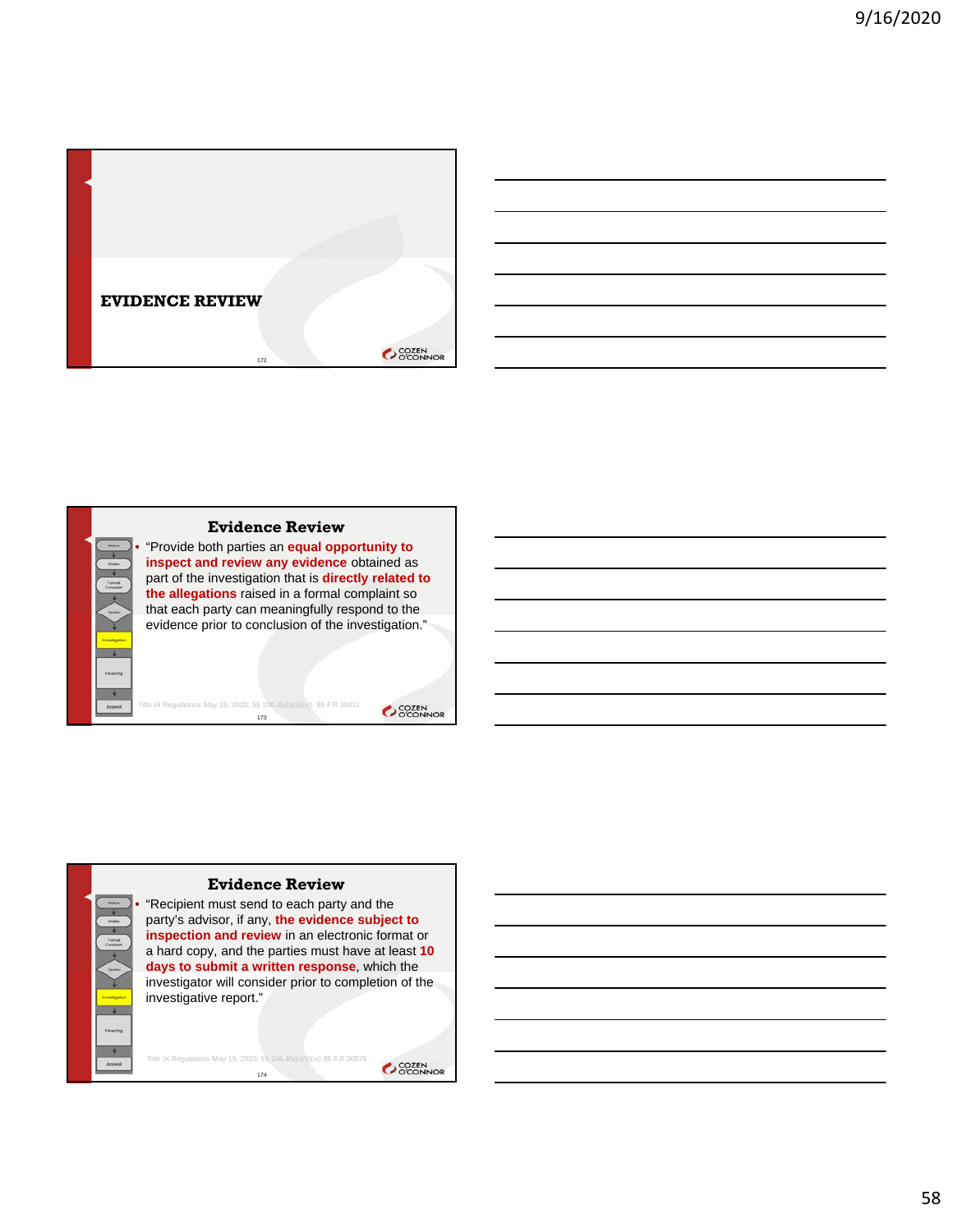## EVIDENCE REVIEW

## Evidence Review

- "Provide both parties an **equal opportunity to inspect and review any evidence** obtained as part of the investigation that is **directly related to the allegations** raised in a formal complaint so that each party can meaningfully respond to the evidence prior to conclusion of the investigation."

Title IX Regulations May 19, 2020; §§ 106.45(b)(5)(vi), 85 F.R.30411

## Evidence Review

- "Recipient must send to each party and the party's advisor, if any, **the evidence subject to inspection and review** in an electronic format or a hard copy, and the parties must have at least **10 days to submit a written response**, which the investigator will consider prior to completion of the investigative report."

Title IX Regulations May 19, 2020; §§ 106.45(b)(5)(vi) 85 F.R.30576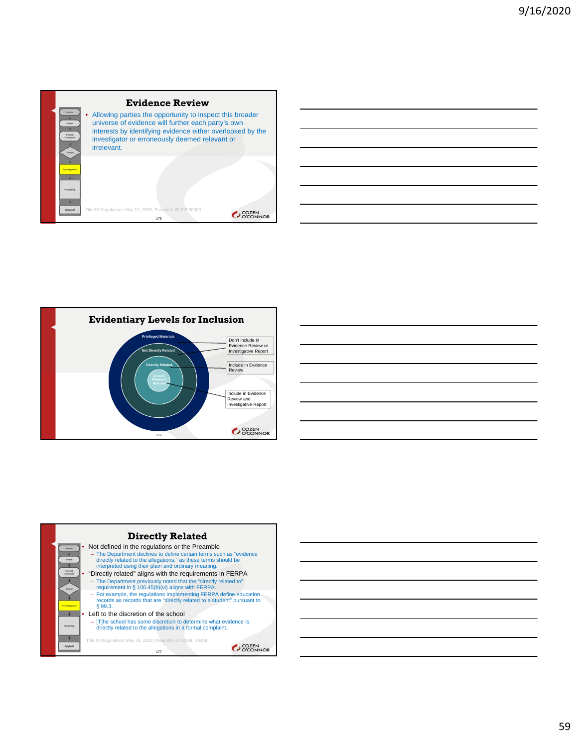## Evidence Review

- Allowing parties the opportunity to inspect this broader universe of evidence will further each party's own interests by identifying evidence either overlooked by the investigator or erroneously deemed relevant or irrelevant.

Title IX Regulations May 19, 2020, Preamble 85 F.R.30303

## Evidentiary Levels for Inclusion

- Privileged Materials — Don't include in Evidence Review or Investigative Report
- Not Directly Related — Don't include in Evidence Review or Investigative Report
- Directly Related — Include in Evidence Review
- Directly Related & Relevant — Include in Evidence Review and Investigative Report

## Directly Related

- Not defined in the regulations or the Preamble
  - The Department declines to define certain terms such as "evidence directly related to the allegations," as these terms should be interpreted using their plain and ordinary meaning.
- "Directly related" aligns with the requirements in FERPA
  - The Department previously noted that the "directly related to" requirement in § 106.45(b)(vi) aligns with FERPA.
  - For example, the regulations implementing FERPA define education records as records that are "directly related to a student" pursuant to § 99.3.
- Left to the discretion of the school
  - [T]he school has some discretion to determine what evidence is directly related to the allegations in a formal complaint.

Title IX Regulations May 19, 2020; Preamble at 30304, 30428.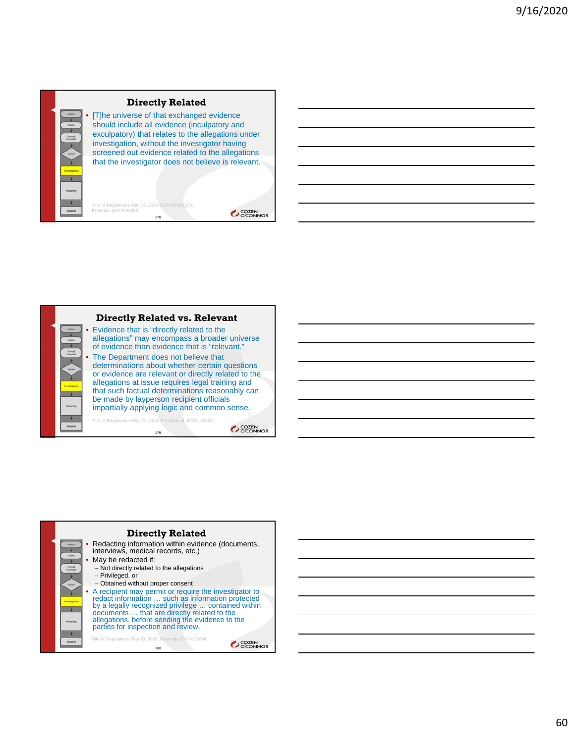## Directly Related

- [T]he universe of that exchanged evidence should include all evidence (inculpatory and exculpatory) that relates to the allegations under investigation, without the investigator having screened out evidence related to the allegations that the investigator does not believe is relevant.

Title IX Regulations May 19, 2020 §106.45(b)(5)(vi); Preamble 85 F.R.30304

## Directly Related vs. Relevant

- Evidence that is "directly related to the allegations" may encompass a broader universe of evidence than evidence that is "relevant."
- The Department does not believe that determinations about whether certain questions or evidence are relevant or directly related to the allegations at issue requires legal training and that such factual determinations reasonably can be made by layperson recipient officials impartially applying logic and common sense.

Title IX Regulations May 19, 2020; Preamble at 30304, 30321.

## Directly Related

- Redacting information within evidence (documents, interviews, medical records, etc.)
- May be redacted if:
  - Not directly related to the allegations
  - Privileged, or
  - Obtained without proper consent
- A recipient may permit or require the investigator to redact information … such as information protected by a legally recognized privilege … contained within documents … that are directly related to the allegations, before sending the evidence to the parties for inspection and review.

Title IX Regulations May 19, 2020; Preamble 85 F.R.30304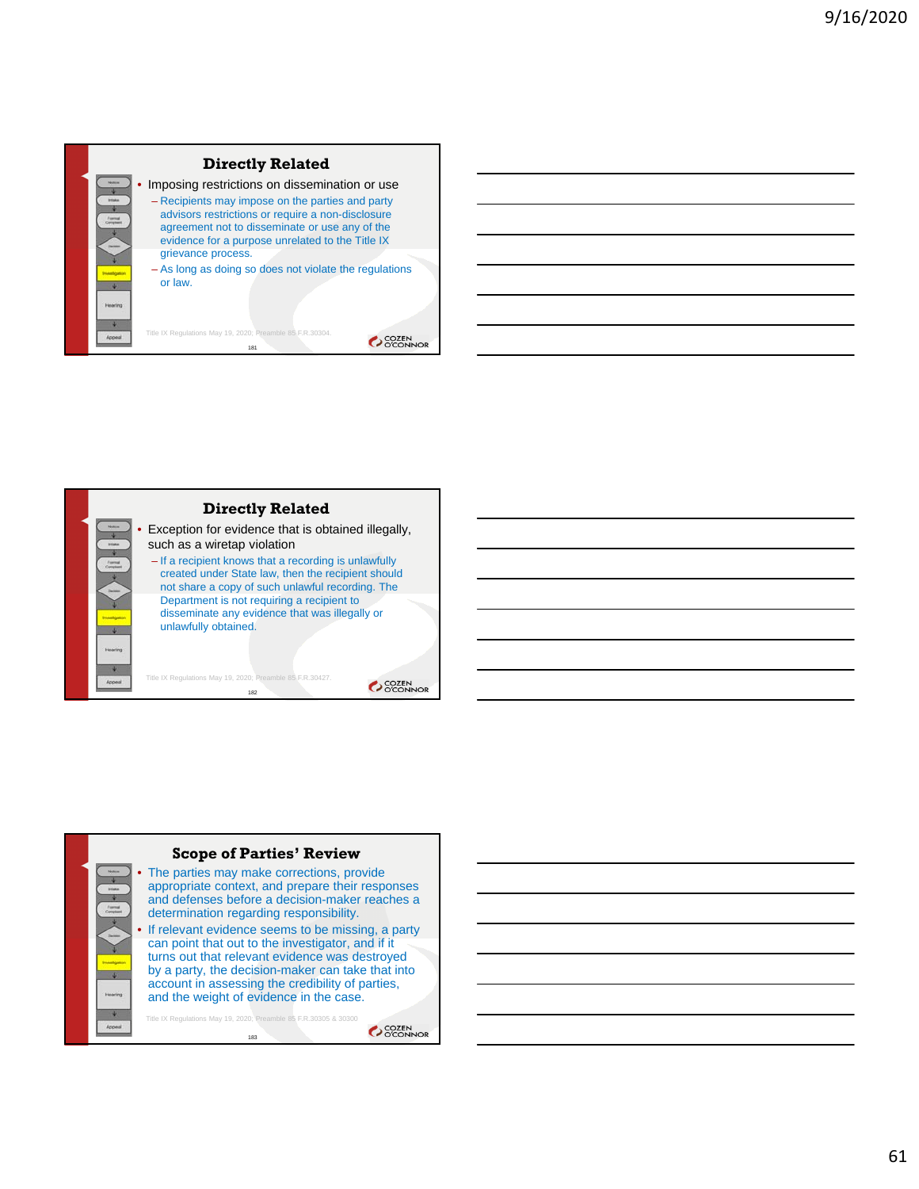## Directly Related

- Imposing restrictions on dissemination or use
  - Recipients may impose on the parties and party advisors restrictions or require a non-disclosure agreement not to disseminate or use any of the evidence for a purpose unrelated to the Title IX grievance process.
  - As long as doing so does not violate the regulations or law.

Title IX Regulations May 19, 2020; Preamble 85 F.R.30304.

## Directly Related

- Exception for evidence that is obtained illegally, such as a wiretap violation
  - If a recipient knows that a recording is unlawfully created under State law, then the recipient should not share a copy of such unlawful recording. The Department is not requiring a recipient to disseminate any evidence that was illegally or unlawfully obtained.

Title IX Regulations May 19, 2020; Preamble 85 F.R.30427.

## Scope of Parties' Review

- The parties may make corrections, provide appropriate context, and prepare their responses and defenses before a decision-maker reaches a determination regarding responsibility.
- If relevant evidence seems to be missing, a party can point that out to the investigator, and if it turns out that relevant evidence was destroyed by a party, the decision-maker can take that into account in assessing the credibility of parties, and the weight of evidence in the case.

Title IX Regulations May 19, 2020; Preamble 85 F.R.30305 & 30300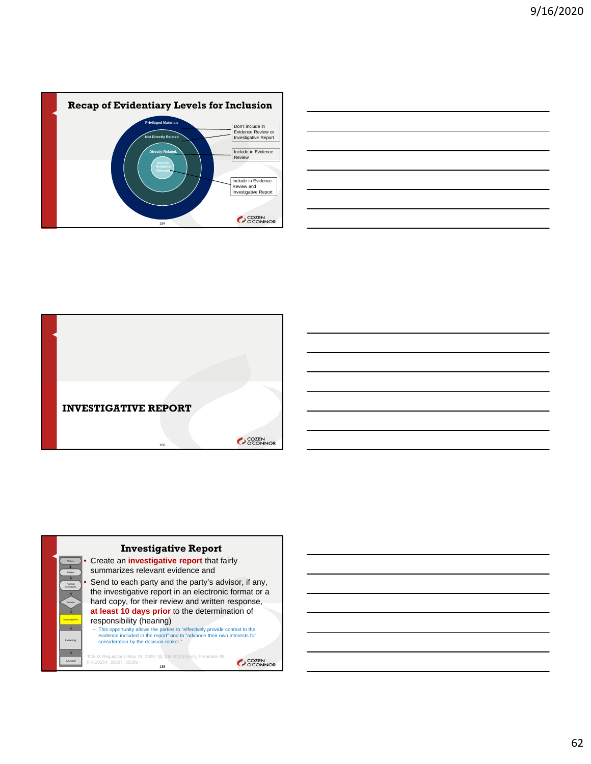## Recap of Evidentiary Levels for Inclusion

- Privileged Materials
- Not Directly Related
- Directly Related
- Directly Related & Relevant

Privileged Materials / Not Directly Related: Don't include in Evidence Review or Investigative Report

Directly Related: Include in Evidence Review

Directly Related & Relevant: Include in Evidence Review and Investigative Report

## INVESTIGATIVE REPORT

## Investigative Report

- Create an **investigative report** that fairly summarizes relevant evidence and
- Send to each party and the party's advisor, if any, the investigative report in an electronic format or a hard copy, for their review and written response, **at least 10 days prior** to the determination of responsibility (hearing)
  - This opportunity allows the parties to "effectively provide context to the evidence included in the report" and to "advance their own interests for consideration by the decision-maker."

Title IX Regulations May 19, 2020; §§ 106.45(b)(5)(vii); Preamble 85 F.R.30254, 30307, 30309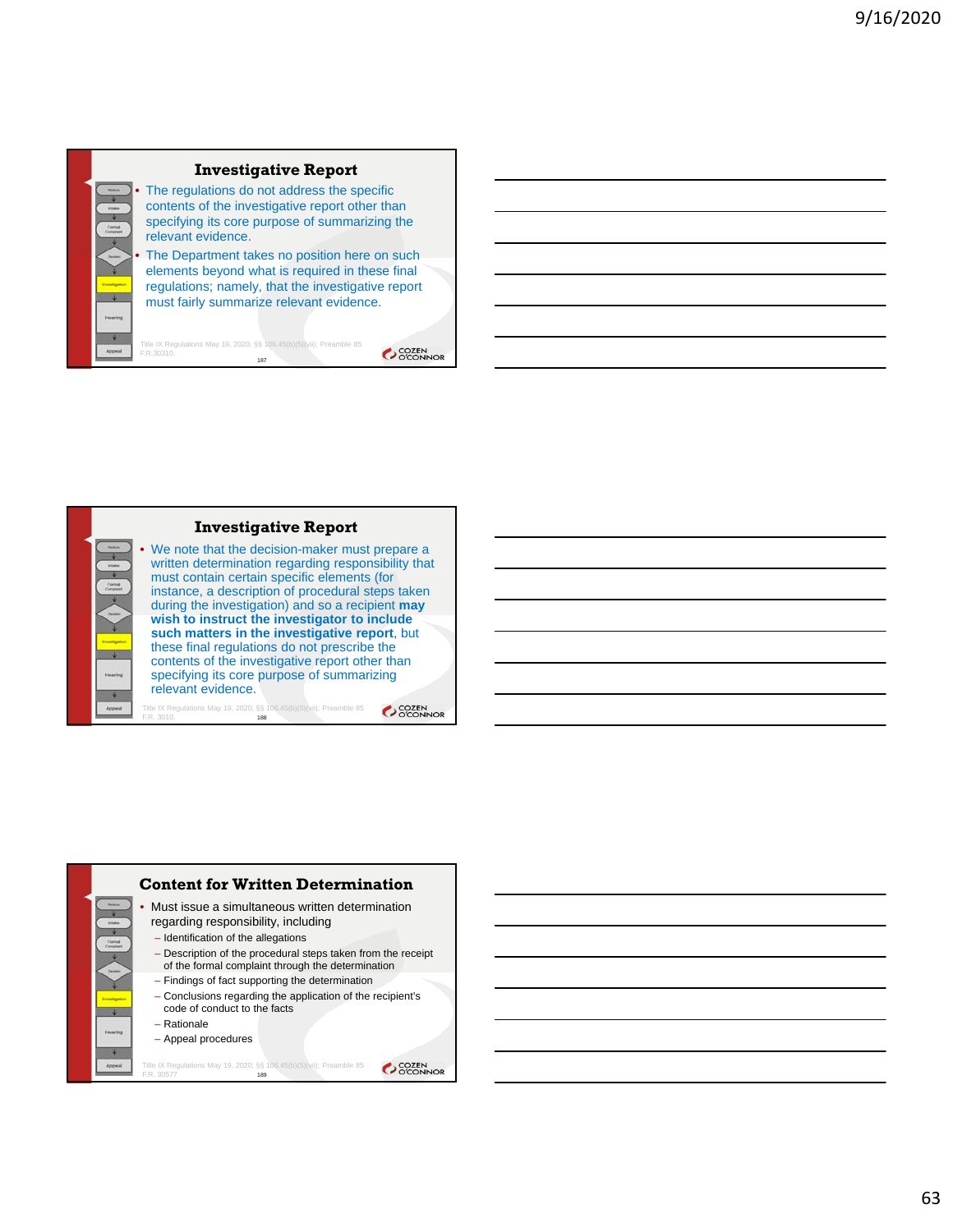## Investigative Report

- The regulations do not address the specific contents of the investigative report other than specifying its core purpose of summarizing the relevant evidence.
- The Department takes no position here on such elements beyond what is required in these final regulations; namely, that the investigative report must fairly summarize relevant evidence.

Title IX Regulations May 19, 2020; §§ 106.45(b)(5)(vii); Preamble 85 F.R.30310.

## Investigative Report

- We note that the decision-maker must prepare a written determination regarding responsibility that must contain certain specific elements (for instance, a description of procedural steps taken during the investigation) and so a recipient **may wish to instruct the investigator to include such matters in the investigative report**, but these final regulations do not prescribe the contents of the investigative report other than specifying its core purpose of summarizing relevant evidence.

Title IX Regulations May 19, 2020; §§ 106.45(b)(5)(vii); Preamble 85 F.R. 3010.

## Content for Written Determination

- Must issue a simultaneous written determination regarding responsibility, including
  - Identification of the allegations
  - Description of the procedural steps taken from the receipt of the formal complaint through the determination
  - Findings of fact supporting the determination
  - Conclusions regarding the application of the recipient's code of conduct to the facts
  - Rationale
  - Appeal procedures

Title IX Regulations May 19, 2020; §§ 106.45(b)(5)(vii); Preamble 85 F.R. 30577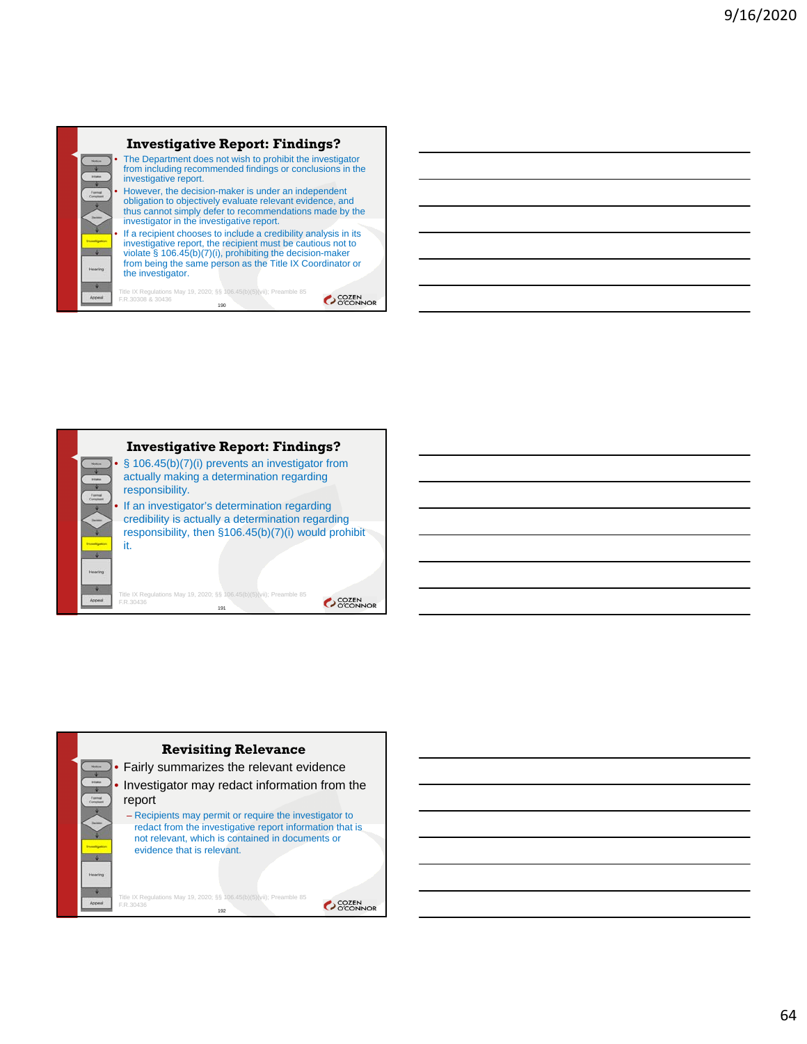## Investigative Report: Findings?

- The Department does not wish to prohibit the investigator from including recommended findings or conclusions in the investigative report.
- However, the decision-maker is under an independent obligation to objectively evaluate relevant evidence, and thus cannot simply defer to recommendations made by the investigator in the investigative report.
- If a recipient chooses to include a credibility analysis in its investigative report, the recipient must be cautious not to violate § 106.45(b)(7)(i), prohibiting the decision-maker from being the same person as the Title IX Coordinator or the investigator.

Title IX Regulations May 19, 2020; §§ 106.45(b)(5)(vii); Preamble 85 F.R.30308 & 30436

## Investigative Report: Findings?

- § 106.45(b)(7)(i) prevents an investigator from actually making a determination regarding responsibility.
- If an investigator's determination regarding credibility is actually a determination regarding responsibility, then §106.45(b)(7)(i) would prohibit it.

Title IX Regulations May 19, 2020; §§ 106.45(b)(5)(vii); Preamble 85 F.R.30436

## Revisiting Relevance

- Fairly summarizes the relevant evidence
- Investigator may redact information from the report
  - Recipients may permit or require the investigator to redact from the investigative report information that is not relevant, which is contained in documents or evidence that is relevant.

Title IX Regulations May 19, 2020; §§ 106.45(b)(5)(vii); Preamble 85 F.R.30436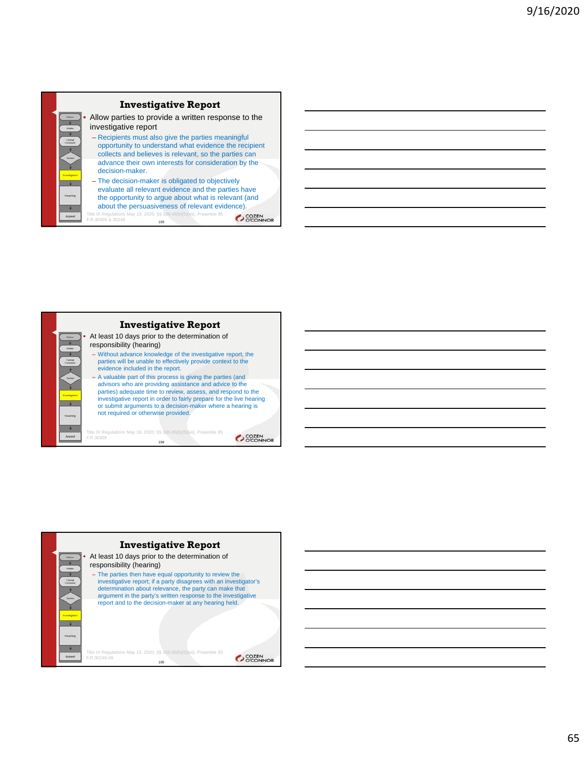## Investigative Report

- Allow parties to provide a written response to the investigative report
  - Recipients must also give the parties meaningful opportunity to understand what evidence the recipient collects and believes is relevant, so the parties can advance their own interests for consideration by the decision-maker.
  - The decision-maker is obligated to objectively evaluate all relevant evidence and the parties have the opportunity to argue about what is relevant (and about the persuasiveness of relevant evidence).

Title IX Regulations May 19, 2020; §§ 106.45(b)(5)(vii); Preamble 85 F.R.30309 & 30249

## Investigative Report

- At least 10 days prior to the determination of responsibility (hearing)
  - Without advance knowledge of the investigative report, the parties will be unable to effectively provide context to the evidence included in the report.
  - A valuable part of this process is giving the parties (and advisors who are providing assistance and advice to the parties) adequate time to review, assess, and respond to the investigative report in order to fairly prepare for the live hearing or submit arguments to a decision-maker where a hearing is not required or otherwise provided.

Title IX Regulations May 19, 2020; §§ 106.45(b)(5)(vii); Preamble 85 F.R.30309

## Investigative Report

- At least 10 days prior to the determination of responsibility (hearing)
  - The parties then have equal opportunity to review the investigative report; if a party disagrees with an investigator's determination about relevance, the party can make that argument in the party's written response to the investigative report and to the decision-maker at any hearing held.

Title IX Regulations May 19, 2020; §§ 106.45(b)(5)(vii); Preamble 85 F.R.30248-49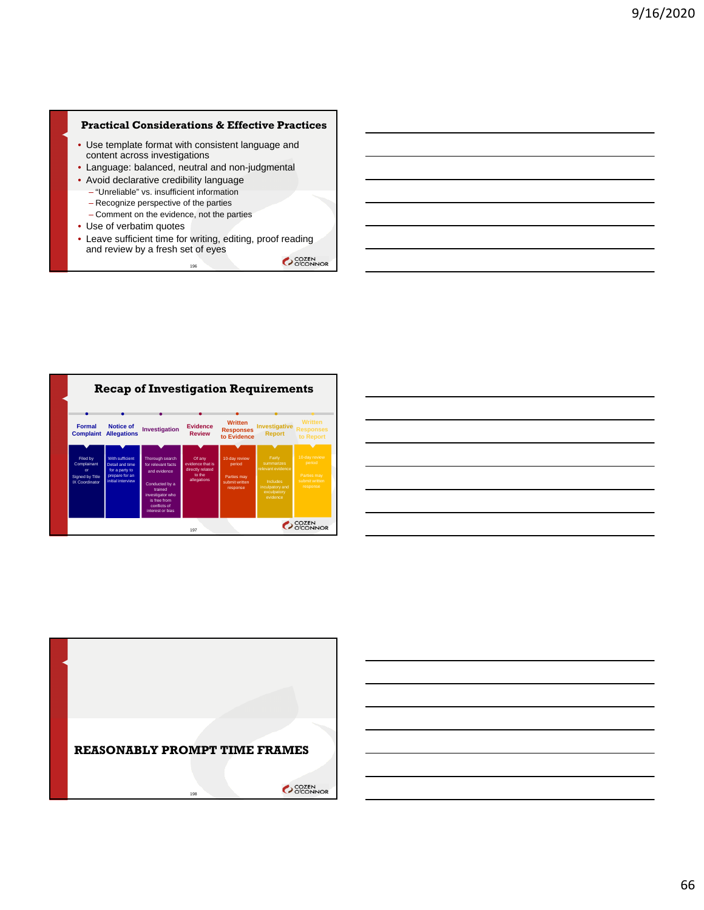## Practical Considerations & Effective Practices

- Use template format with consistent language and content across investigations
- Language: balanced, neutral and non-judgmental
- Avoid declarative credibility language
  - "Unreliable" vs. insufficient information
  - Recognize perspective of the parties
  - Comment on the evidence, not the parties
- Use of verbatim quotes
- Leave sufficient time for writing, editing, proof reading and review by a fresh set of eyes

## Recap of Investigation Requirements

| Formal Complaint | Notice of Allegations | Investigation | Evidence Review | Written Responses to Evidence | Investigative Report | Written Responses to Report |
|---|---|---|---|---|---|---|
| Filed by Complainant or Signed by Title IX Coordinator | With sufficient Detail and time for a party to prepare for an initial interview | Thorough search for relevant facts and evidence. Conducted by a trained investigator who is free from conflicts of interest or bias | Of any evidence that is directly related to the allegations | 10-day review period. Parties may submit written response | Fairly summarizes relevant evidence. Includes inculpatory and exculpatory evidence | 10-day review period. Parties may submit written response |

## REASONABLY PROMPT TIME FRAMES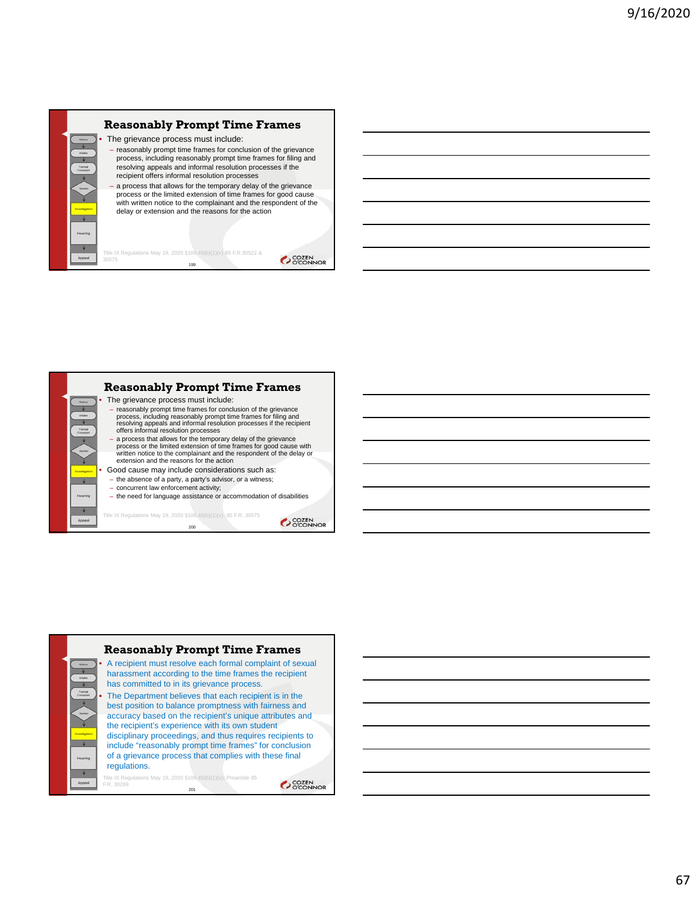## Reasonably Prompt Time Frames

- The grievance process must include:
  - reasonably prompt time frames for conclusion of the grievance process, including reasonably prompt time frames for filing and resolving appeals and informal resolution processes if the recipient offers informal resolution processes
  - a process that allows for the temporary delay of the grievance process or the limited extension of time frames for good cause with written notice to the complainant and the respondent of the delay or extension and the reasons for the action

Title IX Regulations May 19, 2020 §106.45(b)(1)(v); 85 F.R.30522 & 30575

## Reasonably Prompt Time Frames

- The grievance process must include:
  - reasonably prompt time frames for conclusion of the grievance process, including reasonably prompt time frames for filing and resolving appeals and informal resolution processes if the recipient offers informal resolution processes
  - a process that allows for the temporary delay of the grievance process or the limited extension of time frames for good cause with written notice to the complainant and the respondent of the delay or extension and the reasons for the action
- Good cause may include considerations such as:
  - the absence of a party, a party's advisor, or a witness;
  - concurrent law enforcement activity;
  - the need for language assistance or accommodation of disabilities

Title IX Regulations May 19, 2020 §106.45(b)(1)(v); 85 F.R. 30575

## Reasonably Prompt Time Frames

- A recipient must resolve each formal complaint of sexual harassment according to the time frames the recipient has committed to in its grievance process.
- The Department believes that each recipient is in the best position to balance promptness with fairness and accuracy based on the recipient's unique attributes and the recipient's experience with its own student disciplinary proceedings, and thus requires recipients to include "reasonably prompt time frames" for conclusion of a grievance process that complies with these final regulations.

Title IX Regulations May 19, 2020 §106.45(b)(1)(v); Preamble 85 F.R. 30269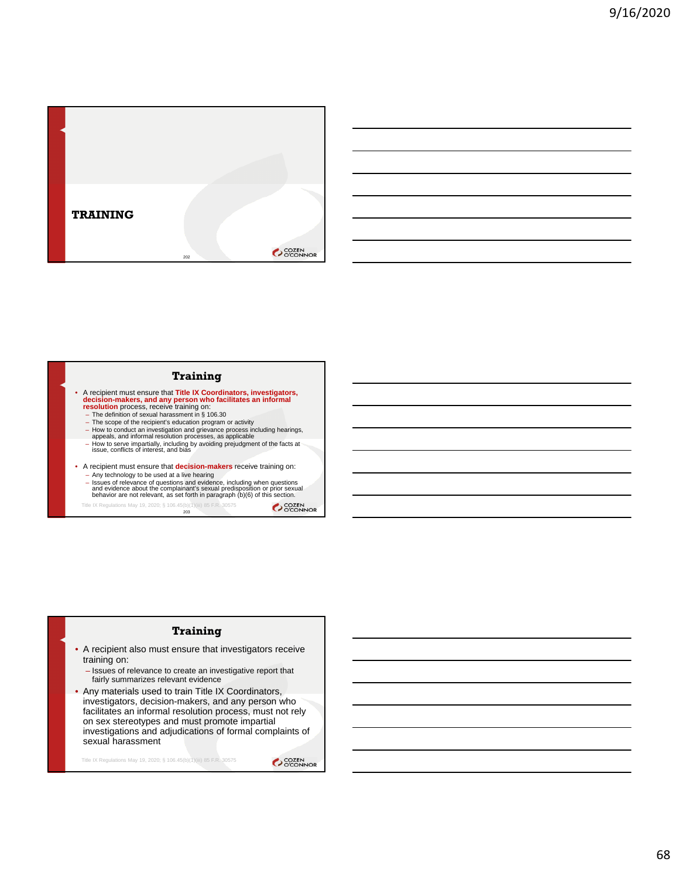# TRAINING

## Training

- A recipient must ensure that **Title IX Coordinators, investigators, decision-makers, and any person who facilitates an informal resolution** process, receive training on:
  - The definition of sexual harassment in § 106.30
  - The scope of the recipient's education program or activity
  - How to conduct an investigation and grievance process including hearings, appeals, and informal resolution processes, as applicable
  - How to serve impartially, including by avoiding prejudgment of the facts at issue, conflicts of interest, and bias
- A recipient must ensure that **decision-makers** receive training on:
  - Any technology to be used at a live hearing
  - Issues of relevance of questions and evidence, including when questions and evidence about the complainant's sexual predisposition or prior sexual behavior are not relevant, as set forth in paragraph (b)(6) of this section.

Title IX Regulations May 19, 2020; § 106.45(b)(1)(iii) 85 F.R. 30575

## Training

- A recipient also must ensure that investigators receive training on:
  - Issues of relevance to create an investigative report that fairly summarizes relevant evidence
- Any materials used to train Title IX Coordinators, investigators, decision-makers, and any person who facilitates an informal resolution process, must not rely on sex stereotypes and must promote impartial investigations and adjudications of formal complaints of sexual harassment

Title IX Regulations May 19, 2020; § 106.45(b)(1)(iii) 85 F.R. 30575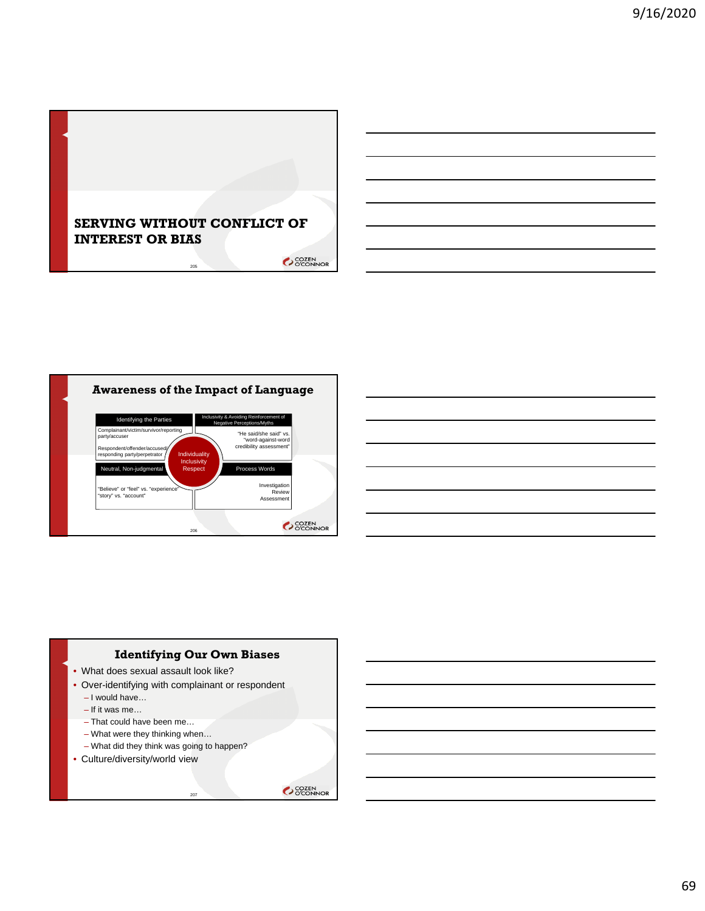## SERVING WITHOUT CONFLICT OF INTEREST OR BIAS

## Awareness of the Impact of Language

| Identifying the Parties | Inclusivity & Avoiding Reinforcement of Negative Perceptions/Myths |
|---|---|
| Complainant/victim/survivor/reporting party/accuser<br><br>Respondent/offender/accused/responding party/perpetrator | "He said/she said" vs. "word-against-word credibility assessment" |
| **Neutral, Non-judgmental** | **Process Words** |
| "Believe" or "feel" vs. "experience"<br>"story" vs. "account" | Investigation<br>Review<br>Assessment |

Individuality
Inclusivity
Respect

## Identifying Our Own Biases

- What does sexual assault look like?
- Over-identifying with complainant or respondent
  - I would have…
  - If it was me…
  - That could have been me…
  - What were they thinking when…
  - What did they think was going to happen?
- Culture/diversity/world view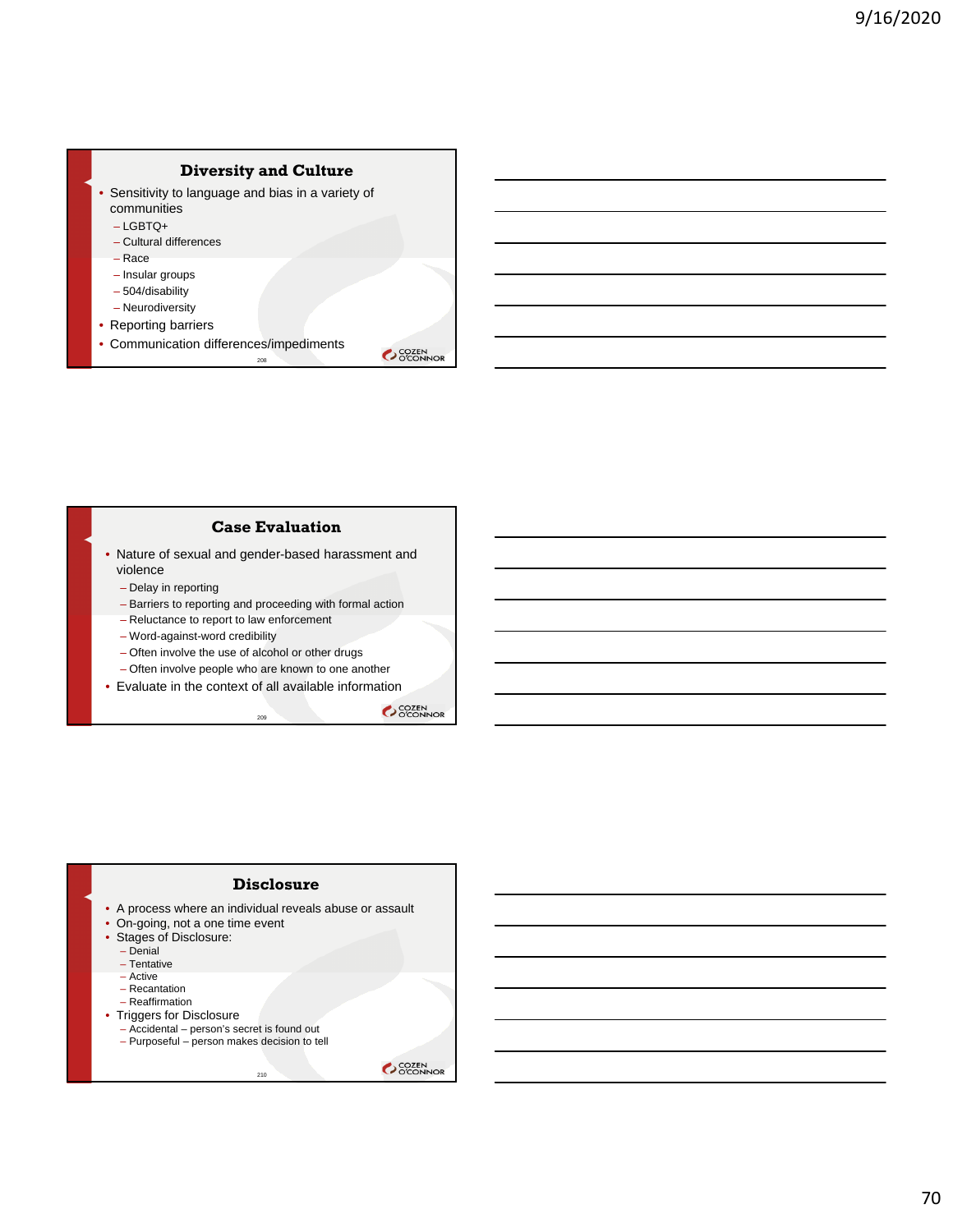## Diversity and Culture

- Sensitivity to language and bias in a variety of communities
  - LGBTQ+
  - Cultural differences
  - Race
  - Insular groups
  - 504/disability
  - Neurodiversity
- Reporting barriers
- Communication differences/impediments

## Case Evaluation

- Nature of sexual and gender-based harassment and violence
  - Delay in reporting
  - Barriers to reporting and proceeding with formal action
  - Reluctance to report to law enforcement
  - Word-against-word credibility
  - Often involve the use of alcohol or other drugs
  - Often involve people who are known to one another
- Evaluate in the context of all available information

## Disclosure

- A process where an individual reveals abuse or assault
- On-going, not a one time event
- Stages of Disclosure:
  - Denial
  - Tentative
  - Active
  - Recantation
  - Reaffirmation
- Triggers for Disclosure
  - Accidental – person's secret is found out
  - Purposeful – person makes decision to tell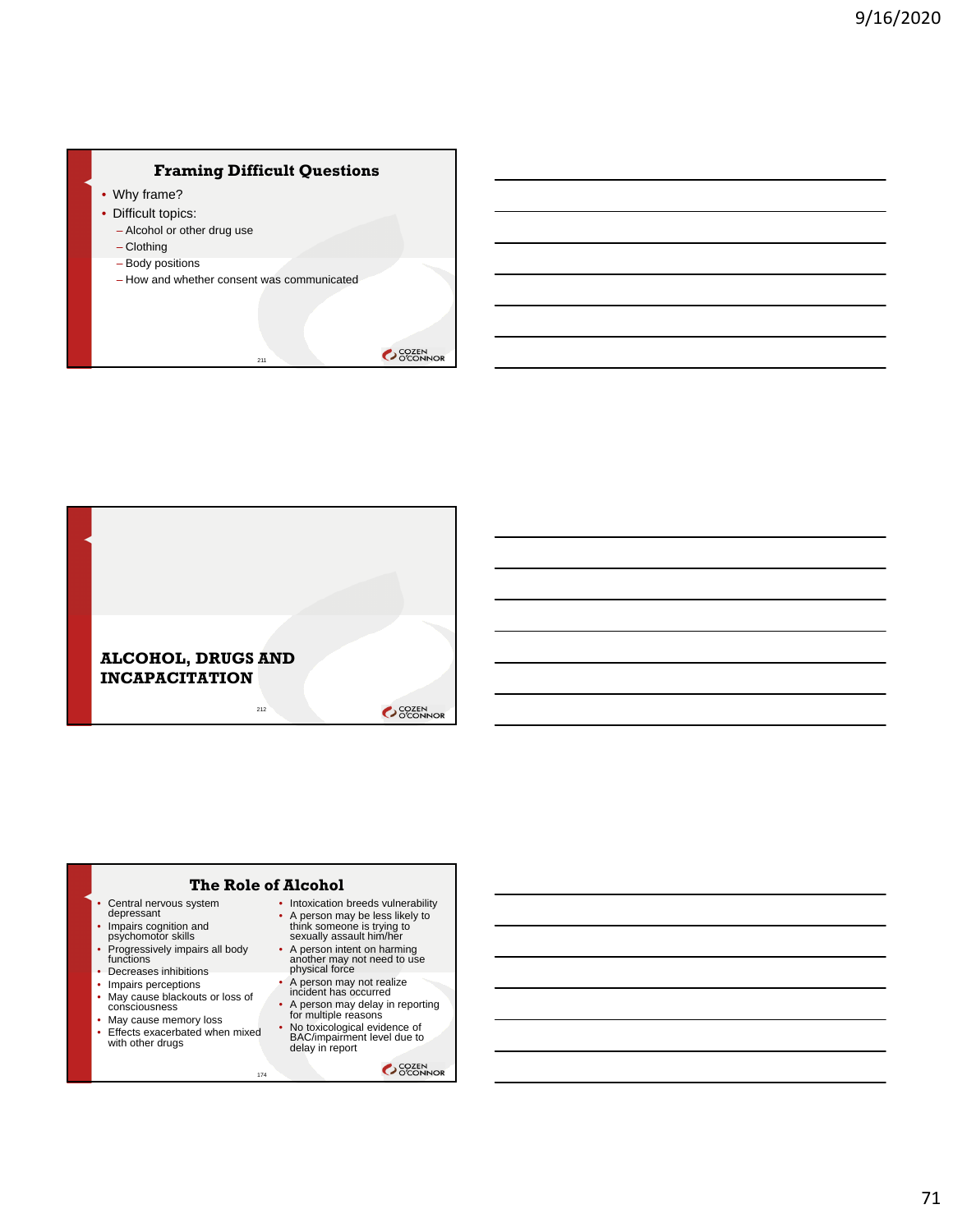## Framing Difficult Questions

- Why frame?
- Difficult topics:
  - Alcohol or other drug use
  - Clothing
  - Body positions
  - How and whether consent was communicated

## ALCOHOL, DRUGS AND INCAPACITATION

## The Role of Alcohol

- Central nervous system depressant
- Impairs cognition and psychomotor skills
- Progressively impairs all body functions
- Decreases inhibitions
- Impairs perceptions
- May cause blackouts or loss of consciousness
- May cause memory loss
- Effects exacerbated when mixed with other drugs
- Intoxication breeds vulnerability
- A person may be less likely to think someone is trying to sexually assault him/her
- A person intent on harming another may not need to use physical force
- A person may not realize incident has occurred
- A person may delay in reporting for multiple reasons
- No toxicological evidence of BAC/impairment level due to delay in report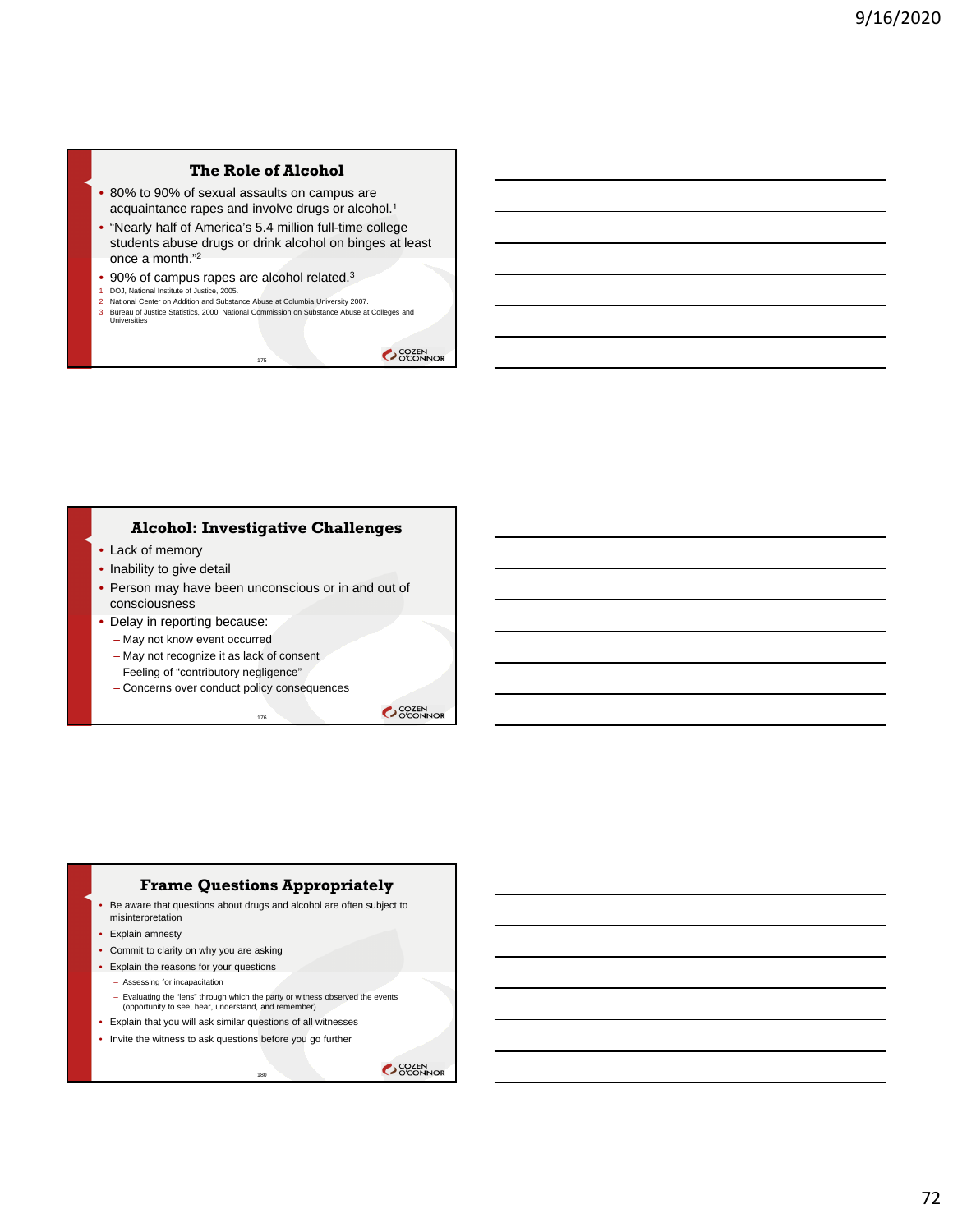## The Role of Alcohol

- 80% to 90% of sexual assaults on campus are acquaintance rapes and involve drugs or alcohol.[1]
- "Nearly half of America's 5.4 million full-time college students abuse drugs or drink alcohol on binges at least once a month."[2]
- 90% of campus rapes are alcohol related.[3]

1. DOJ, National Institute of Justice, 2005.
2. National Center on Addition and Substance Abuse at Columbia University 2007.
3. Bureau of Justice Statistics, 2000, National Commission on Substance Abuse at Colleges and Universities

## Alcohol: Investigative Challenges

- Lack of memory
- Inability to give detail
- Person may have been unconscious or in and out of consciousness
- Delay in reporting because:
  - May not know event occurred
  - May not recognize it as lack of consent
  - Feeling of "contributory negligence"
  - Concerns over conduct policy consequences

## Frame Questions Appropriately

- Be aware that questions about drugs and alcohol are often subject to misinterpretation
- Explain amnesty
- Commit to clarity on why you are asking
- Explain the reasons for your questions
  - Assessing for incapacitation
  - Evaluating the "lens" through which the party or witness observed the events (opportunity to see, hear, understand, and remember)
- Explain that you will ask similar questions of all witnesses
- Invite the witness to ask questions before you go further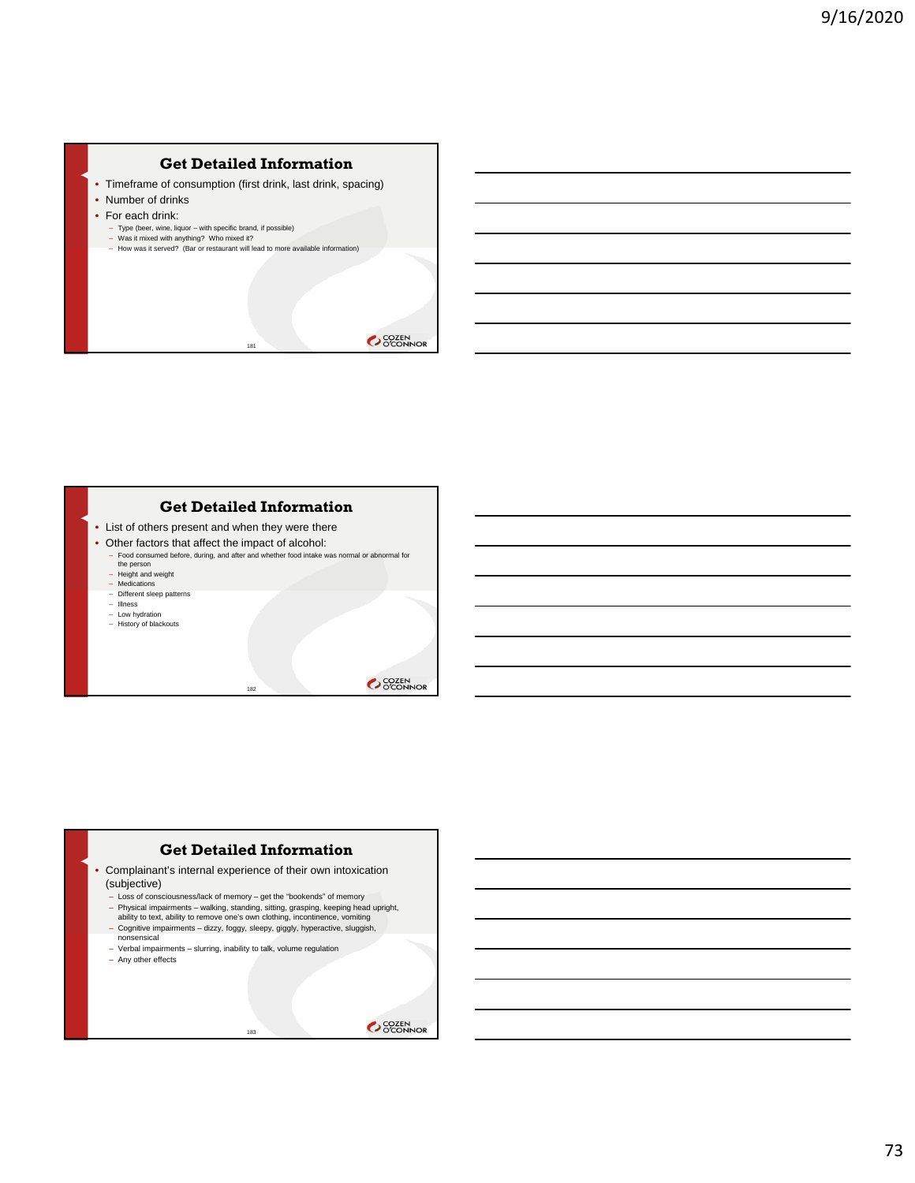## Get Detailed Information

- Timeframe of consumption (first drink, last drink, spacing)
- Number of drinks
- For each drink:
  - Type (beer, wine, liquor – with specific brand, if possible)
  - Was it mixed with anything? Who mixed it?
  - How was it served? (Bar or restaurant will lead to more available information)

## Get Detailed Information

- List of others present and when they were there
- Other factors that affect the impact of alcohol:
  - Food consumed before, during, and after and whether food intake was normal or abnormal for the person
  - Height and weight
  - Medications
  - Different sleep patterns
  - Illness
  - Low hydration
  - History of blackouts

## Get Detailed Information

- Complainant's internal experience of their own intoxication (subjective)
  - Loss of consciousness/lack of memory – get the "bookends" of memory
  - Physical impairments – walking, standing, sitting, grasping, keeping head upright, ability to text, ability to remove one's own clothing, incontinence, vomiting
  - Cognitive impairments – dizzy, foggy, sleepy, giggly, hyperactive, sluggish, nonsensical
  - Verbal impairments – slurring, inability to talk, volume regulation
  - Any other effects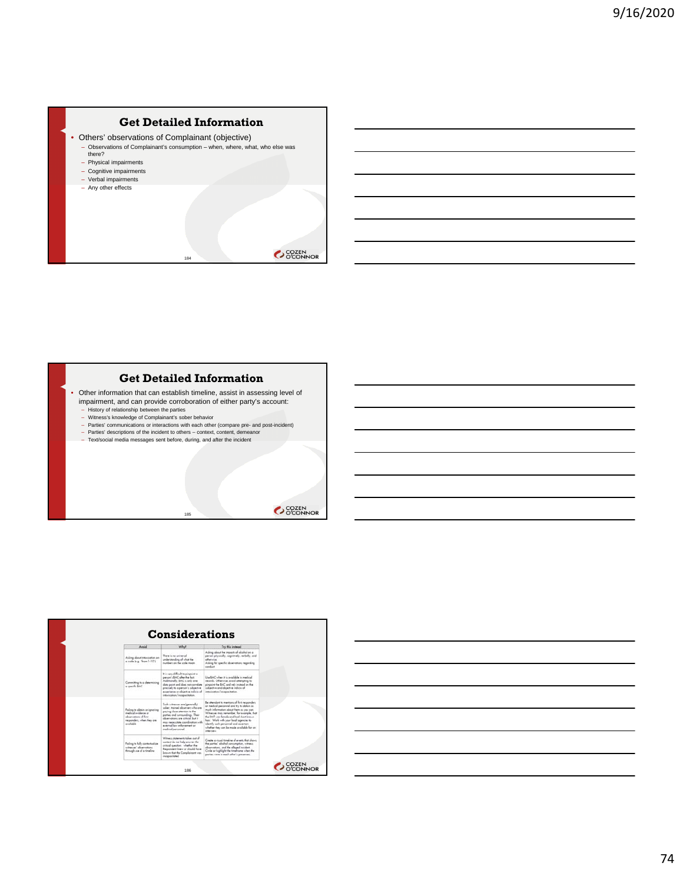## Get Detailed Information

- Others' observations of Complainant (objective)
  - Observations of Complainant's consumption – when, where, what, who else was there?
  - Physical impairments
  - Cognitive impairments
  - Verbal impairments
  - Any other effects

## Get Detailed Information

- Other information that can establish timeline, assist in assessing level of impairment, and can provide corroboration of either party's account:
  - History of relationship between the parties
  - Witness's knowledge of Complainant's sober behavior
  - Parties' communications or interactions with each other (compare pre- and post-incident)
  - Parties' descriptions of the incident to others – context, content, demeanor
  - Text/social media messages sent before, during, and after the incident

## Considerations

| Avoid | Why? | Try this instead |
|---|---|---|
| Asking about intoxication on a scale (e.g., "from 1-10") | There is no universal understanding of what the numbers on the scale mean | Asking about the impact of alcohol on a person physically, cognitively, verbally, and otherwise. Asking for specific observations regarding conduct |
| Committing to a determining a specific BAC | It is very difficult to pinpoint a person's BAC after the fact. Additionally, BAC is only one data point and does not correlate precisely to a person's subjective experience or objective indicia of intoxication/incapacitation. | Use BAC when it is available in medical records. Otherwise, avoid attempting to pinpoint the BAC and rely instead on the subjective and objective indicia of intoxication/incapacitation. |
| Failing to obtain or ignoring medical evidence or observations of first responders, when they are available | Such witnesses are (generally) sober, trained observers who are paying close attention to the parties and surroundings. Their observations are critical but it may necessitate coordination with external law enforcement or medical personnel. | Be attendant to mentions of first responders or medical personnel and try to obtain as much information about them as you can. Witnesses may remember, for example, that the EMT was female and had short brown hair. Work with your local agencies to identify such personnel and ascertain whether they can be made available for an interview. |
| Failing to fully contextualize witnesses' observations through use of a timeline | Witness statements taken out of context do not help answer the critical question: whether the Respondent knew or should have known that the Complainant was incapacitated | Create a visual timeline of events that shows the parties' alcohol consumption, witness observations, and the alleged incident. Circle or highlight the timeframe when the parties were in each other's presence. |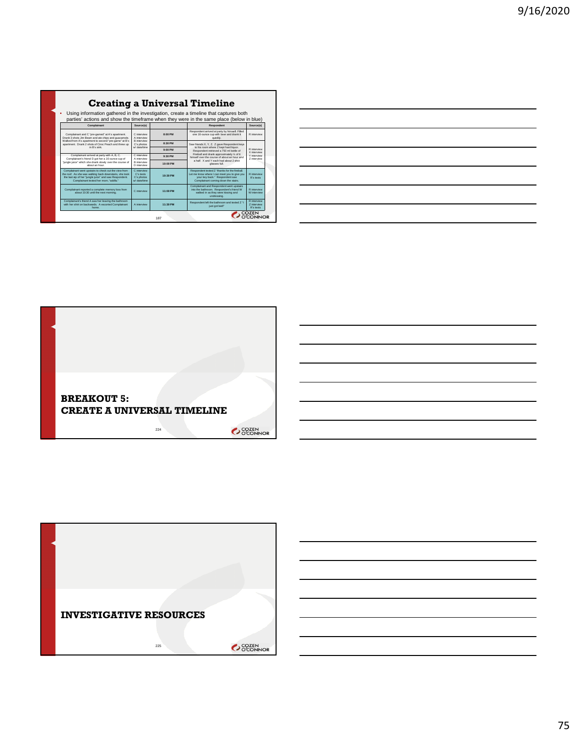## Creating a Universal Timeline

- Using information gathered in the investigation, create a timeline that captures both parties' actions and show the timeframe when they were in the same place (below in blue)

| Complainant | Source(s) | | Respondent | Source(s) |
|---|---|---|---|---|
| Complainant and C "pre-gamed" at A's apartment. Drank 3 shots Jim Beam and ate chips and guacamole. Walked from A's apartment to second "pre-game" at B's apartment. Drank 2 shots of Ciroc Peach and threw up in B's sink. | C interview A interview B interview C's photos w/ date/time | 8:00 PM | Respondent arrived at party by himself. Filled one 16-ounce cup with beer and drank it quickly. | R interview |
| | | 8:30 PM | Saw friends X, Y, Z. Z gave Respondent keys to his room where Z kept hard liquor. Respondent retrieved a 750 ml bottle of Fireball and drank approximately ½ of it himself over the course of about an hour and a half. X and Y each had about 2 shot glasses full. | R interview X interview Y interview Z interview |
| | | 9:00 PM | | |
| Complainant arrived at party with A, B, C. Complainant's friend D got her a 16-ounce cup of "jungle juice" which she drank slowly over the course of about an hour. | C interview A interview B interview D interview | 9:30 PM | | |
| | | 10:00 PM | | |
| Complainant went upstairs to check out the view from the roof. As she was walking back downstairs, she took the last sip of her "jungle juice" and saw Respondent. Complainant texted her mom, "sdflfs." | C interview C's texts C's photos w/ date/time | 10:30 PM | Respondent texted Z "thanks for the fireball. Let me know where I can meet you to give you your key back." Respondent saw Complainant coming down the stairs. | R interview R's texts |
| Complainant reported a complete memory loss from about 10:30 until the next morning. | C interview | 11:00 PM | Complainant and Respondent went upstairs into the bathroom. Respondent's friend W walked in as they were kissing and undressing. | R interview W interview |
| Complainant's friend A saw her leaving the bathroom with her shirt on backwards. A escorted Complainant home. | A interview | 11:30 PM | Respondent left the bathroom and texted Z "I just got laid!" | R interview Z interview R's texts |

## BREAKOUT 5: CREATE A UNIVERSAL TIMELINE

## INVESTIGATIVE RESOURCES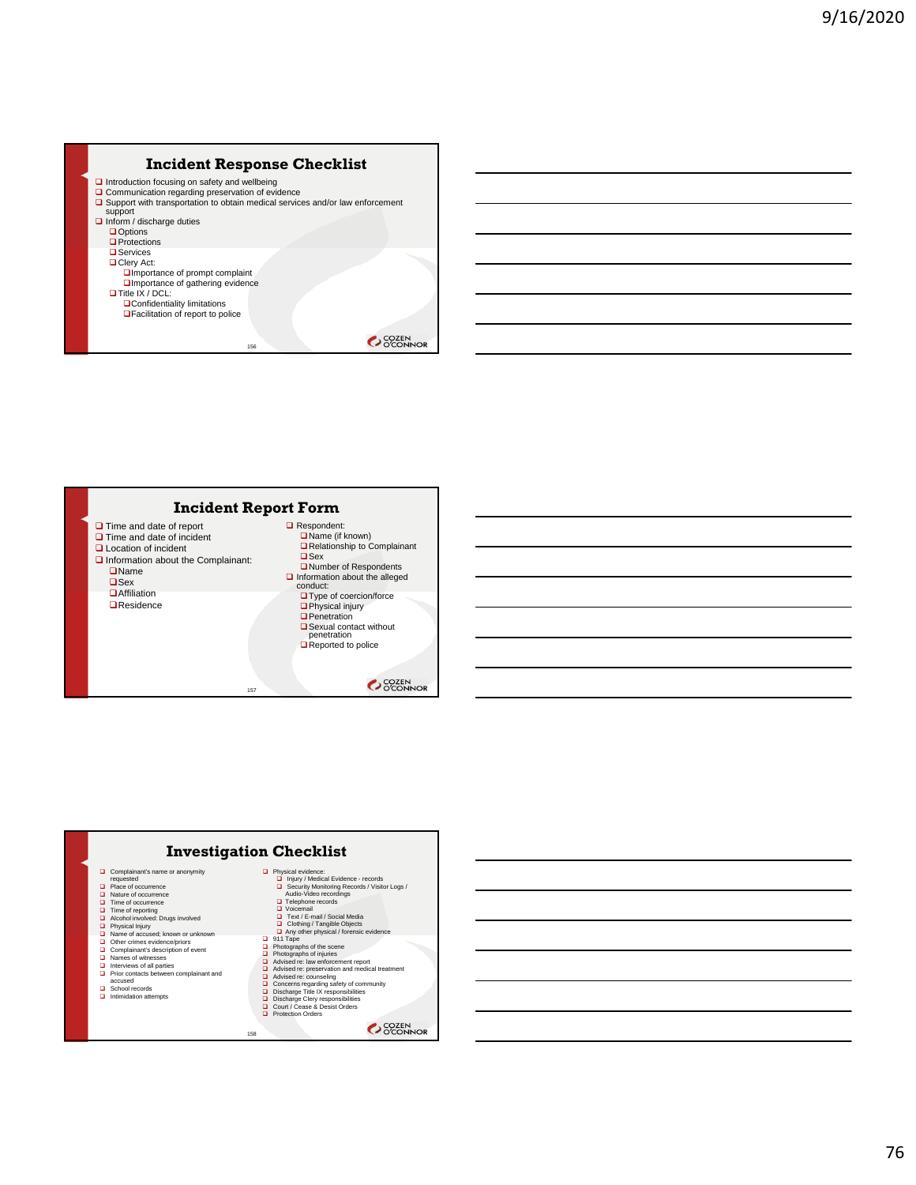## Incident Response Checklist

- Introduction focusing on safety and wellbeing
- Communication regarding preservation of evidence
- Support with transportation to obtain medical services and/or law enforcement support
- Inform / discharge duties
  - Options
  - Protections
  - Services
  - Clery Act:
    - Importance of prompt complaint
    - Importance of gathering evidence
  - Title IX / DCL:
    - Confidentiality limitations
    - Facilitation of report to police

## Incident Report Form

- Time and date of report
- Time and date of incident
- Location of incident
- Information about the Complainant:
  - Name
  - Sex
  - Affiliation
  - Residence
- Respondent:
  - Name (if known)
  - Relationship to Complainant
  - Sex
  - Number of Respondents
- Information about the alleged conduct:
  - Type of coercion/force
  - Physical injury
  - Penetration
  - Sexual contact without penetration
  - Reported to police

## Investigation Checklist

- Complainant's name or anonymity requested
- Place of occurrence
- Nature of occurrence
- Time of occurrence
- Time of reporting
- Alcohol involved: Drugs involved
- Physical Injury
- Name of accused; known or unknown
- Other crimes evidence/priors
- Complainant's description of event
- Names of witnesses
- Interviews of all parties
- Prior contacts between complainant and accused
- School records
- Intimidation attempts
- Physical evidence:
  - Injury / Medical Evidence - records
  - Security Monitoring Records / Visitor Logs / Audio-Video recordings
  - Telephone records
  - Voicemail
  - Text / E-mail / Social Media
  - Clothing / Tangible Objects
  - Any other physical / forensic evidence
- 911 Tape
- Photographs of the scene
- Photographs of injuries
- Advised re: law enforcement report
- Advised re: preservation and medical treatment
- Advised re: counseling
- Concerns regarding safety of community
- Discharge Title IX responsibilities
- Discharge Clery responsibilities
- Court / Cease & Desist Orders
- Protection Orders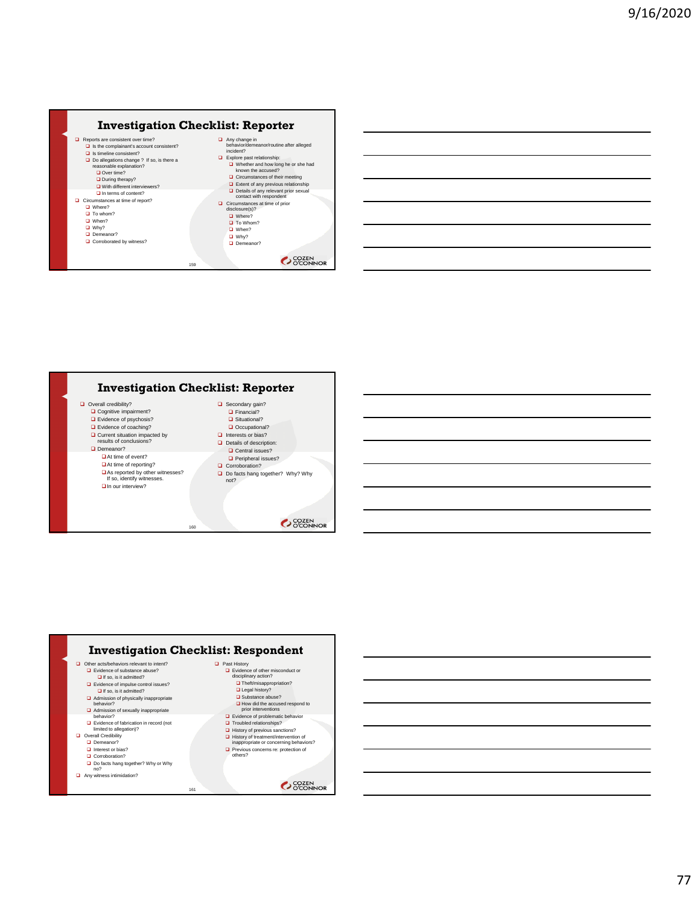## Investigation Checklist: Reporter

- Reports are consistent over time?
  - Is the complainant's account consistent?
  - Is timeline consistent?
  - Do allegations change ? If so, is there a reasonable explanation?
    - Over time?
    - During therapy?
    - With different interviewers?
    - In terms of content?
- Circumstances at time of report?
  - Where?
  - To whom?
  - When?
  - Why?
  - Demeanor?
  - Corroborated by witness?
- Any change in behavior/demeanor/routine after alleged incident?
- Explore past relationship:
  - Whether and how long he or she had known the accused?
  - Circumstances of their meeting
  - Extent of any previous relationship
  - Details of any relevant prior sexual contact with respondent
- Circumstances at time of prior disclosure(s)?
  - Where?
  - To Whom?
  - When?
  - Why?
  - Demeanor?

## Investigation Checklist: Reporter

- Overall credibility?
  - Cognitive impairment?
  - Evidence of psychosis?
  - Evidence of coaching?
  - Current situation impacted by results of conclusions?
  - Demeanor?
    - At time of event?
    - At time of reporting?
    - As reported by other witnesses? If so, identify witnesses.
    - In our interview?
- Secondary gain?
  - Financial?
  - Situational?
  - Occupational?
- Interests or bias?
- Details of description:
  - Central issues?
  - Peripheral issues?
- Corroboration?
- Do facts hang together? Why? Why not?

## Investigation Checklist: Respondent

- Other acts/behaviors relevant to intent?
  - Evidence of substance abuse?
    - If so, is it admitted?
  - Evidence of impulse control issues?
    - If so, is it admitted?
  - Admission of physically inappropriate behavior?
  - Admission of sexually inappropriate behavior?
  - Evidence of fabrication in record (not limited to allegation)?
- Overall Credibility
  - Demeanor?
  - Interest or bias?
  - Corroboration?
  - Do facts hang together? Why or Why no?
- Any witness intimidation?
- Past History
  - Evidence of other misconduct or disciplinary action?
    - Theft/misappropriation?
    - Legal history?
    - Substance abuse?
    - How did the accused respond to prior interventions
  - Evidence of problematic behavior
  - Troubled relationships?
  - History of previous sanctions?
  - History of treatment/intervention of inappropriate or concerning behaviors?
  - Previous concerns re: protection of others?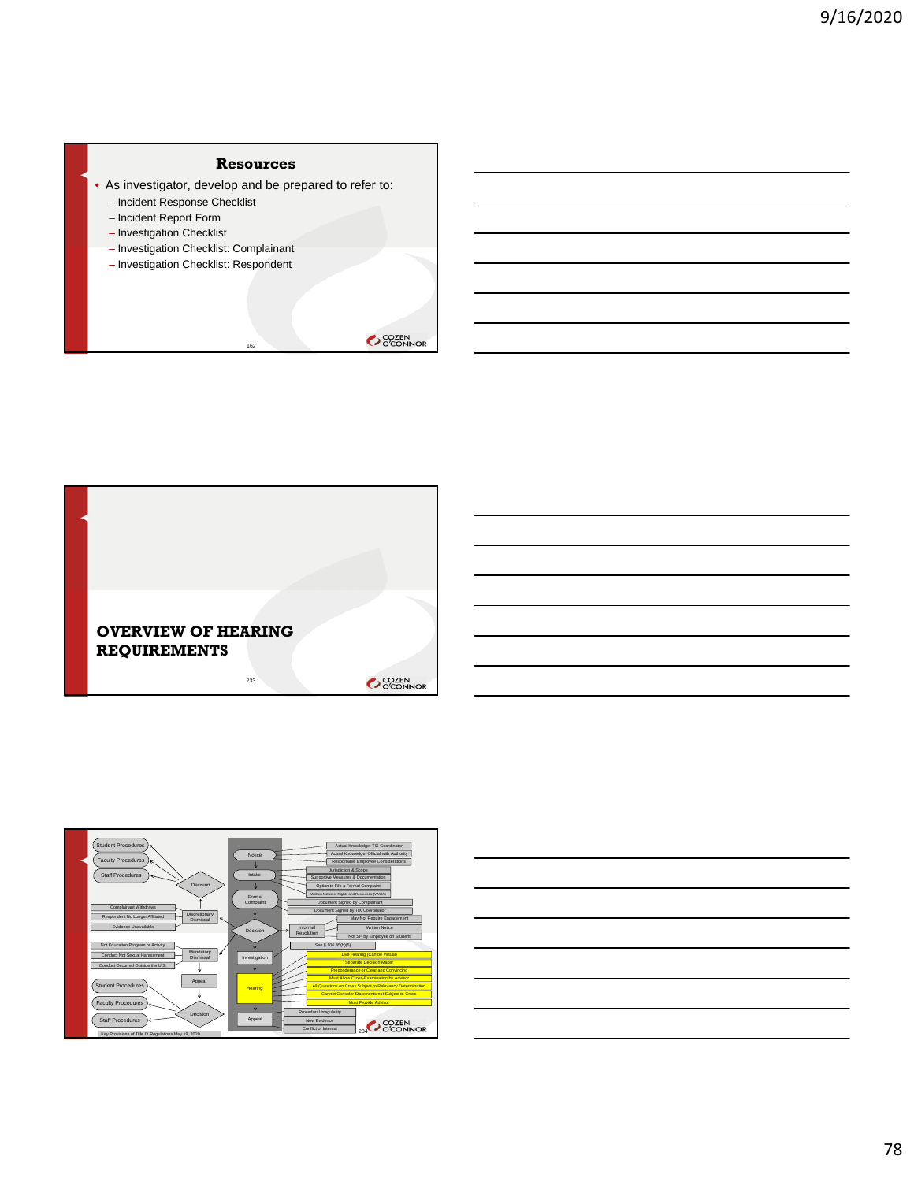## Resources

- As investigator, develop and be prepared to refer to:
  - Incident Response Checklist
  - Incident Report Form
  - Investigation Checklist
  - Investigation Checklist: Complainant
  - Investigation Checklist: Respondent

## OVERVIEW OF HEARING REQUIREMENTS

Student Procedures
Faculty Procedures
Staff Procedures
Decision
Complainant Withdraws
Respondent No Longer Affiliated
Evidence Unavailable
Discretionary Dismissal
Not Education Program or Activity
Conduct Not Sexual Harassment
Conduct Occurred Outside the U.S.
Mandatory Dismissal
Appeal
Student Procedures
Faculty Procedures
Staff Procedures
Decision

Notice
Intake
Formal Complaint
Decision
Investigation
Hearing
Appeal

Actual Knowledge: TIX Coordinator
Actual Knowledge: Official with Authority
Responsible Employee Considerations
Jurisdiction & Scope
Supportive Measures & Documentation
Option to File a Formal Complaint
Written Notice of Rights and Resources (VAWA)
Document Signed by Complainant
Document Signed by TIX Coordinator
Informal Resolution
May Not Require Engagement
Written Notice
Not SH by Employee on Student
See § 106.45(b)(5)
Live Hearing (Can be Virtual)
Separate Decision Maker
Preponderance or Clear and Convincing
Must Allow Cross-Examination by Advisor
All Questions on Cross Subject to Relevancy Determination
Cannot Consider Statements not Subject to Cross
Must Provide Advisor
Procedural Irregularity
New Evidence
Conflict of Interest

Key Provisions of Title IX Regulations May 19, 2020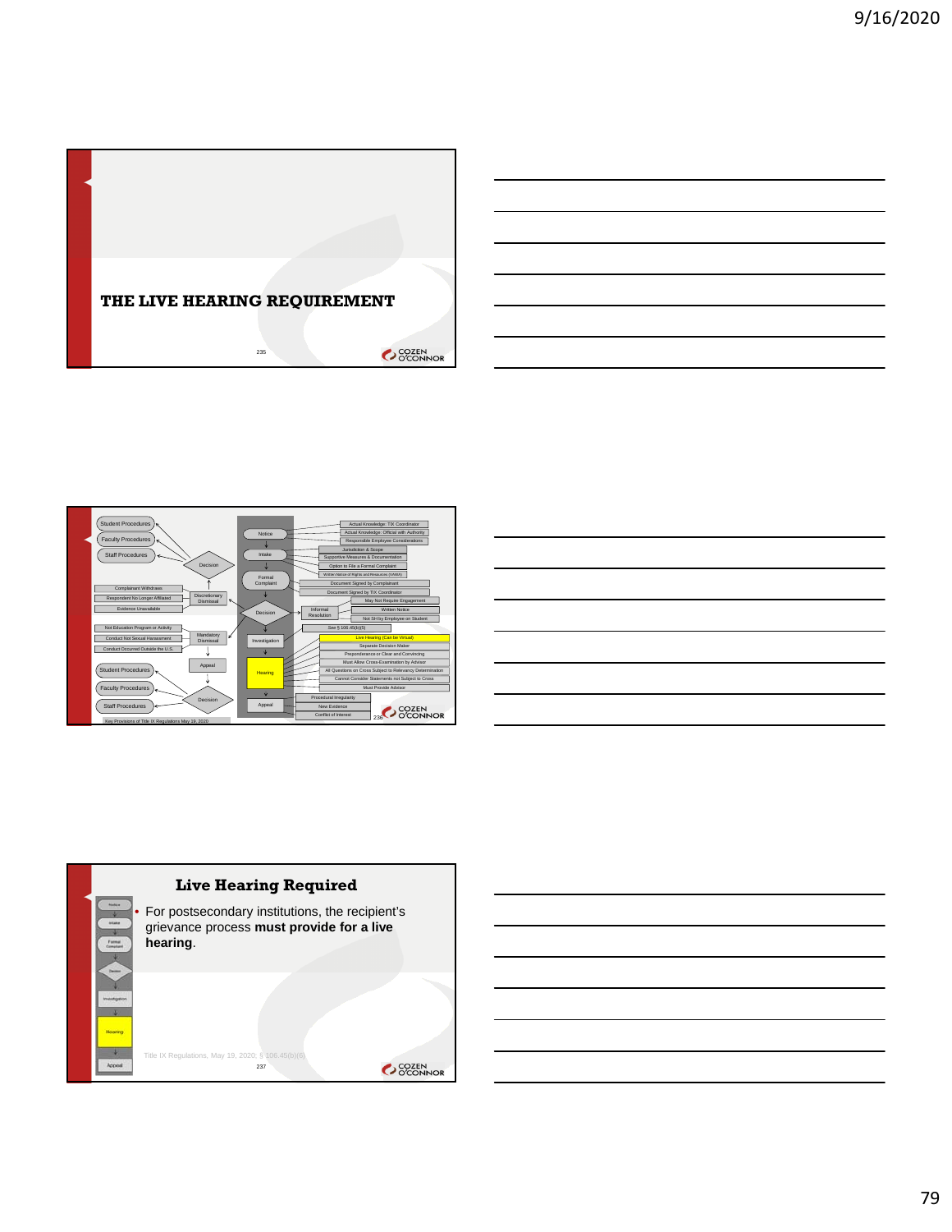## THE LIVE HEARING REQUIREMENT

Student Procedures

Faculty Procedures

Staff Procedures

Decision

Complainant Withdraws

Respondent No Longer Affiliated

Evidence Unavailable

Discretionary Dismissal

Not Education Program or Activity

Conduct Not Sexual Harassment

Conduct Occurred Outside the U.S.

Mandatory Dismissal

Appeal

Student Procedures

Faculty Procedures

Staff Procedures

Decision

Notice

Intake

Formal Complaint

Decision

Investigation

Hearing

Appeal

Actual Knowledge: TIX Coordinator

Actual Knowledge: Official with Authority

Responsible Employee Considerations

Jurisdiction & Scope

Supportive Measures & Documentation

Option to File a Formal Complaint

Written Notice of Rights and Resources (WNRR)

Document Signed by Complainant

Document Signed by TIX Coordinator

Informal Resolution

May Not Require Engagement

Written Notice

Not SH by Employee on Student

See § 106.45(b)(5)

Live Hearing (Can be Virtual)

Separate Decision Maker

Preponderance or Clear and Convincing

Must Allow Cross-Examination by Advisor

All Questions on Cross Subject to Relevancy Determination

Cannot Consider Statements not Subject to Cross

Must Provide Advisor

Procedural Irregularity

New Evidence

Conflict of Interest

Key Provisions of Title IX Regulations May 19, 2020

## Live Hearing Required

Notice

Intake

Formal Complaint

Decision

Investigation

Hearing

Appeal

- For postsecondary institutions, the recipient's grievance process **must provide for a live hearing**.

Title IX Regulations, May 19, 2020, § 106.45(b)(6)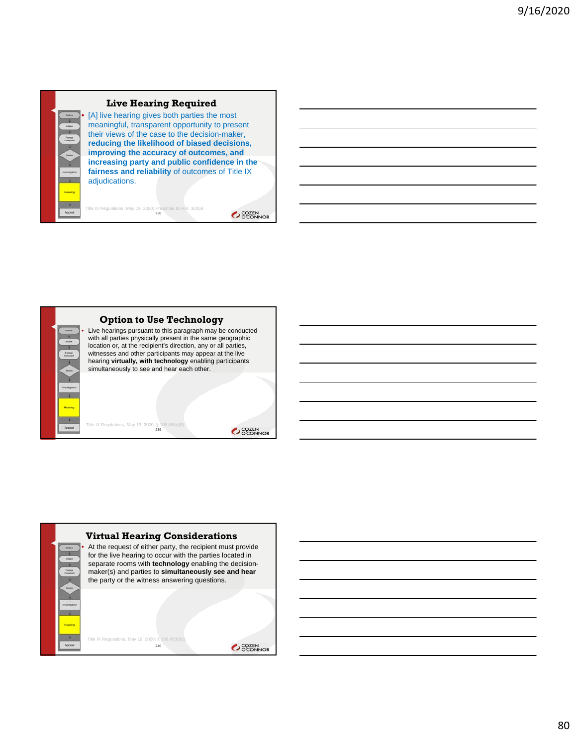## Live Hearing Required

- [A] live hearing gives both parties the most meaningful, transparent opportunity to present their views of the case to the decision-maker, **reducing the likelihood of biased decisions, improving the accuracy of outcomes, and increasing party and public confidence in the fairness and reliability** of outcomes of Title IX adjudications.

Title IX Regulations, May 19, 2020; Preamble 85 F.R. 30359 .

## Option to Use Technology

- Live hearings pursuant to this paragraph may be conducted with all parties physically present in the same geographic location or, at the recipient's direction, any or all parties, witnesses and other participants may appear at the live hearing **virtually, with technology** enabling participants simultaneously to see and hear each other.

Title IX Regulations, May 19, 2020; § 106.45(b)(6)

## Virtual Hearing Considerations

- At the request of either party, the recipient must provide for the live hearing to occur with the parties located in separate rooms with **technology** enabling the decision-maker(s) and parties to **simultaneously see and hear** the party or the witness answering questions.

Title IX Regulations, May 19, 2020; § 106.45(b)(6)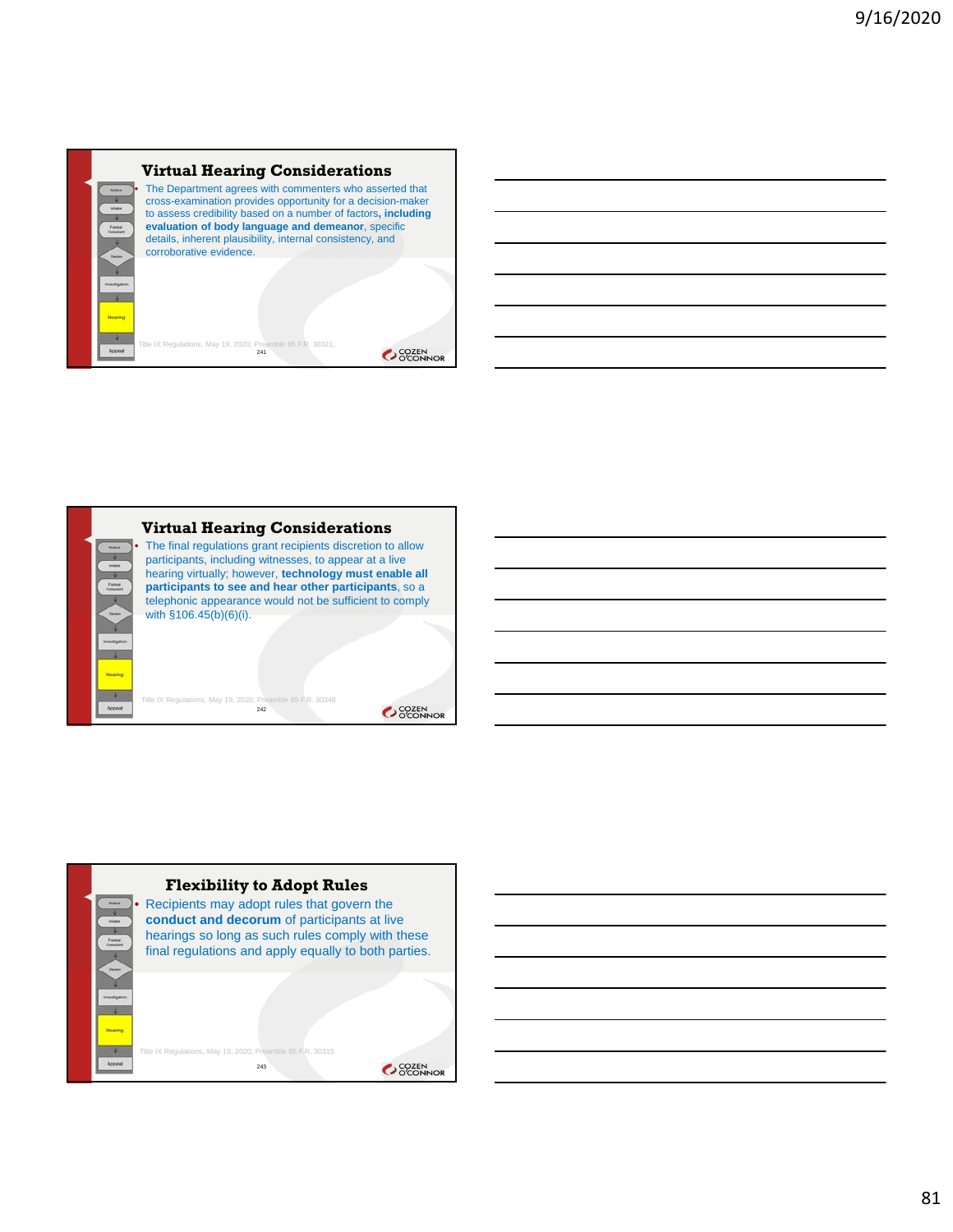## Virtual Hearing Considerations

- The Department agrees with commenters who asserted that cross-examination provides opportunity for a decision-maker to assess credibility based on a number of factors**, including evaluation of body language and demeanor**, specific details, inherent plausibility, internal consistency, and corroborative evidence.

Title IX Regulations, May 19, 2020; Preamble 85 F.R. 30321;

241

## Virtual Hearing Considerations

- The final regulations grant recipients discretion to allow participants, including witnesses, to appear at a live hearing virtually; however, **technology must enable all participants to see and hear other participants**, so a telephonic appearance would not be sufficient to comply with §106.45(b)(6)(i).

Title IX Regulations, May 19, 2020; Preamble 85 F.R. 30348

242

## Flexibility to Adopt Rules

- Recipients may adopt rules that govern the **conduct and decorum** of participants at live hearings so long as such rules comply with these final regulations and apply equally to both parties.

Title IX Regulations, May 19, 2020; Preamble 85 F.R. 30315.

243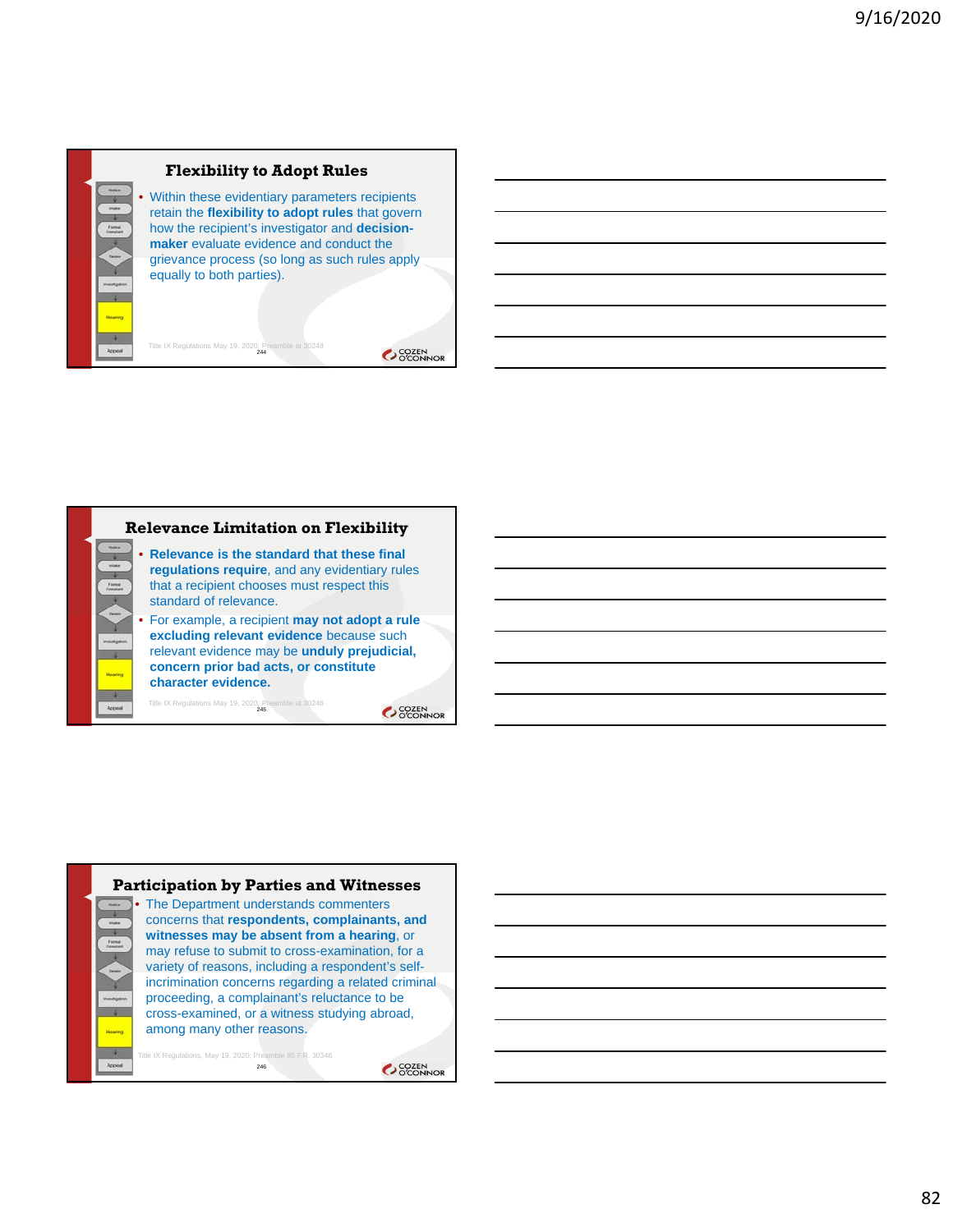## Flexibility to Adopt Rules

- Within these evidentiary parameters recipients retain the **flexibility to adopt rules** that govern how the recipient's investigator and **decision-maker** evaluate evidence and conduct the grievance process (so long as such rules apply equally to both parties).

Title IX Regulations May 19, 2020; Preamble at 30248

## Relevance Limitation on Flexibility

- **Relevance is the standard that these final regulations require**, and any evidentiary rules that a recipient chooses must respect this standard of relevance.
- For example, a recipient **may not adopt a rule excluding relevant evidence** because such relevant evidence may be **unduly prejudicial, concern prior bad acts, or constitute character evidence.**

Title IX Regulations May 19, 2020; Preamble at 30248

## Participation by Parties and Witnesses

- The Department understands commenters concerns that **respondents, complainants, and witnesses may be absent from a hearing**, or may refuse to submit to cross-examination, for a variety of reasons, including a respondent's self-incrimination concerns regarding a related criminal proceeding, a complainant's reluctance to be cross-examined, or a witness studying abroad, among many other reasons.

Title IX Regulations, May 19, 2020; Preamble 85 F.R. 30346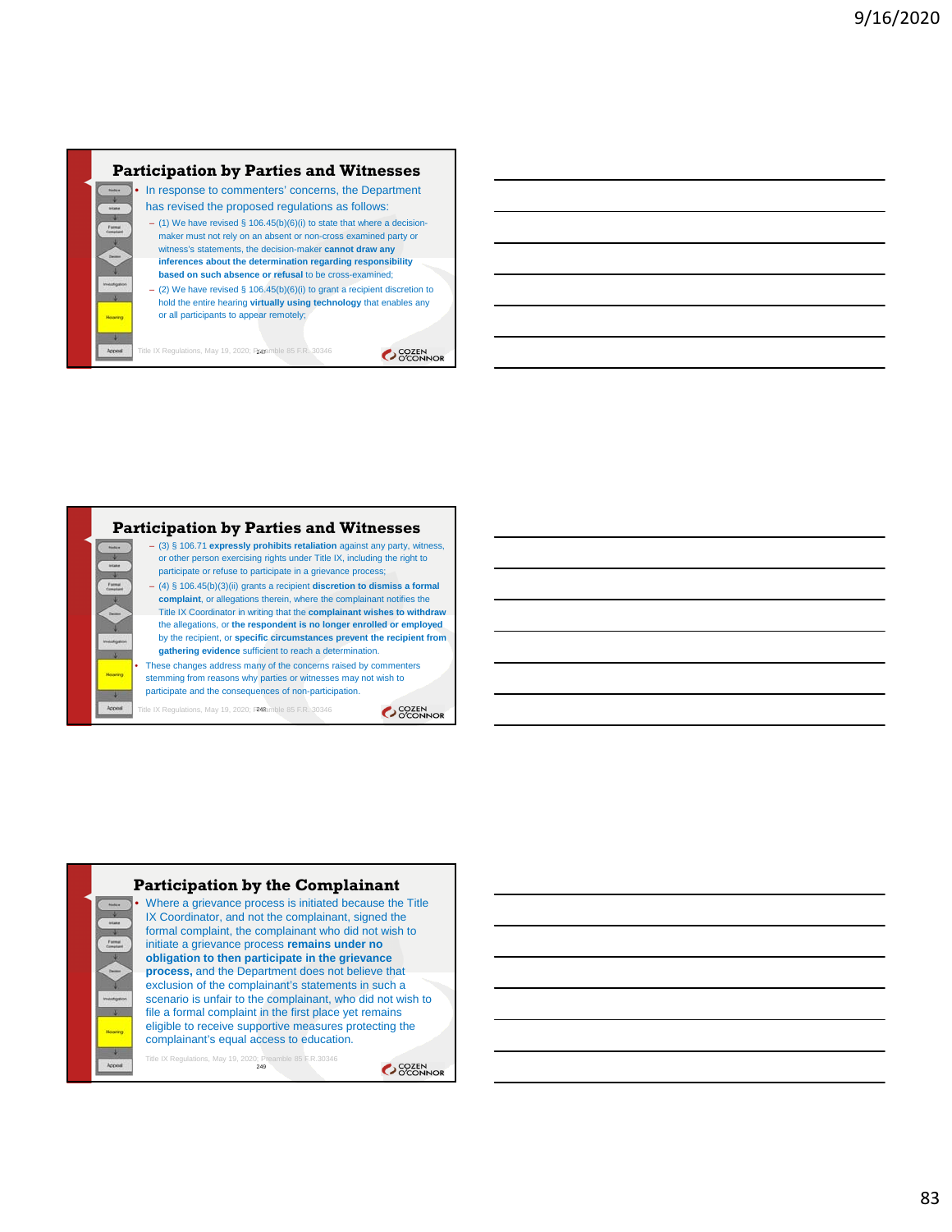## Participation by Parties and Witnesses

- In response to commenters' concerns, the Department has revised the proposed regulations as follows:
  - (1) We have revised § 106.45(b)(6)(i) to state that where a decision-maker must not rely on an absent or non-cross examined party or witness's statements, the decision-maker **cannot draw any inferences about the determination regarding responsibility based on such absence or refusal** to be cross-examined;
  - (2) We have revised § 106.45(b)(6)(i) to grant a recipient discretion to hold the entire hearing **virtually using technology** that enables any or all participants to appear remotely;

Title IX Regulations, May 19, 2020; Preamble 85 F.R. 30346

## Participation by Parties and Witnesses

- (3) § 106.71 **expressly prohibits retaliation** against any party, witness, or other person exercising rights under Title IX, including the right to participate or refuse to participate in a grievance process;
- (4) § 106.45(b)(3)(ii) grants a recipient **discretion to dismiss a formal complaint**, or allegations therein, where the complainant notifies the Title IX Coordinator in writing that the **complainant wishes to withdraw** the allegations, or **the respondent is no longer enrolled or employed** by the recipient, or **specific circumstances prevent the recipient from gathering evidence** sufficient to reach a determination.
- These changes address many of the concerns raised by commenters stemming from reasons why parties or witnesses may not wish to participate and the consequences of non-participation.

Title IX Regulations, May 19, 2020; Preamble 85 F.R. 30346

## Participation by the Complainant

- Where a grievance process is initiated because the Title IX Coordinator, and not the complainant, signed the formal complaint, the complainant who did not wish to initiate a grievance process **remains under no obligation to then participate in the grievance process,** and the Department does not believe that exclusion of the complainant's statements in such a scenario is unfair to the complainant, who did not wish to file a formal complaint in the first place yet remains eligible to receive supportive measures protecting the complainant's equal access to education.

Title IX Regulations, May 19, 2020; Preamble 85 F.R.30346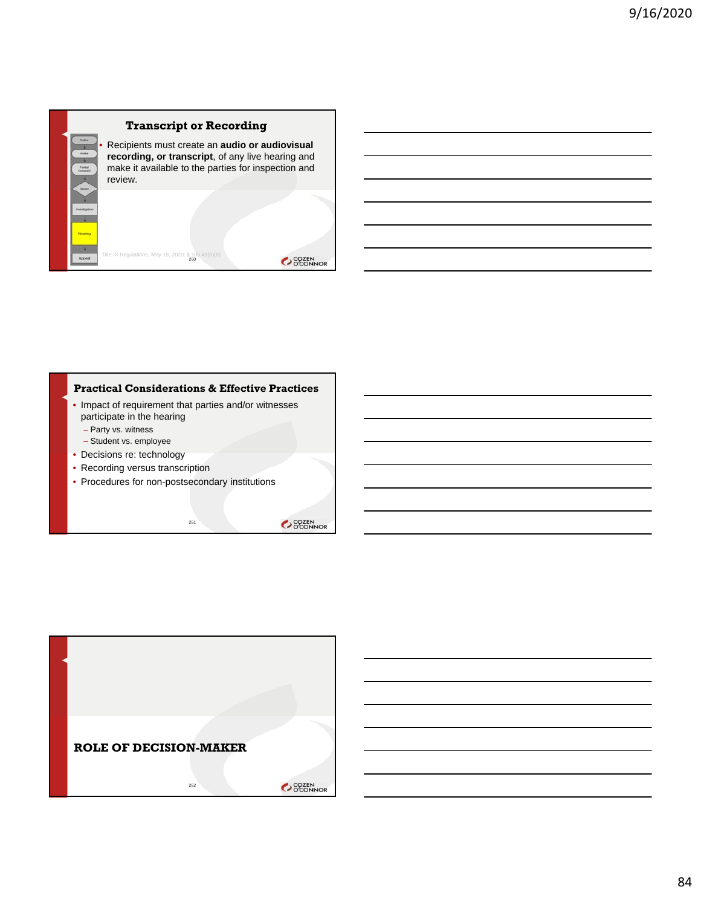## Transcript or Recording

- Recipients must create an **audio or audiovisual recording, or transcript**, of any live hearing and make it available to the parties for inspection and review.

Title IX Regulations, May 19, 2020, § 106.45(b)(6)

## Practical Considerations & Effective Practices

- Impact of requirement that parties and/or witnesses participate in the hearing
  - Party vs. witness
  - Student vs. employee
- Decisions re: technology
- Recording versus transcription
- Procedures for non-postsecondary institutions

## ROLE OF DECISION-MAKER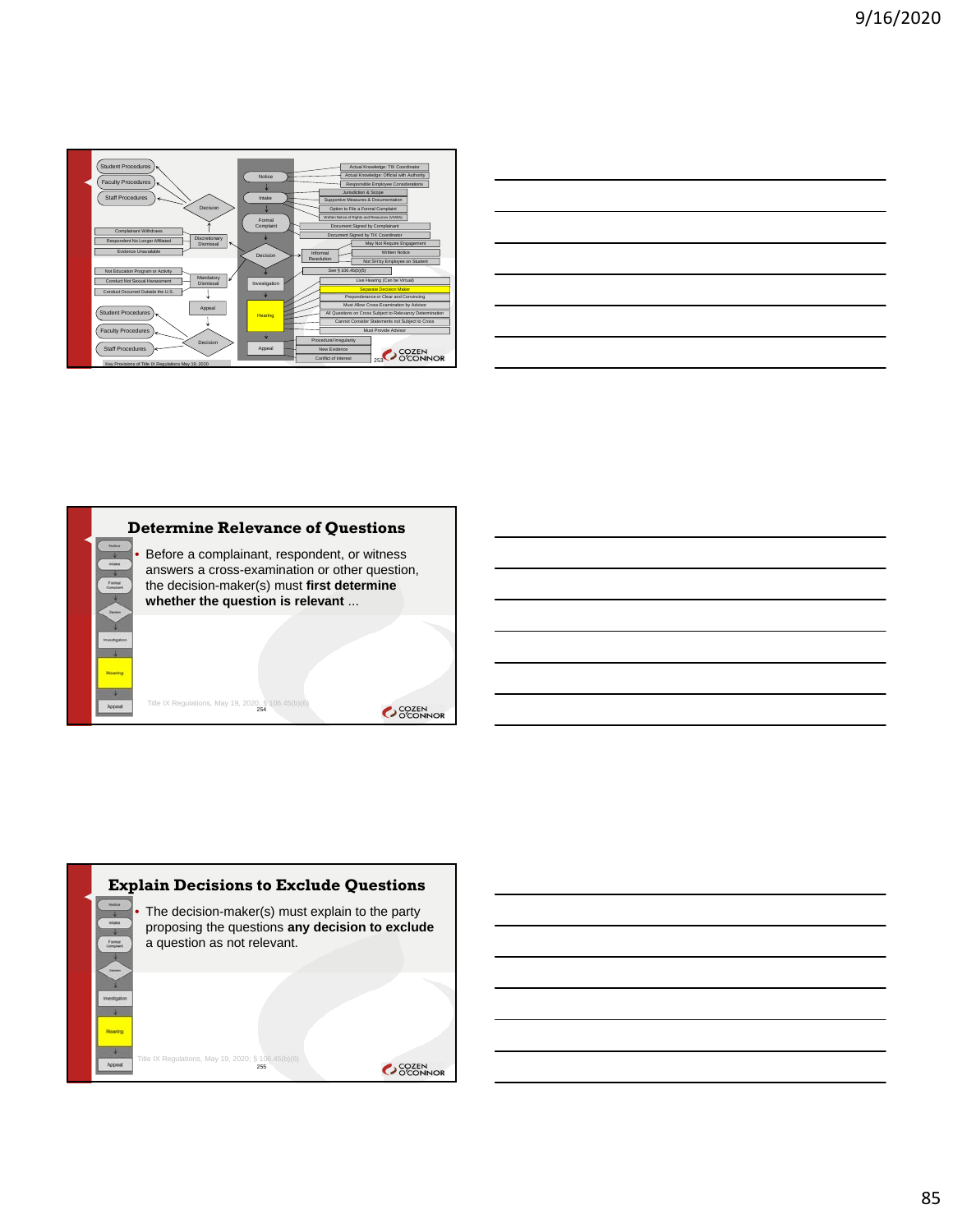Student Procedures

Faculty Procedures

Staff Procedures

Decision

Notice

Actual Knowledge: TIX Coordinator

Actual Knowledge: Official with Authority

Responsible Employee Considerations

Intake

Jurisdiction & Scope

Supportive Measures & Documentation

Option to File a Formal Complaint

Written Notice of Rights and Resources (VAWA)

Formal Complaint

Document Signed by Complainant

Document Signed by TIX Coordinator

Complainant Withdraws

Respondent No Longer Affiliated

Evidence Unavailable

Discretionary Dismissal

Decision

Informal Resolution

May Not Require Engagement

Written Notice

Not SH by Employee on Student

See § 106.45(b)(5)

Not Education Program or Activity

Conduct Not Sexual Harassment

Conduct Occurred Outside the U.S.

Mandatory Dismissal

Investigation

Live Hearing (Can be Virtual)

Separate Decision Maker

Preponderance or Clear and Convincing

Must Allow Cross-Examination by Advisor

All Questions on Cross Subject to Relevancy Determination

Cannot Consider Statements not Subject to Cross

Must Provide Advisor

Appeal

Hearing

Student Procedures

Faculty Procedures

Staff Procedures

Decision

Appeal

Procedural Irregularity

New Evidence

Conflict of Interest

Key Provisions of Title IX Regulations May 19, 2020

253

COZEN O'CONNOR

## Determine Relevance of Questions

- Before a complainant, respondent, or witness answers a cross-examination or other question, the decision-maker(s) must **first determine whether the question is relevant** ...

Title IX Regulations, May 19, 2020; § 106.45(b)(6)

254

COZEN O'CONNOR

## Explain Decisions to Exclude Questions

- The decision-maker(s) must explain to the party proposing the questions **any decision to exclude** a question as not relevant.

Title IX Regulations, May 19, 2020; § 106.45(b)(6)

255

COZEN O'CONNOR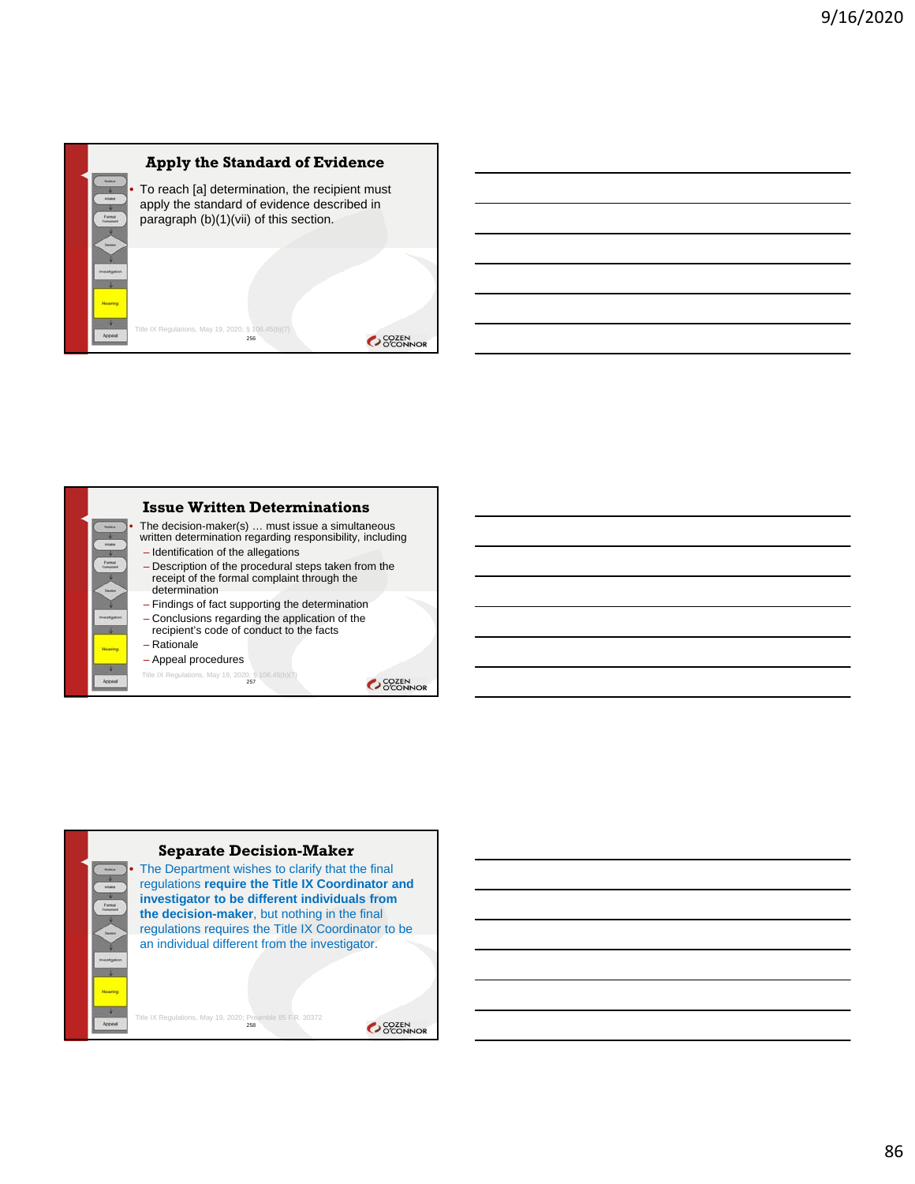## Apply the Standard of Evidence

- To reach [a] determination, the recipient must apply the standard of evidence described in paragraph (b)(1)(vii) of this section.

Title IX Regulations, May 19, 2020; § 106.45(b)(7)

## Issue Written Determinations

- The decision-maker(s) … must issue a simultaneous written determination regarding responsibility, including
  - Identification of the allegations
  - Description of the procedural steps taken from the receipt of the formal complaint through the determination
  - Findings of fact supporting the determination
  - Conclusions regarding the application of the recipient's code of conduct to the facts
  - Rationale
  - Appeal procedures

Title IX Regulations, May 19, 2020; § 106.45(b)(7)

## Separate Decision-Maker

- The Department wishes to clarify that the final regulations **require the Title IX Coordinator and investigator to be different individuals from the decision-maker**, but nothing in the final regulations requires the Title IX Coordinator to be an individual different from the investigator.

Title IX Regulations, May 19, 2020; Preamble 85 F.R. 30372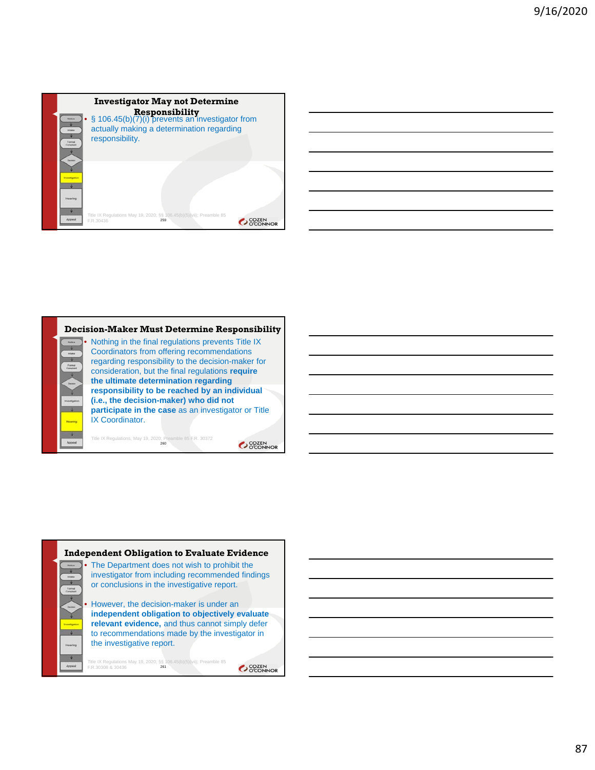## Investigator May not Determine Responsibility

- § 106.45(b)(7)(i) prevents an investigator from actually making a determination regarding responsibility.

Title IX Regulations May 19, 2020; §§ 106.45(b)(5)(vii); Preamble 85 F.R.30436

## Decision-Maker Must Determine Responsibility

- Nothing in the final regulations prevents Title IX Coordinators from offering recommendations regarding responsibility to the decision-maker for consideration, but the final regulations **require the ultimate determination regarding responsibility to be reached by an individual (i.e., the decision-maker) who did not participate in the case** as an investigator or Title IX Coordinator.

Title IX Regulations, May 19, 2020; Preamble 85 F.R. 30372

## Independent Obligation to Evaluate Evidence

- The Department does not wish to prohibit the investigator from including recommended findings or conclusions in the investigative report.
- However, the decision-maker is under an **independent obligation to objectively evaluate relevant evidence,** and thus cannot simply defer to recommendations made by the investigator in the investigative report.

Title IX Regulations May 19, 2020; §§ 106.45(b)(5)(vii); Preamble 85 F.R.30308 & 30436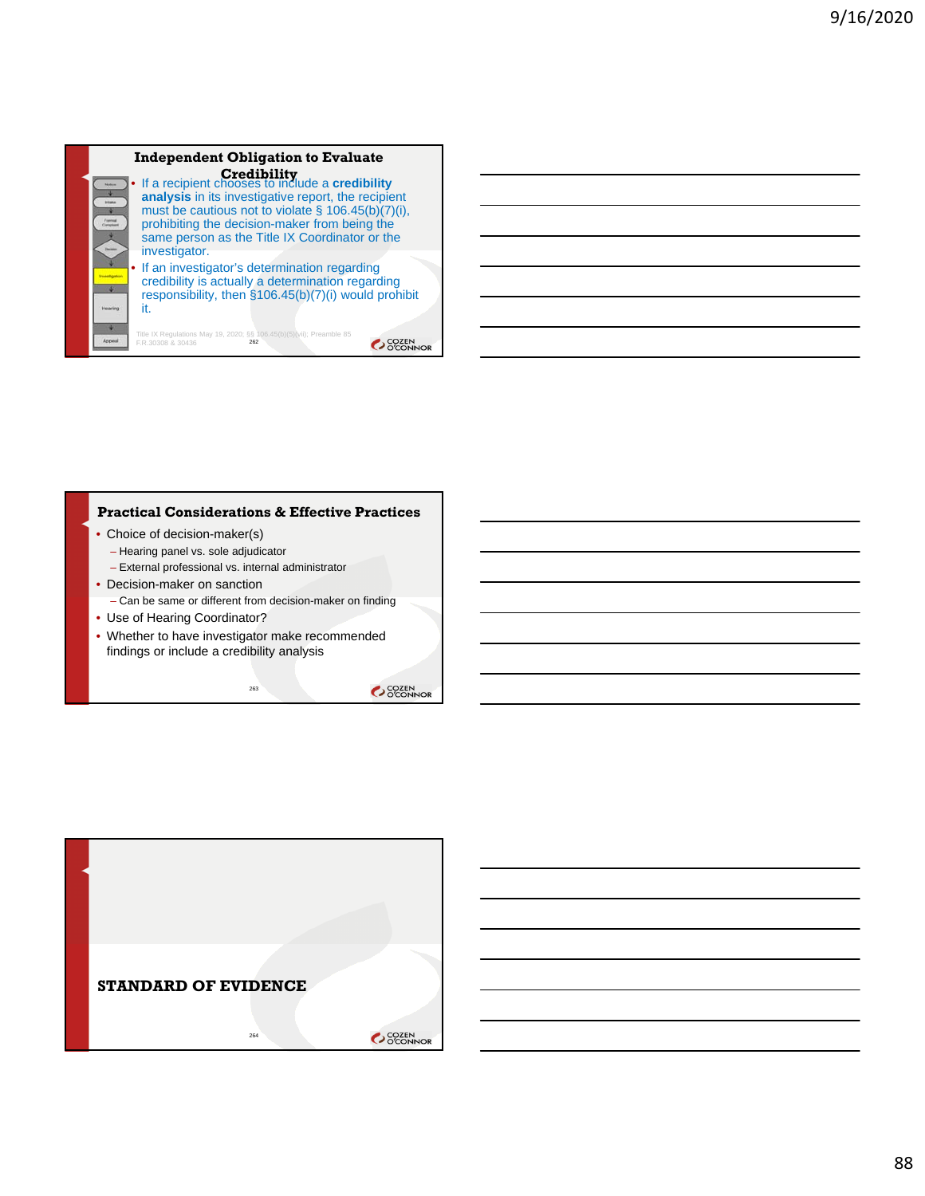## Independent Obligation to Evaluate Credibility

- If a recipient chooses to include a **credibility analysis** in its investigative report, the recipient must be cautious not to violate § 106.45(b)(7)(i), prohibiting the decision-maker from being the same person as the Title IX Coordinator or the investigator.
- If an investigator's determination regarding credibility is actually a determination regarding responsibility, then §106.45(b)(7)(i) would prohibit it.

Title IX Regulations May 19, 2020; §§ 106.45(b)(5)(vii); Preamble 85 F.R.30308 & 30436

## Practical Considerations & Effective Practices

- Choice of decision-maker(s)
  - Hearing panel vs. sole adjudicator
  - External professional vs. internal administrator
- Decision-maker on sanction
  - Can be same or different from decision-maker on finding
- Use of Hearing Coordinator?
- Whether to have investigator make recommended findings or include a credibility analysis

## STANDARD OF EVIDENCE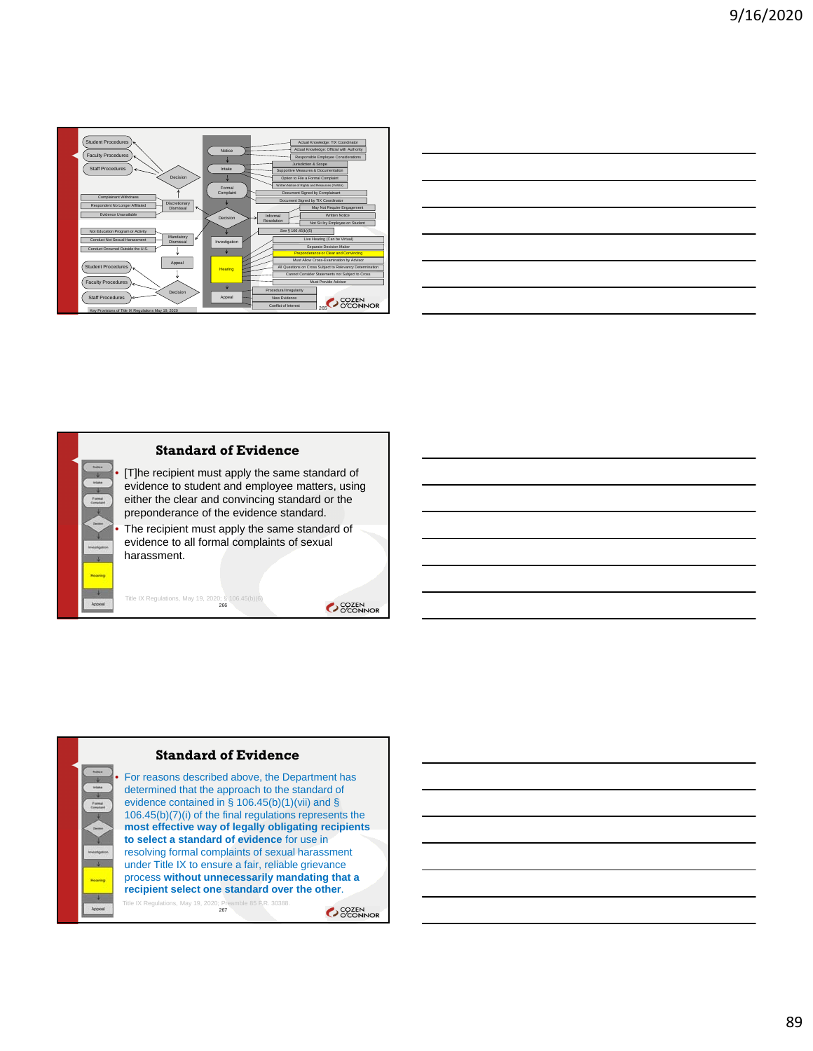Student Procedures

Faculty Procedures

Staff Procedures

Decision

Complainant Withdraws

Respondent No Longer Affiliated

Evidence Unavailable

Discretionary Dismissal

Not Education Program or Activity

Conduct Not Sexual Harassment

Conduct Occurred Outside the U.S.

Mandatory Dismissal

Appeal

Student Procedures

Faculty Procedures

Staff Procedures

Decision

Notice

Intake

Formal Complaint

Decision

Investigation

Hearing

Appeal

Actual Knowledge: TIX Coordinator

Actual Knowledge: Official with Authority

Responsible Employee Considerations

Jurisdiction & Scope

Supportive Measures & Documentation

Option to File a Formal Complaint

Written Notice of Rights and Resources (VAWA)

Document Signed by Complainant

Document Signed by TIX Coordinator

Informal Resolution

May Not Require Engagement

Written Notice

Not SH by Employee on Student

See § 106.45(b)(5)

Live Hearing (Can be Virtual)

Separate Decision Maker

Preponderance or Clear and Convincing

Must Allow Cross-Examination by Advisor

All Questions on Cross Subject to Relevancy Determination

Cannot Consider Statements not Subject to Cross

Must Provide Advisor

Procedural Irregularity

New Evidence

Conflict of Interest

Key Provisions of Title IX Regulations May 19, 2020

## Standard of Evidence

- [T]he recipient must apply the same standard of evidence to student and employee matters, using either the clear and convincing standard or the preponderance of the evidence standard.
- The recipient must apply the same standard of evidence to all formal complaints of sexual harassment.

Title IX Regulations, May 19, 2020, § 106.45(b)(6)

## Standard of Evidence

- For reasons described above, the Department has determined that the approach to the standard of evidence contained in § 106.45(b)(1)(vii) and § 106.45(b)(7)(i) of the final regulations represents the **most effective way of legally obligating recipients to select a standard of evidence** for use in resolving formal complaints of sexual harassment under Title IX to ensure a fair, reliable grievance process **without unnecessarily mandating that a recipient select one standard over the other**.

Title IX Regulations, May 19, 2020, Preamble 85 F.R. 30388.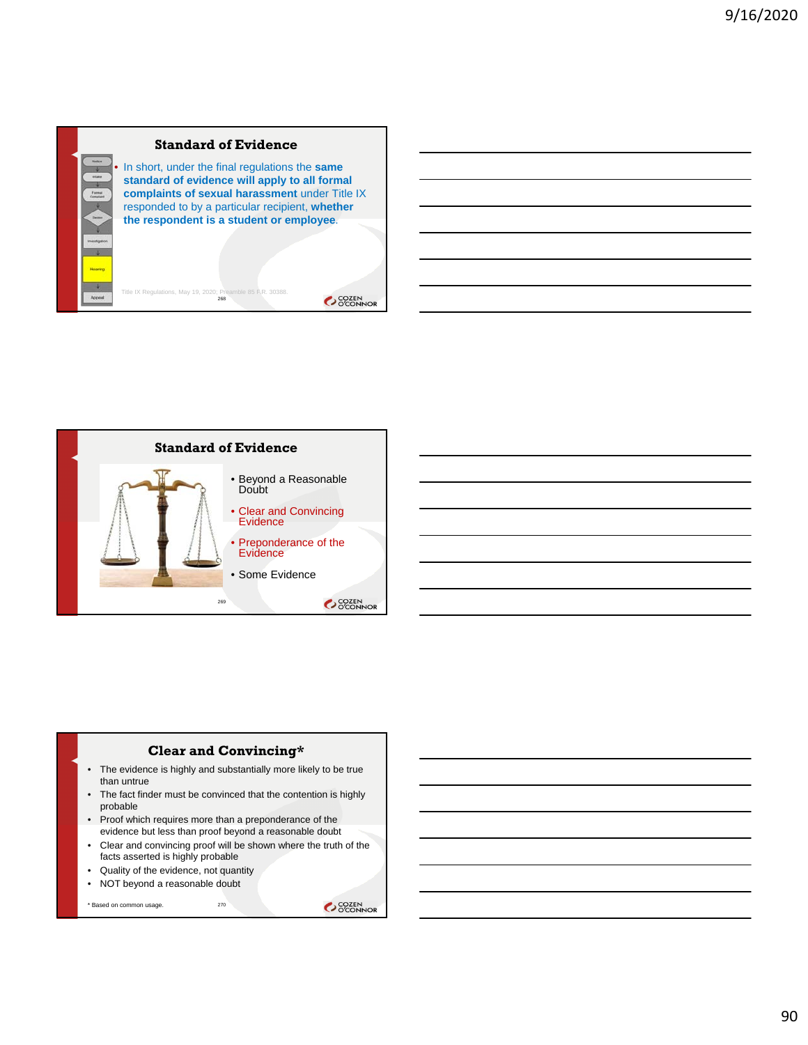## Standard of Evidence

- In short, under the final regulations the **same standard of evidence will apply to all formal complaints of sexual harassment** under Title IX responded to by a particular recipient, **whether the respondent is a student or employee**.

Title IX Regulations, May 19, 2020; Preamble 85 F.R. 30388.

## Standard of Evidence

- Beyond a Reasonable Doubt
- Clear and Convincing Evidence
- Preponderance of the Evidence
- Some Evidence

## Clear and Convincing*

- The evidence is highly and substantially more likely to be true than untrue
- The fact finder must be convinced that the contention is highly probable
- Proof which requires more than a preponderance of the evidence but less than proof beyond a reasonable doubt
- Clear and convincing proof will be shown where the truth of the facts asserted is highly probable
- Quality of the evidence, not quantity
- NOT beyond a reasonable doubt

* Based on common usage.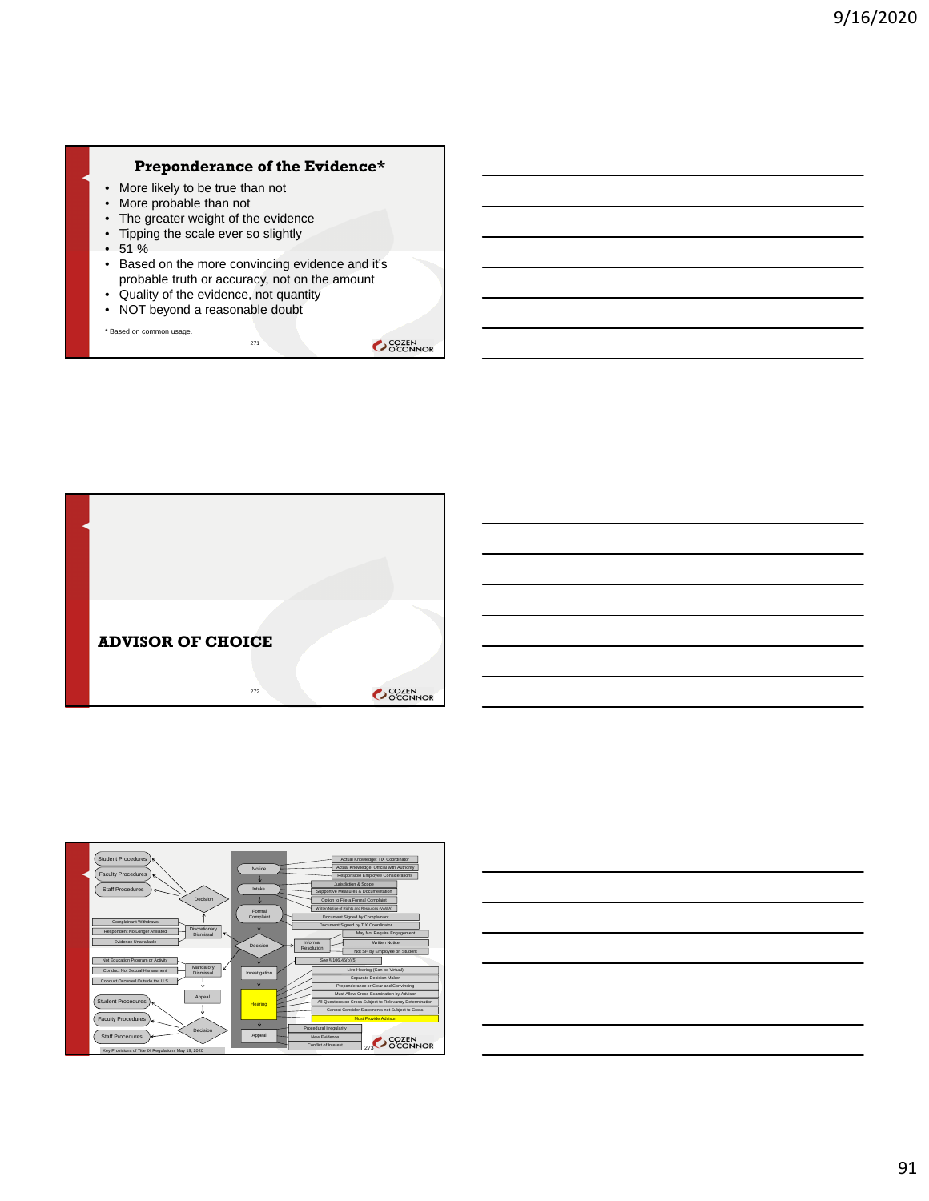## Preponderance of the Evidence*

- More likely to be true than not
- More probable than not
- The greater weight of the evidence
- Tipping the scale ever so slightly
- 51 %
- Based on the more convincing evidence and it's probable truth or accuracy, not on the amount
- Quality of the evidence, not quantity
- NOT beyond a reasonable doubt

\* Based on common usage.

271

## ADVISOR OF CHOICE

272

Student Procedures
Faculty Procedures
Staff Procedures
Decision
Complainant Withdraws
Respondent No Longer Affiliated
Evidence Unavailable
Discretionary Dismissal
Not Education Program or Activity
Conduct Not Sexual Harassment
Conduct Occurred Outside the U.S.
Mandatory Dismissal
Appeal
Student Procedures
Faculty Procedures
Staff Procedures
Decision
Key Provisions of Title IX Regulations May 19, 2020

Notice
Intake
Formal Complaint
Decision
Investigation
Hearing
Appeal

Actual Knowledge: TIX Coordinator
Actual Knowledge: Official with Authority
Responsible Employee Considerations
Jurisdiction & Scope
Supportive Measures & Documentation
Option to File a Formal Complaint
Written Notice of Rights and Resources (VAWA)
Document Signed by Complainant
Document Signed by TIX Coordinator
Informal Resolution
May Not Require Engagement
Written Notice
Not SH by Employee on Student
See § 106.45(b)(5)
Live Hearing (Can be Virtual)
Separate Decision Maker
Preponderance or Clear and Convincing
Must Allow Cross-Examination by Advisor
All Questions on Cross Subject to Relevancy Determination
Cannot Consider Statements not Subject to Cross
Must Provide Advisor
Procedural Irregularity
New Evidence
Conflict of Interest

273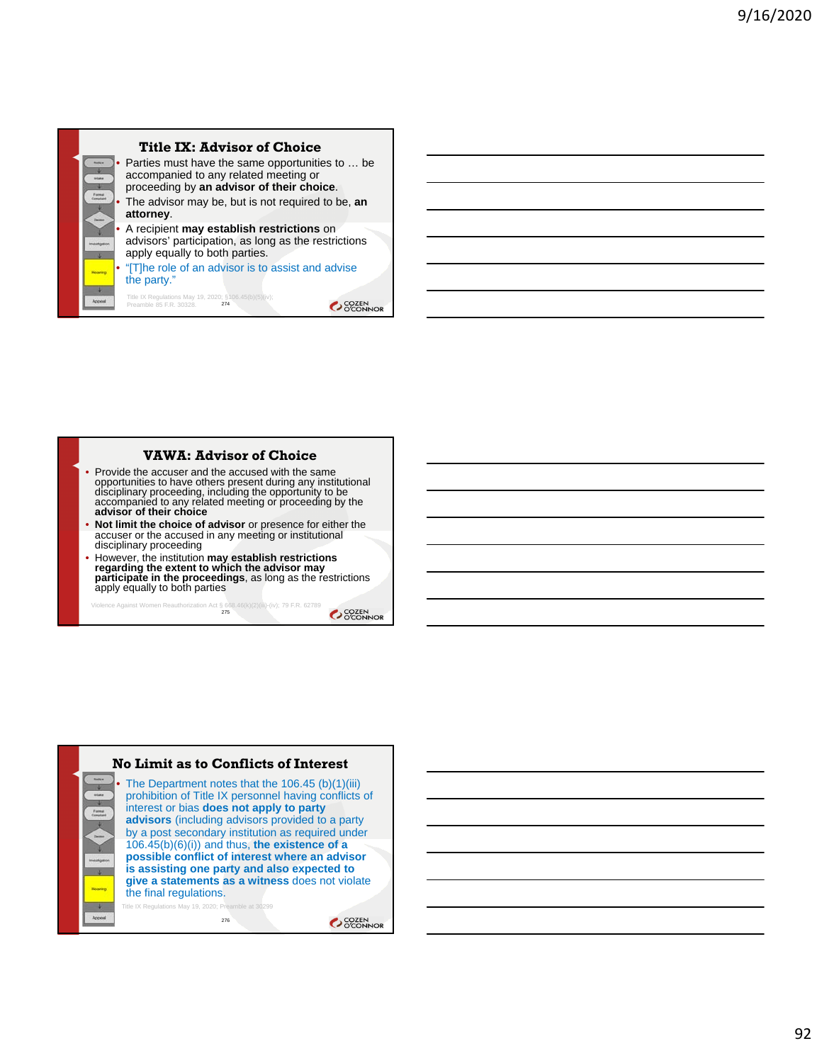## Title IX: Advisor of Choice

- Parties must have the same opportunities to … be accompanied to any related meeting or proceeding by **an advisor of their choice**.
- The advisor may be, but is not required to be, **an attorney**.
- A recipient **may establish restrictions** on advisors' participation, as long as the restrictions apply equally to both parties.
- "[T]he role of an advisor is to assist and advise the party."

Title IX Regulations May 19, 2020; §106.45(b)(5)(iv); Preamble 85 F.R. 30328

## VAWA: Advisor of Choice

- Provide the accuser and the accused with the same opportunities to have others present during any institutional disciplinary proceeding, including the opportunity to be accompanied to any related meeting or proceeding by the **advisor of their choice**
- **Not limit the choice of advisor** or presence for either the accuser or the accused in any meeting or institutional disciplinary proceeding
- However, the institution **may establish restrictions regarding the extent to which the advisor may participate in the proceedings**, as long as the restrictions apply equally to both parties

Violence Against Women Reauthorization Act § 668.46(k)(2)(iii)-(iv); 79 F.R. 62789

## No Limit as to Conflicts of Interest

- The Department notes that the 106.45 (b)(1)(iii) prohibition of Title IX personnel having conflicts of interest or bias **does not apply to party advisors** (including advisors provided to a party by a post secondary institution as required under 106.45(b)(6)(i)) and thus, **the existence of a possible conflict of interest where an advisor is assisting one party and also expected to give a statements as a witness** does not violate the final regulations.

Title IX Regulations May 19, 2020; Preamble at 30299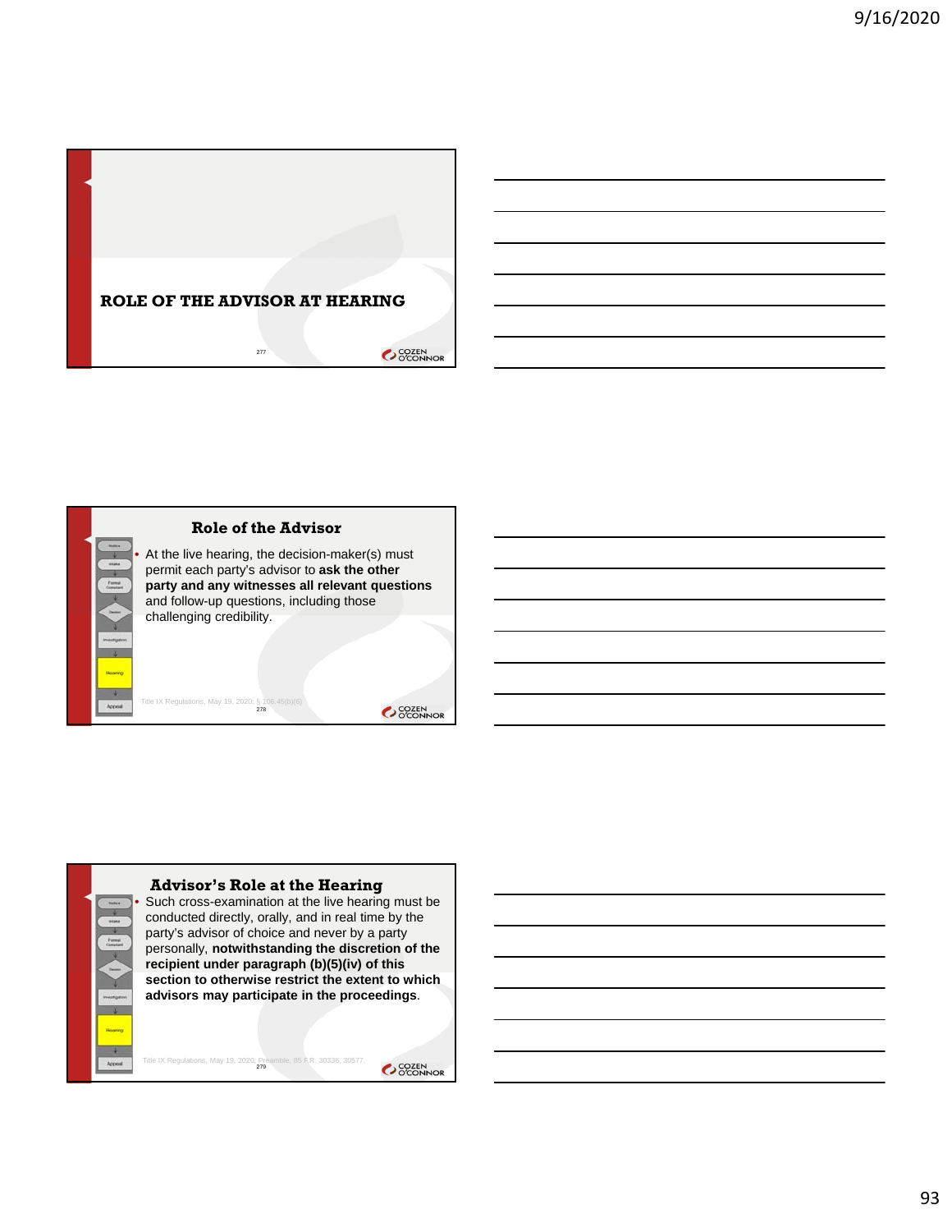## ROLE OF THE ADVISOR AT HEARING

## Role of the Advisor

- At the live hearing, the decision-maker(s) must permit each party's advisor to **ask the other party and any witnesses all relevant questions** and follow-up questions, including those challenging credibility.

Title IX Regulations, May 19, 2020; § 106.45(b)(6)

## Advisor's Role at the Hearing

- Such cross-examination at the live hearing must be conducted directly, orally, and in real time by the party's advisor of choice and never by a party personally, **notwithstanding the discretion of the recipient under paragraph (b)(5)(iv) of this section to otherwise restrict the extent to which advisors may participate in the proceedings**.

Title IX Regulations, May 19, 2020; Preamble, 85 F.R. 30336, 30577.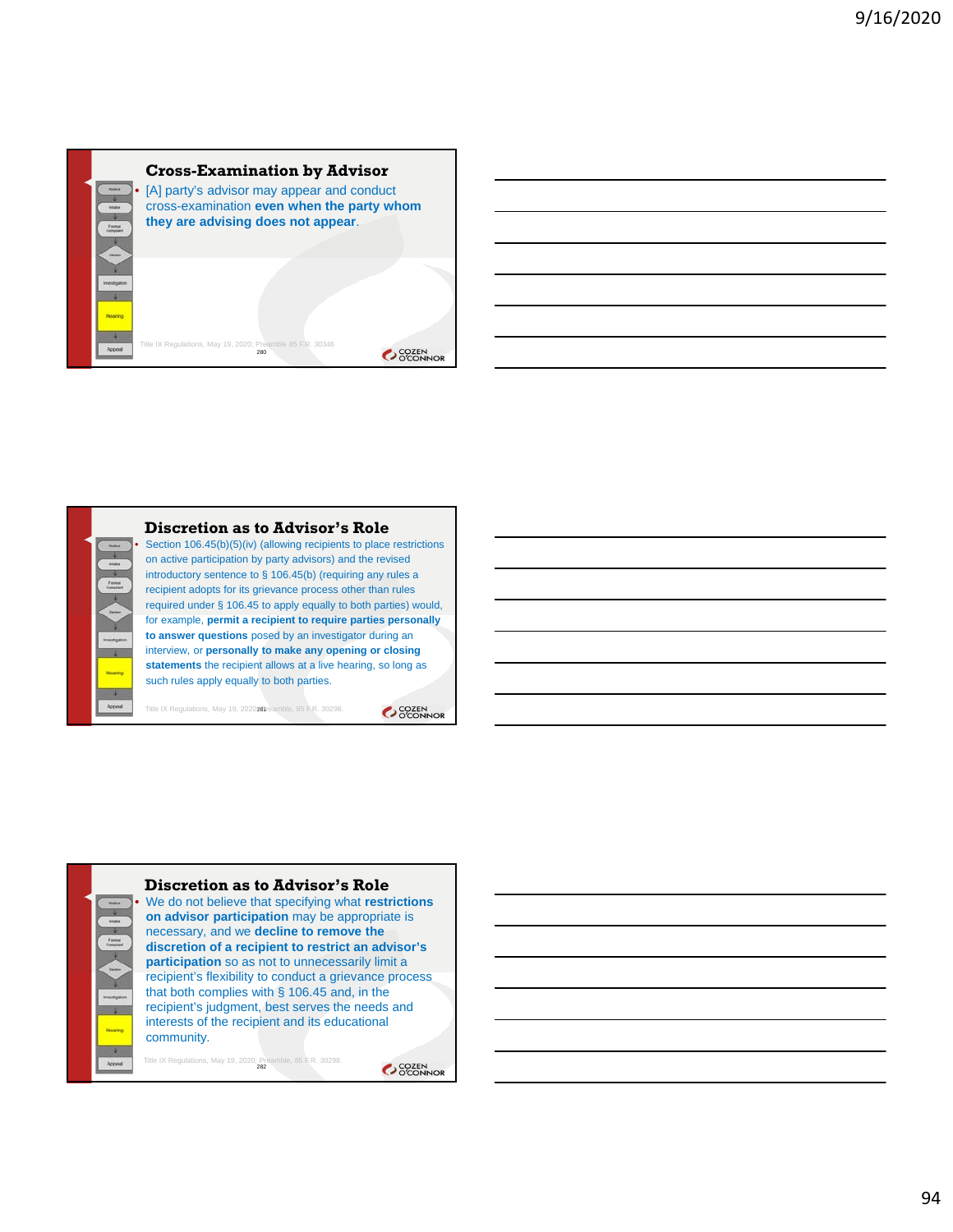## Cross-Examination by Advisor

- [A] party's advisor may appear and conduct cross-examination **even when the party whom they are advising does not appear**.

Title IX Regulations, May 19, 2020; Preamble 85 F.R. 30346

## Discretion as to Advisor's Role

- Section 106.45(b)(5)(iv) (allowing recipients to place restrictions on active participation by party advisors) and the revised introductory sentence to § 106.45(b) (requiring any rules a recipient adopts for its grievance process other than rules required under § 106.45 to apply equally to both parties) would, for example, **permit a recipient to require parties personally to answer questions** posed by an investigator during an interview, or **personally to make any opening or closing statements** the recipient allows at a live hearing, so long as such rules apply equally to both parties.

Title IX Regulations, May 19, 2020; Preamble, 85 F.R. 30298.

## Discretion as to Advisor's Role

- We do not believe that specifying what **restrictions on advisor participation** may be appropriate is necessary, and we **decline to remove the discretion of a recipient to restrict an advisor's participation** so as not to unnecessarily limit a recipient's flexibility to conduct a grievance process that both complies with § 106.45 and, in the recipient's judgment, best serves the needs and interests of the recipient and its educational community.

Title IX Regulations, May 19, 2020; Preamble, 85 F.R. 30298.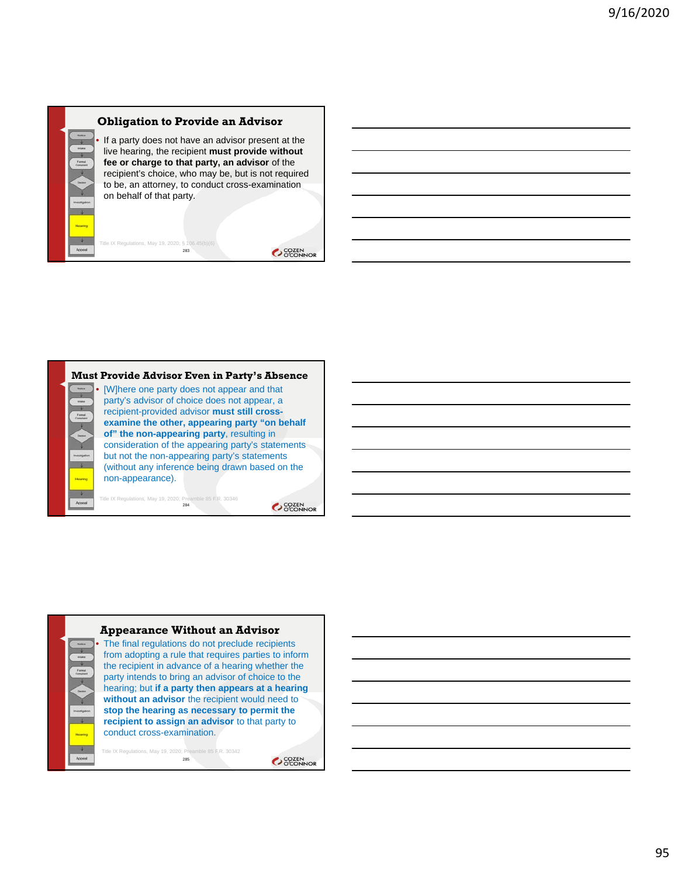## Obligation to Provide an Advisor

- If a party does not have an advisor present at the live hearing, the recipient **must provide without fee or charge to that party, an advisor** of the recipient's choice, who may be, but is not required to be, an attorney, to conduct cross-examination on behalf of that party.

Title IX Regulations, May 19, 2020; § 106.45(b)(6)

## Must Provide Advisor Even in Party's Absence

- [W]here one party does not appear and that party's advisor of choice does not appear, a recipient-provided advisor **must still cross-examine the other, appearing party "on behalf of" the non-appearing party**, resulting in consideration of the appearing party's statements but not the non-appearing party's statements (without any inference being drawn based on the non-appearance).

Title IX Regulations, May 19, 2020; Preamble 85 F.R. 30346

## Appearance Without an Advisor

- The final regulations do not preclude recipients from adopting a rule that requires parties to inform the recipient in advance of a hearing whether the party intends to bring an advisor of choice to the hearing; but **if a party then appears at a hearing without an advisor** the recipient would need to **stop the hearing as necessary to permit the recipient to assign an advisor** to that party to conduct cross-examination.

Title IX Regulations, May 19, 2020; Preamble 85 F.R. 30342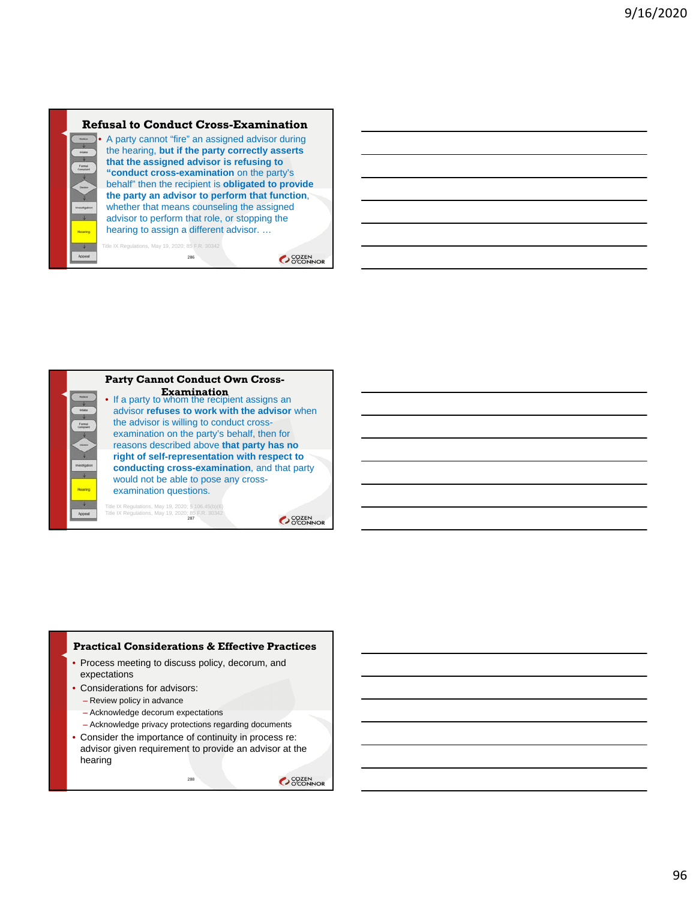## Refusal to Conduct Cross-Examination

- A party cannot "fire" an assigned advisor during the hearing, **but if the party correctly asserts that the assigned advisor is refusing to "conduct cross-examination** on the party's behalf" then the recipient is **obligated to provide the party an advisor to perform that function**, whether that means counseling the assigned advisor to perform that role, or stopping the hearing to assign a different advisor. …

Title IX Regulations, May 19, 2020; 85 F.R. 30342

## Party Cannot Conduct Own Cross-Examination

- If a party to whom the recipient assigns an advisor **refuses to work with the advisor** when the advisor is willing to conduct cross-examination on the party's behalf, then for reasons described above **that party has no right of self-representation with respect to conducting cross-examination**, and that party would not be able to pose any cross-examination questions.

Title IX Regulations, May 19, 2020; § 106.45(b)(6)
Title IX Regulations, May 19, 2020; 85 F.R. 30342

## Practical Considerations & Effective Practices

- Process meeting to discuss policy, decorum, and expectations
- Considerations for advisors:
  - Review policy in advance
  - Acknowledge decorum expectations
  - Acknowledge privacy protections regarding documents
- Consider the importance of continuity in process re: advisor given requirement to provide an advisor at the hearing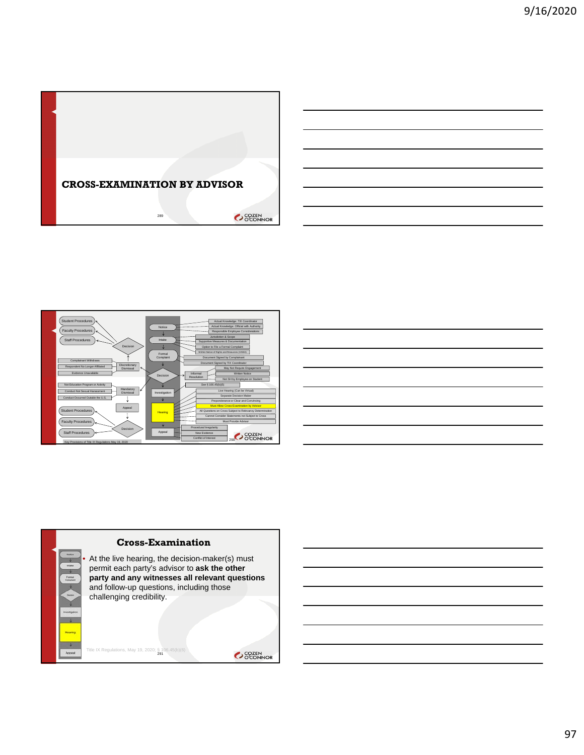## CROSS-EXAMINATION BY ADVISOR

Student Procedures

Faculty Procedures

Staff Procedures

Decision

Complainant Withdraws

Respondent No Longer Affiliated

Evidence Unavailable

Discretionary Dismissal

Not Education Program or Activity

Conduct Not Sexual Harassment

Conduct Occurred Outside the U.S.

Mandatory Dismissal

Appeal

Student Procedures

Faculty Procedures

Staff Procedures

Decision

Key Provisions of Title IX Regulations May 19, 2020

Notice

Intake

Formal Complaint

Decision

Investigation

Hearing

Appeal

Actual Knowledge: TIX Coordinator

Actual Knowledge: Official with Authority

Responsible Employee Considerations

Jurisdiction & Scope

Supportive Measures & Documentation

Option to File a Formal Complaint

Written Notice of Rights and Resources (WNRR)

Document Signed by Complainant

Document Signed by TIX Coordinator

Informal Resolution

May Not Require Engagement

Written Notice

Not SH by Employee on Student

See § 106.45(b)(5)

Live Hearing (Can be Virtual)

Separate Decision Maker

Preponderance or Clear and Convincing

Must Allow Cross-Examination by Advisor

All Questions on Cross Subject to Relevancy Determination

Cannot Consider Statements not Subject to Cross

Must Provide Advisor

Procedural Irregularity

New Evidence

Conflict of Interest

## Cross-Examination

- At the live hearing, the decision-maker(s) must permit each party's advisor to **ask the other party and any witnesses all relevant questions** and follow-up questions, including those challenging credibility.

Title IX Regulations, May 19, 2020: § 106.45(b)(6)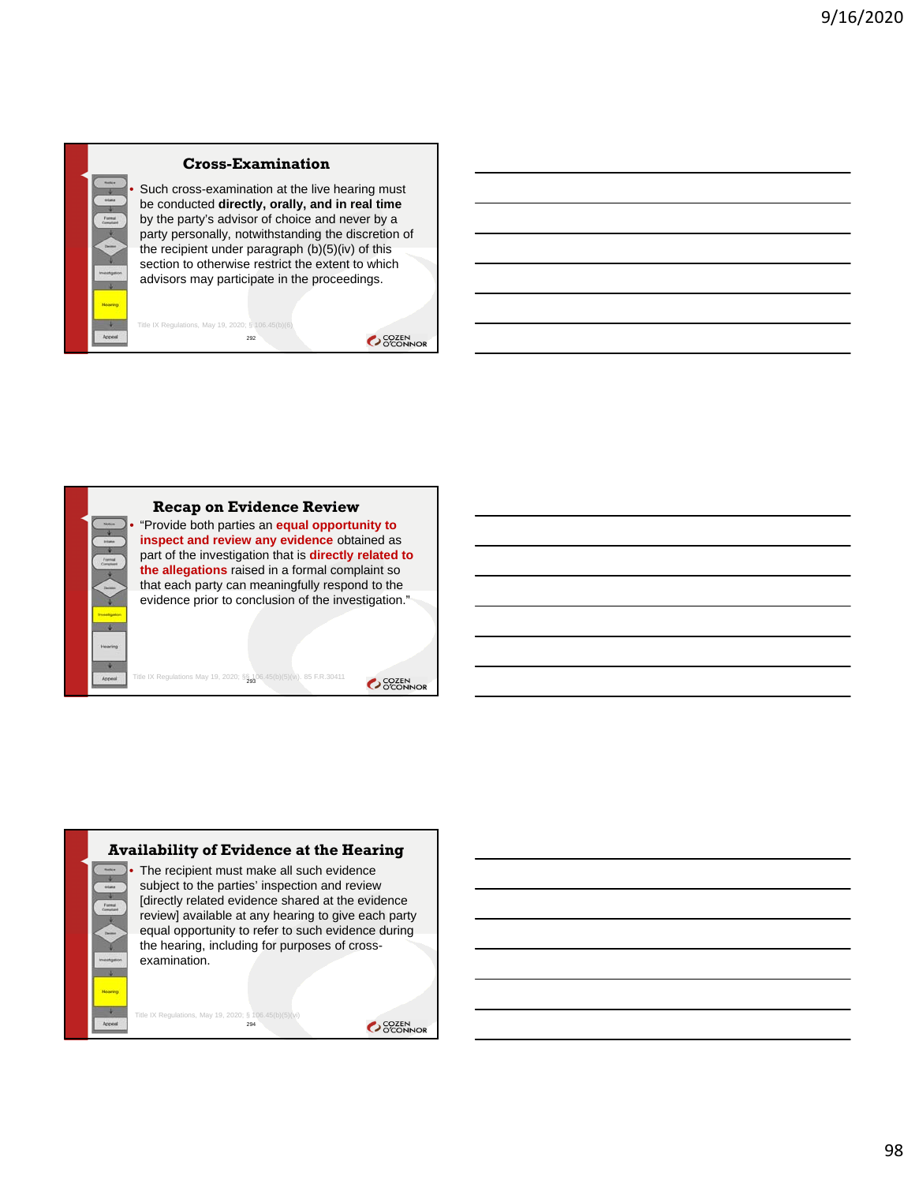## Cross-Examination

- Such cross-examination at the live hearing must be conducted **directly, orally, and in real time** by the party's advisor of choice and never by a party personally, notwithstanding the discretion of the recipient under paragraph (b)(5)(iv) of this section to otherwise restrict the extent to which advisors may participate in the proceedings.

Title IX Regulations, May 19, 2020; § 106.45(b)(6)

## Recap on Evidence Review

- "Provide both parties an **equal opportunity to inspect and review any evidence** obtained as part of the investigation that is **directly related to the allegations** raised in a formal complaint so that each party can meaningfully respond to the evidence prior to conclusion of the investigation."

Title IX Regulations May 19, 2020; §§ 106.45(b)(5)(vi), 85 F.R.30411

## Availability of Evidence at the Hearing

- The recipient must make all such evidence subject to the parties' inspection and review [directly related evidence shared at the evidence review] available at any hearing to give each party equal opportunity to refer to such evidence during the hearing, including for purposes of cross-examination.

Title IX Regulations, May 19, 2020; § 106.45(b)(5)(vi)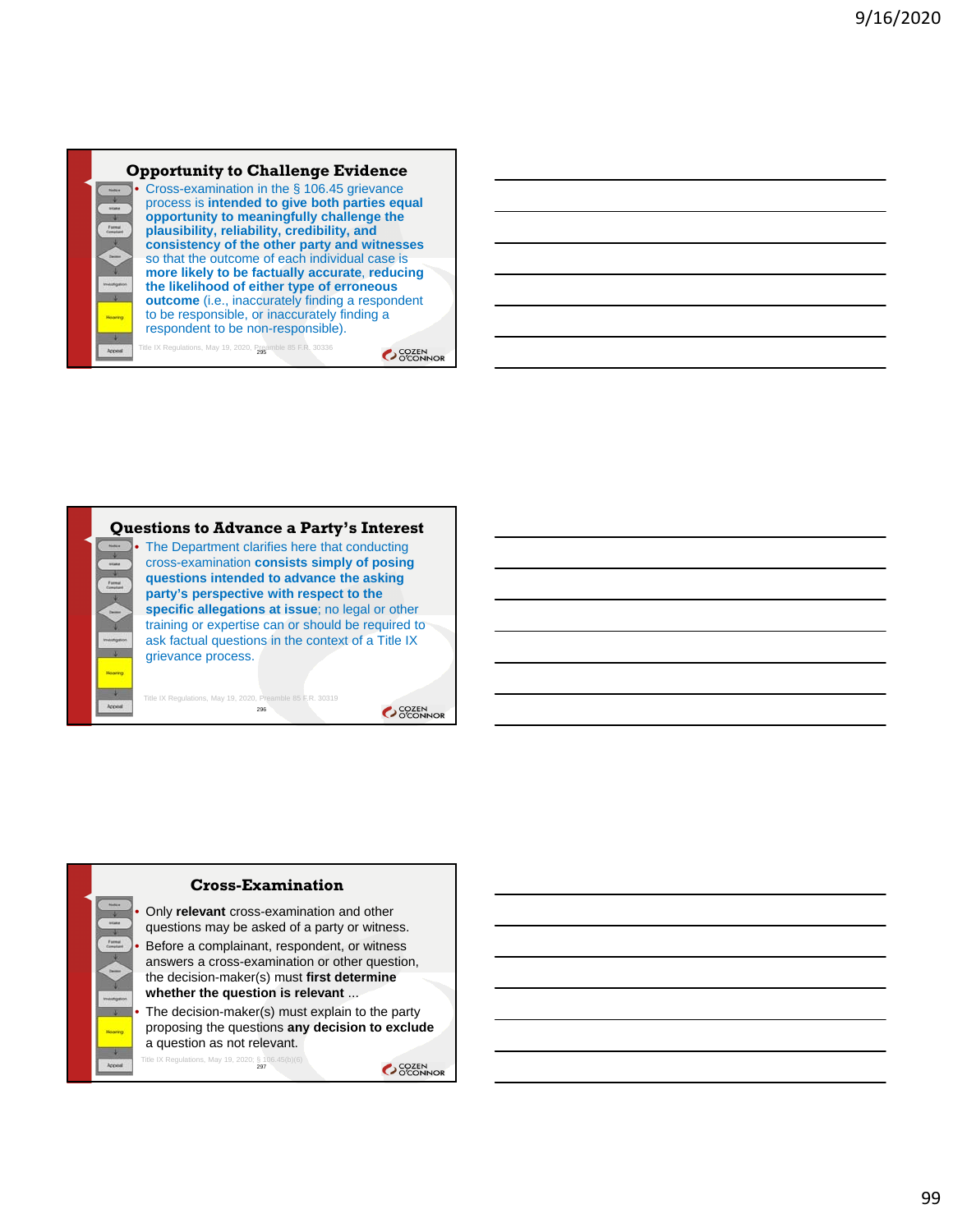## Opportunity to Challenge Evidence

- Cross-examination in the § 106.45 grievance process is **intended to give both parties equal opportunity to meaningfully challenge the plausibility, reliability, credibility, and consistency of the other party and witnesses** so that the outcome of each individual case is **more likely to be factually accurate**, **reducing the likelihood of either type of erroneous outcome** (i.e., inaccurately finding a respondent to be responsible, or inaccurately finding a respondent to be non-responsible).

Title IX Regulations, May 19, 2020, Preamble 85 F.R. 30336

## Questions to Advance a Party's Interest

- The Department clarifies here that conducting cross-examination **consists simply of posing questions intended to advance the asking party's perspective with respect to the specific allegations at issue**; no legal or other training or expertise can or should be required to ask factual questions in the context of a Title IX grievance process.

Title IX Regulations, May 19, 2020, Preamble 85 F.R. 30319

## Cross-Examination

- Only **relevant** cross-examination and other questions may be asked of a party or witness.
- Before a complainant, respondent, or witness answers a cross-examination or other question, the decision-maker(s) must **first determine whether the question is relevant** ...
- The decision-maker(s) must explain to the party proposing the questions **any decision to exclude** a question as not relevant.

Title IX Regulations, May 19, 2020, § 106.45(b)(6)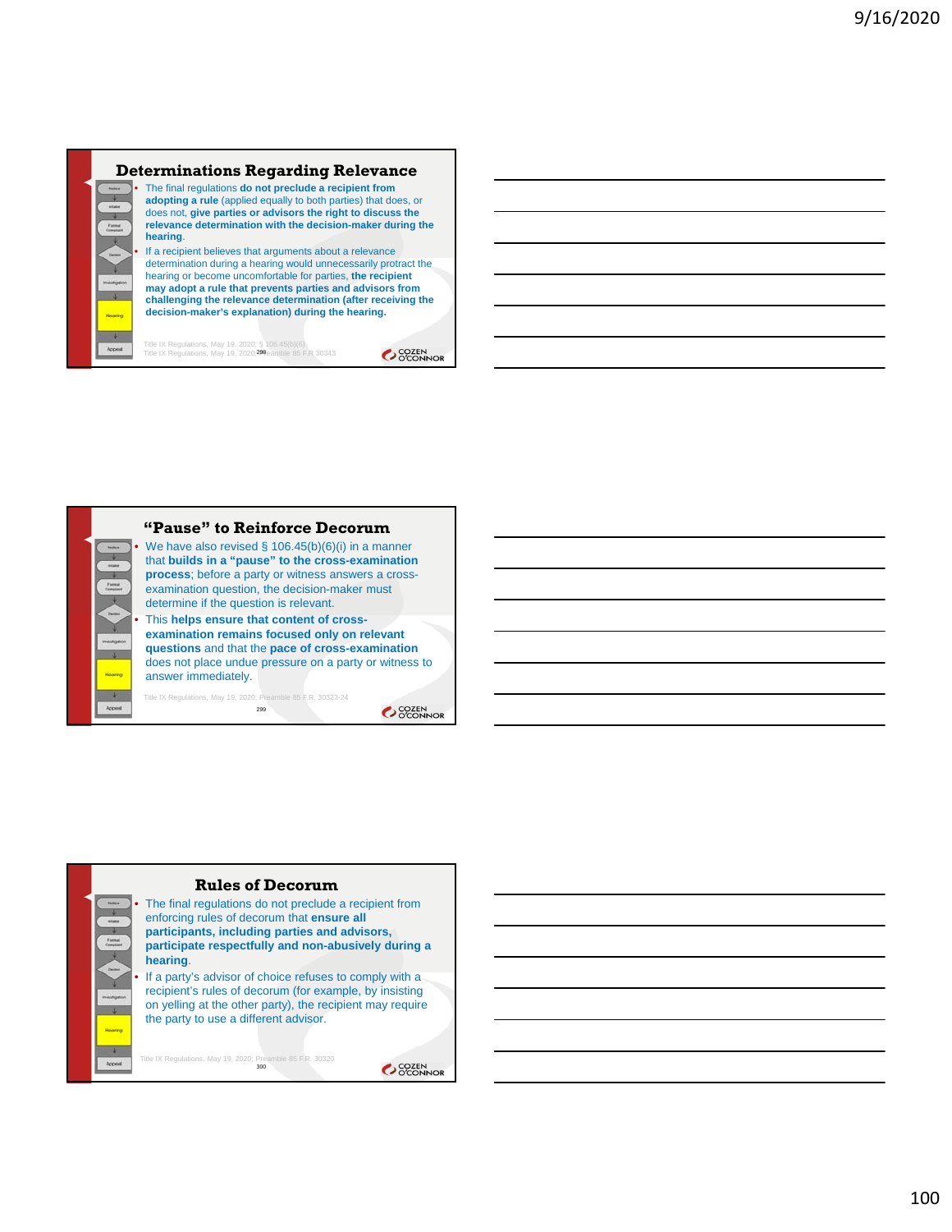## Determinations Regarding Relevance

- The final regulations **do not preclude a recipient from adopting a rule** (applied equally to both parties) that does, or does not, **give parties or advisors the right to discuss the relevance determination with the decision-maker during the hearing**.
- If a recipient believes that arguments about a relevance determination during a hearing would unnecessarily protract the hearing or become uncomfortable for parties, **the recipient may adopt a rule that prevents parties and advisors from challenging the relevance determination (after receiving the decision-maker's explanation) during the hearing.**

Title IX Regulations, May 19, 2020; § 106.45(b)(6)
Title IX Regulations, May 19, 2020; Preamble 85 F.R 30343

## "Pause" to Reinforce Decorum

- We have also revised § 106.45(b)(6)(i) in a manner that **builds in a "pause" to the cross-examination process**; before a party or witness answers a cross-examination question, the decision-maker must determine if the question is relevant.
- This **helps ensure that content of cross-examination remains focused only on relevant questions** and that the **pace of cross-examination** does not place undue pressure on a party or witness to answer immediately.

Title IX Regulations, May 19, 2020; Preamble 85 F.R. 30323-24

## Rules of Decorum

- The final regulations do not preclude a recipient from enforcing rules of decorum that **ensure all participants, including parties and advisors, participate respectfully and non-abusively during a hearing**.
- If a party's advisor of choice refuses to comply with a recipient's rules of decorum (for example, by insisting on yelling at the other party), the recipient may require the party to use a different advisor.

Title IX Regulations, May 19, 2020; Preamble 85 F.R. 30320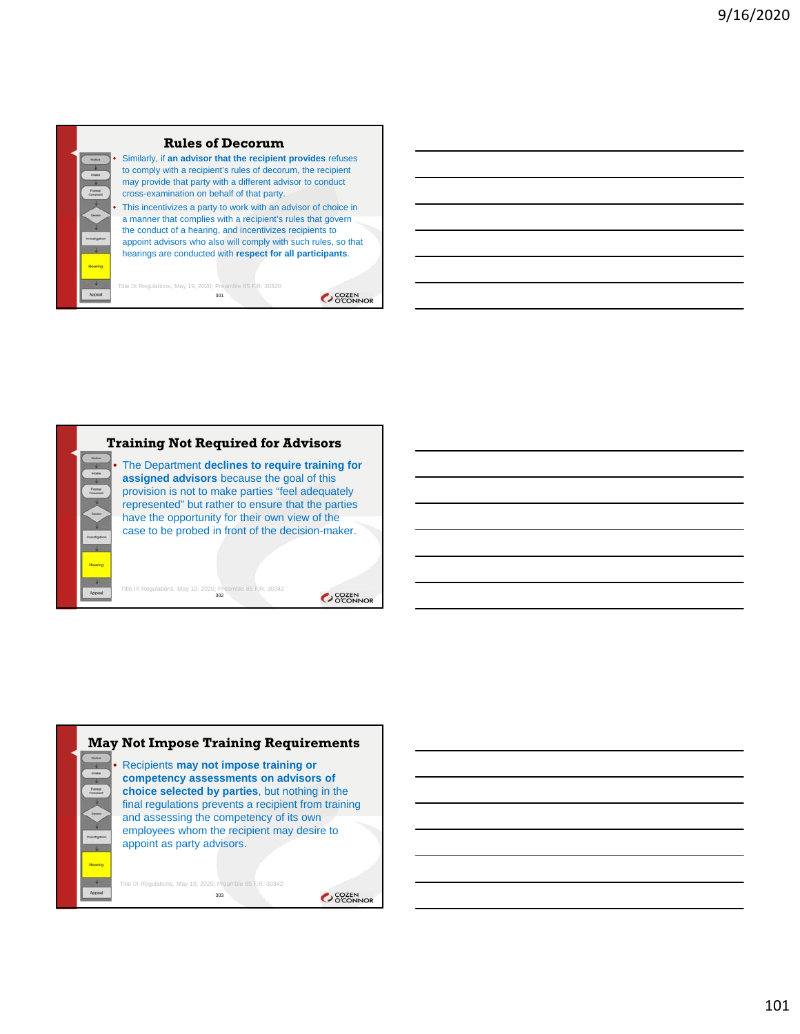## Rules of Decorum

- Similarly, if **an advisor that the recipient provides** refuses to comply with a recipient's rules of decorum, the recipient may provide that party with a different advisor to conduct cross-examination on behalf of that party.
- This incentivizes a party to work with an advisor of choice in a manner that complies with a recipient's rules that govern the conduct of a hearing, and incentivizes recipients to appoint advisors who also will comply with such rules, so that hearings are conducted with **respect for all participants**.

Title IX Regulations, May 19, 2020; Preamble 85 F.R. 30320

## Training Not Required for Advisors

- The Department **declines to require training for assigned advisors** because the goal of this provision is not to make parties "feel adequately represented" but rather to ensure that the parties have the opportunity for their own view of the case to be probed in front of the decision-maker.

Title IX Regulations, May 19, 2020; Preamble 85 F.R. 30342

## May Not Impose Training Requirements

- Recipients **may not impose training or competency assessments on advisors of choice selected by parties**, but nothing in the final regulations prevents a recipient from training and assessing the competency of its own employees whom the recipient may desire to appoint as party advisors.

Title IX Regulations, May 19, 2020; Preamble 85 F.R. 30342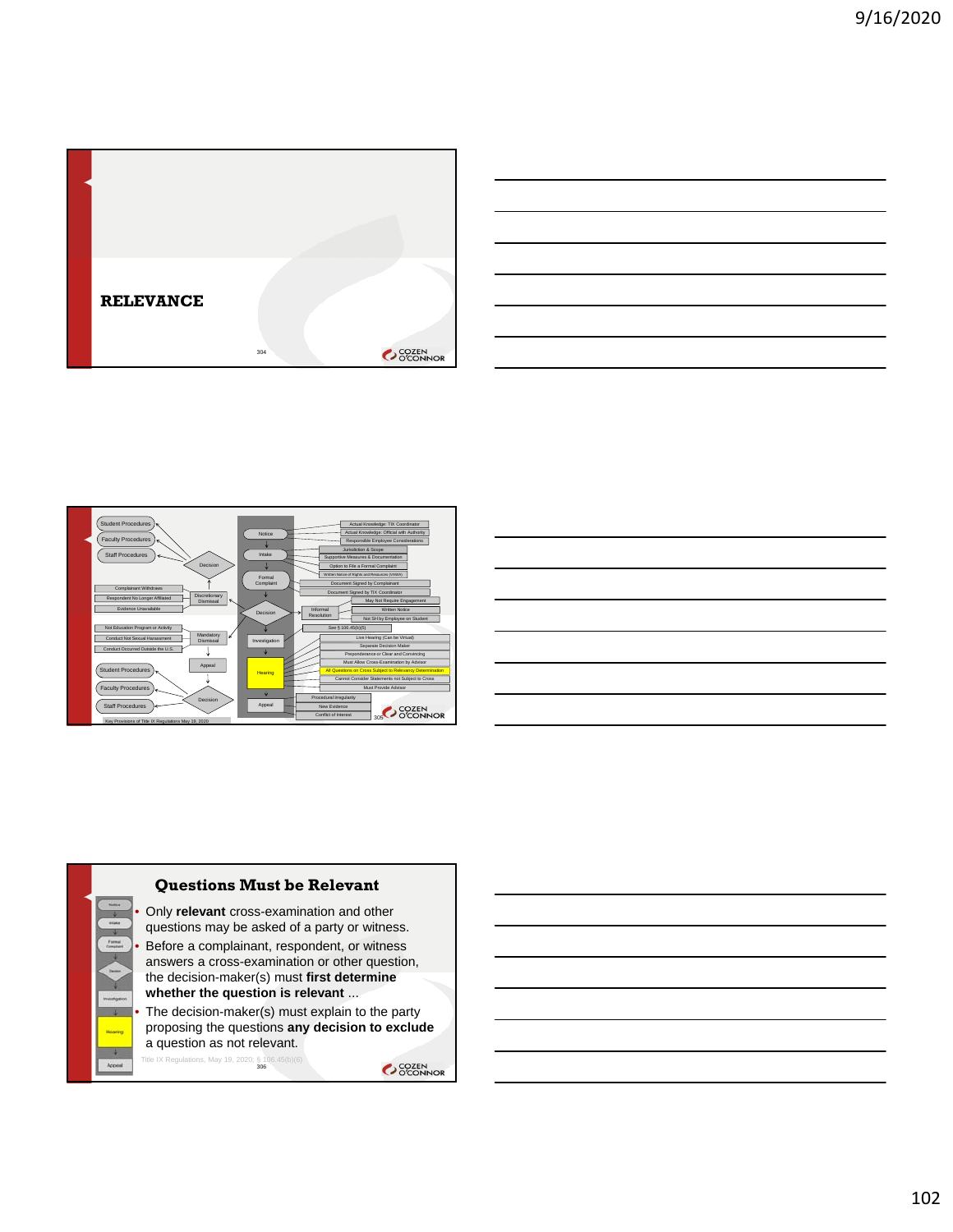## RELEVANCE

Student Procedures
Faculty Procedures
Staff Procedures
Decision
Complainant Withdraws
Respondent No Longer Affiliated
Evidence Unavailable
Discretionary Dismissal
Not Education Program or Activity
Conduct Not Sexual Harassment
Conduct Occurred Outside the U.S.
Mandatory Dismissal
Appeal
Student Procedures
Faculty Procedures
Staff Procedures
Decision
Notice
Intake
Formal Complaint
Decision
Investigation
Hearing
Appeal
Actual Knowledge: TIX Coordinator
Actual Knowledge: Official with Authority
Responsible Employee Considerations
Jurisdiction & Scope
Supportive Measures & Documentation
Option to File a Formal Complaint
Written Notice of Rights and Resources (NWRR)
Document Signed by Complainant
Document Signed by TIX Coordinator
Informal Resolution
May Not Require Engagement
Written Notice
Not SH by Employee on Student
See § 106.45(b)(5)
Live Hearing (Can be Virtual)
Separate Decision Maker
Preponderance or Clear and Convincing
Must Allow Cross-Examination by Advisor
All Questions on Cross Subject to Relevancy Determination
Cannot Consider Statements not Subject to Cross
Must Provide Advisor
Procedural Irregularity
New Evidence
Conflict of Interest
Key Provisions of Title IX Regulations May 19, 2020

## Questions Must be Relevant

- Only **relevant** cross-examination and other questions may be asked of a party or witness.
- Before a complainant, respondent, or witness answers a cross-examination or other question, the decision-maker(s) must **first determine whether the question is relevant** ...
- The decision-maker(s) must explain to the party proposing the questions **any decision to exclude** a question as not relevant.

Title IX Regulations, May 19, 2020, § 106.45(b)(6)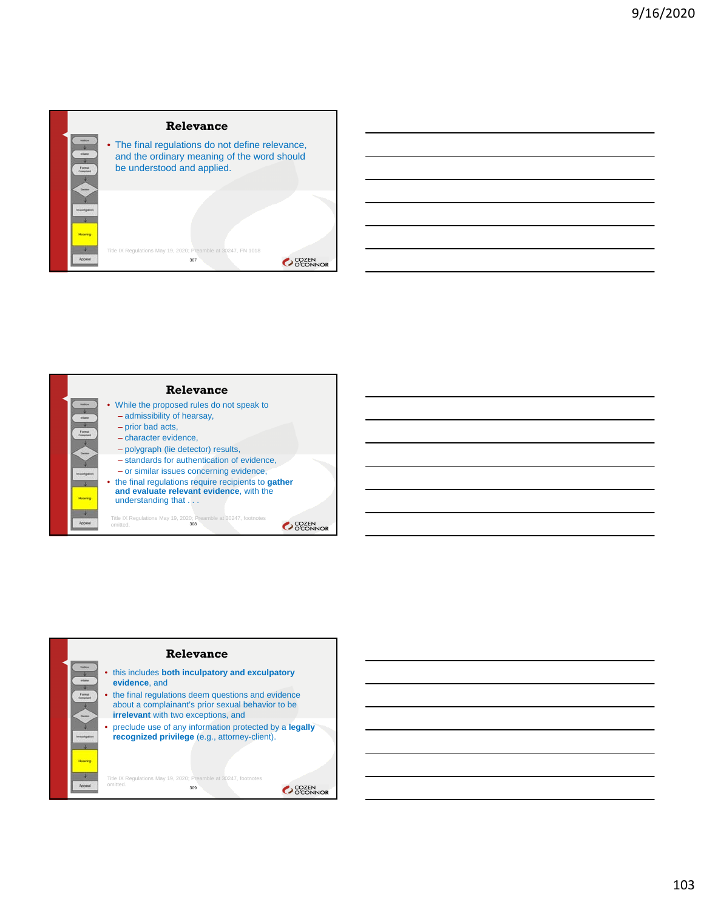## Relevance

- The final regulations do not define relevance, and the ordinary meaning of the word should be understood and applied.

Title IX Regulations May 19, 2020; Preamble at 30247, FN 1018

## Relevance

- While the proposed rules do not speak to
  - admissibility of hearsay,
  - prior bad acts,
  - character evidence,
  - polygraph (lie detector) results,
  - standards for authentication of evidence,
  - or similar issues concerning evidence,
- the final regulations require recipients to **gather and evaluate relevant evidence**, with the understanding that . . .

Title IX Regulations May 19, 2020; Preamble at 30247, footnotes omitted.

## Relevance

- this includes **both inculpatory and exculpatory evidence**, and
- the final regulations deem questions and evidence about a complainant's prior sexual behavior to be **irrelevant** with two exceptions, and
- preclude use of any information protected by a **legally recognized privilege** (e.g., attorney-client).

Title IX Regulations May 19, 2020; Preamble at 30247, footnotes omitted.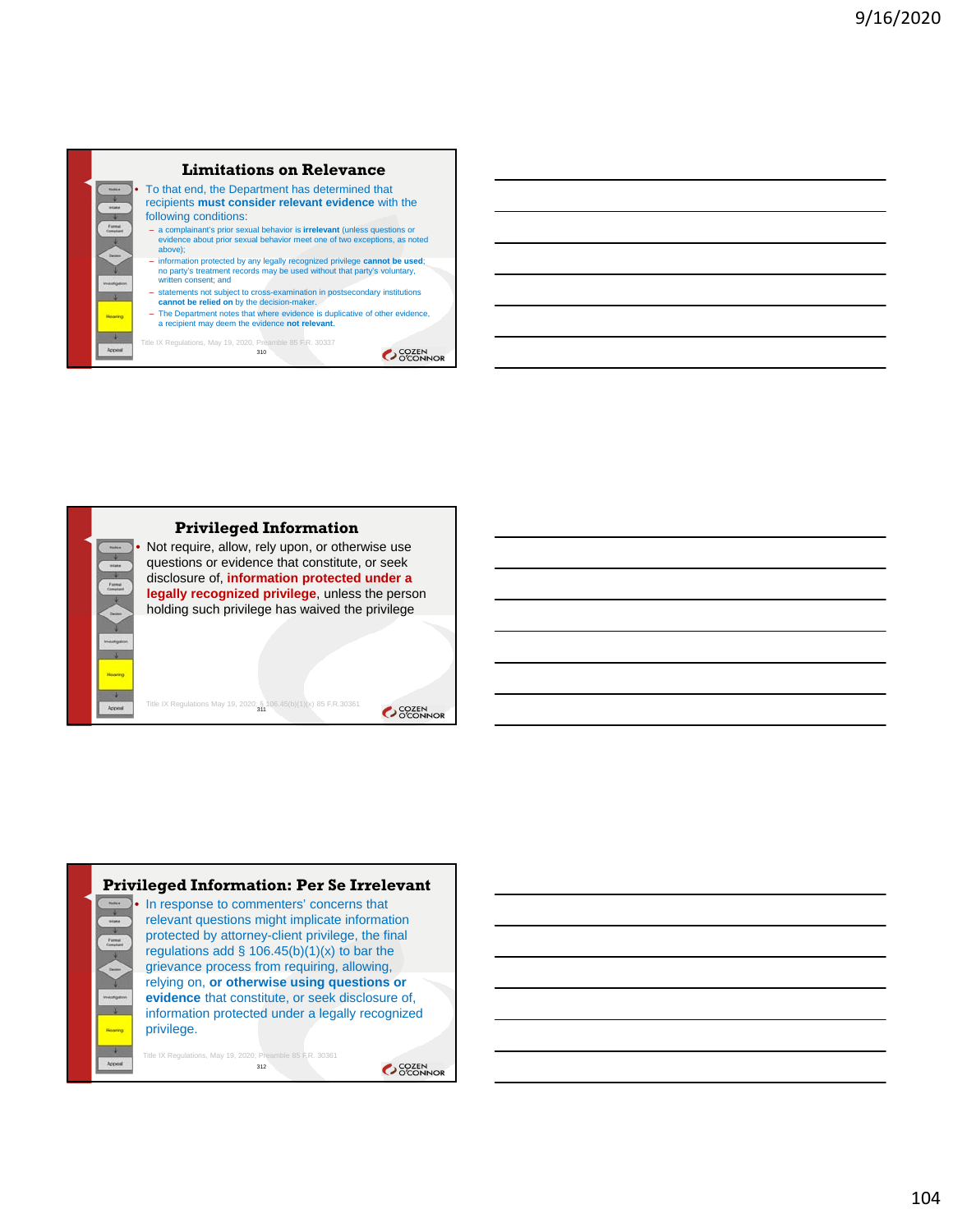## Limitations on Relevance

- To that end, the Department has determined that recipients **must consider relevant evidence** with the following conditions:
  - a complainant's prior sexual behavior is **irrelevant** (unless questions or evidence about prior sexual behavior meet one of two exceptions, as noted above);
  - information protected by any legally recognized privilege **cannot be used**; no party's treatment records may be used without that party's voluntary, written consent; and
  - statements not subject to cross-examination in postsecondary institutions **cannot be relied on** by the decision-maker.
  - The Department notes that where evidence is duplicative of other evidence, a recipient may deem the evidence **not relevant**.

Title IX Regulations, May 19, 2020, Preamble 85 F.R. 30337

## Privileged Information

- Not require, allow, rely upon, or otherwise use questions or evidence that constitute, or seek disclosure of, **information protected under a legally recognized privilege**, unless the person holding such privilege has waived the privilege

Title IX Regulations May 19, 2020, § 106.45(b)(1)(x) 85 F.R.30361

## Privileged Information: Per Se Irrelevant

- In response to commenters' concerns that relevant questions might implicate information protected by attorney-client privilege, the final regulations add § 106.45(b)(1)(x) to bar the grievance process from requiring, allowing, relying on, **or otherwise using questions or evidence** that constitute, or seek disclosure of, information protected under a legally recognized privilege.

Title IX Regulations, May 19, 2020, Preamble 85 F.R. 30361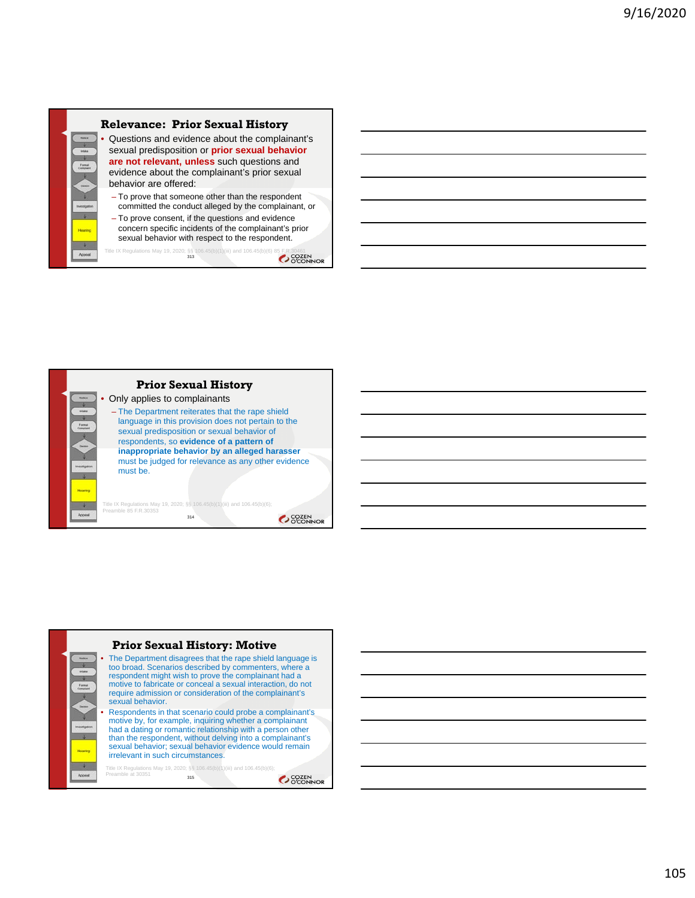## Relevance: Prior Sexual History

- Questions and evidence about the complainant's sexual predisposition or **prior sexual behavior are not relevant, unless** such questions and evidence about the complainant's prior sexual behavior are offered:
  - To prove that someone other than the respondent committed the conduct alleged by the complainant, or
  - To prove consent, if the questions and evidence concern specific incidents of the complainant's prior sexual behavior with respect to the respondent.

Title IX Regulations May 19, 2020; §§ 106.45(b)(1)(iii) and 106.45(b)(6) 85 F.R.30461

## Prior Sexual History

- Only applies to complainants
  - The Department reiterates that the rape shield language in this provision does not pertain to the sexual predisposition or sexual behavior of respondents, so **evidence of a pattern of inappropriate behavior by an alleged harasser** must be judged for relevance as any other evidence must be.

Title IX Regulations May 19, 2020; §§ 106.45(b)(1)(iii) and 106.45(b)(6); Preamble 85 F.R.30353

## Prior Sexual History: Motive

- The Department disagrees that the rape shield language is too broad. Scenarios described by commenters, where a respondent might wish to prove the complainant had a motive to fabricate or conceal a sexual interaction, do not require admission or consideration of the complainant's sexual behavior.
- Respondents in that scenario could probe a complainant's motive by, for example, inquiring whether a complainant had a dating or romantic relationship with a person other than the respondent, without delving into a complainant's sexual behavior; sexual behavior evidence would remain irrelevant in such circumstances.

Title IX Regulations May 19, 2020; §§ 106.45(b)(1)(iii) and 106.45(b)(6); Preamble at 30351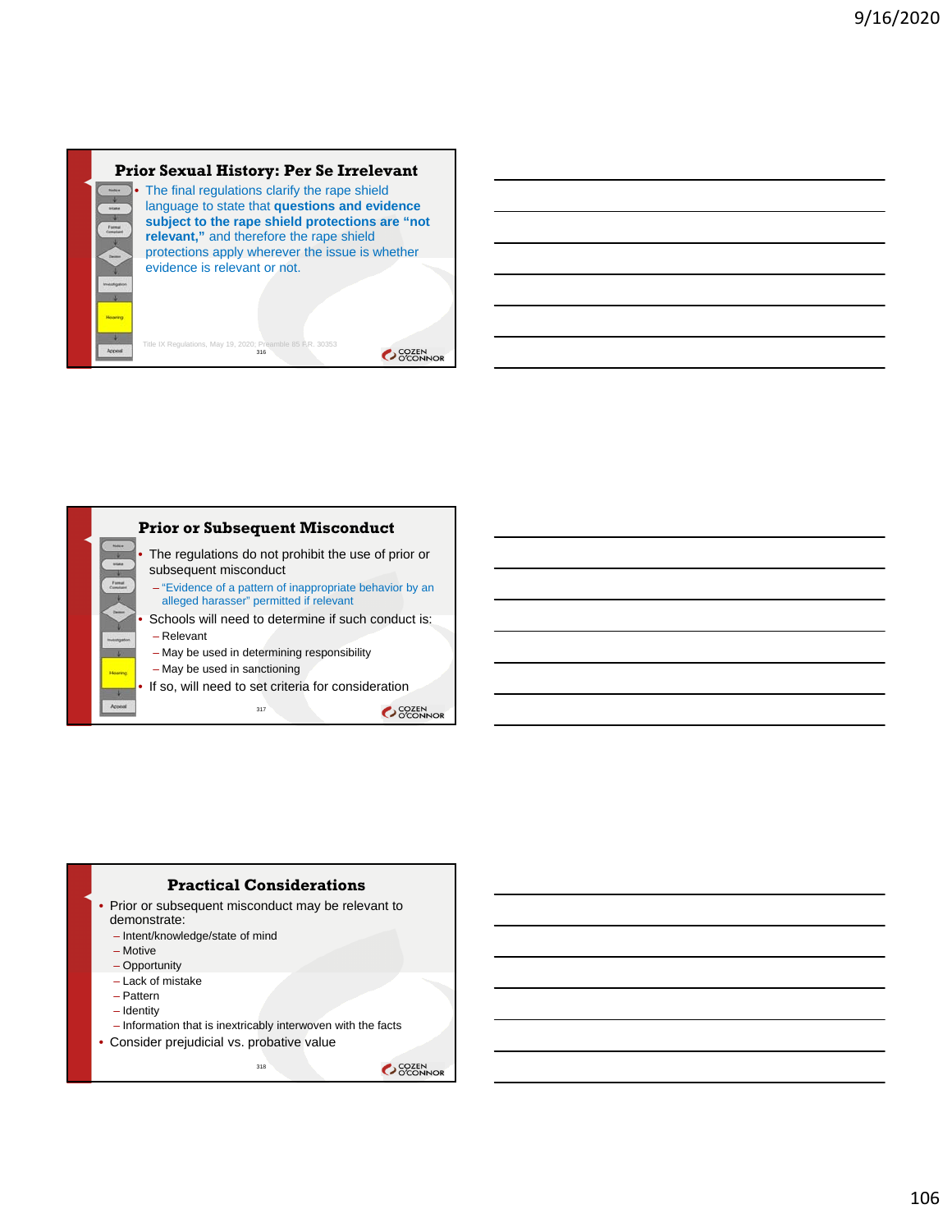## Prior Sexual History: Per Se Irrelevant

- The final regulations clarify the rape shield language to state that **questions and evidence subject to the rape shield protections are "not relevant,"** and therefore the rape shield protections apply wherever the issue is whether evidence is relevant or not.

Title IX Regulations, May 19, 2020; Preamble 85 F.R. 30353

## Prior or Subsequent Misconduct

- The regulations do not prohibit the use of prior or subsequent misconduct
  - "Evidence of a pattern of inappropriate behavior by an alleged harasser" permitted if relevant
- Schools will need to determine if such conduct is:
  - Relevant
  - May be used in determining responsibility
  - May be used in sanctioning
- If so, will need to set criteria for consideration

## Practical Considerations

- Prior or subsequent misconduct may be relevant to demonstrate:
  - Intent/knowledge/state of mind
  - Motive
  - Opportunity
  - Lack of mistake
  - Pattern
  - Identity
  - Information that is inextricably interwoven with the facts
- Consider prejudicial vs. probative value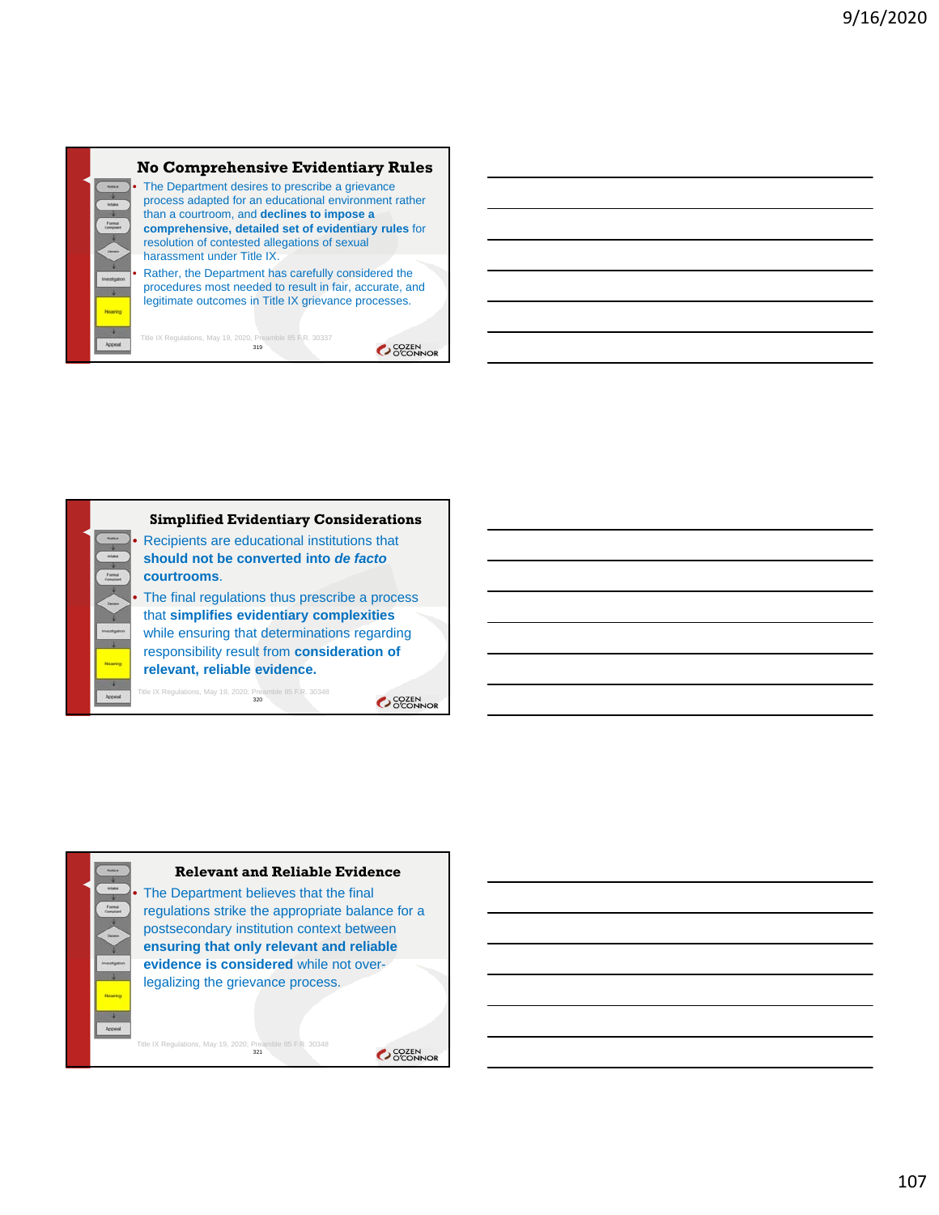## No Comprehensive Evidentiary Rules

- The Department desires to prescribe a grievance process adapted for an educational environment rather than a courtroom, and **declines to impose a comprehensive, detailed set of evidentiary rules** for resolution of contested allegations of sexual harassment under Title IX.
- Rather, the Department has carefully considered the procedures most needed to result in fair, accurate, and legitimate outcomes in Title IX grievance processes.

Title IX Regulations, May 19, 2020, Preamble 85 F.R. 30337

## Simplified Evidentiary Considerations

- Recipients are educational institutions that **should not be converted into *de facto* courtrooms**.
- The final regulations thus prescribe a process that **simplifies evidentiary complexities** while ensuring that determinations regarding responsibility result from **consideration of relevant, reliable evidence.**

Title IX Regulations, May 19, 2020, Preamble 85 F.R. 30348

## Relevant and Reliable Evidence

- The Department believes that the final regulations strike the appropriate balance for a postsecondary institution context between **ensuring that only relevant and reliable evidence is considered** while not over-legalizing the grievance process.

Title IX Regulations, May 19, 2020, Preamble 85 F.R. 30348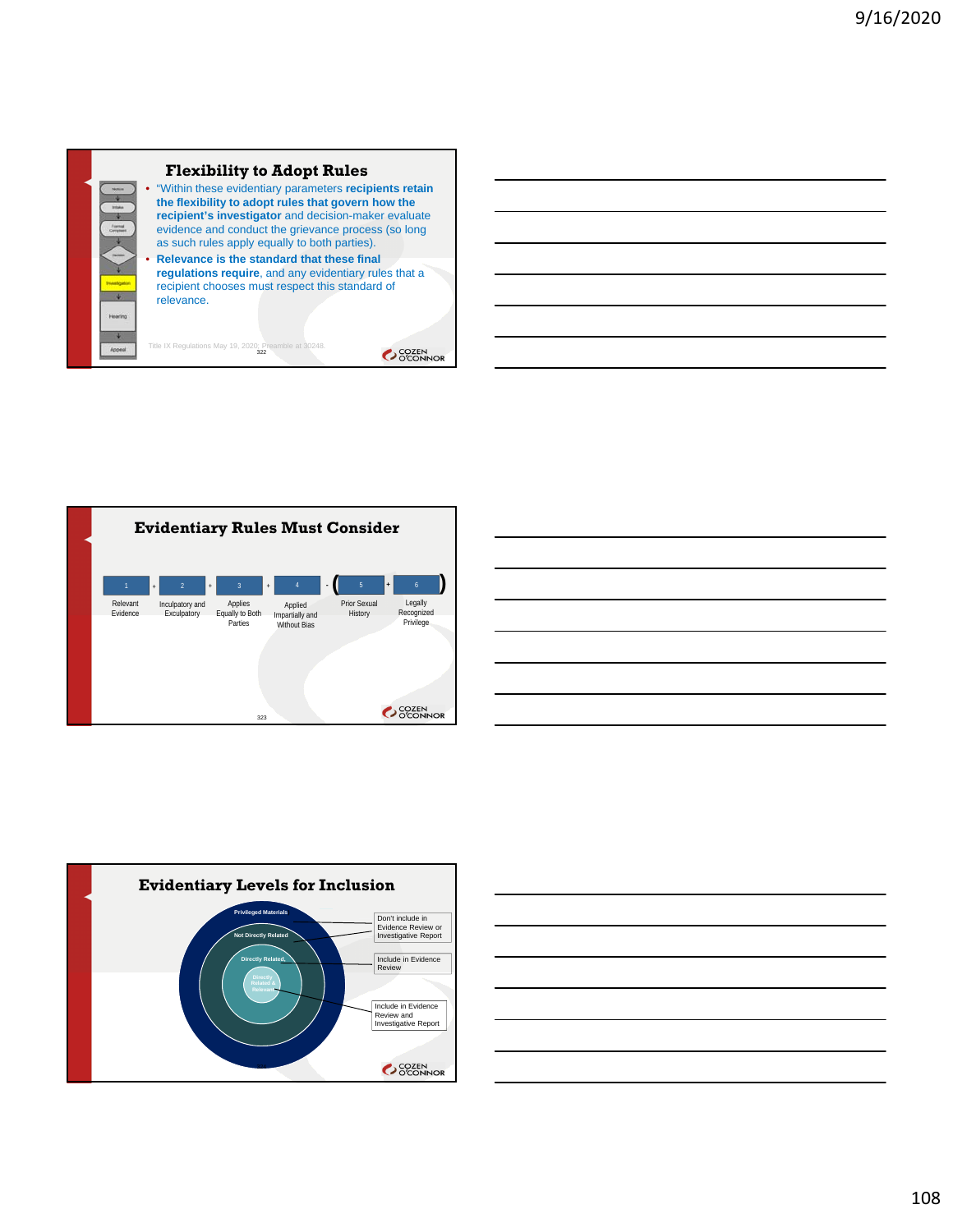## Flexibility to Adopt Rules

- "Within these evidentiary parameters **recipients retain the flexibility to adopt rules that govern how the recipient's investigator** and decision-maker evaluate evidence and conduct the grievance process (so long as such rules apply equally to both parties).
- **Relevance is the standard that these final regulations require**, and any evidentiary rules that a recipient chooses must respect this standard of relevance.

Title IX Regulations May 19, 2020; Preamble at 30248.

## Evidentiary Rules Must Consider

1 Relevant Evidence + 2 Inculpatory and Exculpatory + 3 Applies Equally to Both Parties + 4 Applied Impartially and Without Bias - ( 5 Prior Sexual History + 6 Legally Recognized Privilege )

## Evidentiary Levels for Inclusion

- Privileged Materials / Not Directly Related: Don't include in Evidence Review or Investigative Report
- Directly Related: Include in Evidence Review
- Directly Related & Relevant: Include in Evidence Review and Investigative Report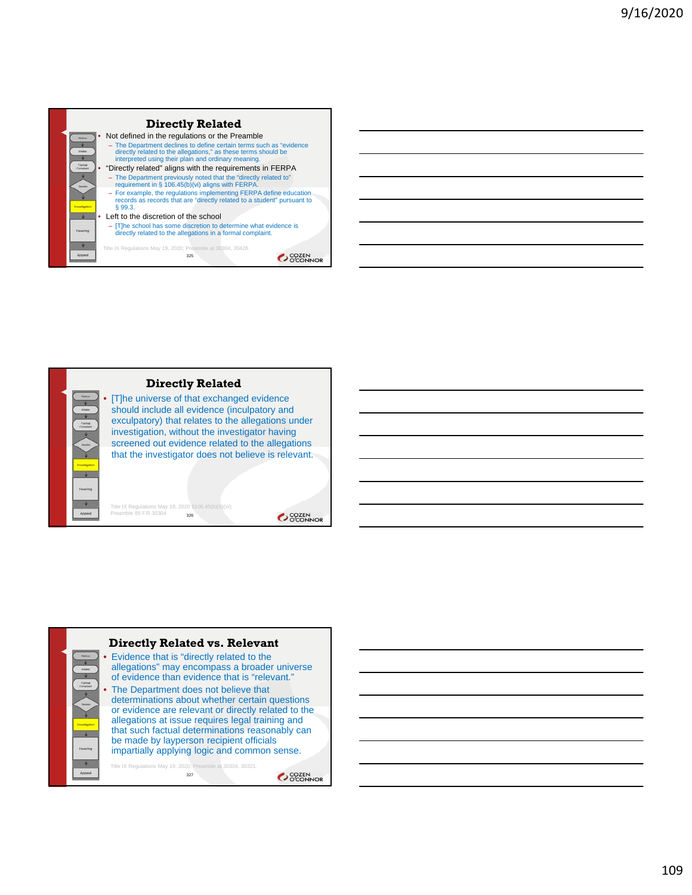## Directly Related

- Not defined in the regulations or the Preamble
  - The Department declines to define certain terms such as "evidence directly related to the allegations," as these terms should be interpreted using their plain and ordinary meaning.
- "Directly related" aligns with the requirements in FERPA
  - The Department previously noted that the "directly related to" requirement in § 106.45(b)(vi) aligns with FERPA.
  - For example, the regulations implementing FERPA define education records as records that are "directly related to a student" pursuant to § 99.3.
- Left to the discretion of the school
  - [T]he school has some discretion to determine what evidence is directly related to the allegations in a formal complaint.

Title IX Regulations May 19, 2020; Preamble at 30304, 30428.

## Directly Related

- [T]he universe of that exchanged evidence should include all evidence (inculpatory and exculpatory) that relates to the allegations under investigation, without the investigator having screened out evidence related to the allegations that the investigator does not believe is relevant.

Title IX Regulations May 19, 2020 §106.45(b)(5)(vi); Preamble 85 F.R.30304

## Directly Related vs. Relevant

- Evidence that is "directly related to the allegations" may encompass a broader universe of evidence than evidence that is "relevant."
- The Department does not believe that determinations about whether certain questions or evidence are relevant or directly related to the allegations at issue requires legal training and that such factual determinations reasonably can be made by layperson recipient officials impartially applying logic and common sense.

Title IX Regulations May 19, 2020, Preamble at 30304, 30321.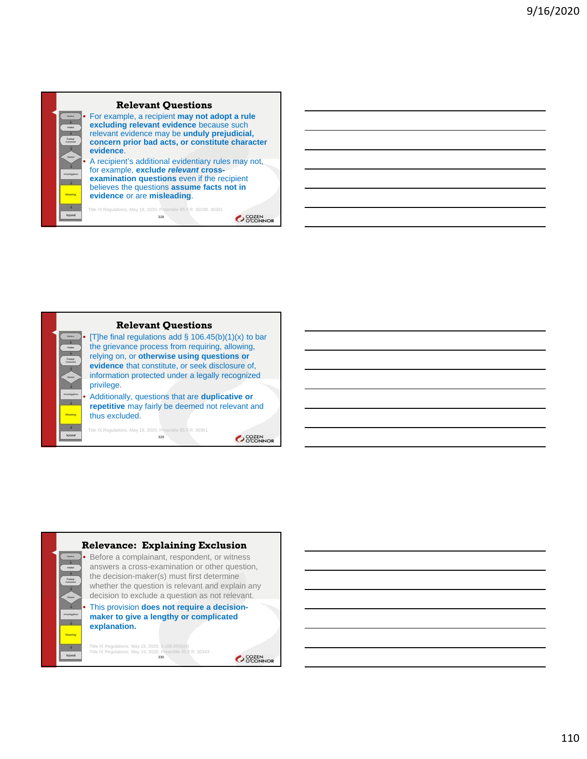## Relevant Questions

- For example, a recipient **may not adopt a rule excluding relevant evidence** because such relevant evidence may be **unduly prejudicial, concern prior bad acts, or constitute character evidence**.
- A recipient's additional evidentiary rules may not, for example, **exclude *relevant* cross-examination questions** even if the recipient believes the questions **assume facts not in evidence** or are **misleading**.

Title IX Regulations, May 19, 2020; Preamble 85 F.R. 30248; 30361

## Relevant Questions

- [T]he final regulations add § 106.45(b)(1)(x) to bar the grievance process from requiring, allowing, relying on, or **otherwise using questions or evidence** that constitute, or seek disclosure of, information protected under a legally recognized privilege.
- Additionally, questions that are **duplicative or repetitive** may fairly be deemed not relevant and thus excluded.

Title IX Regulations, May 19, 2020; Preamble 85 F.R. 30361

## Relevance: Explaining Exclusion

- Before a complainant, respondent, or witness answers a cross-examination or other question, the decision-maker(s) must first determine whether the question is relevant and explain any decision to exclude a question as not relevant.
- This provision **does not require a decision-maker to give a lengthy or complicated explanation.**

Title IX Regulations, May 19, 2020; § 106.45(b)(6)
Title IX Regulations, May 19, 2020; Preamble 85 F.R. 30343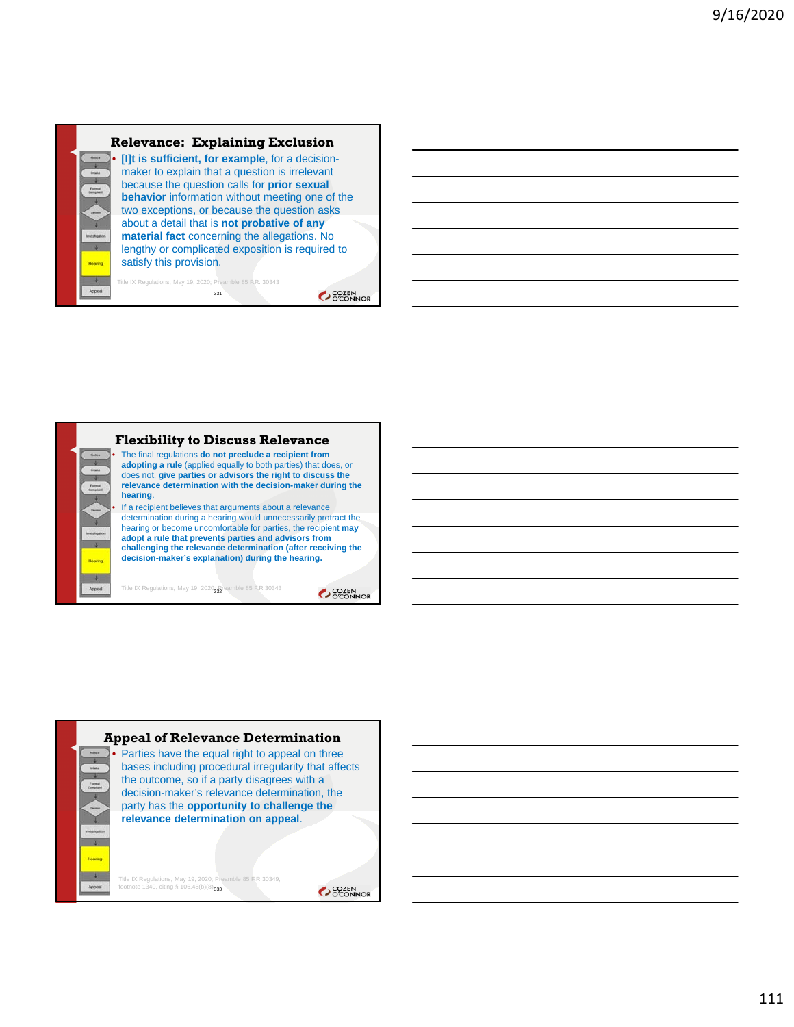## Relevance: Explaining Exclusion

- **[I]t is sufficient, for example**, for a decision-maker to explain that a question is irrelevant because the question calls for **prior sexual behavior** information without meeting one of the two exceptions, or because the question asks about a detail that is **not probative of any material fact** concerning the allegations. No lengthy or complicated exposition is required to satisfy this provision.

Title IX Regulations, May 19, 2020, Preamble 85 F.R. 30343

## Flexibility to Discuss Relevance

- The final regulations **do not preclude a recipient from adopting a rule** (applied equally to both parties) that does, or does not, **give parties or advisors the right to discuss the relevance determination with the decision-maker during the hearing**.
- If a recipient believes that arguments about a relevance determination during a hearing would unnecessarily protract the hearing or become uncomfortable for parties, the recipient **may adopt a rule that prevents parties and advisors from challenging the relevance determination (after receiving the decision-maker's explanation) during the hearing.**

Title IX Regulations, May 19, 2020, Preamble 85 F.R 30343

## Appeal of Relevance Determination

- Parties have the equal right to appeal on three bases including procedural irregularity that affects the outcome, so if a party disagrees with a decision-maker's relevance determination, the party has the **opportunity to challenge the relevance determination on appeal**.

Title IX Regulations, May 19, 2020, Preamble 85 F.R 30349, footnote 1340, citing § 106.45(b)(8)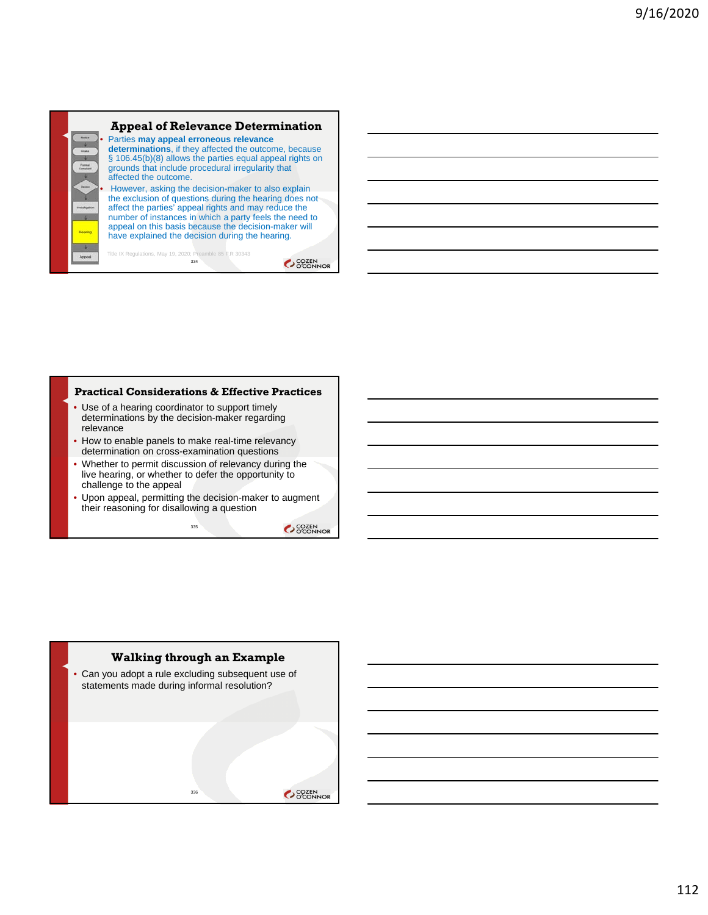## Appeal of Relevance Determination

- Parties **may appeal erroneous relevance determinations**, if they affected the outcome, because § 106.45(b)(8) allows the parties equal appeal rights on grounds that include procedural irregularity that affected the outcome.
- However, asking the decision-maker to also explain the exclusion of questions during the hearing does not affect the parties' appeal rights and may reduce the number of instances in which a party feels the need to appeal on this basis because the decision-maker will have explained the decision during the hearing.

Title IX Regulations, May 19, 2020; Preamble 85 F.R 30343

## Practical Considerations & Effective Practices

- Use of a hearing coordinator to support timely determinations by the decision-maker regarding relevance
- How to enable panels to make real-time relevancy determination on cross-examination questions
- Whether to permit discussion of relevancy during the live hearing, or whether to defer the opportunity to challenge to the appeal
- Upon appeal, permitting the decision-maker to augment their reasoning for disallowing a question

## Walking through an Example

- Can you adopt a rule excluding subsequent use of statements made during informal resolution?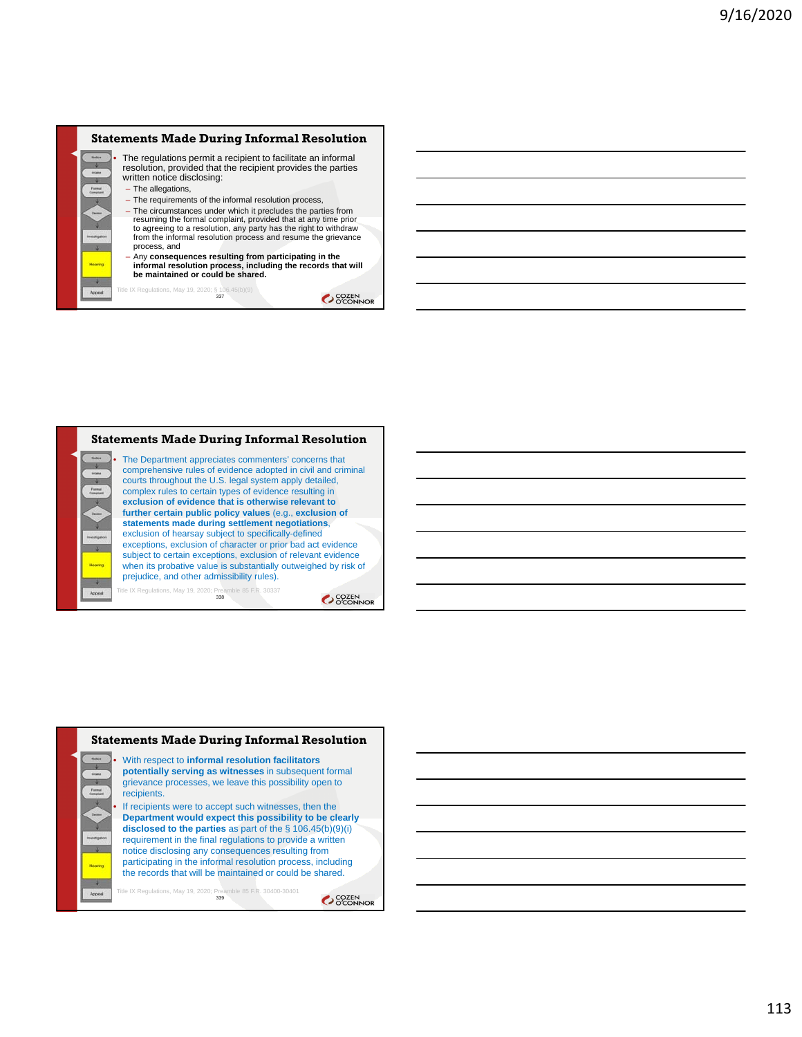## Statements Made During Informal Resolution

- The regulations permit a recipient to facilitate an informal resolution, provided that the recipient provides the parties written notice disclosing:
  - The allegations,
  - The requirements of the informal resolution process,
  - The circumstances under which it precludes the parties from resuming the formal complaint, provided that at any time prior to agreeing to a resolution, any party has the right to withdraw from the informal resolution process and resume the grievance process, and
  - Any **consequences resulting from participating in the informal resolution process, including the records that will be maintained or could be shared.**

Title IX Regulations, May 19, 2020; § 106.45(b)(9)

337

## Statements Made During Informal Resolution

- The Department appreciates commenters' concerns that comprehensive rules of evidence adopted in civil and criminal courts throughout the U.S. legal system apply detailed, complex rules to certain types of evidence resulting in **exclusion of evidence that is otherwise relevant to further certain public policy values** (e.g., **exclusion of statements made during settlement negotiations**, exclusion of hearsay subject to specifically-defined exceptions, exclusion of character or prior bad act evidence subject to certain exceptions, exclusion of relevant evidence when its probative value is substantially outweighed by risk of prejudice, and other admissibility rules).

Title IX Regulations, May 19, 2020; Preamble 85 F.R. 30337

338

## Statements Made During Informal Resolution

- With respect to **informal resolution facilitators potentially serving as witnesses** in subsequent formal grievance processes, we leave this possibility open to recipients.
- If recipients were to accept such witnesses, then the **Department would expect this possibility to be clearly disclosed to the parties** as part of the § 106.45(b)(9)(i) requirement in the final regulations to provide a written notice disclosing any consequences resulting from participating in the informal resolution process, including the records that will be maintained or could be shared.

Title IX Regulations, May 19, 2020; Preamble 85 F.R. 30400-30401

339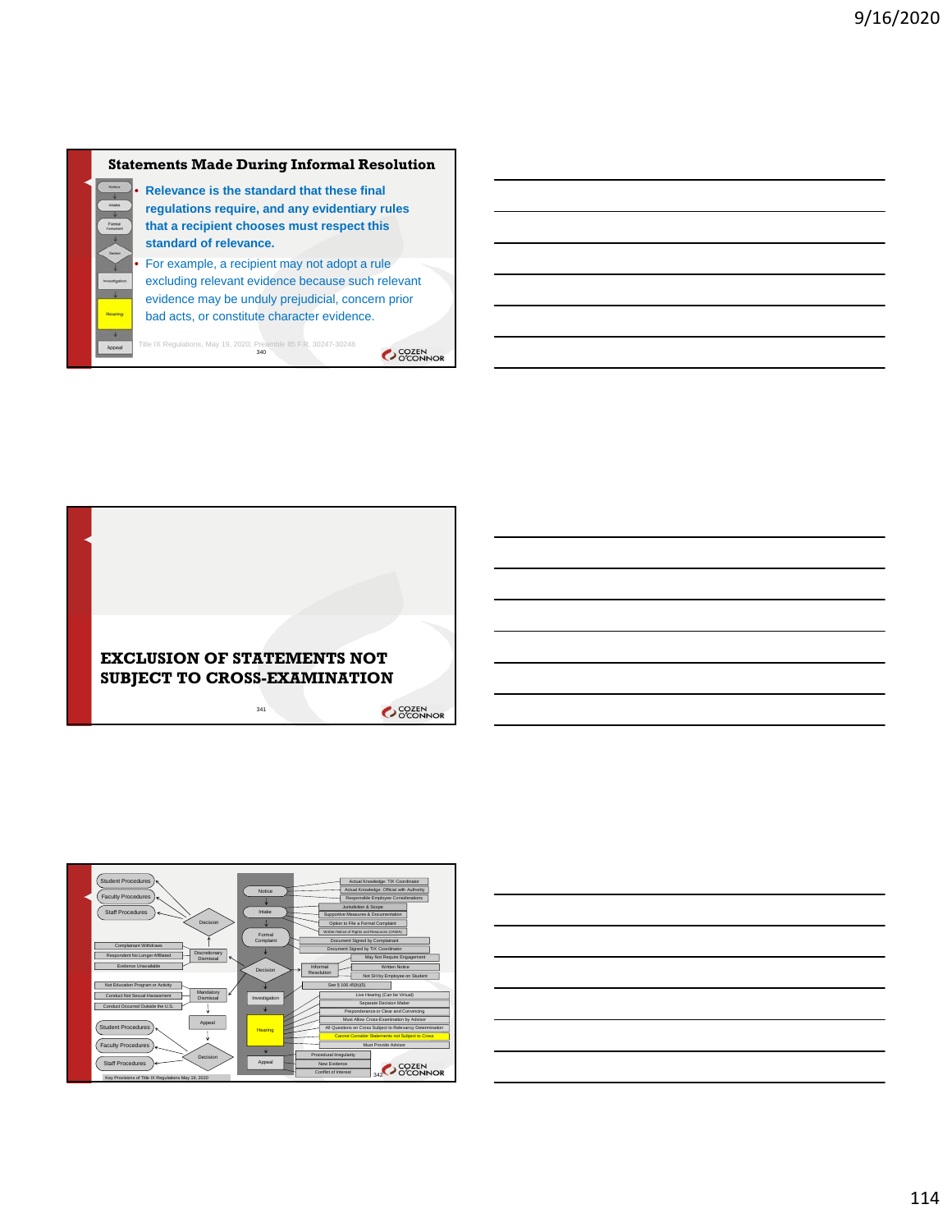## Statements Made During Informal Resolution

- **Relevance is the standard that these final regulations require, and any evidentiary rules that a recipient chooses must respect this standard of relevance.**
- For example, a recipient may not adopt a rule excluding relevant evidence because such relevant evidence may be unduly prejudicial, concern prior bad acts, or constitute character evidence.

Title IX Regulations, May 19, 2020; Preamble 85 F.R. 30247-30248

## EXCLUSION OF STATEMENTS NOT SUBJECT TO CROSS-EXAMINATION

Student Procedures
Faculty Procedures
Staff Procedures
Decision
Complainant Withdraws
Respondent No Longer Affiliated
Evidence Unavailable
Discretionary Dismissal
Not Education Program or Activity
Conduct Not Sexual Harassment
Conduct Occurred Outside the U.S.
Mandatory Dismissal
Appeal
Student Procedures
Faculty Procedures
Staff Procedures
Decision
Key Provisions of Title IX Regulations May 19, 2020

Notice
Intake
Formal Complaint
Decision
Investigation
Hearing
Appeal

Actual Knowledge: TIX Coordinator
Actual Knowledge: Official with Authority
Responsible Employee Considerations
Jurisdiction & Scope
Supportive Measures & Documentation
Option to File a Formal Complaint
Written Notice of Rights and Resources (VAWA)
Document Signed by Complainant
Document Signed by TIX Coordinator
Informal Resolution
May Not Require Engagement
Written Notice
Not SH by Employee on Student
See § 106.45(b)(5)
Live Hearing (Can be Virtual)
Separate Decision Maker
Preponderance or Clear and Convincing
Must Allow Cross-Examination by Advisor
All Questions on Cross Subject to Relevancy Determination
Cannot Consider Statements not Subject to Cross
Must Provide Advisor
Procedural Irregularity
New Evidence
Conflict of Interest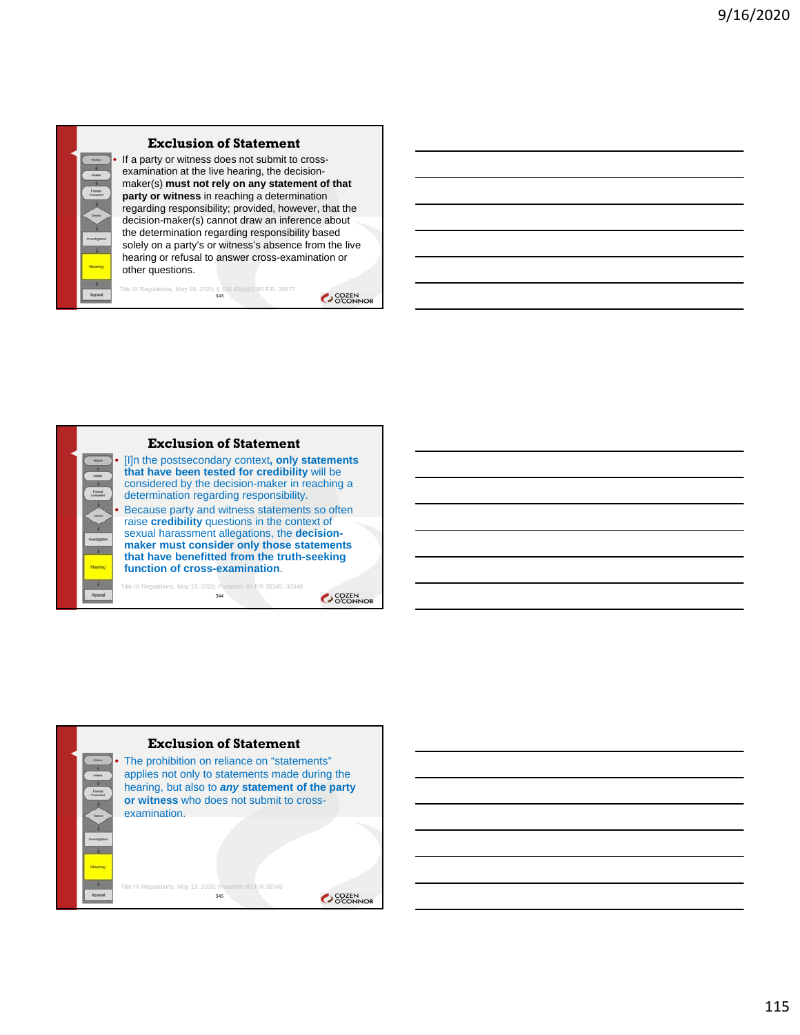## Exclusion of Statement

- If a party or witness does not submit to cross-examination at the live hearing, the decision-maker(s) **must not rely on any statement of that party or witness** in reaching a determination regarding responsibility; provided, however, that the decision-maker(s) cannot draw an inference about the determination regarding responsibility based solely on a party's or witness's absence from the live hearing or refusal to answer cross-examination or other questions.

Title IX Regulations, May 19, 2020; § 106.45(b)(6) 85 F.R. 30577

## Exclusion of Statement

- [I]n the postsecondary context, **only statements that have been tested for credibility** will be considered by the decision-maker in reaching a determination regarding responsibility.
- Because party and witness statements so often raise **credibility** questions in the context of sexual harassment allegations, the **decision-maker must consider only those statements that have benefitted from the truth-seeking function of cross-examination**.

Title IX Regulations, May 19, 2020; Preamble 85 F.R 30345; 30348

## Exclusion of Statement

- The prohibition on reliance on "statements" applies not only to statements made during the hearing, but also to ***any*** **statement of the party or witness** who does not submit to cross-examination.

Title IX Regulations, May 19, 2020; Preamble 85 F.R 30349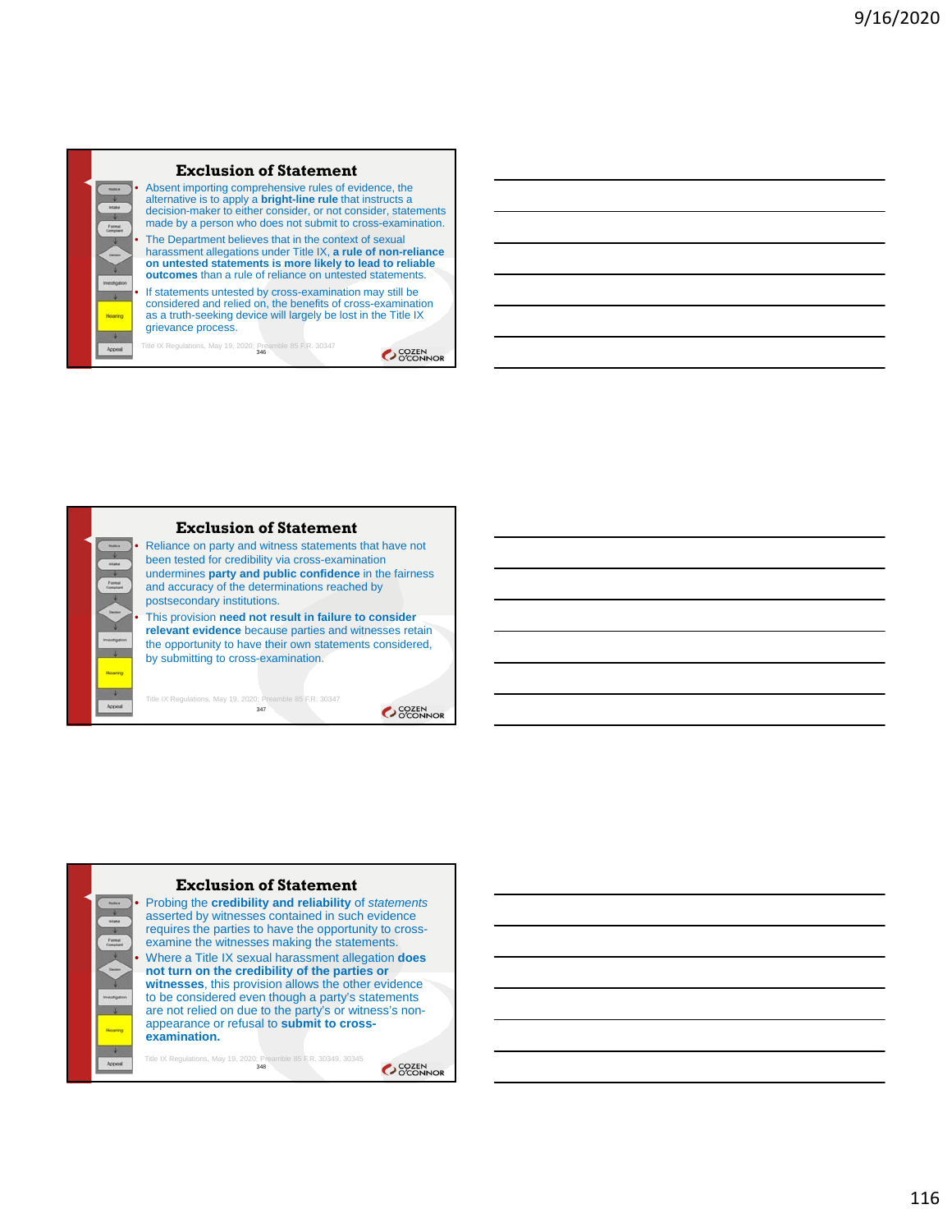## Exclusion of Statement

- Absent importing comprehensive rules of evidence, the alternative is to apply a **bright-line rule** that instructs a decision-maker to either consider, or not consider, statements made by a person who does not submit to cross-examination.
- The Department believes that in the context of sexual harassment allegations under Title IX, **a rule of non-reliance on untested statements is more likely to lead to reliable outcomes** than a rule of reliance on untested statements.
- If statements untested by cross-examination may still be considered and relied on, the benefits of cross-examination as a truth-seeking device will largely be lost in the Title IX grievance process.

Title IX Regulations, May 19, 2020; Preamble 85 F.R. 30347

## Exclusion of Statement

- Reliance on party and witness statements that have not been tested for credibility via cross-examination undermines **party and public confidence** in the fairness and accuracy of the determinations reached by postsecondary institutions.
- This provision **need not result in failure to consider relevant evidence** because parties and witnesses retain the opportunity to have their own statements considered, by submitting to cross-examination.

Title IX Regulations, May 19, 2020; Preamble 85 F.R. 30347

## Exclusion of Statement

- Probing the **credibility and reliability** of *statements* asserted by witnesses contained in such evidence requires the parties to have the opportunity to cross-examine the witnesses making the statements.
- Where a Title IX sexual harassment allegation **does not turn on the credibility of the parties or witnesses**, this provision allows the other evidence to be considered even though a party's statements are not relied on due to the party's or witness's non-appearance or refusal to **submit to cross-examination.**

Title IX Regulations, May 19, 2020; Preamble 85 F.R. 30349, 30345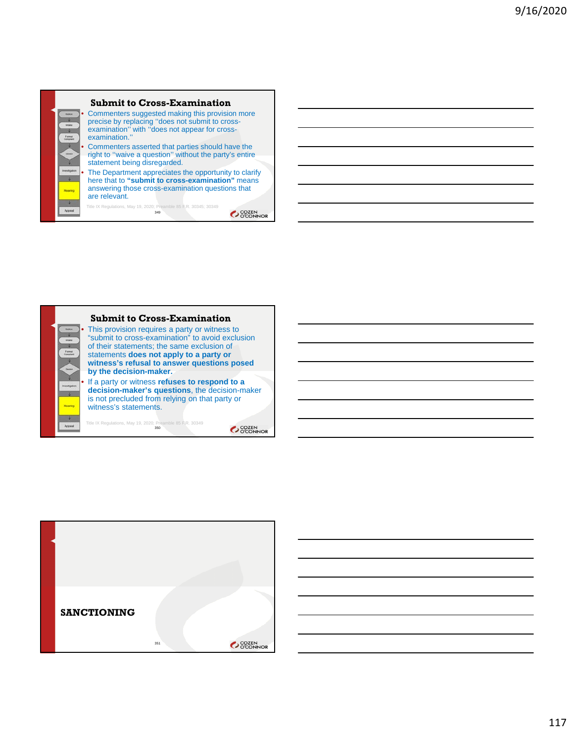## Submit to Cross-Examination

- Commenters suggested making this provision more precise by replacing ''does not submit to cross-examination'' with ''does not appear for cross-examination.''
- Commenters asserted that parties should have the right to ''waive a question'' without the party's entire statement being disregarded.
- The Department appreciates the opportunity to clarify here that to **"submit to cross-examination"** means answering those cross-examination questions that are relevant.

Title IX Regulations, May 19, 2020; Preamble 85 F.R. 30345; 30349

## Submit to Cross-Examination

- This provision requires a party or witness to "submit to cross-examination" to avoid exclusion of their statements; the same exclusion of statements **does not apply to a party or witness's refusal to answer questions posed by the decision-maker.**
- If a party or witness **refuses to respond to a decision-maker's questions**, the decision-maker is not precluded from relying on that party or witness's statements.

Title IX Regulations, May 19, 2020; Preamble 85 F.R. 30349

## SANCTIONING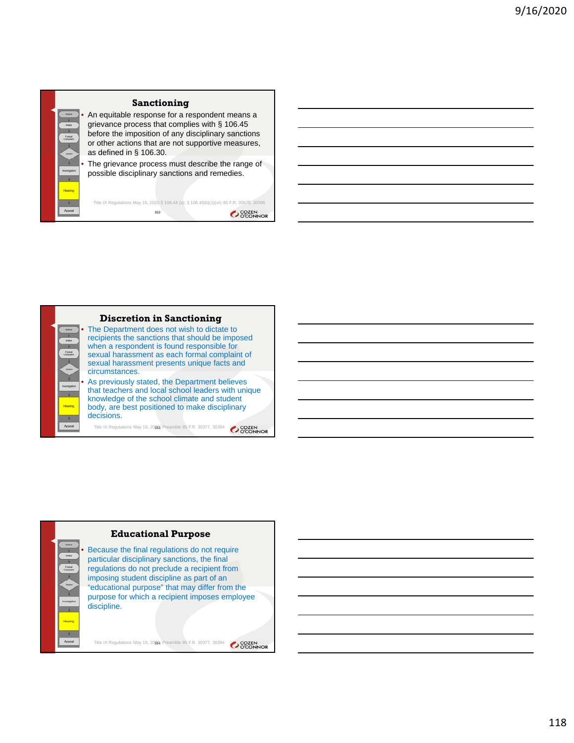## Sanctioning

- An equitable response for a respondent means a grievance process that complies with § 106.45 before the imposition of any disciplinary sanctions or other actions that are not supportive measures, as defined in § 106.30.
- The grievance process must describe the range of possible disciplinary sanctions and remedies.

Title IX Regulations May 19, 2020 § 106.44 (a); § 106.45(b)(1)(vii) 85 F.R. 30575, 30395

## Discretion in Sanctioning

- The Department does not wish to dictate to recipients the sanctions that should be imposed when a respondent is found responsible for sexual harassment as each formal complaint of sexual harassment presents unique facts and circumstances.
- As previously stated, the Department believes that teachers and local school leaders with unique knowledge of the school climate and student body, are best positioned to make disciplinary decisions.

Title IX Regulations May 19, 2020 Preamble 85 F.R. 30377, 30394

## Educational Purpose

- Because the final regulations do not require particular disciplinary sanctions, the final regulations do not preclude a recipient from imposing student discipline as part of an "educational purpose" that may differ from the purpose for which a recipient imposes employee discipline.

Title IX Regulations May 19, 2020 Preamble 85 F.R. 30377, 30394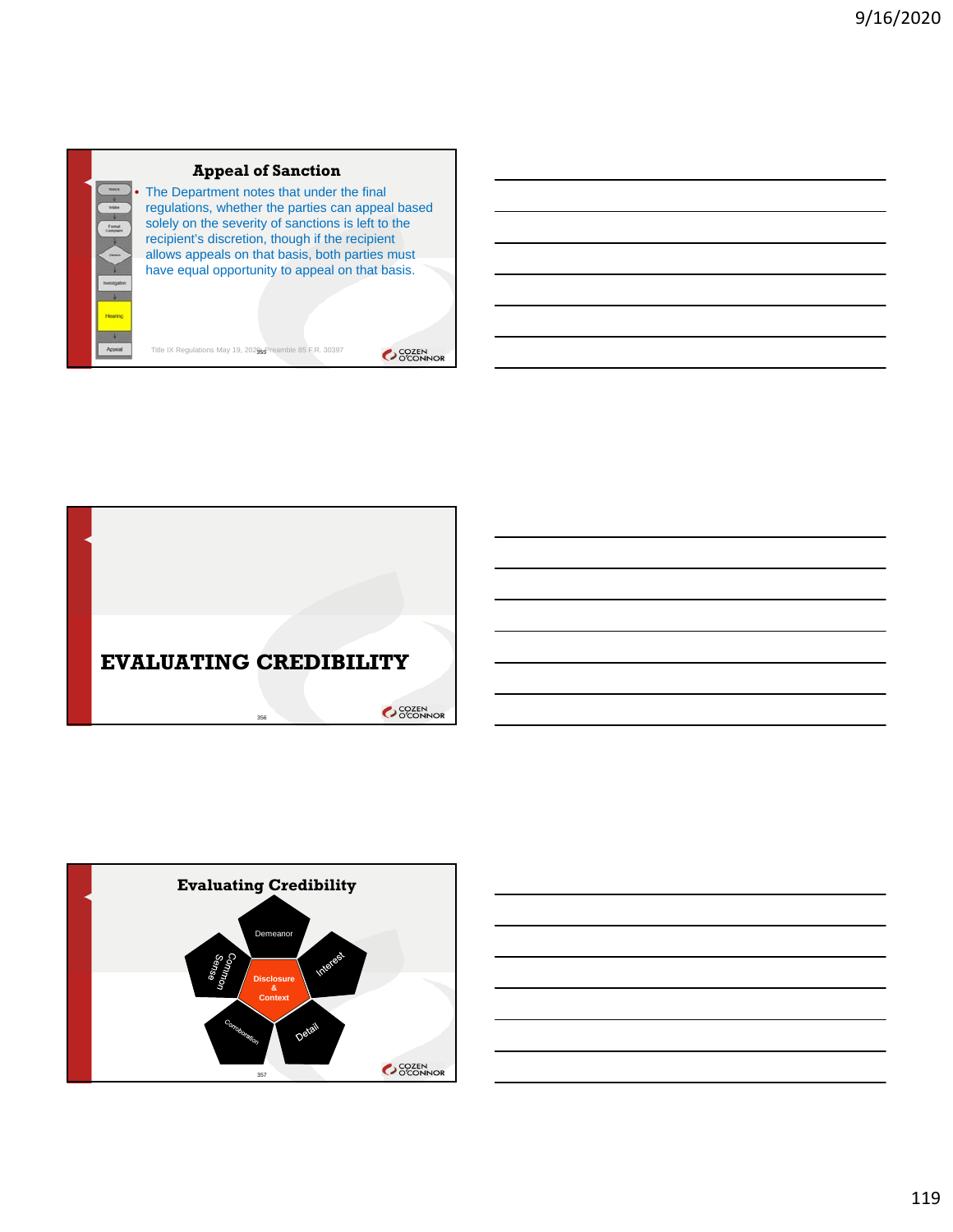## Appeal of Sanction

- The Department notes that under the final regulations, whether the parties can appeal based solely on the severity of sanctions is left to the recipient's discretion, though if the recipient allows appeals on that basis, both parties must have equal opportunity to appeal on that basis.

Title IX Regulations May 19, 2020 Preamble 85 F.R. 30397

## EVALUATING CREDIBILITY

## Evaluating Credibility

- Demeanor
- Interest
- Detail
- Corroboration
- Common Sense
- Disclosure & Context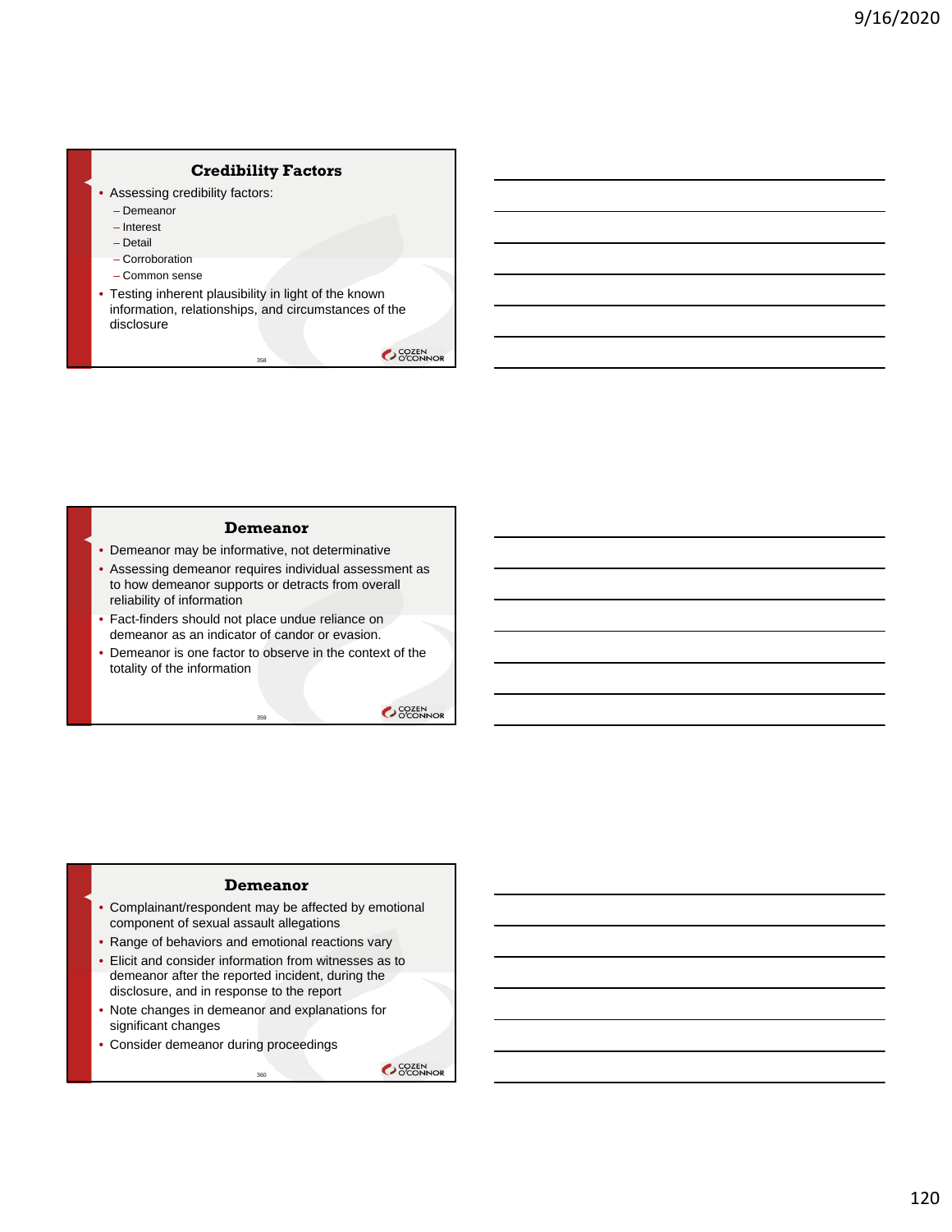## Credibility Factors

- Assessing credibility factors:
  - Demeanor
  - Interest
  - Detail
  - Corroboration
  - Common sense
- Testing inherent plausibility in light of the known information, relationships, and circumstances of the disclosure

## Demeanor

- Demeanor may be informative, not determinative
- Assessing demeanor requires individual assessment as to how demeanor supports or detracts from overall reliability of information
- Fact-finders should not place undue reliance on demeanor as an indicator of candor or evasion.
- Demeanor is one factor to observe in the context of the totality of the information

## Demeanor

- Complainant/respondent may be affected by emotional component of sexual assault allegations
- Range of behaviors and emotional reactions vary
- Elicit and consider information from witnesses as to demeanor after the reported incident, during the disclosure, and in response to the report
- Note changes in demeanor and explanations for significant changes
- Consider demeanor during proceedings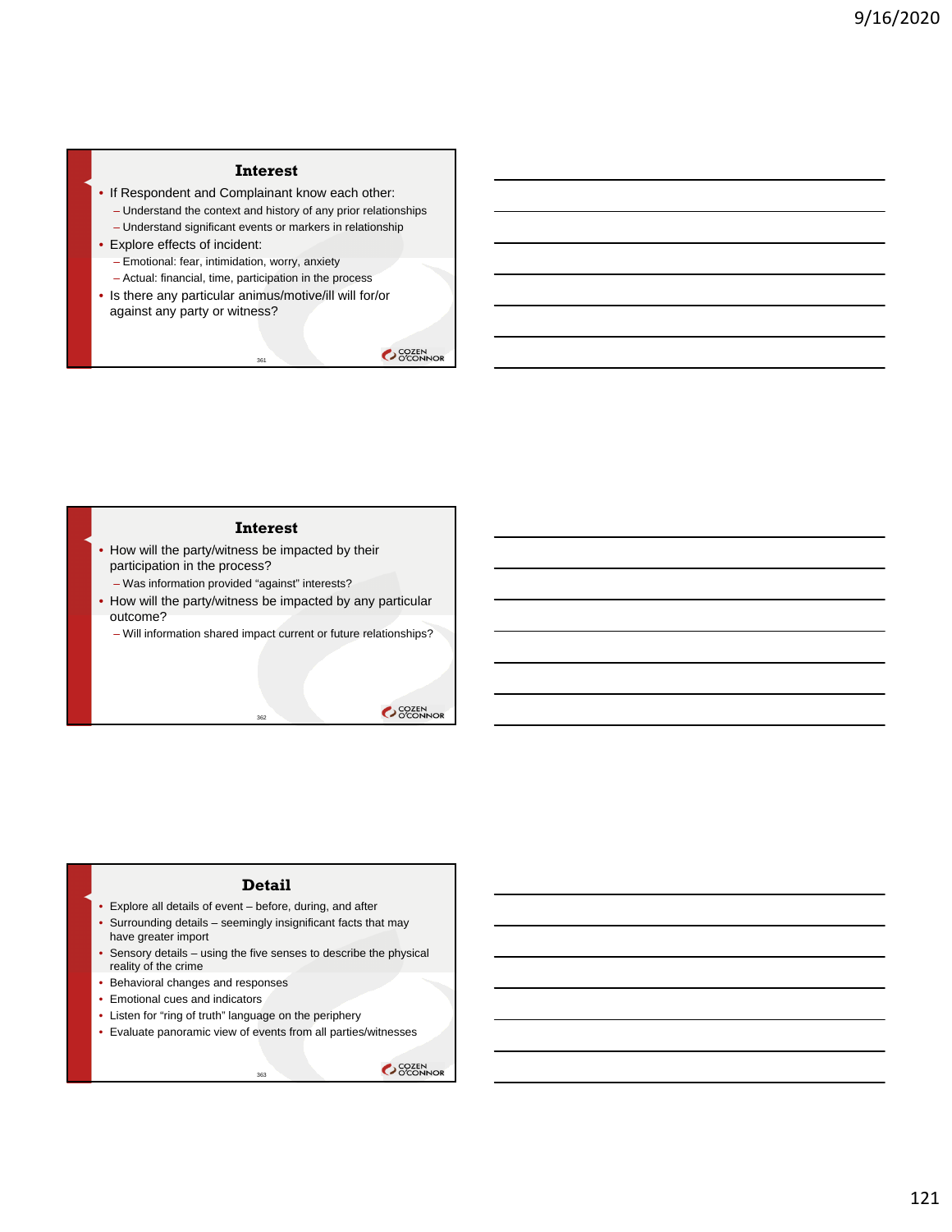## Interest

- If Respondent and Complainant know each other:
  - Understand the context and history of any prior relationships
  - Understand significant events or markers in relationship
- Explore effects of incident:
  - Emotional: fear, intimidation, worry, anxiety
  - Actual: financial, time, participation in the process
- Is there any particular animus/motive/ill will for/or against any party or witness?

## Interest

- How will the party/witness be impacted by their participation in the process?
  - Was information provided "against" interests?
- How will the party/witness be impacted by any particular outcome?
  - Will information shared impact current or future relationships?

## Detail

- Explore all details of event – before, during, and after
- Surrounding details – seemingly insignificant facts that may have greater import
- Sensory details – using the five senses to describe the physical reality of the crime
- Behavioral changes and responses
- Emotional cues and indicators
- Listen for "ring of truth" language on the periphery
- Evaluate panoramic view of events from all parties/witnesses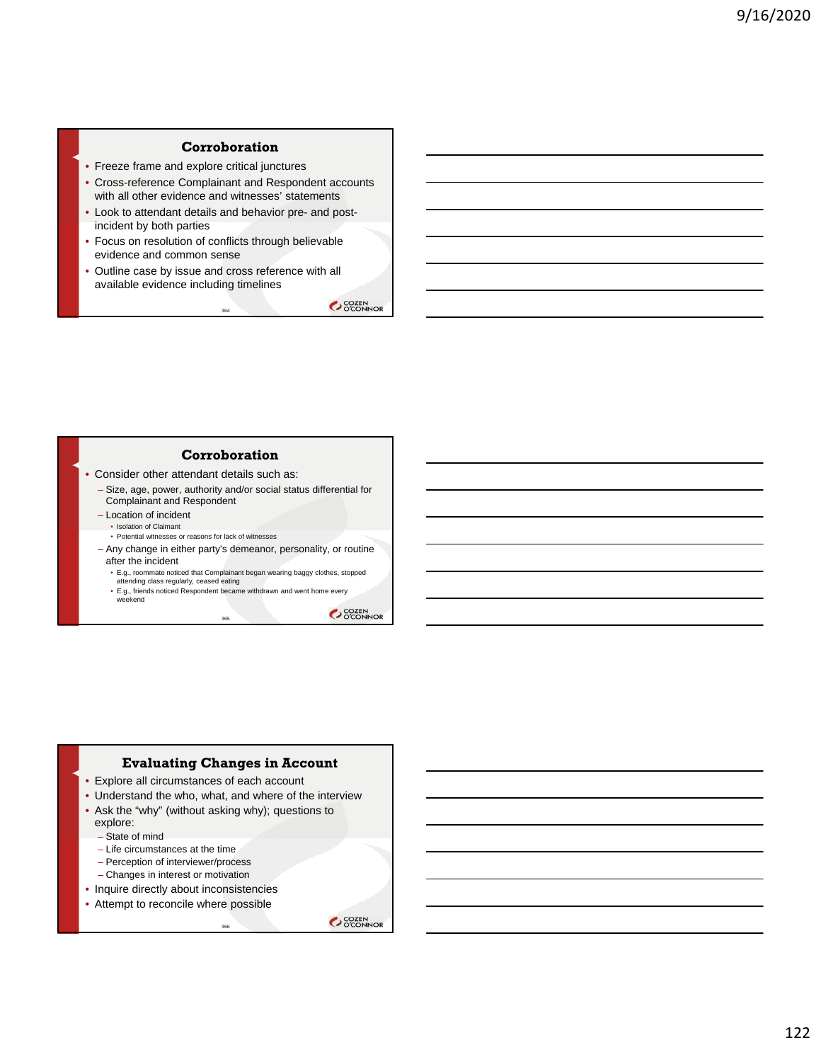## Corroboration

- Freeze frame and explore critical junctures
- Cross-reference Complainant and Respondent accounts with all other evidence and witnesses' statements
- Look to attendant details and behavior pre- and post-incident by both parties
- Focus on resolution of conflicts through believable evidence and common sense
- Outline case by issue and cross reference with all available evidence including timelines

## Corroboration

- Consider other attendant details such as:
  - Size, age, power, authority and/or social status differential for Complainant and Respondent
  - Location of incident
    - Isolation of Claimant
    - Potential witnesses or reasons for lack of witnesses
  - Any change in either party's demeanor, personality, or routine after the incident
    - E.g., roommate noticed that Complainant began wearing baggy clothes, stopped attending class regularly, ceased eating
    - E.g., friends noticed Respondent became withdrawn and went home every weekend

## Evaluating Changes in Account

- Explore all circumstances of each account
- Understand the who, what, and where of the interview
- Ask the "why" (without asking why); questions to explore:
  - State of mind
  - Life circumstances at the time
  - Perception of interviewer/process
  - Changes in interest or motivation
- Inquire directly about inconsistencies
- Attempt to reconcile where possible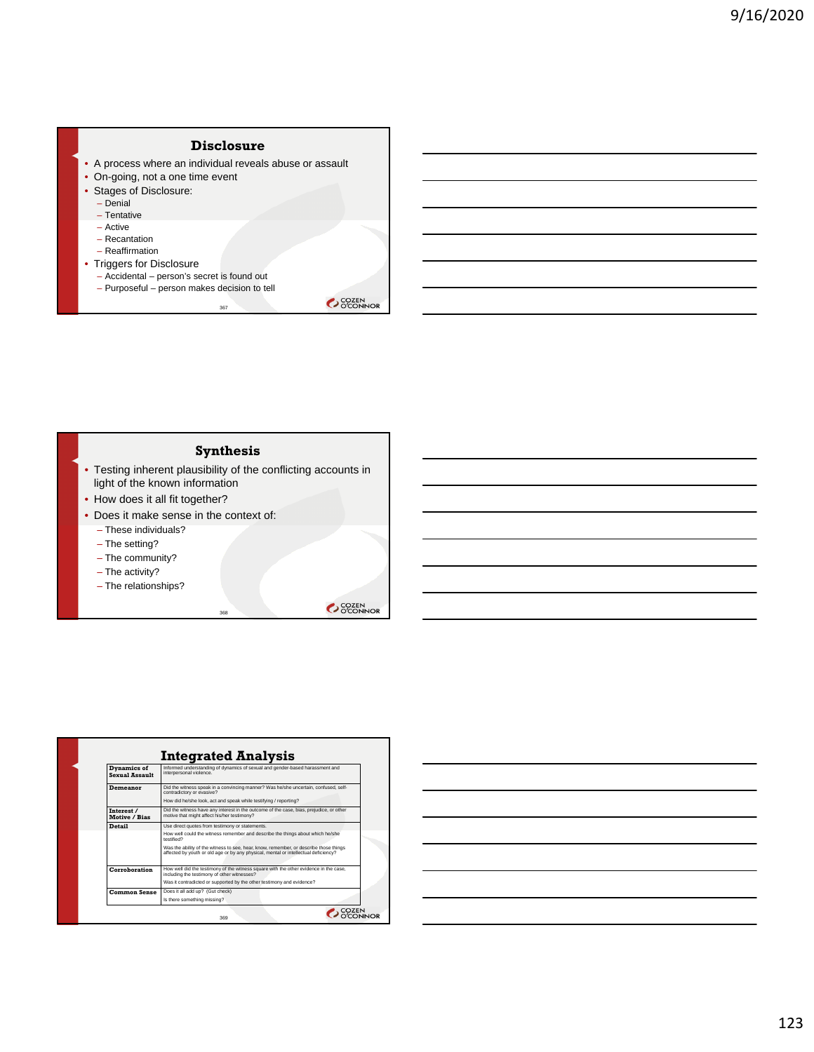## Disclosure

- A process where an individual reveals abuse or assault
- On-going, not a one time event
- Stages of Disclosure:
  - Denial
  - Tentative
  - Active
  - Recantation
  - Reaffirmation
- Triggers for Disclosure
  - Accidental – person's secret is found out
  - Purposeful – person makes decision to tell

## Synthesis

- Testing inherent plausibility of the conflicting accounts in light of the known information
- How does it all fit together?
- Does it make sense in the context of:
  - These individuals?
  - The setting?
  - The community?
  - The activity?
  - The relationships?

## Integrated Analysis

| | |
|---|---|
| **Dynamics of Sexual Assault** | Informed understanding of dynamics of sexual and gender-based harassment and interpersonal violence. |
| **Demeanor** | Did the witness speak in a convincing manner? Was he/she uncertain, confused, self-contradictory or evasive? How did he/she look, act and speak while testifying / reporting? |
| **Interest / Motive / Bias** | Did the witness have any interest in the outcome of the case, bias, prejudice, or other motive that might affect his/her testimony? |
| **Detail** | Use direct quotes from testimony or statements. How well could the witness remember and describe the things about which he/she testified? Was the ability of the witness to see, hear, know, remember, or describe those things affected by youth or old age or by any physical, mental or intellectual deficiency? |
| **Corroboration** | How well did the testimony of the witness square with the other evidence in the case, including the testimony of other witnesses? Was it contradicted or supported by the other testimony and evidence? |
| **Common Sense** | Does it all add up? (Gut check) Is there something missing? |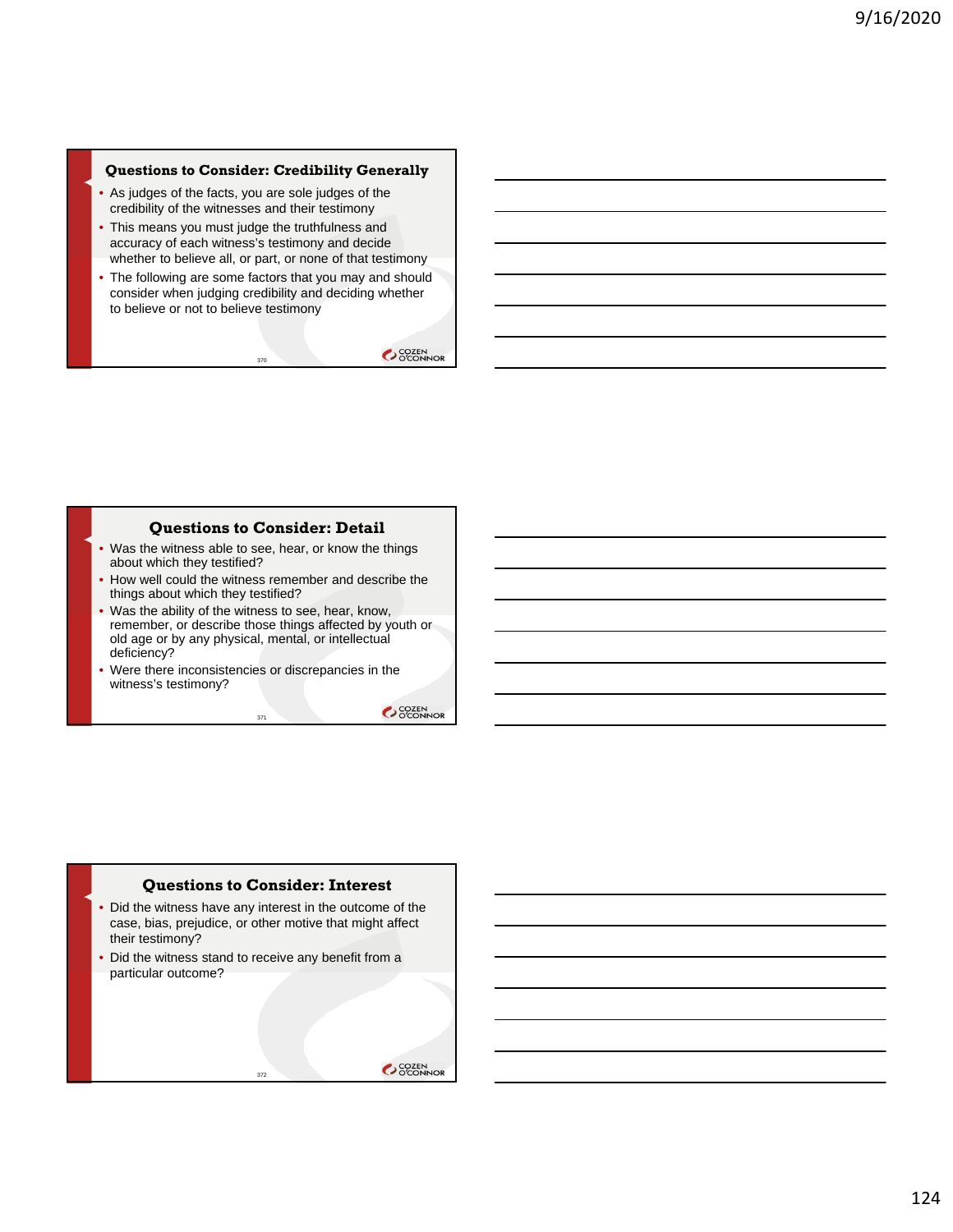## Questions to Consider: Credibility Generally

- As judges of the facts, you are sole judges of the credibility of the witnesses and their testimony
- This means you must judge the truthfulness and accuracy of each witness's testimony and decide whether to believe all, or part, or none of that testimony
- The following are some factors that you may and should consider when judging credibility and deciding whether to believe or not to believe testimony

## Questions to Consider: Detail

- Was the witness able to see, hear, or know the things about which they testified?
- How well could the witness remember and describe the things about which they testified?
- Was the ability of the witness to see, hear, know, remember, or describe those things affected by youth or old age or by any physical, mental, or intellectual deficiency?
- Were there inconsistencies or discrepancies in the witness's testimony?

## Questions to Consider: Interest

- Did the witness have any interest in the outcome of the case, bias, prejudice, or other motive that might affect their testimony?
- Did the witness stand to receive any benefit from a particular outcome?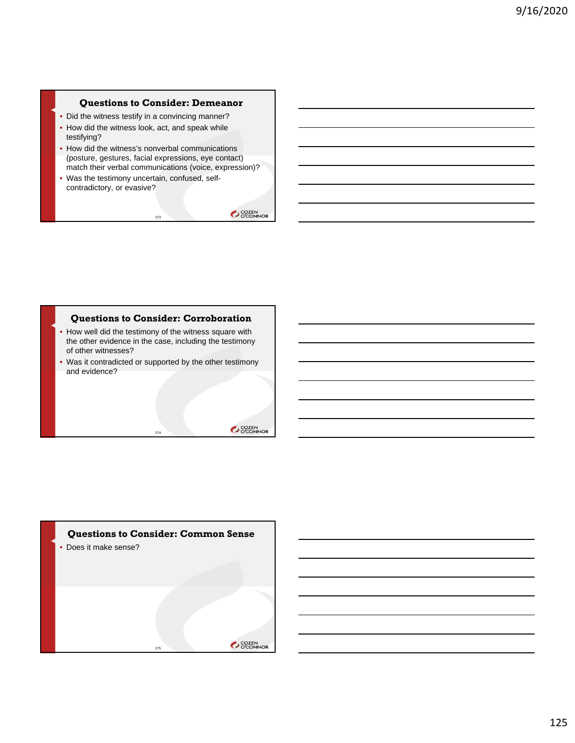## Questions to Consider: Demeanor

- Did the witness testify in a convincing manner?
- How did the witness look, act, and speak while testifying?
- How did the witness's nonverbal communications (posture, gestures, facial expressions, eye contact) match their verbal communications (voice, expression)?
- Was the testimony uncertain, confused, self-contradictory, or evasive?

## Questions to Consider: Corroboration

- How well did the testimony of the witness square with the other evidence in the case, including the testimony of other witnesses?
- Was it contradicted or supported by the other testimony and evidence?

## Questions to Consider: Common Sense

- Does it make sense?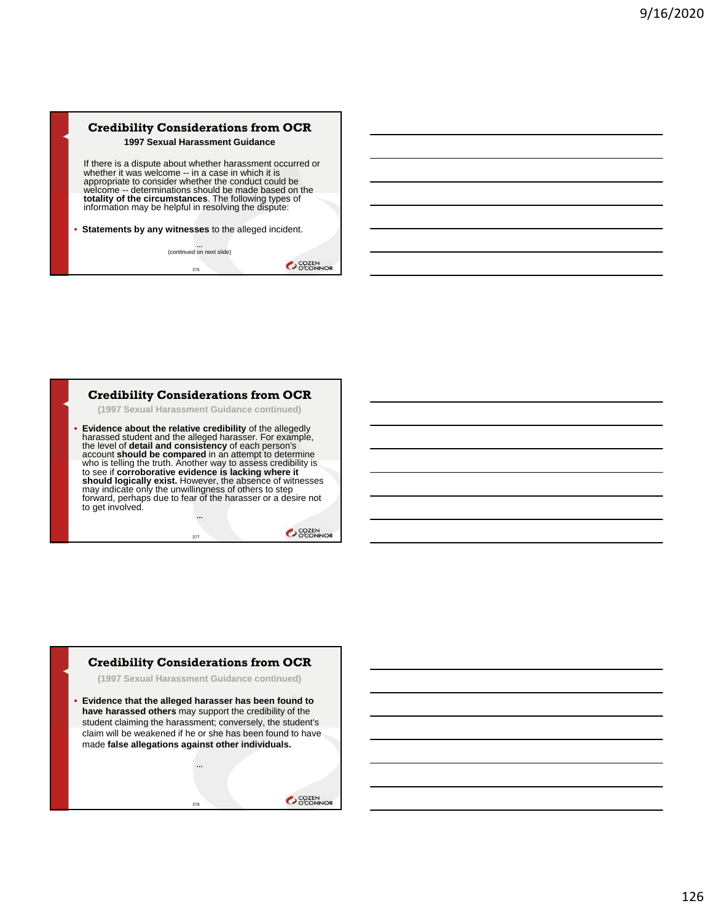## Credibility Considerations from OCR

**1997 Sexual Harassment Guidance**

If there is a dispute about whether harassment occurred or whether it was welcome -- in a case in which it is appropriate to consider whether the conduct could be welcome -- determinations should be made based on the **totality of the circumstances**. The following types of information may be helpful in resolving the dispute:

- **Statements by any witnesses** to the alleged incident.

…
(continued on next slide)

## Credibility Considerations from OCR

(1997 Sexual Harassment Guidance continued)

- **Evidence about the relative credibility** of the allegedly harassed student and the alleged harasser. For example, the level of **detail and consistency** of each person's account **should be compared** in an attempt to determine who is telling the truth. Another way to assess credibility is to see if **corroborative evidence is lacking where it should logically exist.** However, the absence of witnesses may indicate only the unwillingness of others to step forward, perhaps due to fear of the harasser or a desire not to get involved.

…

## Credibility Considerations from OCR

(1997 Sexual Harassment Guidance continued)

- **Evidence that the alleged harasser has been found to have harassed others** may support the credibility of the student claiming the harassment; conversely, the student's claim will be weakened if he or she has been found to have made **false allegations against other individuals.**

…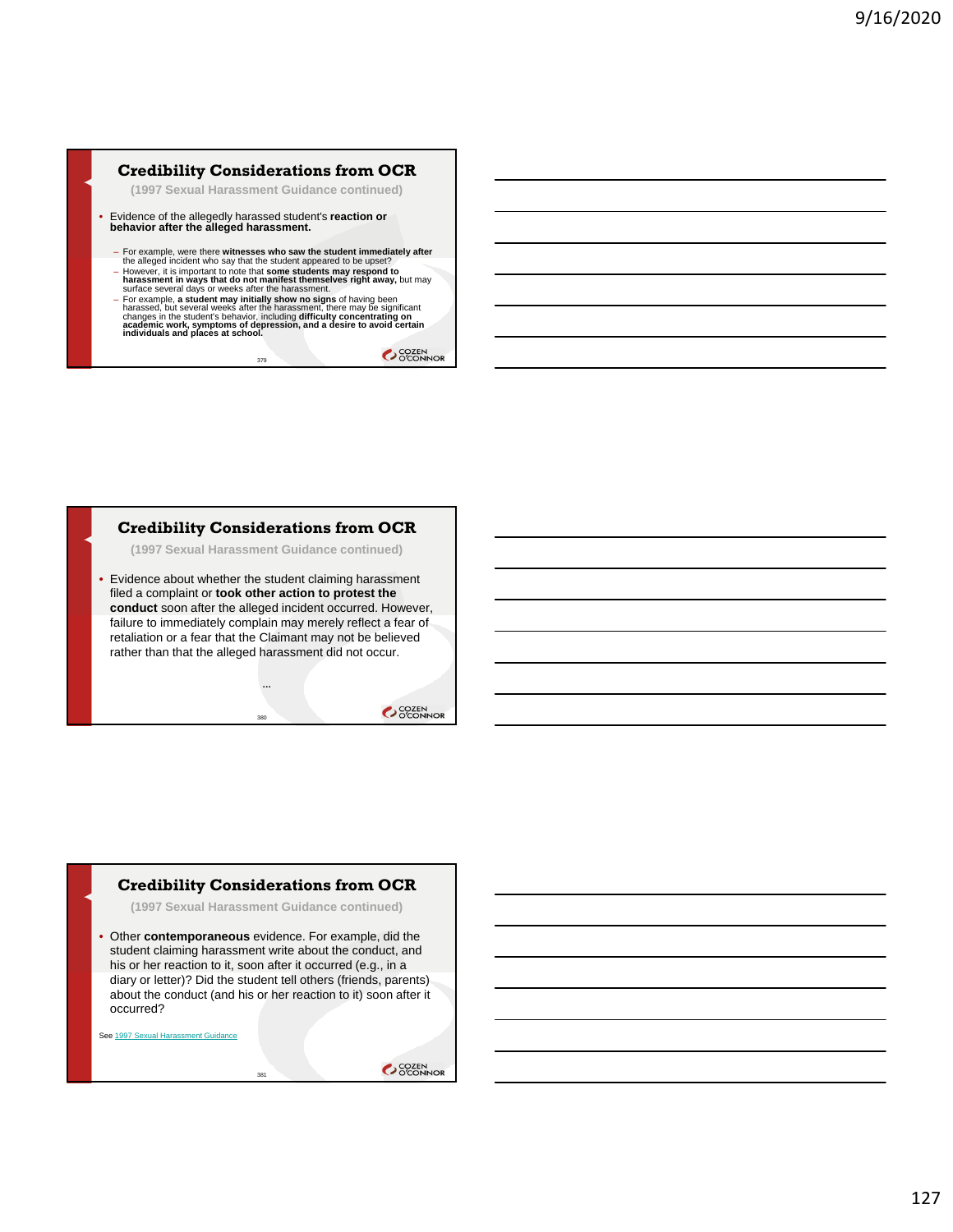## Credibility Considerations from OCR

**(1997 Sexual Harassment Guidance continued)**

- Evidence of the allegedly harassed student's **reaction or behavior after the alleged harassment.**
  - For example, were there **witnesses who saw the student immediately after** the alleged incident who say that the student appeared to be upset?
  - However, it is important to note that **some students may respond to harassment in ways that do not manifest themselves right away,** but may surface several days or weeks after the harassment.
  - For example, **a student may initially show no signs** of having been harassed, but several weeks after the harassment, there may be significant changes in the student's behavior, including **difficulty concentrating on academic work, symptoms of depression, and a desire to avoid certain individuals and places at school.**

## Credibility Considerations from OCR

**(1997 Sexual Harassment Guidance continued)**

- Evidence about whether the student claiming harassment filed a complaint or **took other action to protest the conduct** soon after the alleged incident occurred. However, failure to immediately complain may merely reflect a fear of retaliation or a fear that the Claimant may not be believed rather than that the alleged harassment did not occur.

…

## Credibility Considerations from OCR

**(1997 Sexual Harassment Guidance continued)**

- Other **contemporaneous** evidence. For example, did the student claiming harassment write about the conduct, and his or her reaction to it, soon after it occurred (e.g., in a diary or letter)? Did the student tell others (friends, parents) about the conduct (and his or her reaction to it) soon after it occurred?

See 1997 Sexual Harassment Guidance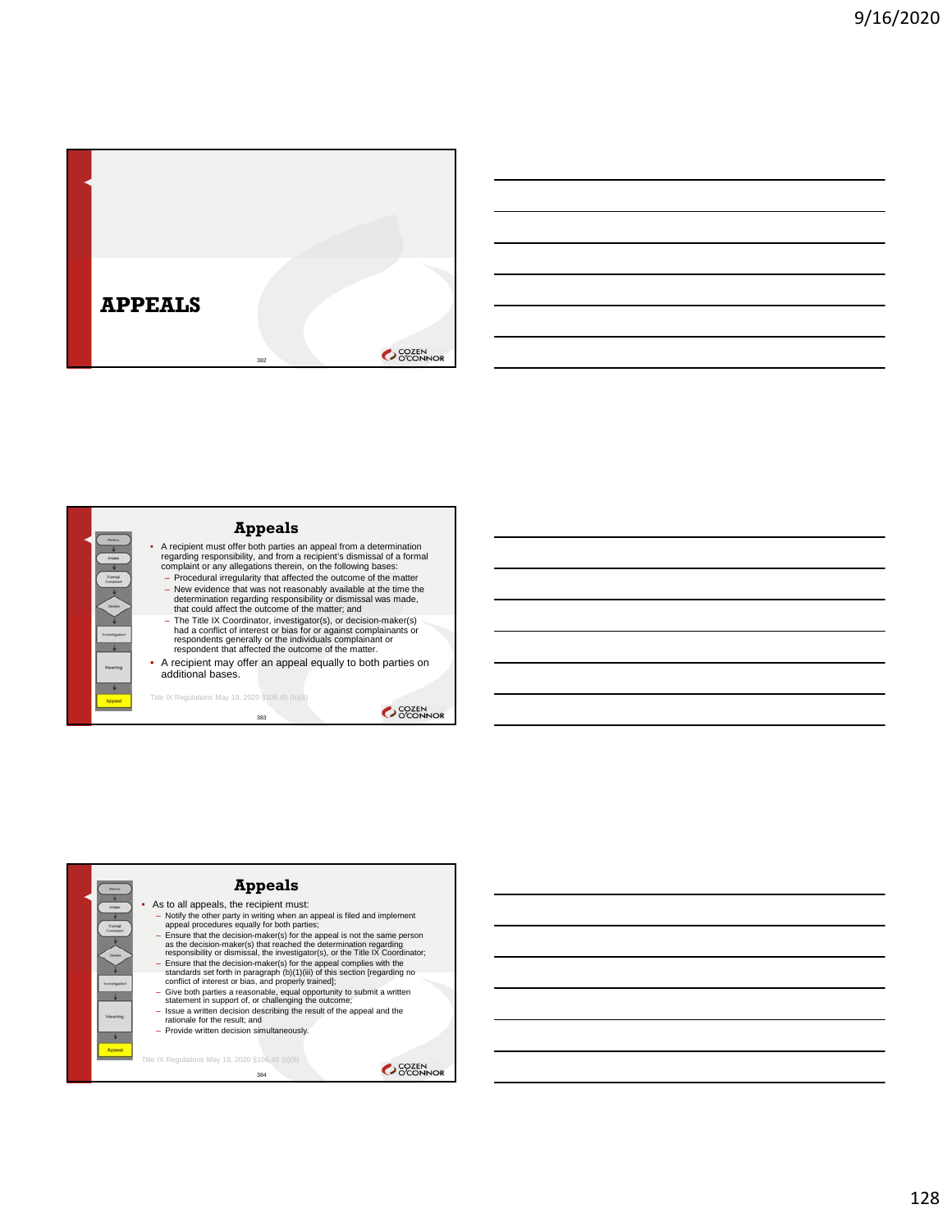# APPEALS

## Appeals

- A recipient must offer both parties an appeal from a determination regarding responsibility, and from a recipient's dismissal of a formal complaint or any allegations therein, on the following bases:
  - Procedural irregularity that affected the outcome of the matter
  - New evidence that was not reasonably available at the time the determination regarding responsibility or dismissal was made, that could affect the outcome of the matter; and
  - The Title IX Coordinator, investigator(s), or decision-maker(s) had a conflict of interest or bias for or against complainants or respondents generally or the individuals complainant or respondent that affected the outcome of the matter.
- A recipient may offer an appeal equally to both parties on additional bases.

Title IX Regulations May 19, 2020 §106.45 (b)(8)

## Appeals

- As to all appeals, the recipient must:
  - Notify the other party in writing when an appeal is filed and implement appeal procedures equally for both parties;
  - Ensure that the decision-maker(s) for the appeal is not the same person as the decision-maker(s) that reached the determination regarding responsibility or dismissal, the investigator(s), or the Title IX Coordinator;
  - Ensure that the decision-maker(s) for the appeal complies with the standards set forth in paragraph (b)(1)(iii) of this section [regarding no conflict of interest or bias, and properly trained];
  - Give both parties a reasonable, equal opportunity to submit a written statement in support of, or challenging the outcome;
  - Issue a written decision describing the result of the appeal and the rationale for the result; and
  - Provide written decision simultaneously.

Title IX Regulations May 19, 2020 §106.45 (b)(8)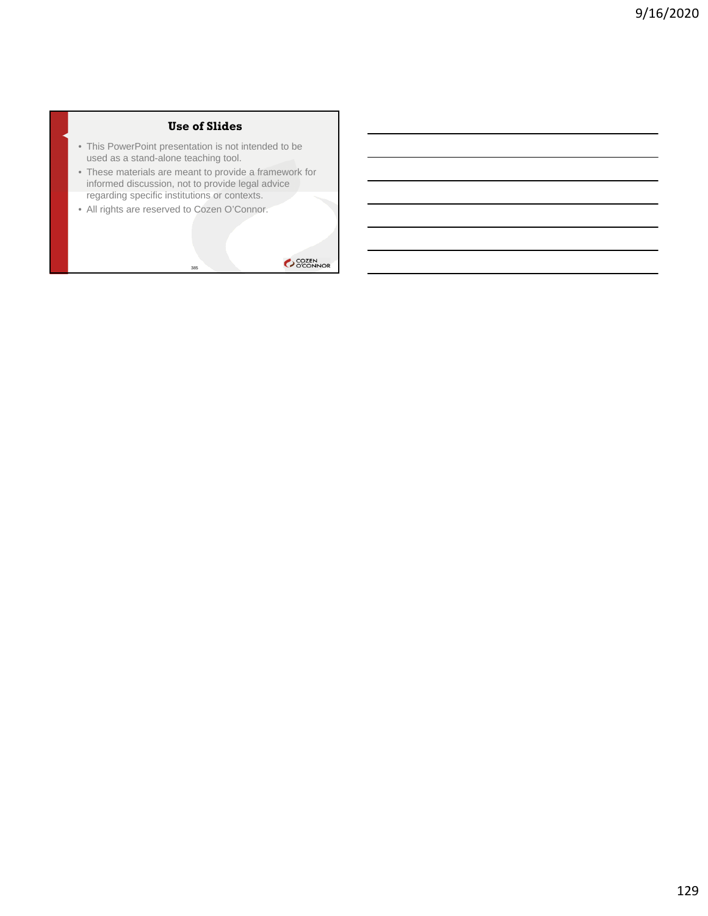## Use of Slides

- This PowerPoint presentation is not intended to be used as a stand-alone teaching tool.
- These materials are meant to provide a framework for informed discussion, not to provide legal advice regarding specific institutions or contexts.
- All rights are reserved to Cozen O'Connor.